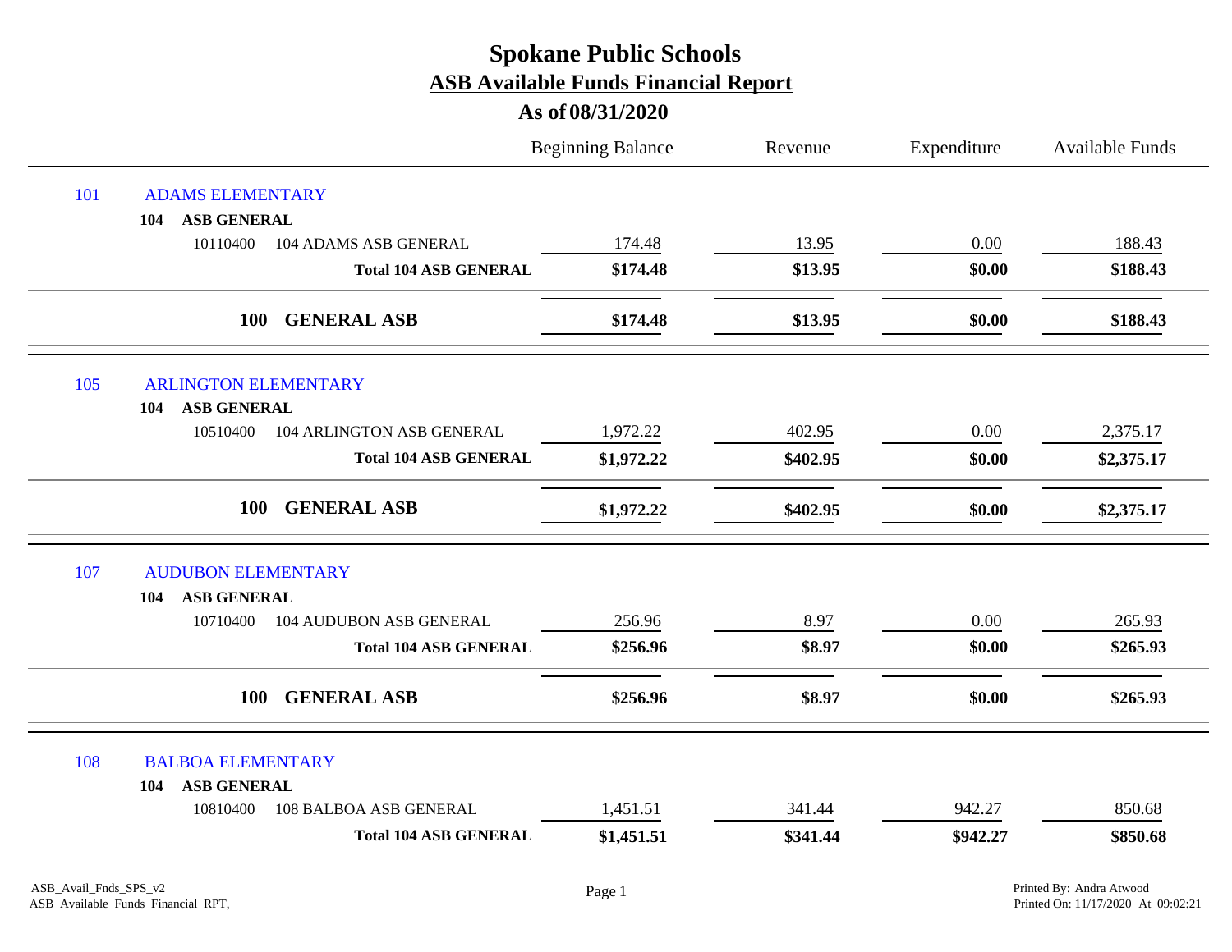# Spokane Public Schools

## ASB Available Funds Financial Report

### As of 08/31/2020

| | | | Beginning Balance | Revenue | Expenditure | Available Funds |
|---|---|---|---|---|---|---|
| 101 | ADAMS ELEMENTARY | | | | | |
| | 104 ASB GENERAL | | | | | |
| | 10110400 | 104 ADAMS ASB GENERAL | 174.48 | 13.95 | 0.00 | 188.43 |
| | | **Total 104 ASB GENERAL** | **$174.48** | **$13.95** | **$0.00** | **$188.43** |
| | | **100 GENERAL ASB** | **$174.48** | **$13.95** | **$0.00** | **$188.43** |
| 105 | ARLINGTON ELEMENTARY | | | | | |
| | 104 ASB GENERAL | | | | | |
| | 10510400 | 104 ARLINGTON ASB GENERAL | 1,972.22 | 402.95 | 0.00 | 2,375.17 |
| | | **Total 104 ASB GENERAL** | **$1,972.22** | **$402.95** | **$0.00** | **$2,375.17** |
| | | **100 GENERAL ASB** | **$1,972.22** | **$402.95** | **$0.00** | **$2,375.17** |
| 107 | AUDUBON ELEMENTARY | | | | | |
| | 104 ASB GENERAL | | | | | |
| | 10710400 | 104 AUDUBON ASB GENERAL | 256.96 | 8.97 | 0.00 | 265.93 |
| | | **Total 104 ASB GENERAL** | **$256.96** | **$8.97** | **$0.00** | **$265.93** |
| | | **100 GENERAL ASB** | **$256.96** | **$8.97** | **$0.00** | **$265.93** |
| 108 | BALBOA ELEMENTARY | | | | | |
| | 104 ASB GENERAL | | | | | |
| | 10810400 | 108 BALBOA ASB GENERAL | 1,451.51 | 341.44 | 942.27 | 850.68 |
| | | **Total 104 ASB GENERAL** | **$1,451.51** | **$341.44** | **$942.27** | **$850.68** |

ASB_Avail_Fnds_SPS_v2
ASB_Available_Funds_Financial_RPT,

Printed By: Andra Atwood
Printed On: 11/17/2020 At 09:02:21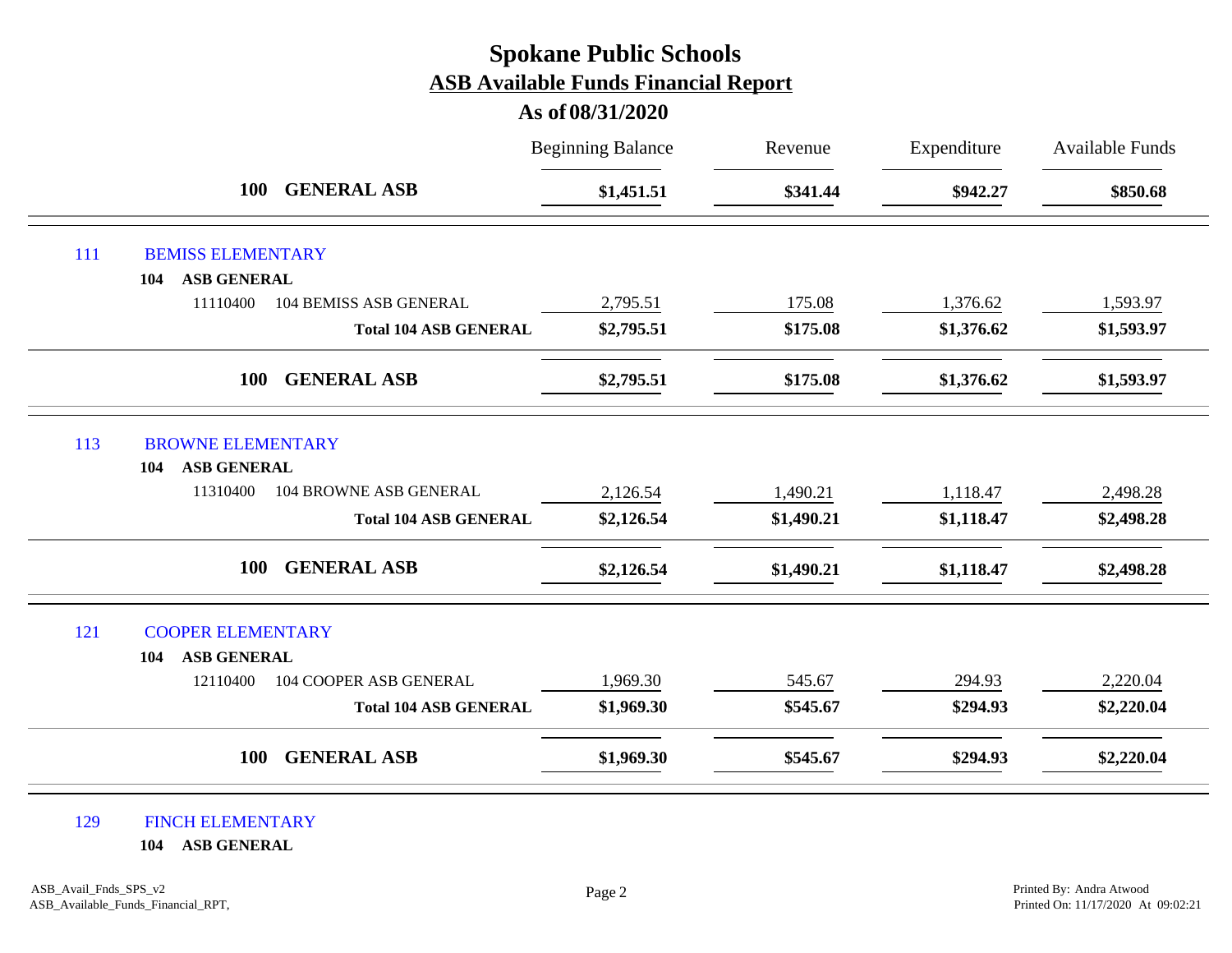# Spokane Public Schools
## ASB Available Funds Financial Report
### As of 08/31/2020

| | | Beginning Balance | Revenue | Expenditure | Available Funds |
|---|---|---|---|---|---|
| **100** | **GENERAL ASB** | **$1,451.51** | **$341.44** | **$942.27** | **$850.68** |
| 111 | BEMISS ELEMENTARY | | | | |
| **104** | **ASB GENERAL** | | | | |
| 11110400 | 104 BEMISS ASB GENERAL | 2,795.51 | 175.08 | 1,376.62 | 1,593.97 |
| | **Total 104 ASB GENERAL** | **$2,795.51** | **$175.08** | **$1,376.62** | **$1,593.97** |
| **100** | **GENERAL ASB** | **$2,795.51** | **$175.08** | **$1,376.62** | **$1,593.97** |
| 113 | BROWNE ELEMENTARY | | | | |
| **104** | **ASB GENERAL** | | | | |
| 11310400 | 104 BROWNE ASB GENERAL | 2,126.54 | 1,490.21 | 1,118.47 | 2,498.28 |
| | **Total 104 ASB GENERAL** | **$2,126.54** | **$1,490.21** | **$1,118.47** | **$2,498.28** |
| **100** | **GENERAL ASB** | **$2,126.54** | **$1,490.21** | **$1,118.47** | **$2,498.28** |
| 121 | COOPER ELEMENTARY | | | | |
| **104** | **ASB GENERAL** | | | | |
| 12110400 | 104 COOPER ASB GENERAL | 1,969.30 | 545.67 | 294.93 | 2,220.04 |
| | **Total 104 ASB GENERAL** | **$1,969.30** | **$545.67** | **$294.93** | **$2,220.04** |
| **100** | **GENERAL ASB** | **$1,969.30** | **$545.67** | **$294.93** | **$2,220.04** |
| 129 | FINCH ELEMENTARY | | | | |
| **104** | **ASB GENERAL** | | | | |

ASB_Avail_Fnds_SPS_v2
ASB_Available_Funds_Financial_RPT,

Printed By: Andra Atwood
Printed On: 11/17/2020 At 09:02:21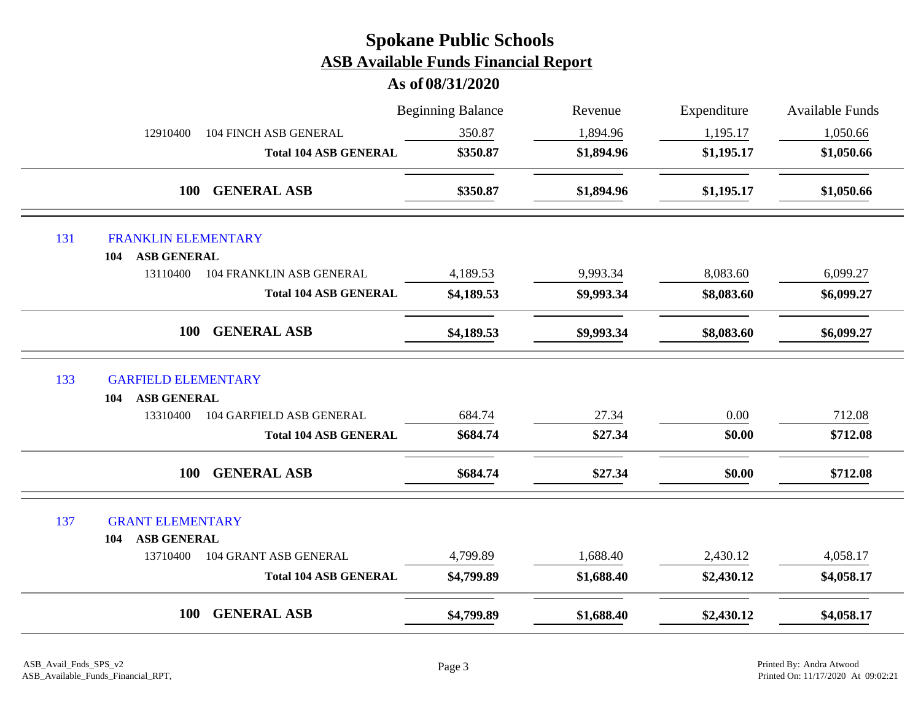# Spokane Public Schools

## ASB Available Funds Financial Report

### As of 08/31/2020

| | | Beginning Balance | Revenue | Expenditure | Available Funds |
|---|---|---|---|---|---|
| 12910400 | 104 FINCH ASB GENERAL | 350.87 | 1,894.96 | 1,195.17 | 1,050.66 |
| | **Total 104 ASB GENERAL** | **$350.87** | **$1,894.96** | **$1,195.17** | **$1,050.66** |
| **100** | **GENERAL ASB** | **$350.87** | **$1,894.96** | **$1,195.17** | **$1,050.66** |
| 131 | FRANKLIN ELEMENTARY | | | | |
| **104** | **ASB GENERAL** | | | | |
| 13110400 | 104 FRANKLIN ASB GENERAL | 4,189.53 | 9,993.34 | 8,083.60 | 6,099.27 |
| | **Total 104 ASB GENERAL** | **$4,189.53** | **$9,993.34** | **$8,083.60** | **$6,099.27** |
| **100** | **GENERAL ASB** | **$4,189.53** | **$9,993.34** | **$8,083.60** | **$6,099.27** |
| 133 | GARFIELD ELEMENTARY | | | | |
| **104** | **ASB GENERAL** | | | | |
| 13310400 | 104 GARFIELD ASB GENERAL | 684.74 | 27.34 | 0.00 | 712.08 |
| | **Total 104 ASB GENERAL** | **$684.74** | **$27.34** | **$0.00** | **$712.08** |
| **100** | **GENERAL ASB** | **$684.74** | **$27.34** | **$0.00** | **$712.08** |
| 137 | GRANT ELEMENTARY | | | | |
| **104** | **ASB GENERAL** | | | | |
| 13710400 | 104 GRANT ASB GENERAL | 4,799.89 | 1,688.40 | 2,430.12 | 4,058.17 |
| | **Total 104 ASB GENERAL** | **$4,799.89** | **$1,688.40** | **$2,430.12** | **$4,058.17** |
| **100** | **GENERAL ASB** | **$4,799.89** | **$1,688.40** | **$2,430.12** | **$4,058.17** |

ASB_Avail_Fnds_SPS_v2
ASB_Available_Funds_Financial_RPT,

Printed By: Andra Atwood
Printed On: 11/17/2020 At 09:02:21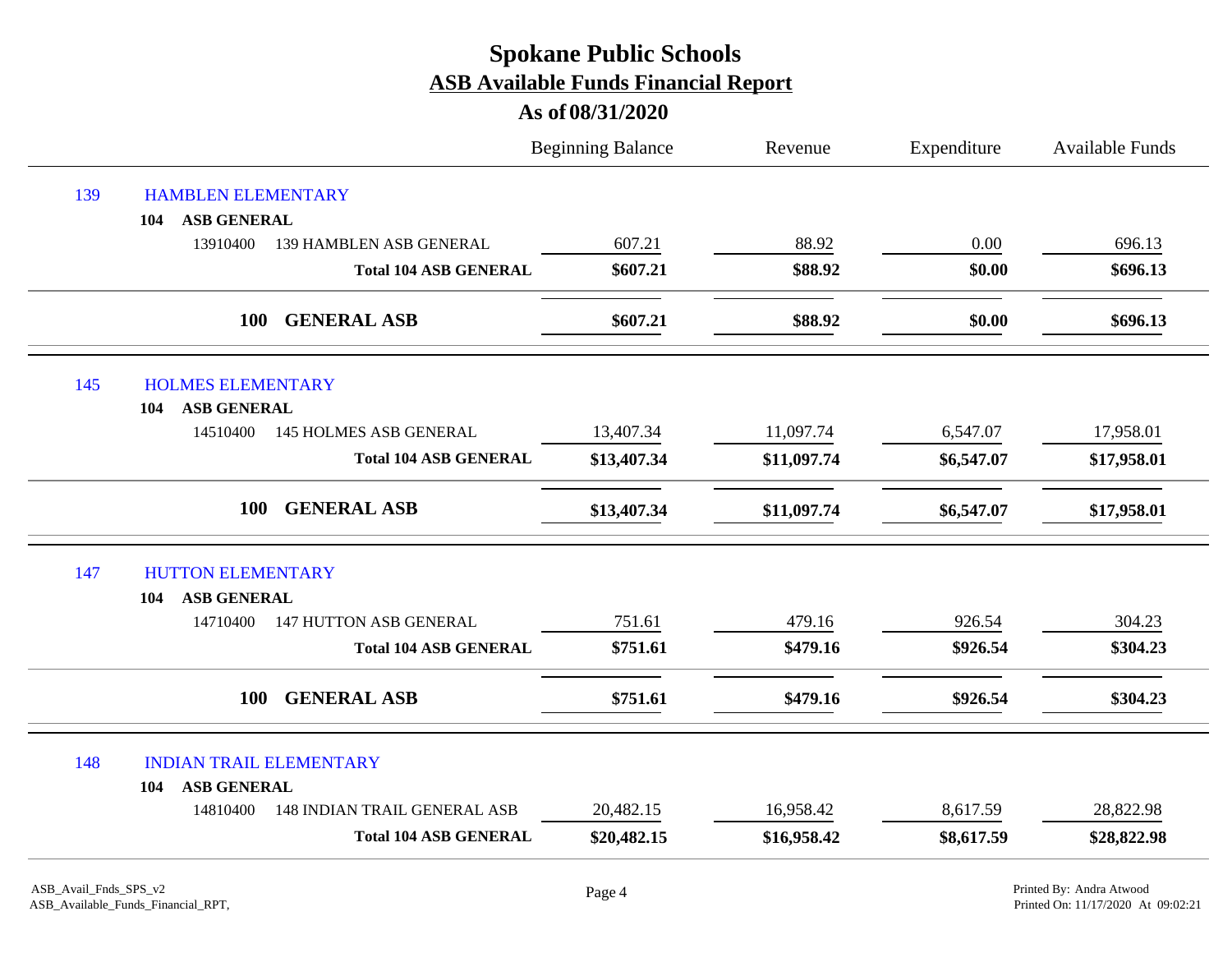# Spokane Public Schools

## ASB Available Funds Financial Report

### As of 08/31/2020

| | | | Beginning Balance | Revenue | Expenditure | Available Funds |
|---|---|---|---|---|---|---|
| 139 | HAMBLEN ELEMENTARY | | | | | |
| | 104 ASB GENERAL | | | | | |
| | 13910400 | 139 HAMBLEN ASB GENERAL | 607.21 | 88.92 | 0.00 | 696.13 |
| | | **Total 104 ASB GENERAL** | **$607.21** | **$88.92** | **$0.00** | **$696.13** |
| | | **100 GENERAL ASB** | **$607.21** | **$88.92** | **$0.00** | **$696.13** |
| 145 | HOLMES ELEMENTARY | | | | | |
| | 104 ASB GENERAL | | | | | |
| | 14510400 | 145 HOLMES ASB GENERAL | 13,407.34 | 11,097.74 | 6,547.07 | 17,958.01 |
| | | **Total 104 ASB GENERAL** | **$13,407.34** | **$11,097.74** | **$6,547.07** | **$17,958.01** |
| | | **100 GENERAL ASB** | **$13,407.34** | **$11,097.74** | **$6,547.07** | **$17,958.01** |
| 147 | HUTTON ELEMENTARY | | | | | |
| | 104 ASB GENERAL | | | | | |
| | 14710400 | 147 HUTTON ASB GENERAL | 751.61 | 479.16 | 926.54 | 304.23 |
| | | **Total 104 ASB GENERAL** | **$751.61** | **$479.16** | **$926.54** | **$304.23** |
| | | **100 GENERAL ASB** | **$751.61** | **$479.16** | **$926.54** | **$304.23** |
| 148 | INDIAN TRAIL ELEMENTARY | | | | | |
| | 104 ASB GENERAL | | | | | |
| | 14810400 | 148 INDIAN TRAIL GENERAL ASB | 20,482.15 | 16,958.42 | 8,617.59 | 28,822.98 |
| | | **Total 104 ASB GENERAL** | **$20,482.15** | **$16,958.42** | **$8,617.59** | **$28,822.98** |

ASB_Avail_Fnds_SPS_v2
ASB_Available_Funds_Financial_RPT,

Printed By: Andra Atwood
Printed On: 11/17/2020 At 09:02:21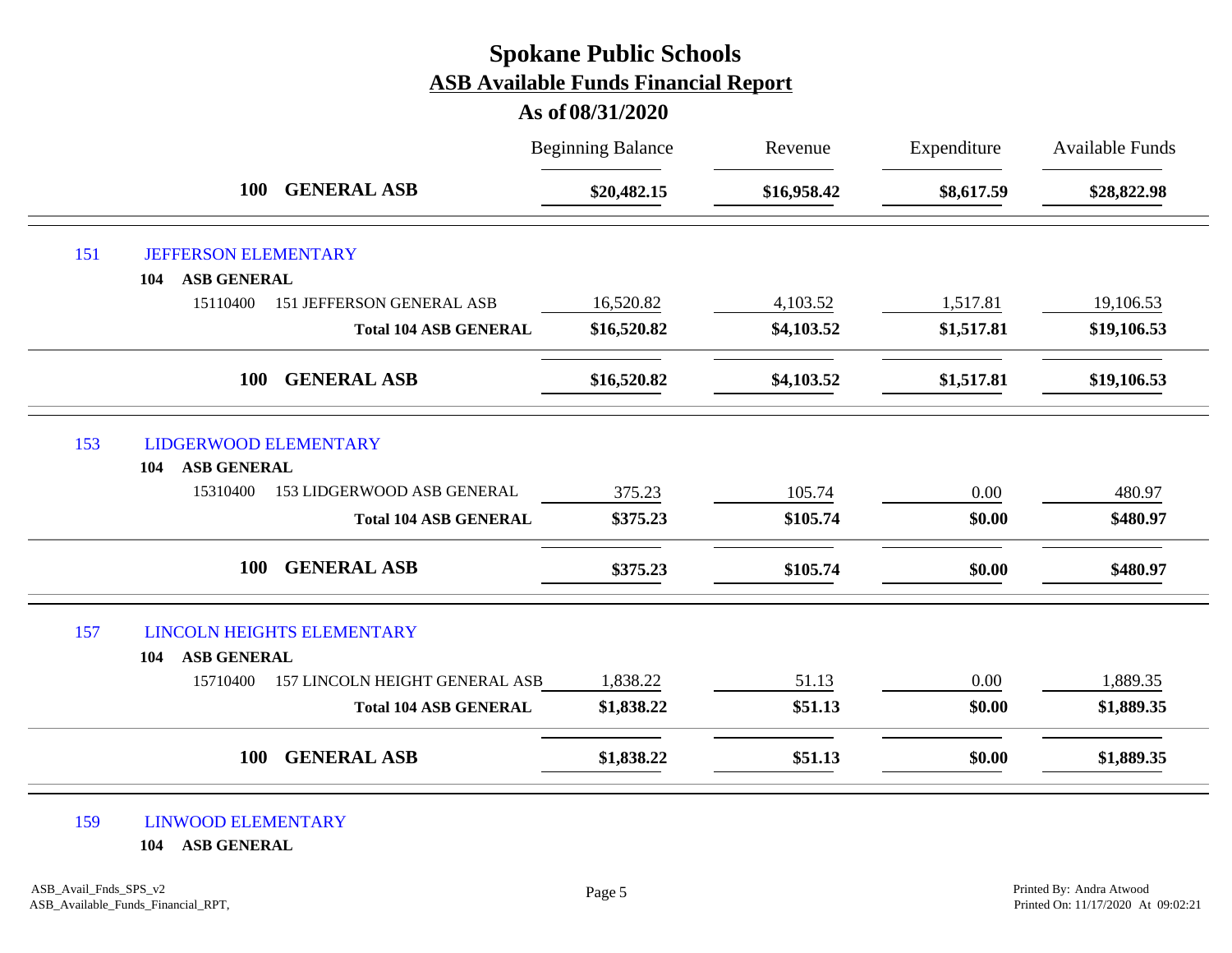# Spokane Public Schools

## ASB Available Funds Financial Report

### As of 08/31/2020

| | | Beginning Balance | Revenue | Expenditure | Available Funds |
|---|---|---|---|---|---|
| | **100 GENERAL ASB** | **$20,482.15** | **$16,958.42** | **$8,617.59** | **$28,822.98** |
| 151 | JEFFERSON ELEMENTARY | | | | |
| 104 | **ASB GENERAL** | | | | |
| 15110400 | 151 JEFFERSON GENERAL ASB | 16,520.82 | 4,103.52 | 1,517.81 | 19,106.53 |
| | **Total 104 ASB GENERAL** | **$16,520.82** | **$4,103.52** | **$1,517.81** | **$19,106.53** |
| | **100 GENERAL ASB** | **$16,520.82** | **$4,103.52** | **$1,517.81** | **$19,106.53** |
| 153 | LIDGERWOOD ELEMENTARY | | | | |
| 104 | **ASB GENERAL** | | | | |
| 15310400 | 153 LIDGERWOOD ASB GENERAL | 375.23 | 105.74 | 0.00 | 480.97 |
| | **Total 104 ASB GENERAL** | **$375.23** | **$105.74** | **$0.00** | **$480.97** |
| | **100 GENERAL ASB** | **$375.23** | **$105.74** | **$0.00** | **$480.97** |
| 157 | LINCOLN HEIGHTS ELEMENTARY | | | | |
| 104 | **ASB GENERAL** | | | | |
| 15710400 | 157 LINCOLN HEIGHT GENERAL ASB | 1,838.22 | 51.13 | 0.00 | 1,889.35 |
| | **Total 104 ASB GENERAL** | **$1,838.22** | **$51.13** | **$0.00** | **$1,889.35** |
| | **100 GENERAL ASB** | **$1,838.22** | **$51.13** | **$0.00** | **$1,889.35** |
| 159 | LINWOOD ELEMENTARY | | | | |
| 104 | **ASB GENERAL** | | | | |

ASB_Avail_Fnds_SPS_v2
ASB_Available_Funds_Financial_RPT,

Printed By: Andra Atwood
Printed On: 11/17/2020 At 09:02:21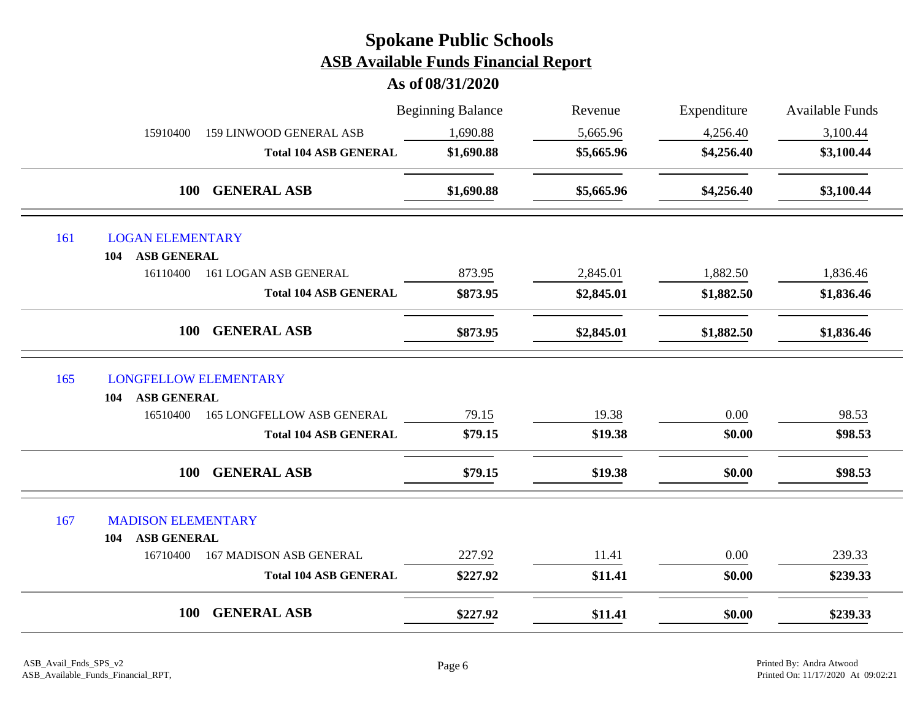# Spokane Public Schools
## ASB Available Funds Financial Report
### As of 08/31/2020

| | | Beginning Balance | Revenue | Expenditure | Available Funds |
|---|---|---|---|---|---|
| 15910400 | 159 LINWOOD GENERAL ASB | 1,690.88 | 5,665.96 | 4,256.40 | 3,100.44 |
| | **Total 104 ASB GENERAL** | **$1,690.88** | **$5,665.96** | **$4,256.40** | **$3,100.44** |
| **100** | **GENERAL ASB** | **$1,690.88** | **$5,665.96** | **$4,256.40** | **$3,100.44** |
| 161 | LOGAN ELEMENTARY | | | | |
| **104** | **ASB GENERAL** | | | | |
| 16110400 | 161 LOGAN ASB GENERAL | 873.95 | 2,845.01 | 1,882.50 | 1,836.46 |
| | **Total 104 ASB GENERAL** | **$873.95** | **$2,845.01** | **$1,882.50** | **$1,836.46** |
| **100** | **GENERAL ASB** | **$873.95** | **$2,845.01** | **$1,882.50** | **$1,836.46** |
| 165 | LONGFELLOW ELEMENTARY | | | | |
| **104** | **ASB GENERAL** | | | | |
| 16510400 | 165 LONGFELLOW ASB GENERAL | 79.15 | 19.38 | 0.00 | 98.53 |
| | **Total 104 ASB GENERAL** | **$79.15** | **$19.38** | **$0.00** | **$98.53** |
| **100** | **GENERAL ASB** | **$79.15** | **$19.38** | **$0.00** | **$98.53** |
| 167 | MADISON ELEMENTARY | | | | |
| **104** | **ASB GENERAL** | | | | |
| 16710400 | 167 MADISON ASB GENERAL | 227.92 | 11.41 | 0.00 | 239.33 |
| | **Total 104 ASB GENERAL** | **$227.92** | **$11.41** | **$0.00** | **$239.33** |
| **100** | **GENERAL ASB** | **$227.92** | **$11.41** | **$0.00** | **$239.33** |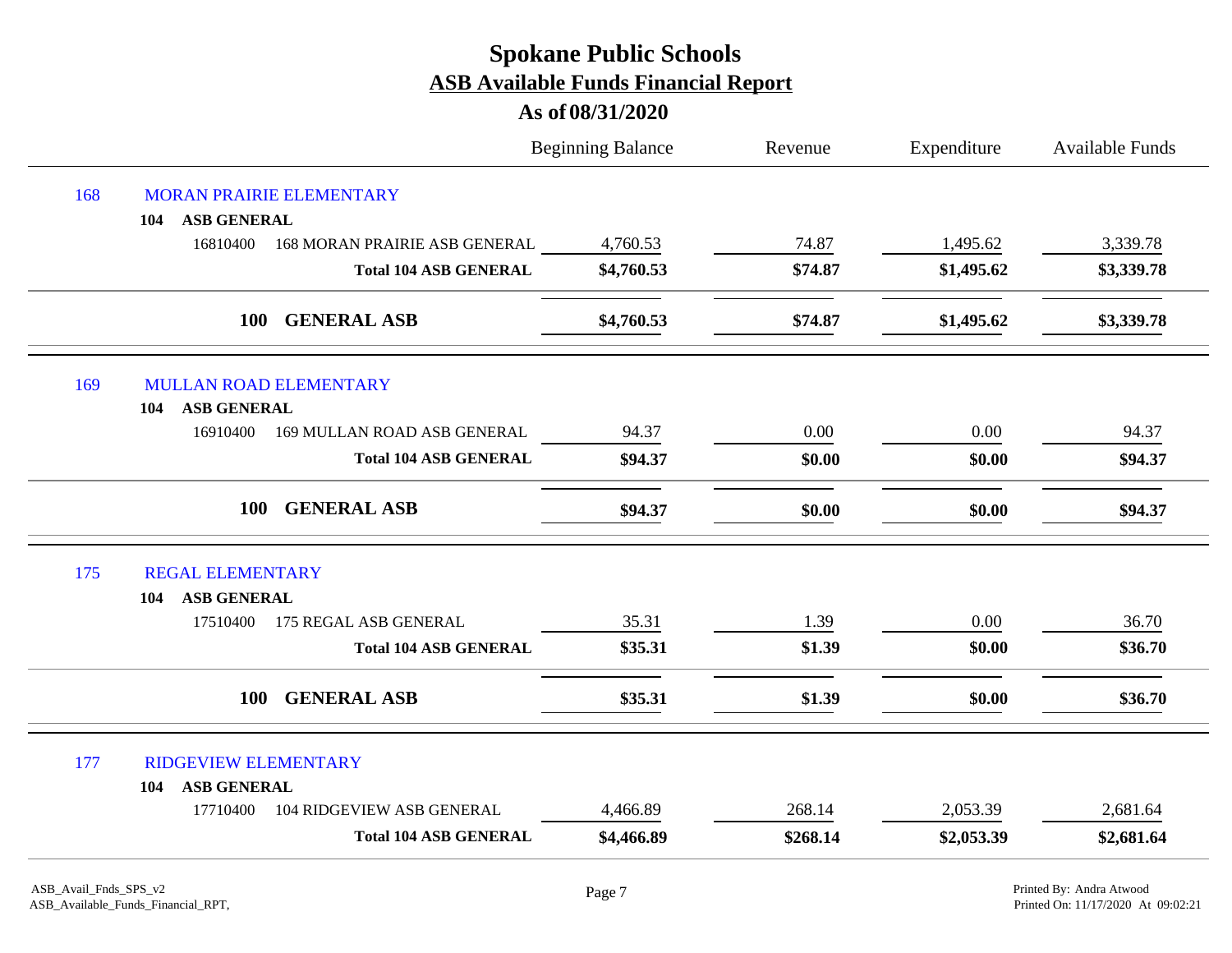# Spokane Public Schools
## ASB Available Funds Financial Report
### As of 08/31/2020

| | | Beginning Balance | Revenue | Expenditure | Available Funds |
|---|---|---|---|---|---|
| **168** | **MORAN PRAIRIE ELEMENTARY** | | | | |
| **104** | **ASB GENERAL** | | | | |
| 16810400 | 168 MORAN PRAIRIE ASB GENERAL | 4,760.53 | 74.87 | 1,495.62 | 3,339.78 |
| | **Total 104 ASB GENERAL** | **$4,760.53** | **$74.87** | **$1,495.62** | **$3,339.78** |
| | **100 GENERAL ASB** | **$4,760.53** | **$74.87** | **$1,495.62** | **$3,339.78** |
| **169** | **MULLAN ROAD ELEMENTARY** | | | | |
| **104** | **ASB GENERAL** | | | | |
| 16910400 | 169 MULLAN ROAD ASB GENERAL | 94.37 | 0.00 | 0.00 | 94.37 |
| | **Total 104 ASB GENERAL** | **$94.37** | **$0.00** | **$0.00** | **$94.37** |
| | **100 GENERAL ASB** | **$94.37** | **$0.00** | **$0.00** | **$94.37** |
| **175** | **REGAL ELEMENTARY** | | | | |
| **104** | **ASB GENERAL** | | | | |
| 17510400 | 175 REGAL ASB GENERAL | 35.31 | 1.39 | 0.00 | 36.70 |
| | **Total 104 ASB GENERAL** | **$35.31** | **$1.39** | **$0.00** | **$36.70** |
| | **100 GENERAL ASB** | **$35.31** | **$1.39** | **$0.00** | **$36.70** |
| **177** | **RIDGEVIEW ELEMENTARY** | | | | |
| **104** | **ASB GENERAL** | | | | |
| 17710400 | 104 RIDGEVIEW ASB GENERAL | 4,466.89 | 268.14 | 2,053.39 | 2,681.64 |
| | **Total 104 ASB GENERAL** | **$4,466.89** | **$268.14** | **$2,053.39** | **$2,681.64** |

ASB_Avail_Fnds_SPS_v2
ASB_Available_Funds_Financial_RPT,

Printed By: Andra Atwood
Printed On: 11/17/2020 At 09:02:21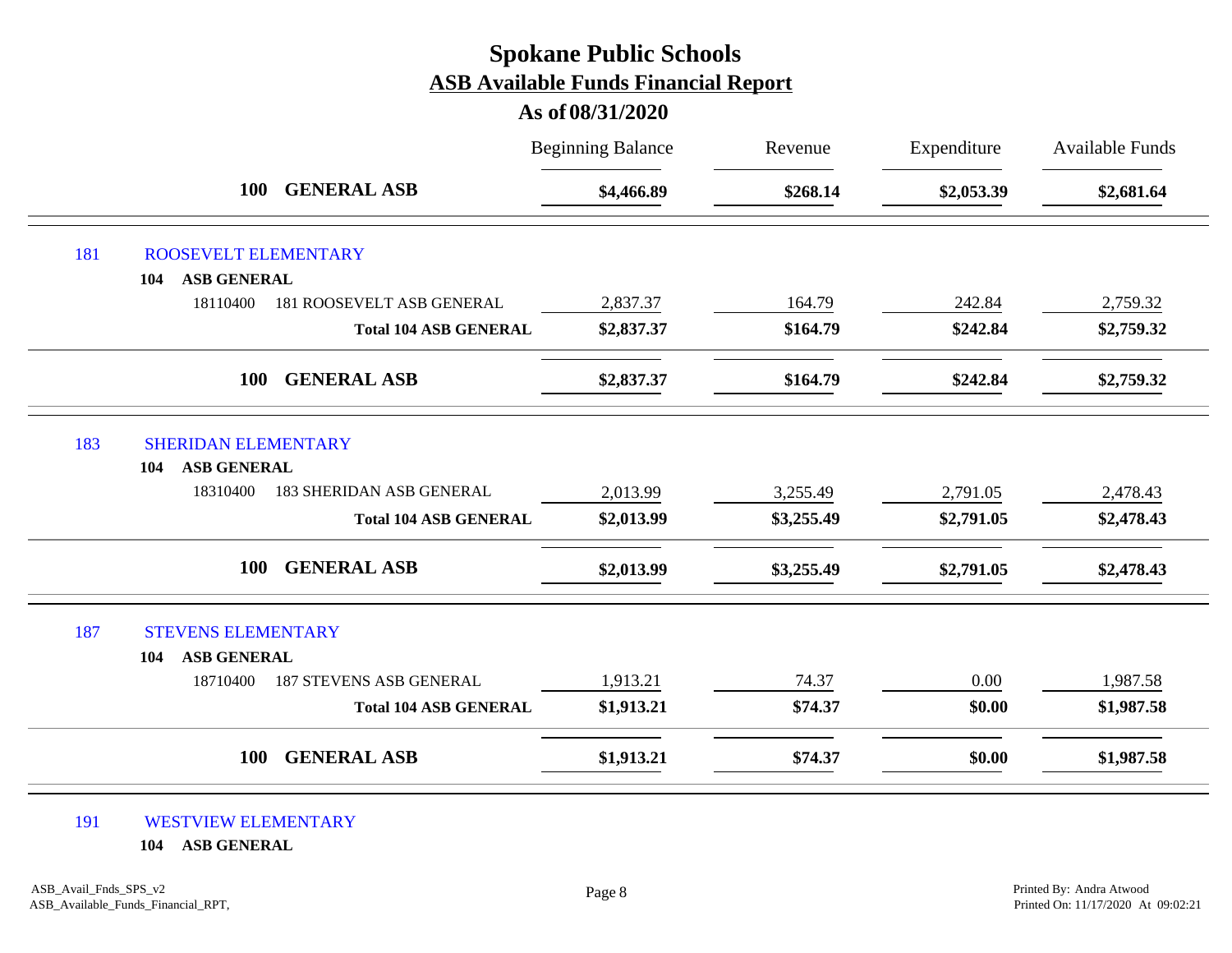# Spokane Public Schools

## ASB Available Funds Financial Report

### As of 08/31/2020

| | | Beginning Balance | Revenue | Expenditure | Available Funds |
|---|---|---|---|---|---|
| | **100 GENERAL ASB** | **$4,466.89** | **$268.14** | **$2,053.39** | **$2,681.64** |
| 181 | ROOSEVELT ELEMENTARY | | | | |
| | **104 ASB GENERAL** | | | | |
| 18110400 | 181 ROOSEVELT ASB GENERAL | 2,837.37 | 164.79 | 242.84 | 2,759.32 |
| | **Total 104 ASB GENERAL** | **$2,837.37** | **$164.79** | **$242.84** | **$2,759.32** |
| | **100 GENERAL ASB** | **$2,837.37** | **$164.79** | **$242.84** | **$2,759.32** |
| 183 | SHERIDAN ELEMENTARY | | | | |
| | **104 ASB GENERAL** | | | | |
| 18310400 | 183 SHERIDAN ASB GENERAL | 2,013.99 | 3,255.49 | 2,791.05 | 2,478.43 |
| | **Total 104 ASB GENERAL** | **$2,013.99** | **$3,255.49** | **$2,791.05** | **$2,478.43** |
| | **100 GENERAL ASB** | **$2,013.99** | **$3,255.49** | **$2,791.05** | **$2,478.43** |
| 187 | STEVENS ELEMENTARY | | | | |
| | **104 ASB GENERAL** | | | | |
| 18710400 | 187 STEVENS ASB GENERAL | 1,913.21 | 74.37 | 0.00 | 1,987.58 |
| | **Total 104 ASB GENERAL** | **$1,913.21** | **$74.37** | **$0.00** | **$1,987.58** |
| | **100 GENERAL ASB** | **$1,913.21** | **$74.37** | **$0.00** | **$1,987.58** |
| 191 | WESTVIEW ELEMENTARY | | | | |
| | **104 ASB GENERAL** | | | | |

ASB_Avail_Fnds_SPS_v2
ASB_Available_Funds_Financial_RPT,

Printed By: Andra Atwood
Printed On: 11/17/2020 At 09:02:21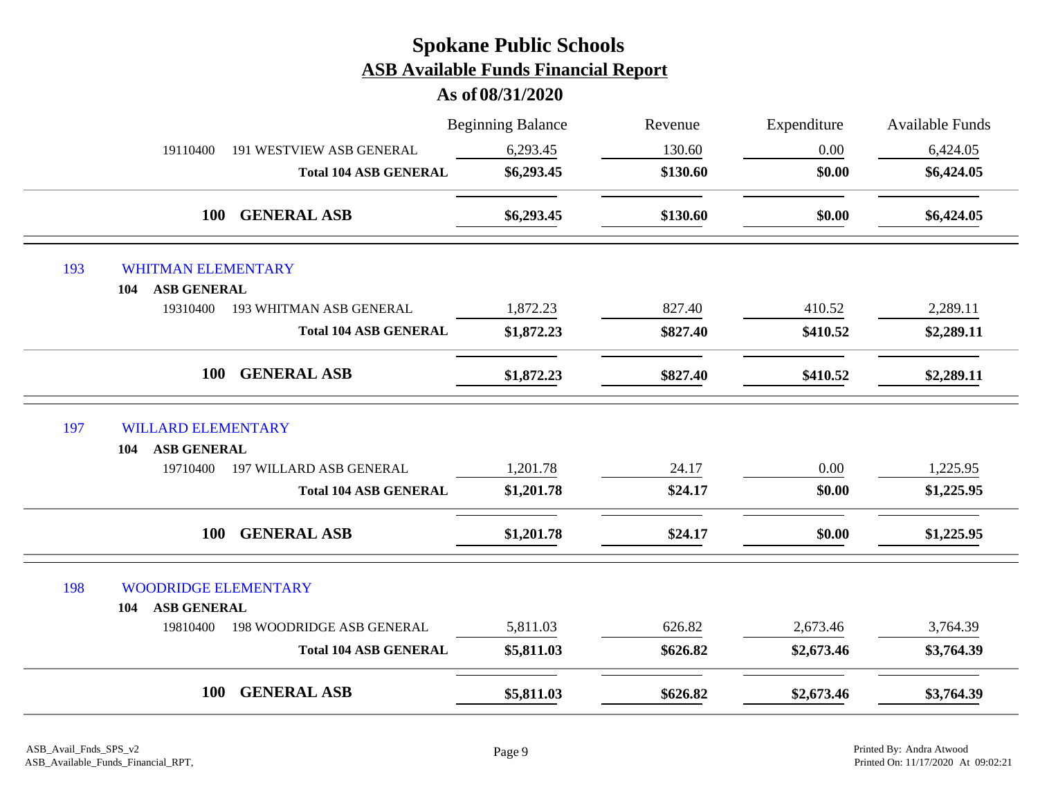# Spokane Public Schools

## ASB Available Funds Financial Report

### As of 08/31/2020

| | | Beginning Balance | Revenue | Expenditure | Available Funds |
|---|---|---|---|---|---|
| 19110400 | 191 WESTVIEW ASB GENERAL | 6,293.45 | 130.60 | 0.00 | 6,424.05 |
| | **Total 104 ASB GENERAL** | **$6,293.45** | **$130.60** | **$0.00** | **$6,424.05** |
| **100** | **GENERAL ASB** | **$6,293.45** | **$130.60** | **$0.00** | **$6,424.05** |
| 193 | WHITMAN ELEMENTARY | | | | |
| **104** | **ASB GENERAL** | | | | |
| 19310400 | 193 WHITMAN ASB GENERAL | 1,872.23 | 827.40 | 410.52 | 2,289.11 |
| | **Total 104 ASB GENERAL** | **$1,872.23** | **$827.40** | **$410.52** | **$2,289.11** |
| **100** | **GENERAL ASB** | **$1,872.23** | **$827.40** | **$410.52** | **$2,289.11** |
| 197 | WILLARD ELEMENTARY | | | | |
| **104** | **ASB GENERAL** | | | | |
| 19710400 | 197 WILLARD ASB GENERAL | 1,201.78 | 24.17 | 0.00 | 1,225.95 |
| | **Total 104 ASB GENERAL** | **$1,201.78** | **$24.17** | **$0.00** | **$1,225.95** |
| **100** | **GENERAL ASB** | **$1,201.78** | **$24.17** | **$0.00** | **$1,225.95** |
| 198 | WOODRIDGE ELEMENTARY | | | | |
| **104** | **ASB GENERAL** | | | | |
| 19810400 | 198 WOODRIDGE ASB GENERAL | 5,811.03 | 626.82 | 2,673.46 | 3,764.39 |
| | **Total 104 ASB GENERAL** | **$5,811.03** | **$626.82** | **$2,673.46** | **$3,764.39** |
| **100** | **GENERAL ASB** | **$5,811.03** | **$626.82** | **$2,673.46** | **$3,764.39** |

ASB_Avail_Fnds_SPS_v2
ASB_Available_Funds_Financial_RPT,

Printed By: Andra Atwood
Printed On: 11/17/2020 At 09:02:21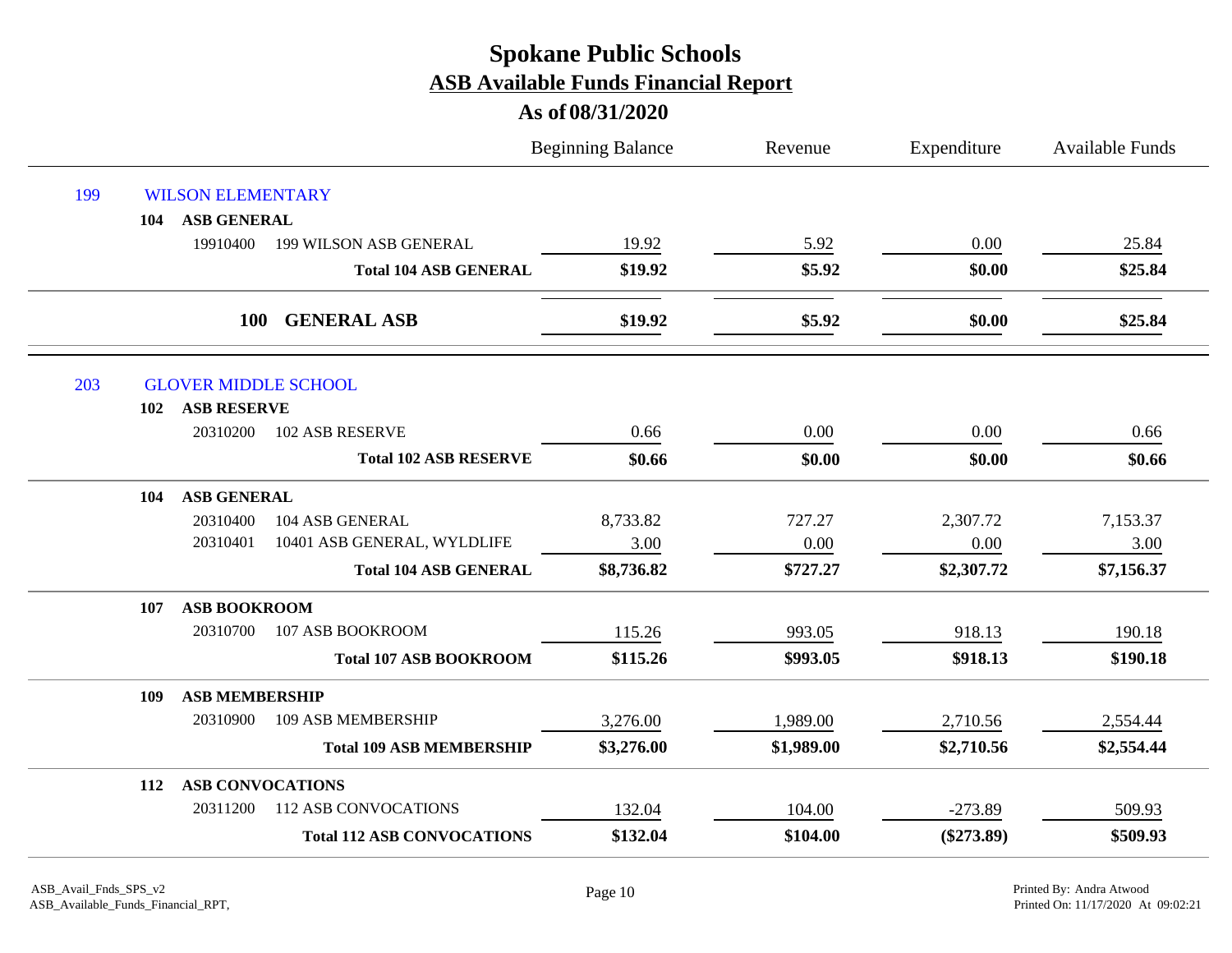# Spokane Public Schools

## ASB Available Funds Financial Report

### As of 08/31/2020

| | | | Beginning Balance | Revenue | Expenditure | Available Funds |
|---|---|---|---|---|---|---|
| 199 | WILSON ELEMENTARY | | | | | |
| 104 | ASB GENERAL | | | | | |
| | 19910400 | 199 WILSON ASB GENERAL | 19.92 | 5.92 | 0.00 | 25.84 |
| | | **Total 104 ASB GENERAL** | **$19.92** | **$5.92** | **$0.00** | **$25.84** |
| | **100** | **GENERAL ASB** | **$19.92** | **$5.92** | **$0.00** | **$25.84** |
| 203 | GLOVER MIDDLE SCHOOL | | | | | |
| 102 | ASB RESERVE | | | | | |
| | 20310200 | 102 ASB RESERVE | 0.66 | 0.00 | 0.00 | 0.66 |
| | | **Total 102 ASB RESERVE** | **$0.66** | **$0.00** | **$0.00** | **$0.66** |
| 104 | ASB GENERAL | | | | | |
| | 20310400 | 104 ASB GENERAL | 8,733.82 | 727.27 | 2,307.72 | 7,153.37 |
| | 20310401 | 10401 ASB GENERAL, WYLDLIFE | 3.00 | 0.00 | 0.00 | 3.00 |
| | | **Total 104 ASB GENERAL** | **$8,736.82** | **$727.27** | **$2,307.72** | **$7,156.37** |
| 107 | ASB BOOKROOM | | | | | |
| | 20310700 | 107 ASB BOOKROOM | 115.26 | 993.05 | 918.13 | 190.18 |
| | | **Total 107 ASB BOOKROOM** | **$115.26** | **$993.05** | **$918.13** | **$190.18** |
| 109 | ASB MEMBERSHIP | | | | | |
| | 20310900 | 109 ASB MEMBERSHIP | 3,276.00 | 1,989.00 | 2,710.56 | 2,554.44 |
| | | **Total 109 ASB MEMBERSHIP** | **$3,276.00** | **$1,989.00** | **$2,710.56** | **$2,554.44** |
| 112 | ASB CONVOCATIONS | | | | | |
| | 20311200 | 112 ASB CONVOCATIONS | 132.04 | 104.00 | -273.89 | 509.93 |
| | | **Total 112 ASB CONVOCATIONS** | **$132.04** | **$104.00** | **($273.89)** | **$509.93** |

ASB_Avail_Fnds_SPS_v2
ASB_Available_Funds_Financial_RPT,

Printed By: Andra Atwood
Printed On: 11/17/2020 At 09:02:21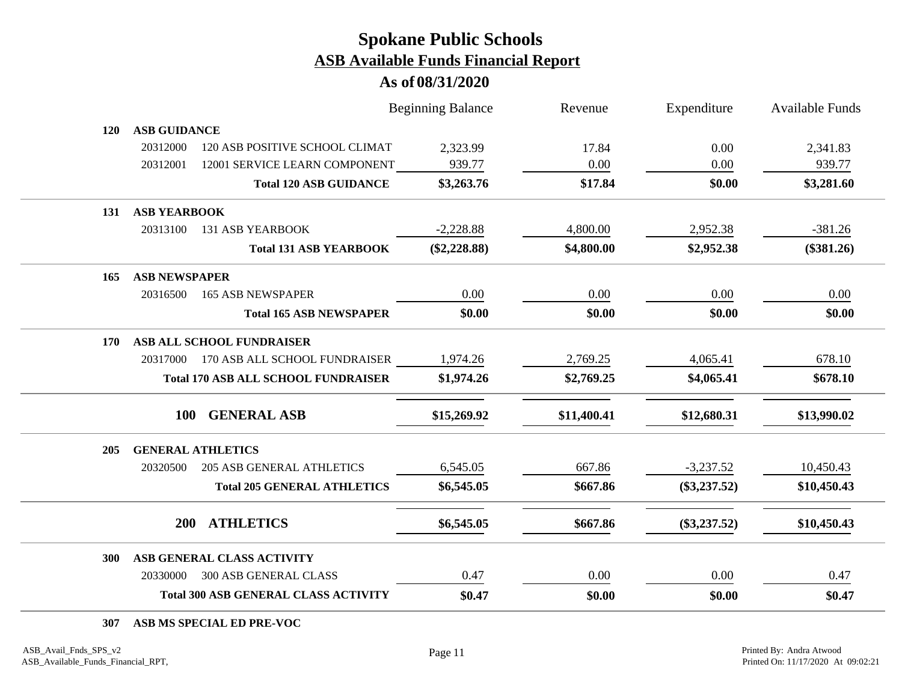# Spokane Public Schools

## ASB Available Funds Financial Report

### As of 08/31/2020

| | | Beginning Balance | Revenue | Expenditure | Available Funds |
|---|---|---|---|---|---|
| **120** | **ASB GUIDANCE** | | | | |
| 20312000 | 120 ASB POSITIVE SCHOOL CLIMAT | 2,323.99 | 17.84 | 0.00 | 2,341.83 |
| 20312001 | 12001 SERVICE LEARN COMPONENT | 939.77 | 0.00 | 0.00 | 939.77 |
| | **Total 120 ASB GUIDANCE** | **$3,263.76** | **$17.84** | **$0.00** | **$3,281.60** |
| **131** | **ASB YEARBOOK** | | | | |
| 20313100 | 131 ASB YEARBOOK | -2,228.88 | 4,800.00 | 2,952.38 | -381.26 |
| | **Total 131 ASB YEARBOOK** | **($2,228.88)** | **$4,800.00** | **$2,952.38** | **($381.26)** |
| **165** | **ASB NEWSPAPER** | | | | |
| 20316500 | 165 ASB NEWSPAPER | 0.00 | 0.00 | 0.00 | 0.00 |
| | **Total 165 ASB NEWSPAPER** | **$0.00** | **$0.00** | **$0.00** | **$0.00** |
| **170** | **ASB ALL SCHOOL FUNDRAISER** | | | | |
| 20317000 | 170 ASB ALL SCHOOL FUNDRAISER | 1,974.26 | 2,769.25 | 4,065.41 | 678.10 |
| | **Total 170 ASB ALL SCHOOL FUNDRAISER** | **$1,974.26** | **$2,769.25** | **$4,065.41** | **$678.10** |
| **100** | **GENERAL ASB** | **$15,269.92** | **$11,400.41** | **$12,680.31** | **$13,990.02** |
| **205** | **GENERAL ATHLETICS** | | | | |
| 20320500 | 205 ASB GENERAL ATHLETICS | 6,545.05 | 667.86 | -3,237.52 | 10,450.43 |
| | **Total 205 GENERAL ATHLETICS** | **$6,545.05** | **$667.86** | **($3,237.52)** | **$10,450.43** |
| **200** | **ATHLETICS** | **$6,545.05** | **$667.86** | **($3,237.52)** | **$10,450.43** |
| **300** | **ASB GENERAL CLASS ACTIVITY** | | | | |
| 20330000 | 300 ASB GENERAL CLASS | 0.47 | 0.00 | 0.00 | 0.47 |
| | **Total 300 ASB GENERAL CLASS ACTIVITY** | **$0.47** | **$0.00** | **$0.00** | **$0.47** |
| **307** | **ASB MS SPECIAL ED PRE-VOC** | | | | |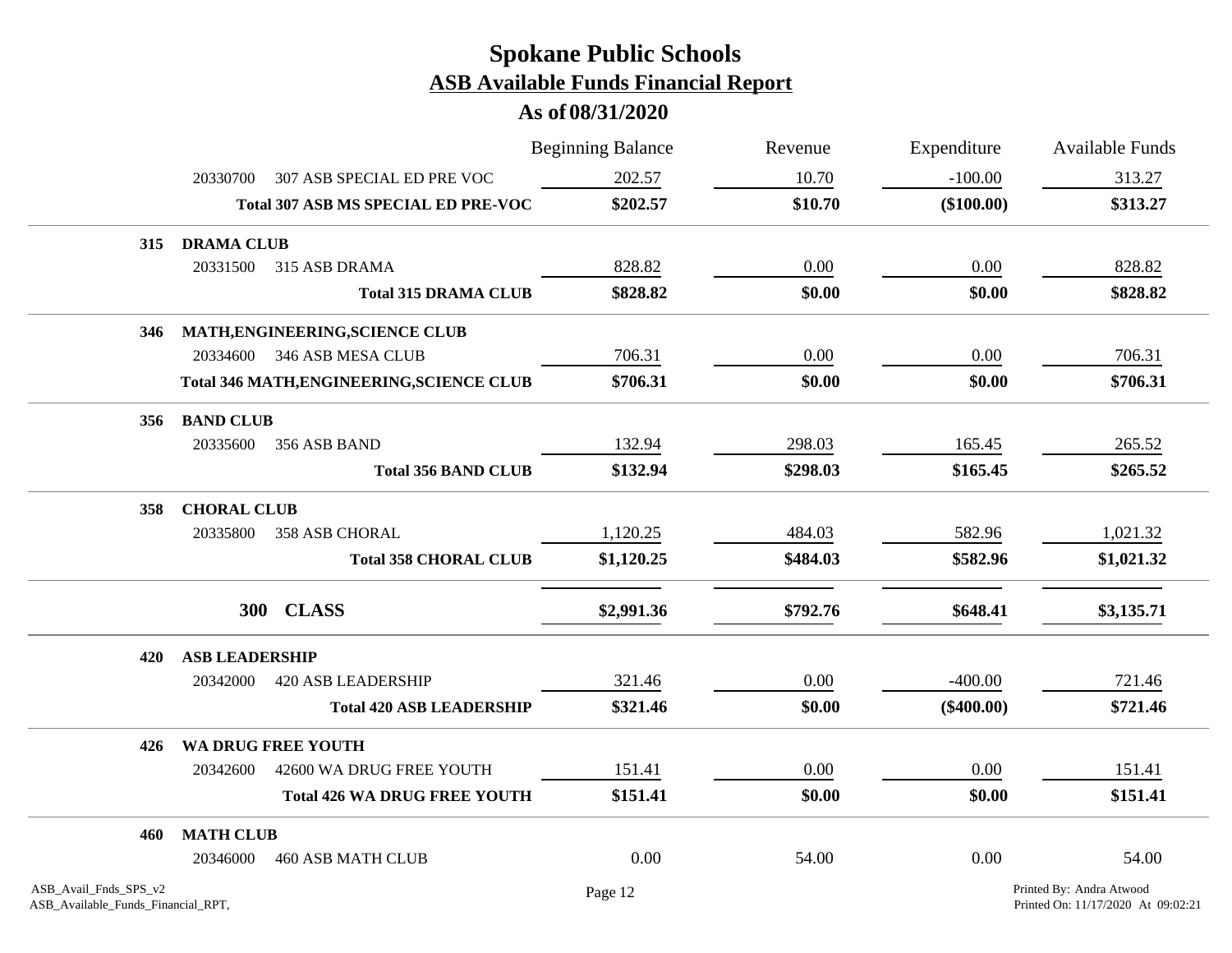# Spokane Public Schools

## ASB Available Funds Financial Report

### As of 08/31/2020

| | | Beginning Balance | Revenue | Expenditure | Available Funds |
|---|---|---|---|---|---|
| | 20330700 307 ASB SPECIAL ED PRE VOC | 202.57 | 10.70 | -100.00 | 313.27 |
| | **Total 307 ASB MS SPECIAL ED PRE-VOC** | **$202.57** | **$10.70** | **($100.00)** | **$313.27** |
| **315** | **DRAMA CLUB** | | | | |
| | 20331500 315 ASB DRAMA | 828.82 | 0.00 | 0.00 | 828.82 |
| | **Total 315 DRAMA CLUB** | **$828.82** | **$0.00** | **$0.00** | **$828.82** |
| **346** | **MATH,ENGINEERING,SCIENCE CLUB** | | | | |
| | 20334600 346 ASB MESA CLUB | 706.31 | 0.00 | 0.00 | 706.31 |
| | **Total 346 MATH,ENGINEERING,SCIENCE CLUB** | **$706.31** | **$0.00** | **$0.00** | **$706.31** |
| **356** | **BAND CLUB** | | | | |
| | 20335600 356 ASB BAND | 132.94 | 298.03 | 165.45 | 265.52 |
| | **Total 356 BAND CLUB** | **$132.94** | **$298.03** | **$165.45** | **$265.52** |
| **358** | **CHORAL CLUB** | | | | |
| | 20335800 358 ASB CHORAL | 1,120.25 | 484.03 | 582.96 | 1,021.32 |
| | **Total 358 CHORAL CLUB** | **$1,120.25** | **$484.03** | **$582.96** | **$1,021.32** |
| | **300 CLASS** | **$2,991.36** | **$792.76** | **$648.41** | **$3,135.71** |
| **420** | **ASB LEADERSHIP** | | | | |
| | 20342000 420 ASB LEADERSHIP | 321.46 | 0.00 | -400.00 | 721.46 |
| | **Total 420 ASB LEADERSHIP** | **$321.46** | **$0.00** | **($400.00)** | **$721.46** |
| **426** | **WA DRUG FREE YOUTH** | | | | |
| | 20342600 42600 WA DRUG FREE YOUTH | 151.41 | 0.00 | 0.00 | 151.41 |
| | **Total 426 WA DRUG FREE YOUTH** | **$151.41** | **$0.00** | **$0.00** | **$151.41** |
| **460** | **MATH CLUB** | | | | |
| | 20346000 460 ASB MATH CLUB | 0.00 | 54.00 | 0.00 | 54.00 |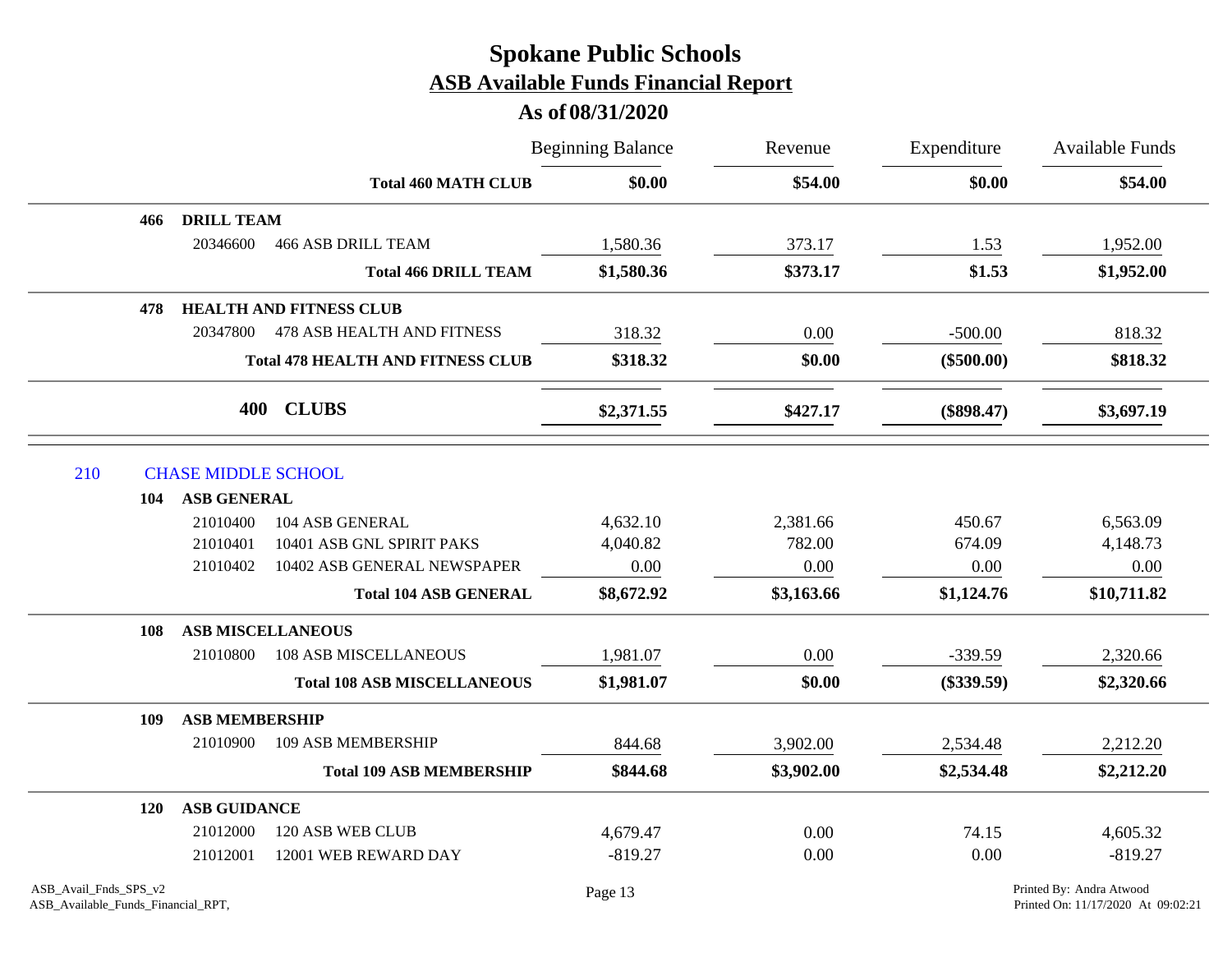# Spokane Public Schools

## ASB Available Funds Financial Report

### As of 08/31/2020

| | | Beginning Balance | Revenue | Expenditure | Available Funds |
|---|---|---|---|---|---|
| | **Total 460 MATH CLUB** | **$0.00** | **$54.00** | **$0.00** | **$54.00** |
| **466** | **DRILL TEAM** | | | | |
| 20346600 | 466 ASB DRILL TEAM | 1,580.36 | 373.17 | 1.53 | 1,952.00 |
| | **Total 466 DRILL TEAM** | **$1,580.36** | **$373.17** | **$1.53** | **$1,952.00** |
| **478** | **HEALTH AND FITNESS CLUB** | | | | |
| 20347800 | 478 ASB HEALTH AND FITNESS | 318.32 | 0.00 | -500.00 | 818.32 |
| | **Total 478 HEALTH AND FITNESS CLUB** | **$318.32** | **$0.00** | **($500.00)** | **$818.32** |
| **400** | **CLUBS** | **$2,371.55** | **$427.17** | **($898.47)** | **$3,697.19** |
| 210 | CHASE MIDDLE SCHOOL | | | | |
| **104** | **ASB GENERAL** | | | | |
| 21010400 | 104 ASB GENERAL | 4,632.10 | 2,381.66 | 450.67 | 6,563.09 |
| 21010401 | 10401 ASB GNL SPIRIT PAKS | 4,040.82 | 782.00 | 674.09 | 4,148.73 |
| 21010402 | 10402 ASB GENERAL NEWSPAPER | 0.00 | 0.00 | 0.00 | 0.00 |
| | **Total 104 ASB GENERAL** | **$8,672.92** | **$3,163.66** | **$1,124.76** | **$10,711.82** |
| **108** | **ASB MISCELLANEOUS** | | | | |
| 21010800 | 108 ASB MISCELLANEOUS | 1,981.07 | 0.00 | -339.59 | 2,320.66 |
| | **Total 108 ASB MISCELLANEOUS** | **$1,981.07** | **$0.00** | **($339.59)** | **$2,320.66** |
| **109** | **ASB MEMBERSHIP** | | | | |
| 21010900 | 109 ASB MEMBERSHIP | 844.68 | 3,902.00 | 2,534.48 | 2,212.20 |
| | **Total 109 ASB MEMBERSHIP** | **$844.68** | **$3,902.00** | **$2,534.48** | **$2,212.20** |
| **120** | **ASB GUIDANCE** | | | | |
| 21012000 | 120 ASB WEB CLUB | 4,679.47 | 0.00 | 74.15 | 4,605.32 |
| 21012001 | 12001 WEB REWARD DAY | -819.27 | 0.00 | 0.00 | -819.27 |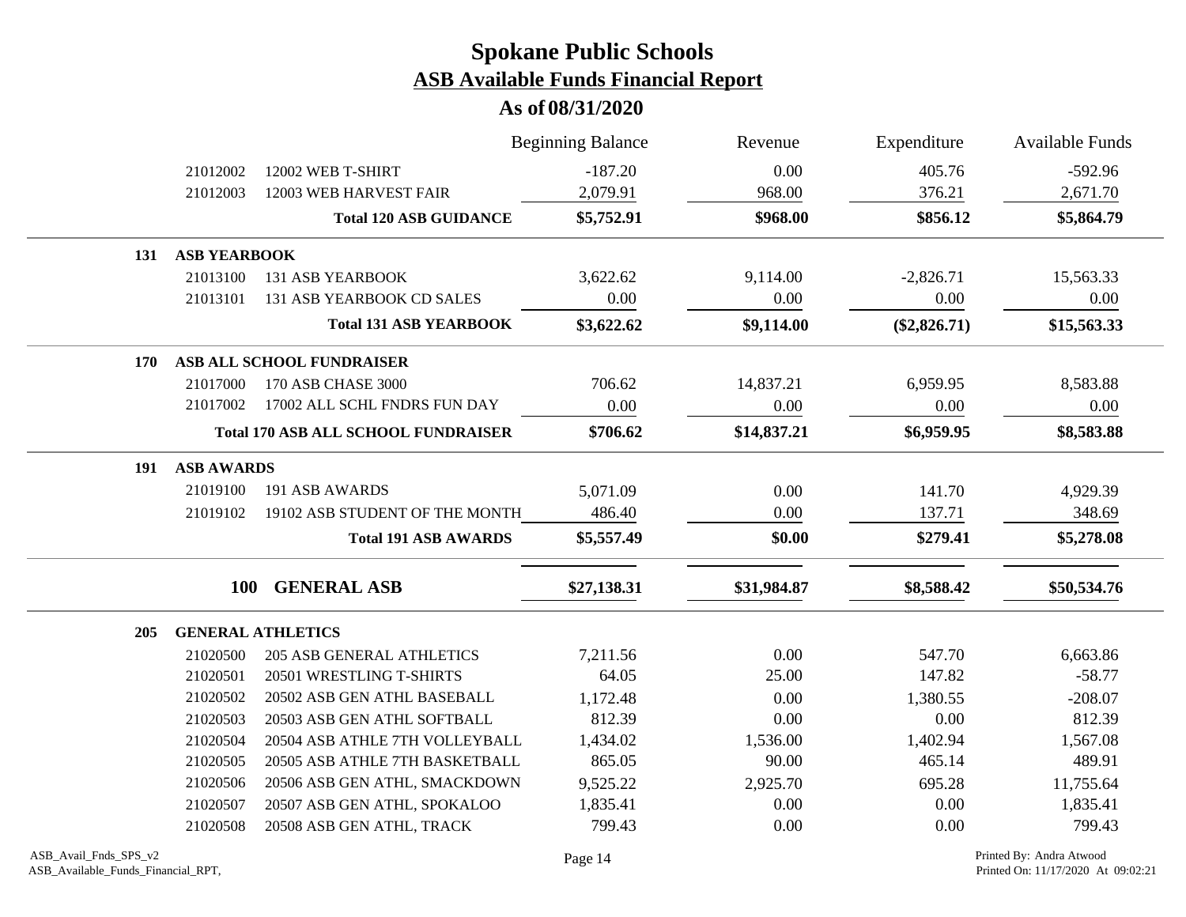# Spokane Public Schools
## ASB Available Funds Financial Report
### As of 08/31/2020

| | | | Beginning Balance | Revenue | Expenditure | Available Funds |
|---|---|---|---|---|---|---|
| | 21012002 | 12002 WEB T-SHIRT | -187.20 | 0.00 | 405.76 | -592.96 |
| | 21012003 | 12003 WEB HARVEST FAIR | 2,079.91 | 968.00 | 376.21 | 2,671.70 |
| | | **Total 120 ASB GUIDANCE** | **$5,752.91** | **$968.00** | **$856.12** | **$5,864.79** |
| **131** | **ASB YEARBOOK** | | | | | |
| | 21013100 | 131 ASB YEARBOOK | 3,622.62 | 9,114.00 | -2,826.71 | 15,563.33 |
| | 21013101 | 131 ASB YEARBOOK CD SALES | 0.00 | 0.00 | 0.00 | 0.00 |
| | | **Total 131 ASB YEARBOOK** | **$3,622.62** | **$9,114.00** | **($2,826.71)** | **$15,563.33** |
| **170** | **ASB ALL SCHOOL FUNDRAISER** | | | | | |
| | 21017000 | 170 ASB CHASE 3000 | 706.62 | 14,837.21 | 6,959.95 | 8,583.88 |
| | 21017002 | 17002 ALL SCHL FNDRS FUN DAY | 0.00 | 0.00 | 0.00 | 0.00 |
| | | **Total 170 ASB ALL SCHOOL FUNDRAISER** | **$706.62** | **$14,837.21** | **$6,959.95** | **$8,583.88** |
| **191** | **ASB AWARDS** | | | | | |
| | 21019100 | 191 ASB AWARDS | 5,071.09 | 0.00 | 141.70 | 4,929.39 |
| | 21019102 | 19102 ASB STUDENT OF THE MONTH | 486.40 | 0.00 | 137.71 | 348.69 |
| | | **Total 191 ASB AWARDS** | **$5,557.49** | **$0.00** | **$279.41** | **$5,278.08** |
| | **100** | **GENERAL ASB** | **$27,138.31** | **$31,984.87** | **$8,588.42** | **$50,534.76** |
| **205** | **GENERAL ATHLETICS** | | | | | |
| | 21020500 | 205 ASB GENERAL ATHLETICS | 7,211.56 | 0.00 | 547.70 | 6,663.86 |
| | 21020501 | 20501 WRESTLING T-SHIRTS | 64.05 | 25.00 | 147.82 | -58.77 |
| | 21020502 | 20502 ASB GEN ATHL BASEBALL | 1,172.48 | 0.00 | 1,380.55 | -208.07 |
| | 21020503 | 20503 ASB GEN ATHL SOFTBALL | 812.39 | 0.00 | 0.00 | 812.39 |
| | 21020504 | 20504 ASB ATHLE 7TH VOLLEYBALL | 1,434.02 | 1,536.00 | 1,402.94 | 1,567.08 |
| | 21020505 | 20505 ASB ATHLE 7TH BASKETBALL | 865.05 | 90.00 | 465.14 | 489.91 |
| | 21020506 | 20506 ASB GEN ATHL, SMACKDOWN | 9,525.22 | 2,925.70 | 695.28 | 11,755.64 |
| | 21020507 | 20507 ASB GEN ATHL, SPOKALOO | 1,835.41 | 0.00 | 0.00 | 1,835.41 |
| | 21020508 | 20508 ASB GEN ATHL, TRACK | 799.43 | 0.00 | 0.00 | 799.43 |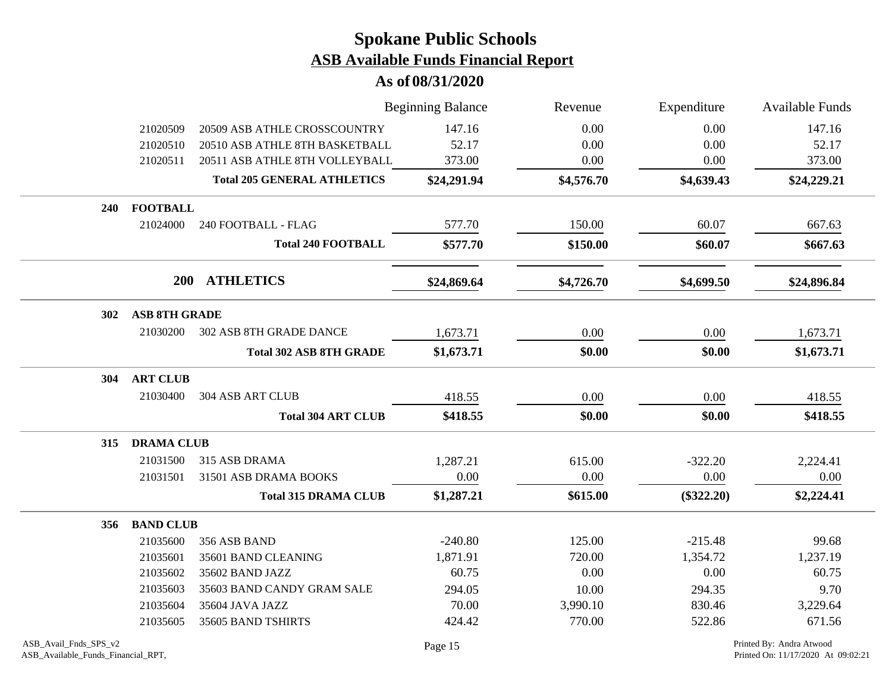# Spokane Public Schools

## ASB Available Funds Financial Report

### As of 08/31/2020

| | | | Beginning Balance | Revenue | Expenditure | Available Funds |
|---|---|---|---|---|---|---|
| | 21020509 | 20509 ASB ATHLE CROSSCOUNTRY | 147.16 | 0.00 | 0.00 | 147.16 |
| | 21020510 | 20510 ASB ATHLE 8TH BASKETBALL | 52.17 | 0.00 | 0.00 | 52.17 |
| | 21020511 | 20511 ASB ATHLE 8TH VOLLEYBALL | 373.00 | 0.00 | 0.00 | 373.00 |
| | | **Total 205 GENERAL ATHLETICS** | **$24,291.94** | **$4,576.70** | **$4,639.43** | **$24,229.21** |
| **240** | **FOOTBALL** | | | | | |
| | 21024000 | 240 FOOTBALL - FLAG | 577.70 | 150.00 | 60.07 | 667.63 |
| | | **Total 240 FOOTBALL** | **$577.70** | **$150.00** | **$60.07** | **$667.63** |
| | **200** | **ATHLETICS** | **$24,869.64** | **$4,726.70** | **$4,699.50** | **$24,896.84** |
| **302** | **ASB 8TH GRADE** | | | | | |
| | 21030200 | 302 ASB 8TH GRADE DANCE | 1,673.71 | 0.00 | 0.00 | 1,673.71 |
| | | **Total 302 ASB 8TH GRADE** | **$1,673.71** | **$0.00** | **$0.00** | **$1,673.71** |
| **304** | **ART CLUB** | | | | | |
| | 21030400 | 304 ASB ART CLUB | 418.55 | 0.00 | 0.00 | 418.55 |
| | | **Total 304 ART CLUB** | **$418.55** | **$0.00** | **$0.00** | **$418.55** |
| **315** | **DRAMA CLUB** | | | | | |
| | 21031500 | 315 ASB DRAMA | 1,287.21 | 615.00 | -322.20 | 2,224.41 |
| | 21031501 | 31501 ASB DRAMA BOOKS | 0.00 | 0.00 | 0.00 | 0.00 |
| | | **Total 315 DRAMA CLUB** | **$1,287.21** | **$615.00** | **($322.20)** | **$2,224.41** |
| **356** | **BAND CLUB** | | | | | |
| | 21035600 | 356 ASB BAND | -240.80 | 125.00 | -215.48 | 99.68 |
| | 21035601 | 35601 BAND CLEANING | 1,871.91 | 720.00 | 1,354.72 | 1,237.19 |
| | 21035602 | 35602 BAND JAZZ | 60.75 | 0.00 | 0.00 | 60.75 |
| | 21035603 | 35603 BAND CANDY GRAM SALE | 294.05 | 10.00 | 294.35 | 9.70 |
| | 21035604 | 35604 JAVA JAZZ | 70.00 | 3,990.10 | 830.46 | 3,229.64 |
| | 21035605 | 35605 BAND TSHIRTS | 424.42 | 770.00 | 522.86 | 671.56 |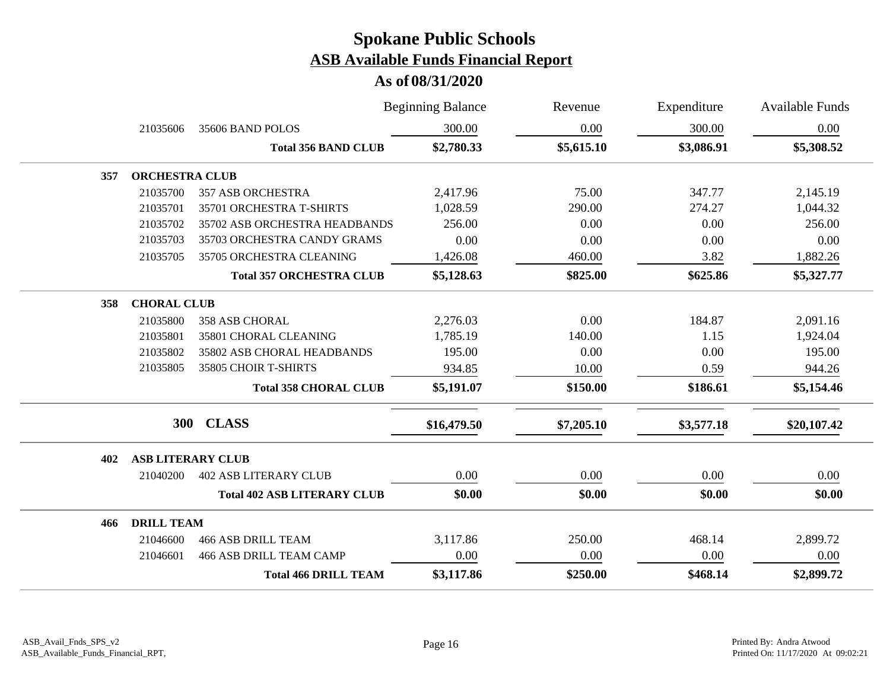# Spokane Public Schools

## ASB Available Funds Financial Report

### As of 08/31/2020

| | | | Beginning Balance | Revenue | Expenditure | Available Funds |
|---|---|---|---|---|---|---|
| | 21035606 | 35606 BAND POLOS | 300.00 | 0.00 | 300.00 | 0.00 |
| | | **Total 356 BAND CLUB** | **$2,780.33** | **$5,615.10** | **$3,086.91** | **$5,308.52** |
| **357** | **ORCHESTRA CLUB** | | | | | |
| | 21035700 | 357 ASB ORCHESTRA | 2,417.96 | 75.00 | 347.77 | 2,145.19 |
| | 21035701 | 35701 ORCHESTRA T-SHIRTS | 1,028.59 | 290.00 | 274.27 | 1,044.32 |
| | 21035702 | 35702 ASB ORCHESTRA HEADBANDS | 256.00 | 0.00 | 0.00 | 256.00 |
| | 21035703 | 35703 ORCHESTRA CANDY GRAMS | 0.00 | 0.00 | 0.00 | 0.00 |
| | 21035705 | 35705 ORCHESTRA CLEANING | 1,426.08 | 460.00 | 3.82 | 1,882.26 |
| | | **Total 357 ORCHESTRA CLUB** | **$5,128.63** | **$825.00** | **$625.86** | **$5,327.77** |
| **358** | **CHORAL CLUB** | | | | | |
| | 21035800 | 358 ASB CHORAL | 2,276.03 | 0.00 | 184.87 | 2,091.16 |
| | 21035801 | 35801 CHORAL CLEANING | 1,785.19 | 140.00 | 1.15 | 1,924.04 |
| | 21035802 | 35802 ASB CHORAL HEADBANDS | 195.00 | 0.00 | 0.00 | 195.00 |
| | 21035805 | 35805 CHOIR T-SHIRTS | 934.85 | 10.00 | 0.59 | 944.26 |
| | | **Total 358 CHORAL CLUB** | **$5,191.07** | **$150.00** | **$186.61** | **$5,154.46** |
| | **300** | **CLASS** | **$16,479.50** | **$7,205.10** | **$3,577.18** | **$20,107.42** |
| **402** | **ASB LITERARY CLUB** | | | | | |
| | 21040200 | 402 ASB LITERARY CLUB | 0.00 | 0.00 | 0.00 | 0.00 |
| | | **Total 402 ASB LITERARY CLUB** | **$0.00** | **$0.00** | **$0.00** | **$0.00** |
| **466** | **DRILL TEAM** | | | | | |
| | 21046600 | 466 ASB DRILL TEAM | 3,117.86 | 250.00 | 468.14 | 2,899.72 |
| | 21046601 | 466 ASB DRILL TEAM CAMP | 0.00 | 0.00 | 0.00 | 0.00 |
| | | **Total 466 DRILL TEAM** | **$3,117.86** | **$250.00** | **$468.14** | **$2,899.72** |

ASB_Avail_Fnds_SPS_v2
ASB_Available_Funds_Financial_RPT,

Printed By: Andra Atwood
Printed On: 11/17/2020 At 09:02:21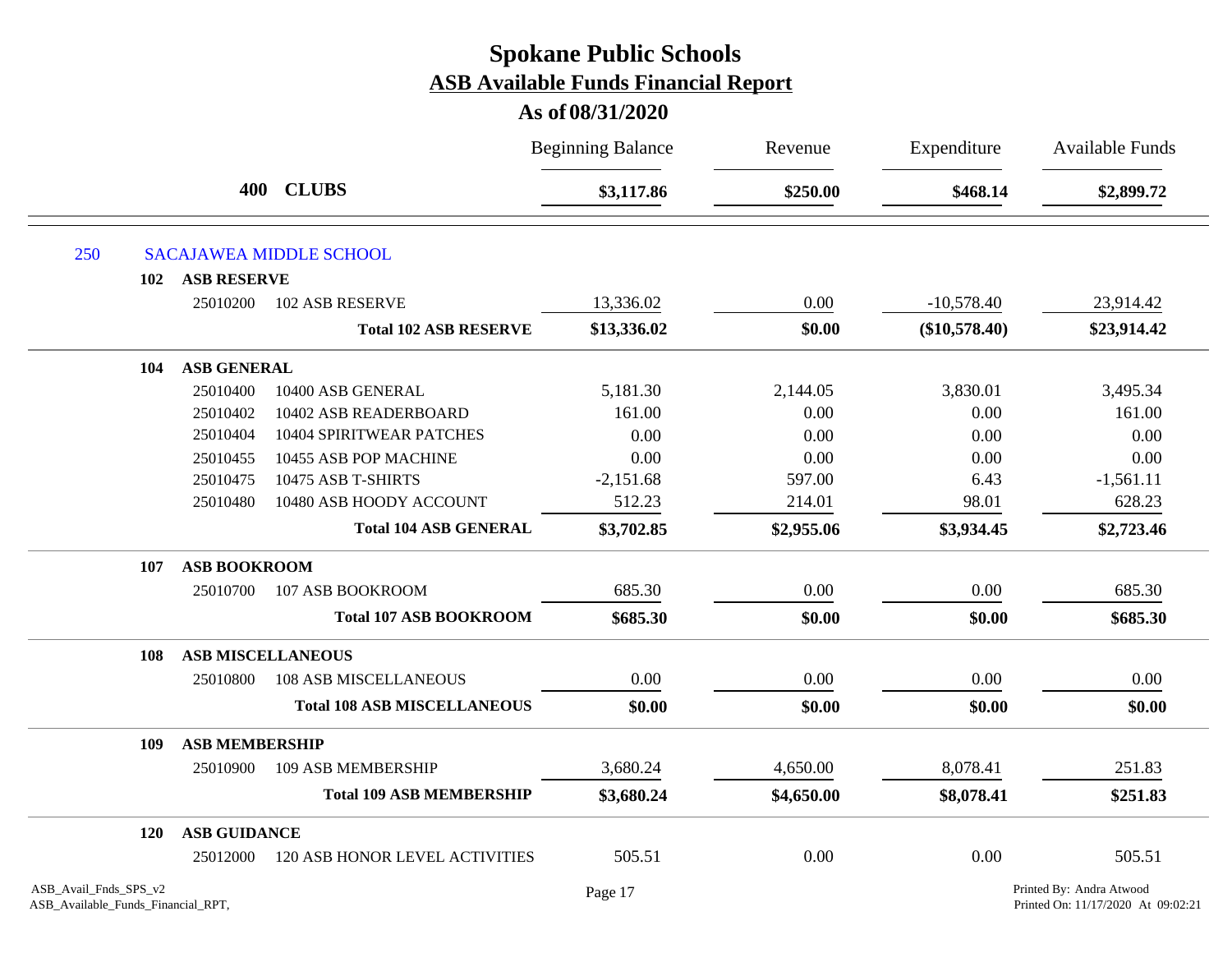# Spokane Public Schools

## ASB Available Funds Financial Report

### As of 08/31/2020

| | | | Beginning Balance | Revenue | Expenditure | Available Funds |
|---|---|---|---|---|---|---|
| | 400 | **CLUBS** | **$3,117.86** | **$250.00** | **$468.14** | **$2,899.72** |
| 250 | | SACAJAWEA MIDDLE SCHOOL | | | | |
| | 102 | **ASB RESERVE** | | | | |
| | 25010200 | 102 ASB RESERVE | 13,336.02 | 0.00 | -10,578.40 | 23,914.42 |
| | | **Total 102 ASB RESERVE** | **$13,336.02** | **$0.00** | **($10,578.40)** | **$23,914.42** |
| | 104 | **ASB GENERAL** | | | | |
| | 25010400 | 10400 ASB GENERAL | 5,181.30 | 2,144.05 | 3,830.01 | 3,495.34 |
| | 25010402 | 10402 ASB READERBOARD | 161.00 | 0.00 | 0.00 | 161.00 |
| | 25010404 | 10404 SPIRITWEAR PATCHES | 0.00 | 0.00 | 0.00 | 0.00 |
| | 25010455 | 10455 ASB POP MACHINE | 0.00 | 0.00 | 0.00 | 0.00 |
| | 25010475 | 10475 ASB T-SHIRTS | -2,151.68 | 597.00 | 6.43 | -1,561.11 |
| | 25010480 | 10480 ASB HOODY ACCOUNT | 512.23 | 214.01 | 98.01 | 628.23 |
| | | **Total 104 ASB GENERAL** | **$3,702.85** | **$2,955.06** | **$3,934.45** | **$2,723.46** |
| | 107 | **ASB BOOKROOM** | | | | |
| | 25010700 | 107 ASB BOOKROOM | 685.30 | 0.00 | 0.00 | 685.30 |
| | | **Total 107 ASB BOOKROOM** | **$685.30** | **$0.00** | **$0.00** | **$685.30** |
| | 108 | **ASB MISCELLANEOUS** | | | | |
| | 25010800 | 108 ASB MISCELLANEOUS | 0.00 | 0.00 | 0.00 | 0.00 |
| | | **Total 108 ASB MISCELLANEOUS** | **$0.00** | **$0.00** | **$0.00** | **$0.00** |
| | 109 | **ASB MEMBERSHIP** | | | | |
| | 25010900 | 109 ASB MEMBERSHIP | 3,680.24 | 4,650.00 | 8,078.41 | 251.83 |
| | | **Total 109 ASB MEMBERSHIP** | **$3,680.24** | **$4,650.00** | **$8,078.41** | **$251.83** |
| | 120 | **ASB GUIDANCE** | | | | |
| | 25012000 | 120 ASB HONOR LEVEL ACTIVITIES | 505.51 | 0.00 | 0.00 | 505.51 |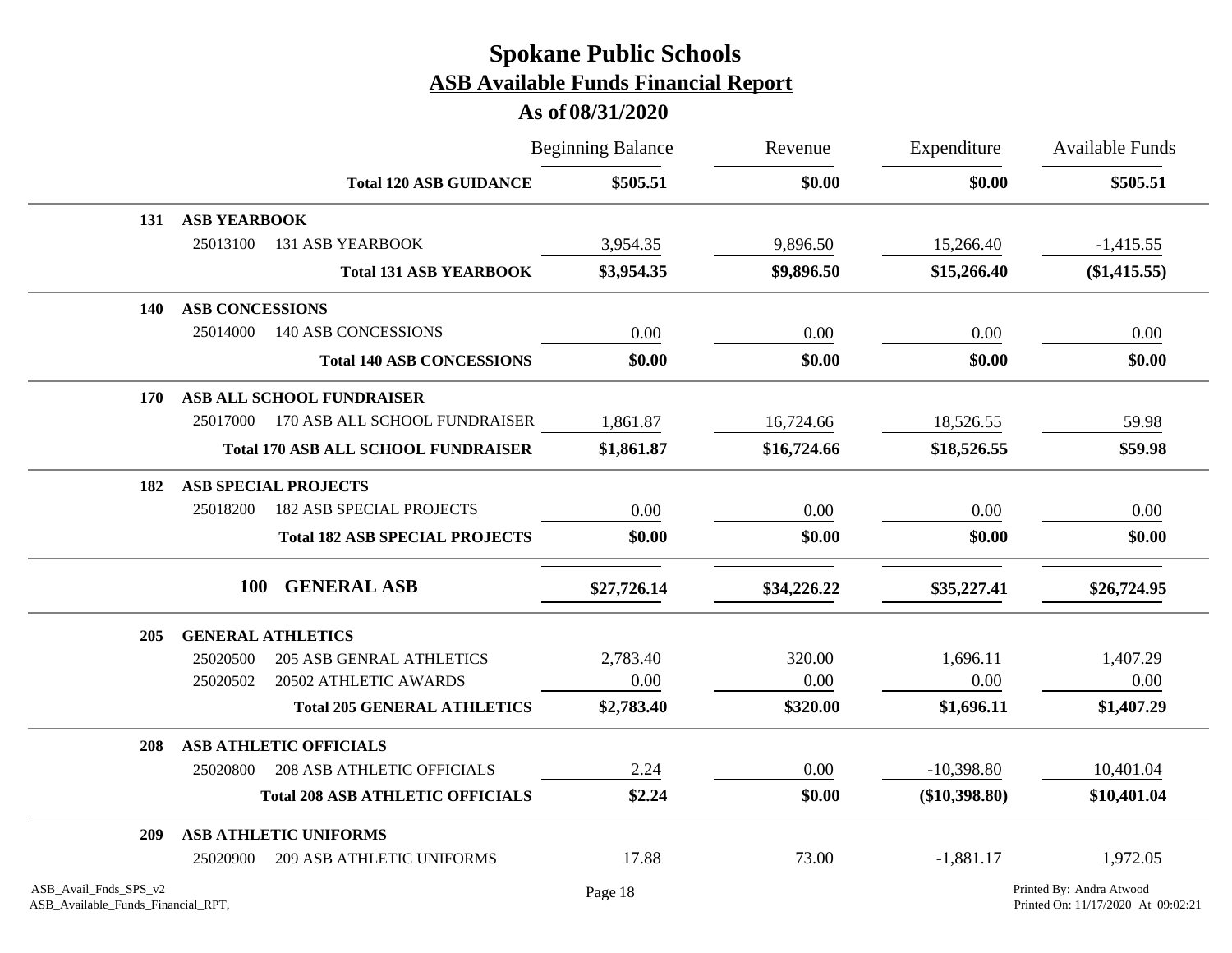# Spokane Public Schools

## ASB Available Funds Financial Report

### As of 08/31/2020

| | | | Beginning Balance | Revenue | Expenditure | Available Funds |
|---|---|---|---|---|---|---|
| | | **Total 120 ASB GUIDANCE** | **$505.51** | **$0.00** | **$0.00** | **$505.51** |
| **131** | **ASB YEARBOOK** | | | | | |
| | 25013100 | 131 ASB YEARBOOK | 3,954.35 | 9,896.50 | 15,266.40 | -1,415.55 |
| | | **Total 131 ASB YEARBOOK** | **$3,954.35** | **$9,896.50** | **$15,266.40** | **($1,415.55)** |
| **140** | **ASB CONCESSIONS** | | | | | |
| | 25014000 | 140 ASB CONCESSIONS | 0.00 | 0.00 | 0.00 | 0.00 |
| | | **Total 140 ASB CONCESSIONS** | **$0.00** | **$0.00** | **$0.00** | **$0.00** |
| **170** | **ASB ALL SCHOOL FUNDRAISER** | | | | | |
| | 25017000 | 170 ASB ALL SCHOOL FUNDRAISER | 1,861.87 | 16,724.66 | 18,526.55 | 59.98 |
| | | **Total 170 ASB ALL SCHOOL FUNDRAISER** | **$1,861.87** | **$16,724.66** | **$18,526.55** | **$59.98** |
| **182** | **ASB SPECIAL PROJECTS** | | | | | |
| | 25018200 | 182 ASB SPECIAL PROJECTS | 0.00 | 0.00 | 0.00 | 0.00 |
| | | **Total 182 ASB SPECIAL PROJECTS** | **$0.00** | **$0.00** | **$0.00** | **$0.00** |
| | | **100 GENERAL ASB** | **$27,726.14** | **$34,226.22** | **$35,227.41** | **$26,724.95** |
| **205** | **GENERAL ATHLETICS** | | | | | |
| | 25020500 | 205 ASB GENRAL ATHLETICS | 2,783.40 | 320.00 | 1,696.11 | 1,407.29 |
| | 25020502 | 20502 ATHLETIC AWARDS | 0.00 | 0.00 | 0.00 | 0.00 |
| | | **Total 205 GENERAL ATHLETICS** | **$2,783.40** | **$320.00** | **$1,696.11** | **$1,407.29** |
| **208** | **ASB ATHLETIC OFFICIALS** | | | | | |
| | 25020800 | 208 ASB ATHLETIC OFFICIALS | 2.24 | 0.00 | -10,398.80 | 10,401.04 |
| | | **Total 208 ASB ATHLETIC OFFICIALS** | **$2.24** | **$0.00** | **($10,398.80)** | **$10,401.04** |
| **209** | **ASB ATHLETIC UNIFORMS** | | | | | |
| | 25020900 | 209 ASB ATHLETIC UNIFORMS | 17.88 | 73.00 | -1,881.17 | 1,972.05 |

ASB_Avail_Fnds_SPS_v2
ASB_Available_Funds_Financial_RPT,

Printed By: Andra Atwood
Printed On: 11/17/2020 At 09:02:21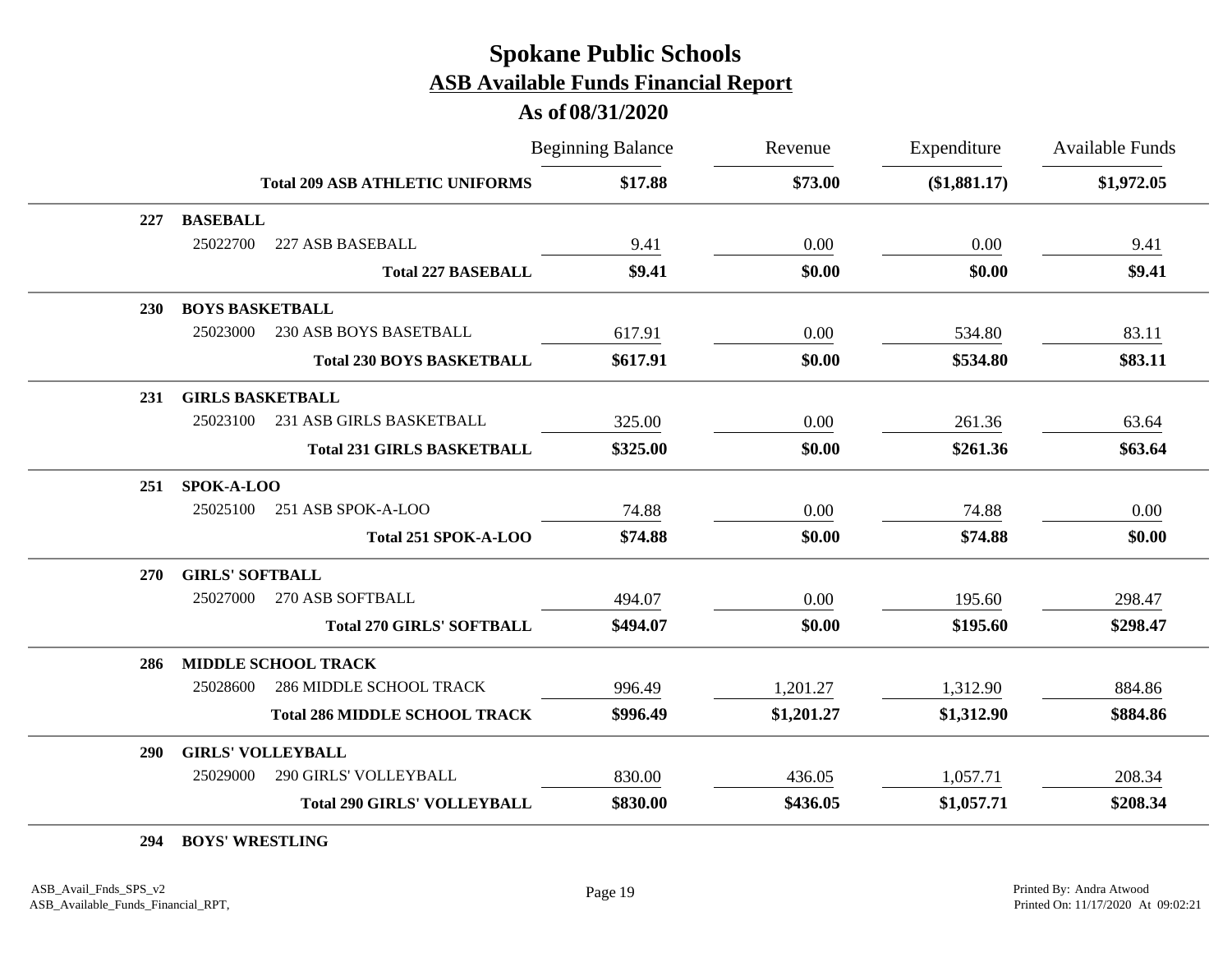# Spokane Public Schools

## ASB Available Funds Financial Report

### As of 08/31/2020

| | | Beginning Balance | Revenue | Expenditure | Available Funds |
|---|---|---|---|---|---|
| | **Total 209 ASB ATHLETIC UNIFORMS** | **$17.88** | **$73.00** | **($1,881.17)** | **$1,972.05** |
| **227** | **BASEBALL** | | | | |
| 25022700 | 227 ASB BASEBALL | 9.41 | 0.00 | 0.00 | 9.41 |
| | **Total 227 BASEBALL** | **$9.41** | **$0.00** | **$0.00** | **$9.41** |
| **230** | **BOYS BASKETBALL** | | | | |
| 25023000 | 230 ASB BOYS BASETBALL | 617.91 | 0.00 | 534.80 | 83.11 |
| | **Total 230 BOYS BASKETBALL** | **$617.91** | **$0.00** | **$534.80** | **$83.11** |
| **231** | **GIRLS BASKETBALL** | | | | |
| 25023100 | 231 ASB GIRLS BASKETBALL | 325.00 | 0.00 | 261.36 | 63.64 |
| | **Total 231 GIRLS BASKETBALL** | **$325.00** | **$0.00** | **$261.36** | **$63.64** |
| **251** | **SPOK-A-LOO** | | | | |
| 25025100 | 251 ASB SPOK-A-LOO | 74.88 | 0.00 | 74.88 | 0.00 |
| | **Total 251 SPOK-A-LOO** | **$74.88** | **$0.00** | **$74.88** | **$0.00** |
| **270** | **GIRLS' SOFTBALL** | | | | |
| 25027000 | 270 ASB SOFTBALL | 494.07 | 0.00 | 195.60 | 298.47 |
| | **Total 270 GIRLS' SOFTBALL** | **$494.07** | **$0.00** | **$195.60** | **$298.47** |
| **286** | **MIDDLE SCHOOL TRACK** | | | | |
| 25028600 | 286 MIDDLE SCHOOL TRACK | 996.49 | 1,201.27 | 1,312.90 | 884.86 |
| | **Total 286 MIDDLE SCHOOL TRACK** | **$996.49** | **$1,201.27** | **$1,312.90** | **$884.86** |
| **290** | **GIRLS' VOLLEYBALL** | | | | |
| 25029000 | 290 GIRLS' VOLLEYBALL | 830.00 | 436.05 | 1,057.71 | 208.34 |
| | **Total 290 GIRLS' VOLLEYBALL** | **$830.00** | **$436.05** | **$1,057.71** | **$208.34** |
| **294** | **BOYS' WRESTLING** | | | | |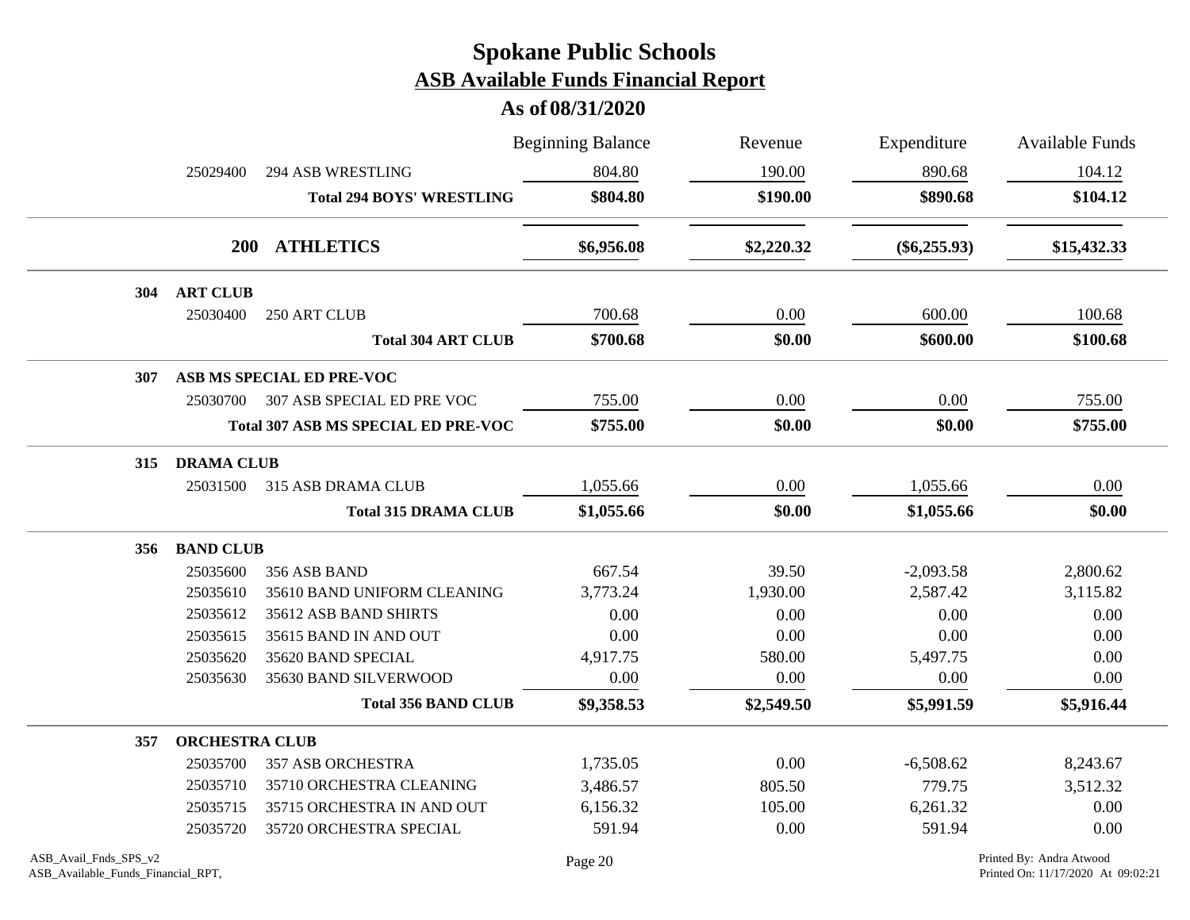# Spokane Public Schools

## ASB Available Funds Financial Report

### As of 08/31/2020

| | | Beginning Balance | Revenue | Expenditure | Available Funds |
|---|---|---|---|---|---|
| 25029400 | 294 ASB WRESTLING | 804.80 | 190.00 | 890.68 | 104.12 |
| | **Total 294 BOYS' WRESTLING** | **$804.80** | **$190.00** | **$890.68** | **$104.12** |
| **200** | **ATHLETICS** | **$6,956.08** | **$2,220.32** | **($6,255.93)** | **$15,432.33** |
| **304** | **ART CLUB** | | | | |
| 25030400 | 250 ART CLUB | 700.68 | 0.00 | 600.00 | 100.68 |
| | **Total 304 ART CLUB** | **$700.68** | **$0.00** | **$600.00** | **$100.68** |
| **307** | **ASB MS SPECIAL ED PRE-VOC** | | | | |
| 25030700 | 307 ASB SPECIAL ED PRE VOC | 755.00 | 0.00 | 0.00 | 755.00 |
| | **Total 307 ASB MS SPECIAL ED PRE-VOC** | **$755.00** | **$0.00** | **$0.00** | **$755.00** |
| **315** | **DRAMA CLUB** | | | | |
| 25031500 | 315 ASB DRAMA CLUB | 1,055.66 | 0.00 | 1,055.66 | 0.00 |
| | **Total 315 DRAMA CLUB** | **$1,055.66** | **$0.00** | **$1,055.66** | **$0.00** |
| **356** | **BAND CLUB** | | | | |
| 25035600 | 356 ASB BAND | 667.54 | 39.50 | -2,093.58 | 2,800.62 |
| 25035610 | 35610 BAND UNIFORM CLEANING | 3,773.24 | 1,930.00 | 2,587.42 | 3,115.82 |
| 25035612 | 35612 ASB BAND SHIRTS | 0.00 | 0.00 | 0.00 | 0.00 |
| 25035615 | 35615 BAND IN AND OUT | 0.00 | 0.00 | 0.00 | 0.00 |
| 25035620 | 35620 BAND SPECIAL | 4,917.75 | 580.00 | 5,497.75 | 0.00 |
| 25035630 | 35630 BAND SILVERWOOD | 0.00 | 0.00 | 0.00 | 0.00 |
| | **Total 356 BAND CLUB** | **$9,358.53** | **$2,549.50** | **$5,991.59** | **$5,916.44** |
| **357** | **ORCHESTRA CLUB** | | | | |
| 25035700 | 357 ASB ORCHESTRA | 1,735.05 | 0.00 | -6,508.62 | 8,243.67 |
| 25035710 | 35710 ORCHESTRA CLEANING | 3,486.57 | 805.50 | 779.75 | 3,512.32 |
| 25035715 | 35715 ORCHESTRA IN AND OUT | 6,156.32 | 105.00 | 6,261.32 | 0.00 |
| 25035720 | 35720 ORCHESTRA SPECIAL | 591.94 | 0.00 | 591.94 | 0.00 |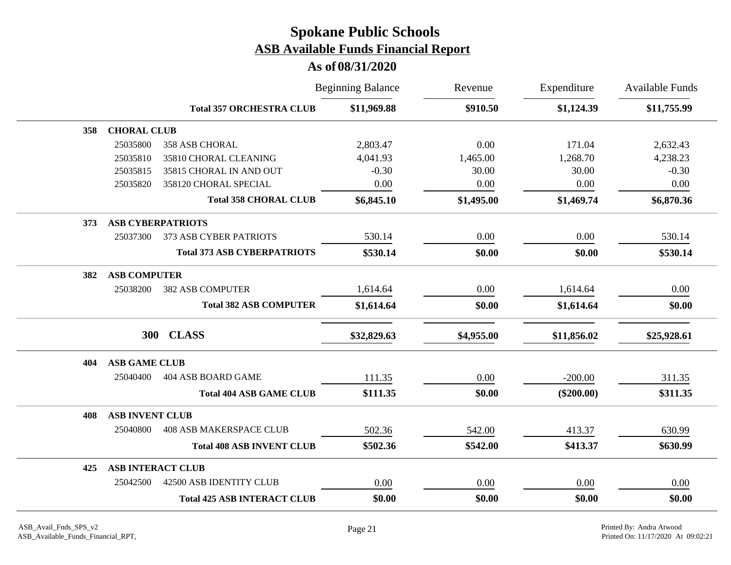# Spokane Public Schools
## ASB Available Funds Financial Report
### As of 08/31/2020

| | | | Beginning Balance | Revenue | Expenditure | Available Funds |
|---|---|---|---|---|---|---|
| | | **Total 357 ORCHESTRA CLUB** | **$11,969.88** | **$910.50** | **$1,124.39** | **$11,755.99** |
| **358** | **CHORAL CLUB** | | | | | |
| | 25035800 | 358 ASB CHORAL | 2,803.47 | 0.00 | 171.04 | 2,632.43 |
| | 25035810 | 35810 CHORAL CLEANING | 4,041.93 | 1,465.00 | 1,268.70 | 4,238.23 |
| | 25035815 | 35815 CHORAL IN AND OUT | -0.30 | 30.00 | 30.00 | -0.30 |
| | 25035820 | 358120 CHORAL SPECIAL | 0.00 | 0.00 | 0.00 | 0.00 |
| | | **Total 358 CHORAL CLUB** | **$6,845.10** | **$1,495.00** | **$1,469.74** | **$6,870.36** |
| **373** | **ASB CYBERPATRIOTS** | | | | | |
| | 25037300 | 373 ASB CYBER PATRIOTS | 530.14 | 0.00 | 0.00 | 530.14 |
| | | **Total 373 ASB CYBERPATRIOTS** | **$530.14** | **$0.00** | **$0.00** | **$530.14** |
| **382** | **ASB COMPUTER** | | | | | |
| | 25038200 | 382 ASB COMPUTER | 1,614.64 | 0.00 | 1,614.64 | 0.00 |
| | | **Total 382 ASB COMPUTER** | **$1,614.64** | **$0.00** | **$1,614.64** | **$0.00** |
| | **300** | **CLASS** | **$32,829.63** | **$4,955.00** | **$11,856.02** | **$25,928.61** |
| **404** | **ASB GAME CLUB** | | | | | |
| | 25040400 | 404 ASB BOARD GAME | 111.35 | 0.00 | -200.00 | 311.35 |
| | | **Total 404 ASB GAME CLUB** | **$111.35** | **$0.00** | **($200.00)** | **$311.35** |
| **408** | **ASB INVENT CLUB** | | | | | |
| | 25040800 | 408 ASB MAKERSPACE CLUB | 502.36 | 542.00 | 413.37 | 630.99 |
| | | **Total 408 ASB INVENT CLUB** | **$502.36** | **$542.00** | **$413.37** | **$630.99** |
| **425** | **ASB INTERACT CLUB** | | | | | |
| | 25042500 | 42500 ASB IDENTITY CLUB | 0.00 | 0.00 | 0.00 | 0.00 |
| | | **Total 425 ASB INTERACT CLUB** | **$0.00** | **$0.00** | **$0.00** | **$0.00** |

ASB_Avail_Fnds_SPS_v2
ASB_Available_Funds_Financial_RPT,

Printed By: Andra Atwood
Printed On: 11/17/2020 At 09:02:21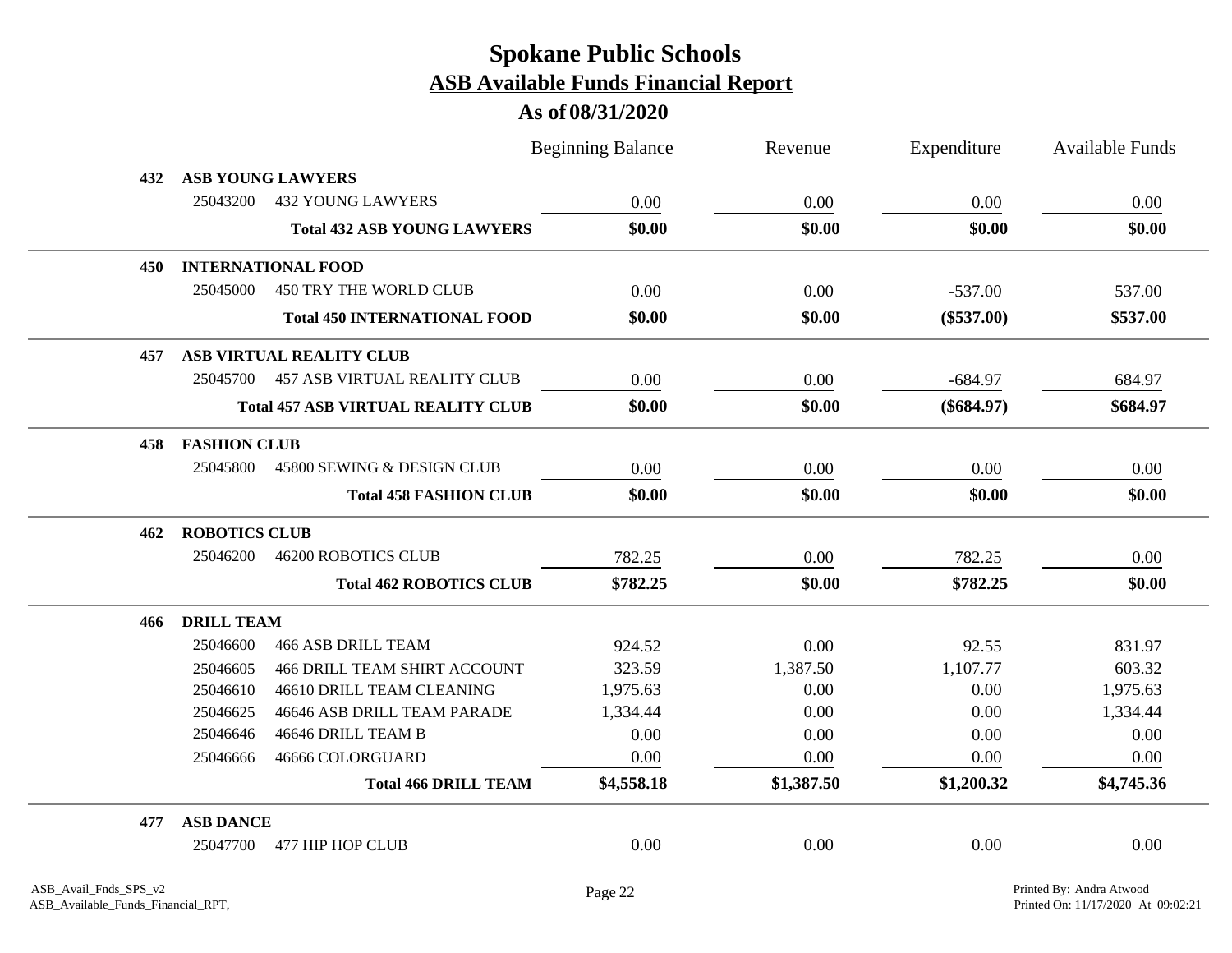# Spokane Public Schools

## ASB Available Funds Financial Report

### As of 08/31/2020

| | | | Beginning Balance | Revenue | Expenditure | Available Funds |
|---|---|---|---|---|---|---|
| **432** | **ASB YOUNG LAWYERS** | | | | | |
| | 25043200 | 432 YOUNG LAWYERS | 0.00 | 0.00 | 0.00 | 0.00 |
| | | **Total 432 ASB YOUNG LAWYERS** | **$0.00** | **$0.00** | **$0.00** | **$0.00** |
| **450** | **INTERNATIONAL FOOD** | | | | | |
| | 25045000 | 450 TRY THE WORLD CLUB | 0.00 | 0.00 | -537.00 | 537.00 |
| | | **Total 450 INTERNATIONAL FOOD** | **$0.00** | **$0.00** | **($537.00)** | **$537.00** |
| **457** | **ASB VIRTUAL REALITY CLUB** | | | | | |
| | 25045700 | 457 ASB VIRTUAL REALITY CLUB | 0.00 | 0.00 | -684.97 | 684.97 |
| | | **Total 457 ASB VIRTUAL REALITY CLUB** | **$0.00** | **$0.00** | **($684.97)** | **$684.97** |
| **458** | **FASHION CLUB** | | | | | |
| | 25045800 | 45800 SEWING & DESIGN CLUB | 0.00 | 0.00 | 0.00 | 0.00 |
| | | **Total 458 FASHION CLUB** | **$0.00** | **$0.00** | **$0.00** | **$0.00** |
| **462** | **ROBOTICS CLUB** | | | | | |
| | 25046200 | 46200 ROBOTICS CLUB | 782.25 | 0.00 | 782.25 | 0.00 |
| | | **Total 462 ROBOTICS CLUB** | **$782.25** | **$0.00** | **$782.25** | **$0.00** |
| **466** | **DRILL TEAM** | | | | | |
| | 25046600 | 466 ASB DRILL TEAM | 924.52 | 0.00 | 92.55 | 831.97 |
| | 25046605 | 466 DRILL TEAM SHIRT ACCOUNT | 323.59 | 1,387.50 | 1,107.77 | 603.32 |
| | 25046610 | 46610 DRILL TEAM CLEANING | 1,975.63 | 0.00 | 0.00 | 1,975.63 |
| | 25046625 | 46646 ASB DRILL TEAM PARADE | 1,334.44 | 0.00 | 0.00 | 1,334.44 |
| | 25046646 | 46646 DRILL TEAM B | 0.00 | 0.00 | 0.00 | 0.00 |
| | 25046666 | 46666 COLORGUARD | 0.00 | 0.00 | 0.00 | 0.00 |
| | | **Total 466 DRILL TEAM** | **$4,558.18** | **$1,387.50** | **$1,200.32** | **$4,745.36** |
| **477** | **ASB DANCE** | | | | | |
| | 25047700 | 477 HIP HOP CLUB | 0.00 | 0.00 | 0.00 | 0.00 |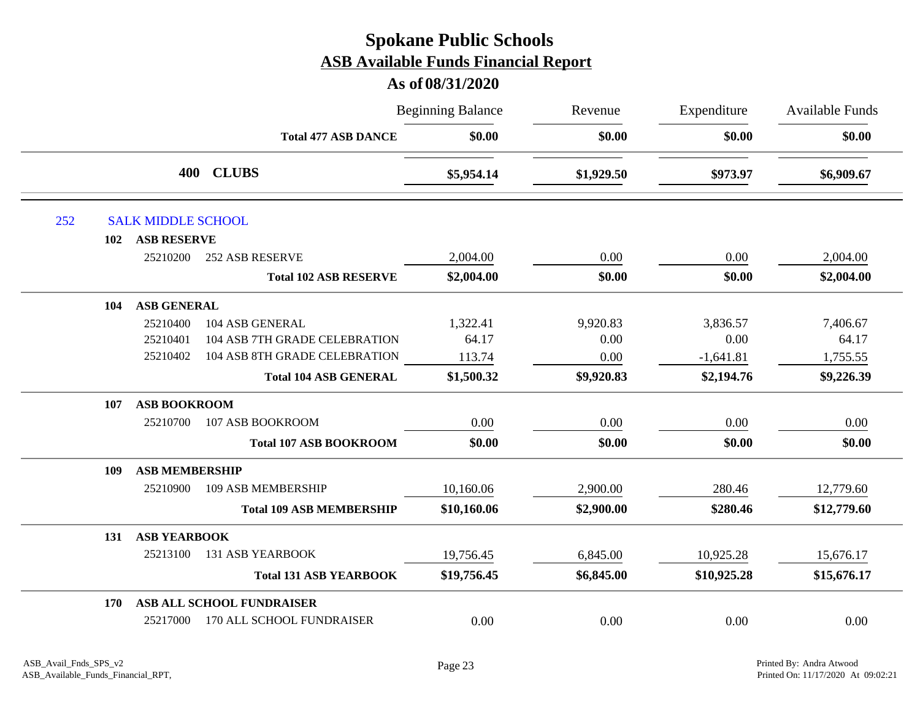# Spokane Public Schools
## ASB Available Funds Financial Report
### As of 08/31/2020

| | | Beginning Balance | Revenue | Expenditure | Available Funds |
|---|---|---|---|---|---|
| | **Total 477 ASB DANCE** | **$0.00** | **$0.00** | **$0.00** | **$0.00** |
| **400** | **CLUBS** | **$5,954.14** | **$1,929.50** | **$973.97** | **$6,909.67** |
| **252** | **SALK MIDDLE SCHOOL** | | | | |
| **102** | **ASB RESERVE** | | | | |
| 25210200 | 252 ASB RESERVE | 2,004.00 | 0.00 | 0.00 | 2,004.00 |
| | **Total 102 ASB RESERVE** | **$2,004.00** | **$0.00** | **$0.00** | **$2,004.00** |
| **104** | **ASB GENERAL** | | | | |
| 25210400 | 104 ASB GENERAL | 1,322.41 | 9,920.83 | 3,836.57 | 7,406.67 |
| 25210401 | 104 ASB 7TH GRADE CELEBRATION | 64.17 | 0.00 | 0.00 | 64.17 |
| 25210402 | 104 ASB 8TH GRADE CELEBRATION | 113.74 | 0.00 | -1,641.81 | 1,755.55 |
| | **Total 104 ASB GENERAL** | **$1,500.32** | **$9,920.83** | **$2,194.76** | **$9,226.39** |
| **107** | **ASB BOOKROOM** | | | | |
| 25210700 | 107 ASB BOOKROOM | 0.00 | 0.00 | 0.00 | 0.00 |
| | **Total 107 ASB BOOKROOM** | **$0.00** | **$0.00** | **$0.00** | **$0.00** |
| **109** | **ASB MEMBERSHIP** | | | | |
| 25210900 | 109 ASB MEMBERSHIP | 10,160.06 | 2,900.00 | 280.46 | 12,779.60 |
| | **Total 109 ASB MEMBERSHIP** | **$10,160.06** | **$2,900.00** | **$280.46** | **$12,779.60** |
| **131** | **ASB YEARBOOK** | | | | |
| 25213100 | 131 ASB YEARBOOK | 19,756.45 | 6,845.00 | 10,925.28 | 15,676.17 |
| | **Total 131 ASB YEARBOOK** | **$19,756.45** | **$6,845.00** | **$10,925.28** | **$15,676.17** |
| **170** | **ASB ALL SCHOOL FUNDRAISER** | | | | |
| 25217000 | 170 ALL SCHOOL FUNDRAISER | 0.00 | 0.00 | 0.00 | 0.00 |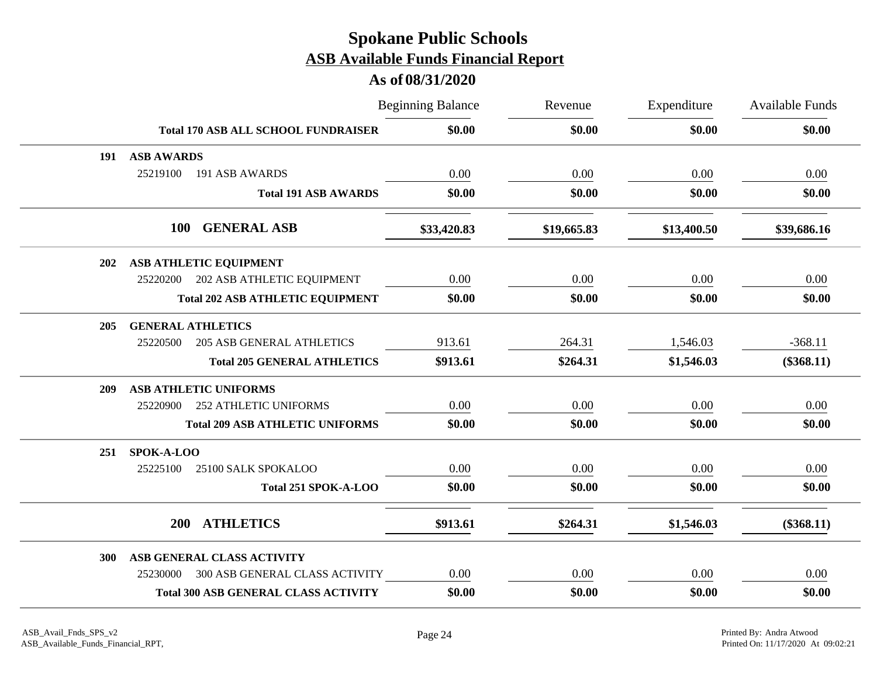# Spokane Public Schools

## ASB Available Funds Financial Report

### As of 08/31/2020

| | | Beginning Balance | Revenue | Expenditure | Available Funds |
|---|---|---|---|---|---|
| | **Total 170 ASB ALL SCHOOL FUNDRAISER** | **$0.00** | **$0.00** | **$0.00** | **$0.00** |
| **191** | **ASB AWARDS** | | | | |
| 25219100 | 191 ASB AWARDS | 0.00 | 0.00 | 0.00 | 0.00 |
| | **Total 191 ASB AWARDS** | **$0.00** | **$0.00** | **$0.00** | **$0.00** |
| **100** | **GENERAL ASB** | **$33,420.83** | **$19,665.83** | **$13,400.50** | **$39,686.16** |
| **202** | **ASB ATHLETIC EQUIPMENT** | | | | |
| 25220200 | 202 ASB ATHLETIC EQUIPMENT | 0.00 | 0.00 | 0.00 | 0.00 |
| | **Total 202 ASB ATHLETIC EQUIPMENT** | **$0.00** | **$0.00** | **$0.00** | **$0.00** |
| **205** | **GENERAL ATHLETICS** | | | | |
| 25220500 | 205 ASB GENERAL ATHLETICS | 913.61 | 264.31 | 1,546.03 | -368.11 |
| | **Total 205 GENERAL ATHLETICS** | **$913.61** | **$264.31** | **$1,546.03** | **($368.11)** |
| **209** | **ASB ATHLETIC UNIFORMS** | | | | |
| 25220900 | 252 ATHLETIC UNIFORMS | 0.00 | 0.00 | 0.00 | 0.00 |
| | **Total 209 ASB ATHLETIC UNIFORMS** | **$0.00** | **$0.00** | **$0.00** | **$0.00** |
| **251** | **SPOK-A-LOO** | | | | |
| 25225100 | 25100 SALK SPOKALOO | 0.00 | 0.00 | 0.00 | 0.00 |
| | **Total 251 SPOK-A-LOO** | **$0.00** | **$0.00** | **$0.00** | **$0.00** |
| **200** | **ATHLETICS** | **$913.61** | **$264.31** | **$1,546.03** | **($368.11)** |
| **300** | **ASB GENERAL CLASS ACTIVITY** | | | | |
| 25230000 | 300 ASB GENERAL CLASS ACTIVITY | 0.00 | 0.00 | 0.00 | 0.00 |
| | **Total 300 ASB GENERAL CLASS ACTIVITY** | **$0.00** | **$0.00** | **$0.00** | **$0.00** |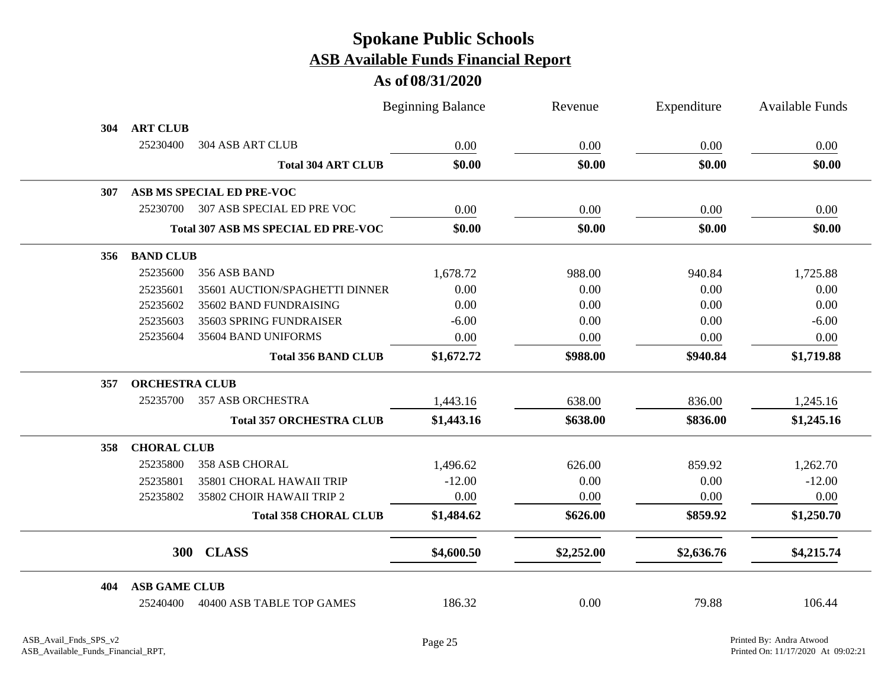# Spokane Public Schools

## ASB Available Funds Financial Report

### As of 08/31/2020

| | | | Beginning Balance | Revenue | Expenditure | Available Funds |
|---|---|---|---|---|---|---|
| **304** | **ART CLUB** | | | | | |
| | 25230400 | 304 ASB ART CLUB | 0.00 | 0.00 | 0.00 | 0.00 |
| | | **Total 304 ART CLUB** | **$0.00** | **$0.00** | **$0.00** | **$0.00** |
| **307** | **ASB MS SPECIAL ED PRE-VOC** | | | | | |
| | 25230700 | 307 ASB SPECIAL ED PRE VOC | 0.00 | 0.00 | 0.00 | 0.00 |
| | | **Total 307 ASB MS SPECIAL ED PRE-VOC** | **$0.00** | **$0.00** | **$0.00** | **$0.00** |
| **356** | **BAND CLUB** | | | | | |
| | 25235600 | 356 ASB BAND | 1,678.72 | 988.00 | 940.84 | 1,725.88 |
| | 25235601 | 35601 AUCTION/SPAGHETTI DINNER | 0.00 | 0.00 | 0.00 | 0.00 |
| | 25235602 | 35602 BAND FUNDRAISING | 0.00 | 0.00 | 0.00 | 0.00 |
| | 25235603 | 35603 SPRING FUNDRAISER | -6.00 | 0.00 | 0.00 | -6.00 |
| | 25235604 | 35604 BAND UNIFORMS | 0.00 | 0.00 | 0.00 | 0.00 |
| | | **Total 356 BAND CLUB** | **$1,672.72** | **$988.00** | **$940.84** | **$1,719.88** |
| **357** | **ORCHESTRA CLUB** | | | | | |
| | 25235700 | 357 ASB ORCHESTRA | 1,443.16 | 638.00 | 836.00 | 1,245.16 |
| | | **Total 357 ORCHESTRA CLUB** | **$1,443.16** | **$638.00** | **$836.00** | **$1,245.16** |
| **358** | **CHORAL CLUB** | | | | | |
| | 25235800 | 358 ASB CHORAL | 1,496.62 | 626.00 | 859.92 | 1,262.70 |
| | 25235801 | 35801 CHORAL HAWAII TRIP | -12.00 | 0.00 | 0.00 | -12.00 |
| | 25235802 | 35802 CHOIR HAWAII TRIP 2 | 0.00 | 0.00 | 0.00 | 0.00 |
| | | **Total 358 CHORAL CLUB** | **$1,484.62** | **$626.00** | **$859.92** | **$1,250.70** |
| | **300** | **CLASS** | **$4,600.50** | **$2,252.00** | **$2,636.76** | **$4,215.74** |
| **404** | **ASB GAME CLUB** | | | | | |
| | 25240400 | 40400 ASB TABLE TOP GAMES | 186.32 | 0.00 | 79.88 | 106.44 |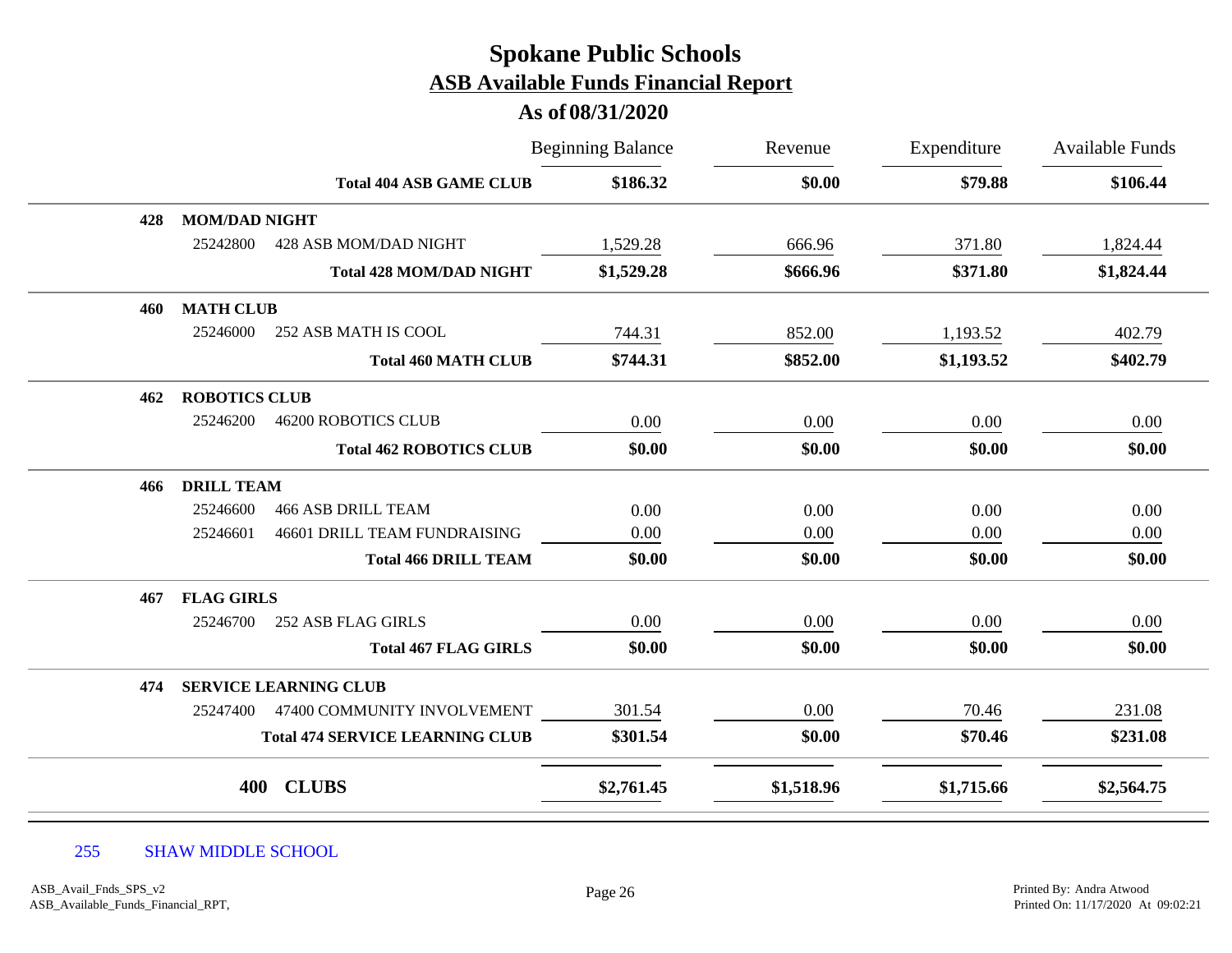# Spokane Public Schools
## ASB Available Funds Financial Report
### As of 08/31/2020

| | | | Beginning Balance | Revenue | Expenditure | Available Funds |
|---|---|---|---|---|---|---|
| | | **Total 404 ASB GAME CLUB** | **$186.32** | **$0.00** | **$79.88** | **$106.44** |
| **428** | **MOM/DAD NIGHT** | | | | | |
| | 25242800 | 428 ASB MOM/DAD NIGHT | 1,529.28 | 666.96 | 371.80 | 1,824.44 |
| | | **Total 428 MOM/DAD NIGHT** | **$1,529.28** | **$666.96** | **$371.80** | **$1,824.44** |
| **460** | **MATH CLUB** | | | | | |
| | 25246000 | 252 ASB MATH IS COOL | 744.31 | 852.00 | 1,193.52 | 402.79 |
| | | **Total 460 MATH CLUB** | **$744.31** | **$852.00** | **$1,193.52** | **$402.79** |
| **462** | **ROBOTICS CLUB** | | | | | |
| | 25246200 | 46200 ROBOTICS CLUB | 0.00 | 0.00 | 0.00 | 0.00 |
| | | **Total 462 ROBOTICS CLUB** | **$0.00** | **$0.00** | **$0.00** | **$0.00** |
| **466** | **DRILL TEAM** | | | | | |
| | 25246600 | 466 ASB DRILL TEAM | 0.00 | 0.00 | 0.00 | 0.00 |
| | 25246601 | 46601 DRILL TEAM FUNDRAISING | 0.00 | 0.00 | 0.00 | 0.00 |
| | | **Total 466 DRILL TEAM** | **$0.00** | **$0.00** | **$0.00** | **$0.00** |
| **467** | **FLAG GIRLS** | | | | | |
| | 25246700 | 252 ASB FLAG GIRLS | 0.00 | 0.00 | 0.00 | 0.00 |
| | | **Total 467 FLAG GIRLS** | **$0.00** | **$0.00** | **$0.00** | **$0.00** |
| **474** | **SERVICE LEARNING CLUB** | | | | | |
| | 25247400 | 47400 COMMUNITY INVOLVEMENT | 301.54 | 0.00 | 70.46 | 231.08 |
| | | **Total 474 SERVICE LEARNING CLUB** | **$301.54** | **$0.00** | **$70.46** | **$231.08** |
| | **400** | **CLUBS** | **$2,761.45** | **$1,518.96** | **$1,715.66** | **$2,564.75** |

255 SHAW MIDDLE SCHOOL

ASB_Avail_Fnds_SPS_v2
ASB_Available_Funds_Financial_RPT,

Printed By: Andra Atwood
Printed On: 11/17/2020 At 09:02:21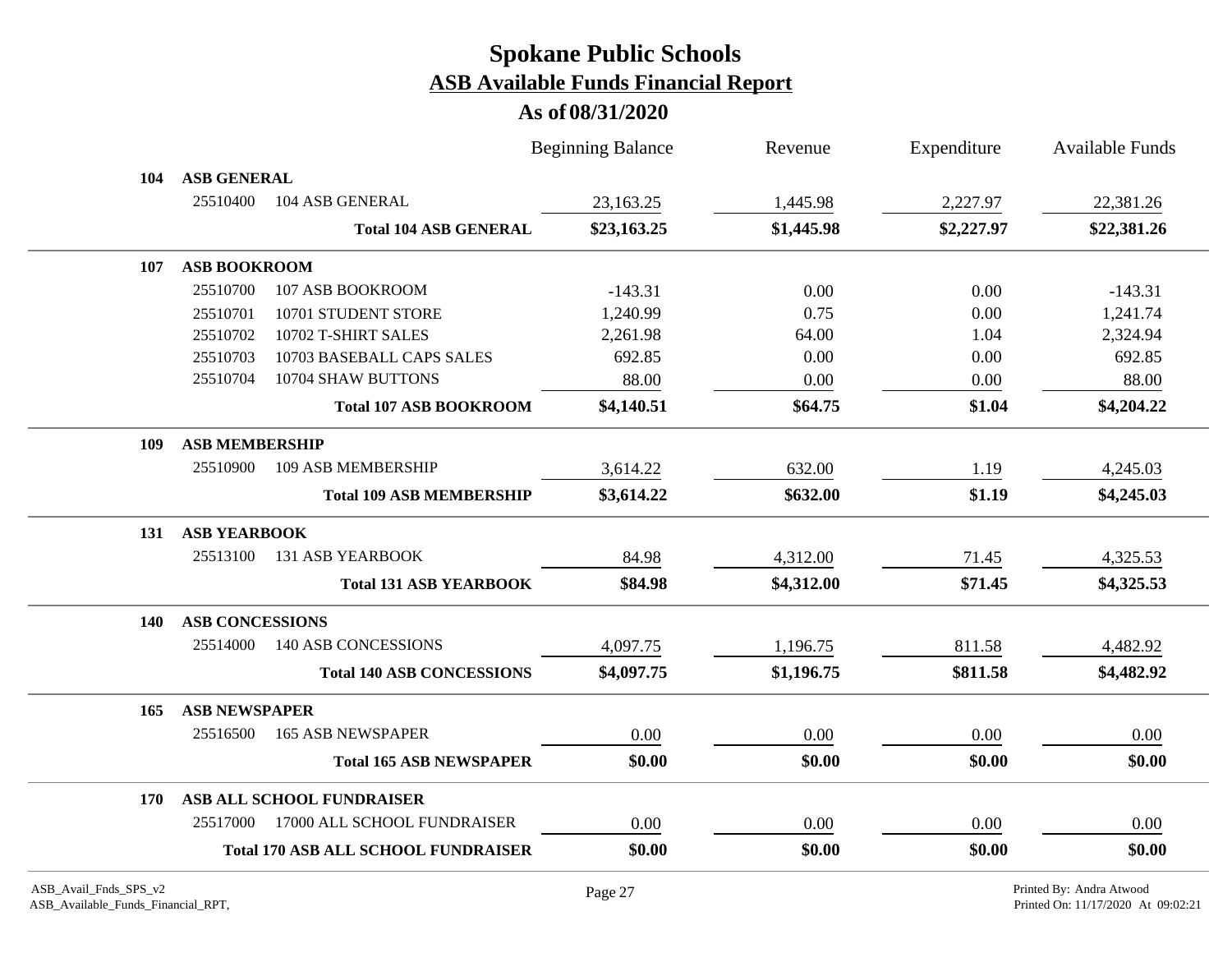# Spokane Public Schools

## ASB Available Funds Financial Report

### As of 08/31/2020

| | | | Beginning Balance | Revenue | Expenditure | Available Funds |
|---|---|---|---|---|---|---|
| **104** | **ASB GENERAL** | | | | | |
| | 25510400 | 104 ASB GENERAL | 23,163.25 | 1,445.98 | 2,227.97 | 22,381.26 |
| | | **Total 104 ASB GENERAL** | **$23,163.25** | **$1,445.98** | **$2,227.97** | **$22,381.26** |
| **107** | **ASB BOOKROOM** | | | | | |
| | 25510700 | 107 ASB BOOKROOM | -143.31 | 0.00 | 0.00 | -143.31 |
| | 25510701 | 10701 STUDENT STORE | 1,240.99 | 0.75 | 0.00 | 1,241.74 |
| | 25510702 | 10702 T-SHIRT SALES | 2,261.98 | 64.00 | 1.04 | 2,324.94 |
| | 25510703 | 10703 BASEBALL CAPS SALES | 692.85 | 0.00 | 0.00 | 692.85 |
| | 25510704 | 10704 SHAW BUTTONS | 88.00 | 0.00 | 0.00 | 88.00 |
| | | **Total 107 ASB BOOKROOM** | **$4,140.51** | **$64.75** | **$1.04** | **$4,204.22** |
| **109** | **ASB MEMBERSHIP** | | | | | |
| | 25510900 | 109 ASB MEMBERSHIP | 3,614.22 | 632.00 | 1.19 | 4,245.03 |
| | | **Total 109 ASB MEMBERSHIP** | **$3,614.22** | **$632.00** | **$1.19** | **$4,245.03** |
| **131** | **ASB YEARBOOK** | | | | | |
| | 25513100 | 131 ASB YEARBOOK | 84.98 | 4,312.00 | 71.45 | 4,325.53 |
| | | **Total 131 ASB YEARBOOK** | **$84.98** | **$4,312.00** | **$71.45** | **$4,325.53** |
| **140** | **ASB CONCESSIONS** | | | | | |
| | 25514000 | 140 ASB CONCESSIONS | 4,097.75 | 1,196.75 | 811.58 | 4,482.92 |
| | | **Total 140 ASB CONCESSIONS** | **$4,097.75** | **$1,196.75** | **$811.58** | **$4,482.92** |
| **165** | **ASB NEWSPAPER** | | | | | |
| | 25516500 | 165 ASB NEWSPAPER | 0.00 | 0.00 | 0.00 | 0.00 |
| | | **Total 165 ASB NEWSPAPER** | **$0.00** | **$0.00** | **$0.00** | **$0.00** |
| **170** | **ASB ALL SCHOOL FUNDRAISER** | | | | | |
| | 25517000 | 17000 ALL SCHOOL FUNDRAISER | 0.00 | 0.00 | 0.00 | 0.00 |
| | | **Total 170 ASB ALL SCHOOL FUNDRAISER** | **$0.00** | **$0.00** | **$0.00** | **$0.00** |

ASB_Avail_Fnds_SPS_v2
ASB_Available_Funds_Financial_RPT,

Printed By: Andra Atwood
Printed On: 11/17/2020 At 09:02:21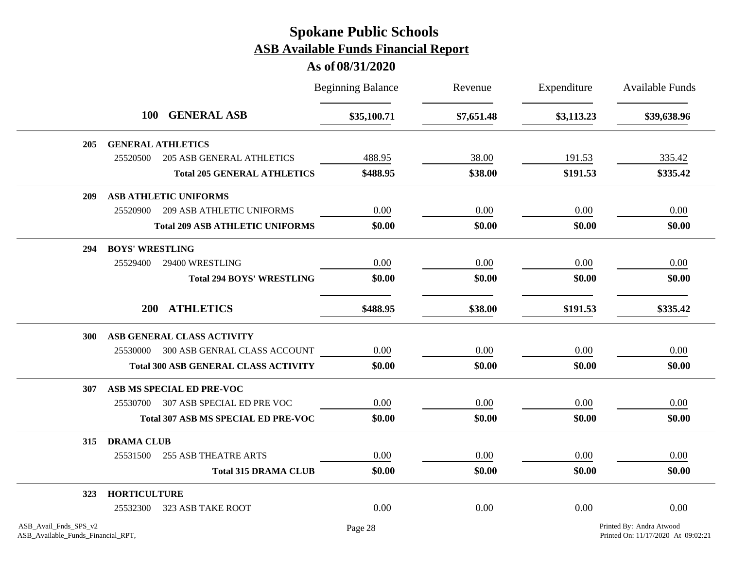# Spokane Public Schools

## ASB Available Funds Financial Report

### As of 08/31/2020

| | | Beginning Balance | Revenue | Expenditure | Available Funds |
|---|---|---|---|---|---|
| **100** | **GENERAL ASB** | **$35,100.71** | **$7,651.48** | **$3,113.23** | **$39,638.96** |
| **205** | **GENERAL ATHLETICS** | | | | |
| 25520500 | 205 ASB GENERAL ATHLETICS | 488.95 | 38.00 | 191.53 | 335.42 |
| | **Total 205 GENERAL ATHLETICS** | **$488.95** | **$38.00** | **$191.53** | **$335.42** |
| **209** | **ASB ATHLETIC UNIFORMS** | | | | |
| 25520900 | 209 ASB ATHLETIC UNIFORMS | 0.00 | 0.00 | 0.00 | 0.00 |
| | **Total 209 ASB ATHLETIC UNIFORMS** | **$0.00** | **$0.00** | **$0.00** | **$0.00** |
| **294** | **BOYS' WRESTLING** | | | | |
| 25529400 | 29400 WRESTLING | 0.00 | 0.00 | 0.00 | 0.00 |
| | **Total 294 BOYS' WRESTLING** | **$0.00** | **$0.00** | **$0.00** | **$0.00** |
| **200** | **ATHLETICS** | **$488.95** | **$38.00** | **$191.53** | **$335.42** |
| **300** | **ASB GENERAL CLASS ACTIVITY** | | | | |
| 25530000 | 300 ASB GENRAL CLASS ACCOUNT | 0.00 | 0.00 | 0.00 | 0.00 |
| | **Total 300 ASB GENERAL CLASS ACTIVITY** | **$0.00** | **$0.00** | **$0.00** | **$0.00** |
| **307** | **ASB MS SPECIAL ED PRE-VOC** | | | | |
| 25530700 | 307 ASB SPECIAL ED PRE VOC | 0.00 | 0.00 | 0.00 | 0.00 |
| | **Total 307 ASB MS SPECIAL ED PRE-VOC** | **$0.00** | **$0.00** | **$0.00** | **$0.00** |
| **315** | **DRAMA CLUB** | | | | |
| 25531500 | 255 ASB THEATRE ARTS | 0.00 | 0.00 | 0.00 | 0.00 |
| | **Total 315 DRAMA CLUB** | **$0.00** | **$0.00** | **$0.00** | **$0.00** |
| **323** | **HORTICULTURE** | | | | |
| 25532300 | 323 ASB TAKE ROOT | 0.00 | 0.00 | 0.00 | 0.00 |

ASB_Avail_Fnds_SPS_v2
ASB_Available_Funds_Financial_RPT,

Printed By: Andra Atwood
Printed On: 11/17/2020 At 09:02:21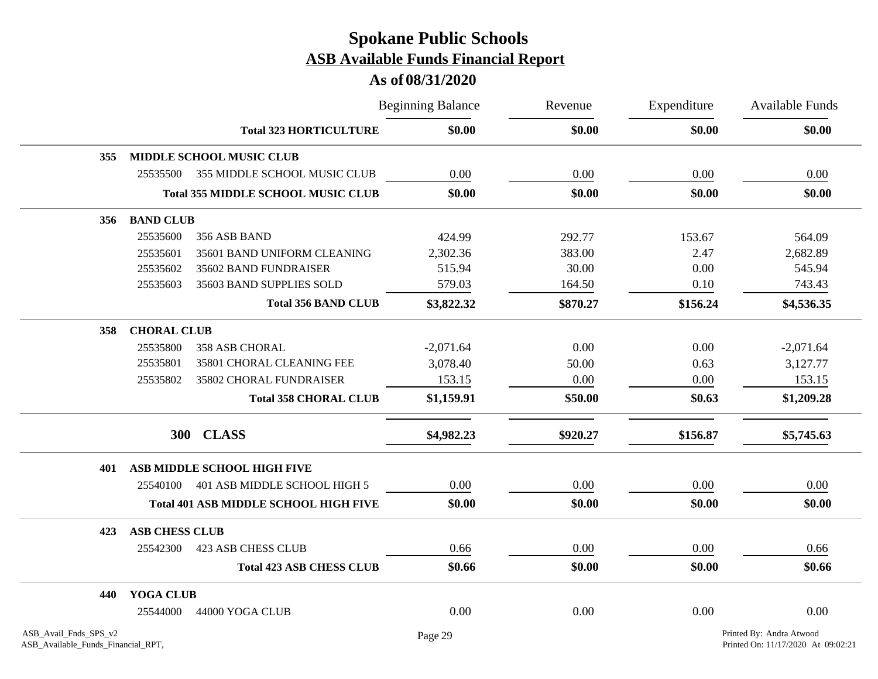# Spokane Public Schools

## ASB Available Funds Financial Report

### As of 08/31/2020

| | | | Beginning Balance | Revenue | Expenditure | Available Funds |
|---|---|---|---|---|---|---|
| | | **Total 323 HORTICULTURE** | **$0.00** | **$0.00** | **$0.00** | **$0.00** |
| **355** | **MIDDLE SCHOOL MUSIC CLUB** | | | | | |
| | 25535500 | 355 MIDDLE SCHOOL MUSIC CLUB | 0.00 | 0.00 | 0.00 | 0.00 |
| | | **Total 355 MIDDLE SCHOOL MUSIC CLUB** | **$0.00** | **$0.00** | **$0.00** | **$0.00** |
| **356** | **BAND CLUB** | | | | | |
| | 25535600 | 356 ASB BAND | 424.99 | 292.77 | 153.67 | 564.09 |
| | 25535601 | 35601 BAND UNIFORM CLEANING | 2,302.36 | 383.00 | 2.47 | 2,682.89 |
| | 25535602 | 35602 BAND FUNDRAISER | 515.94 | 30.00 | 0.00 | 545.94 |
| | 25535603 | 35603 BAND SUPPLIES SOLD | 579.03 | 164.50 | 0.10 | 743.43 |
| | | **Total 356 BAND CLUB** | **$3,822.32** | **$870.27** | **$156.24** | **$4,536.35** |
| **358** | **CHORAL CLUB** | | | | | |
| | 25535800 | 358 ASB CHORAL | -2,071.64 | 0.00 | 0.00 | -2,071.64 |
| | 25535801 | 35801 CHORAL CLEANING FEE | 3,078.40 | 50.00 | 0.63 | 3,127.77 |
| | 25535802 | 35802 CHORAL FUNDRAISER | 153.15 | 0.00 | 0.00 | 153.15 |
| | | **Total 358 CHORAL CLUB** | **$1,159.91** | **$50.00** | **$0.63** | **$1,209.28** |
| | | **300 CLASS** | **$4,982.23** | **$920.27** | **$156.87** | **$5,745.63** |
| **401** | **ASB MIDDLE SCHOOL HIGH FIVE** | | | | | |
| | 25540100 | 401 ASB MIDDLE SCHOOL HIGH 5 | 0.00 | 0.00 | 0.00 | 0.00 |
| | | **Total 401 ASB MIDDLE SCHOOL HIGH FIVE** | **$0.00** | **$0.00** | **$0.00** | **$0.00** |
| **423** | **ASB CHESS CLUB** | | | | | |
| | 25542300 | 423 ASB CHESS CLUB | 0.66 | 0.00 | 0.00 | 0.66 |
| | | **Total 423 ASB CHESS CLUB** | **$0.66** | **$0.00** | **$0.00** | **$0.66** |
| **440** | **YOGA CLUB** | | | | | |
| | 25544000 | 44000 YOGA CLUB | 0.00 | 0.00 | 0.00 | 0.00 |

ASB_Avail_Fnds_SPS_v2
ASB_Available_Funds_Financial_RPT,

Printed By: Andra Atwood
Printed On: 11/17/2020 At 09:02:21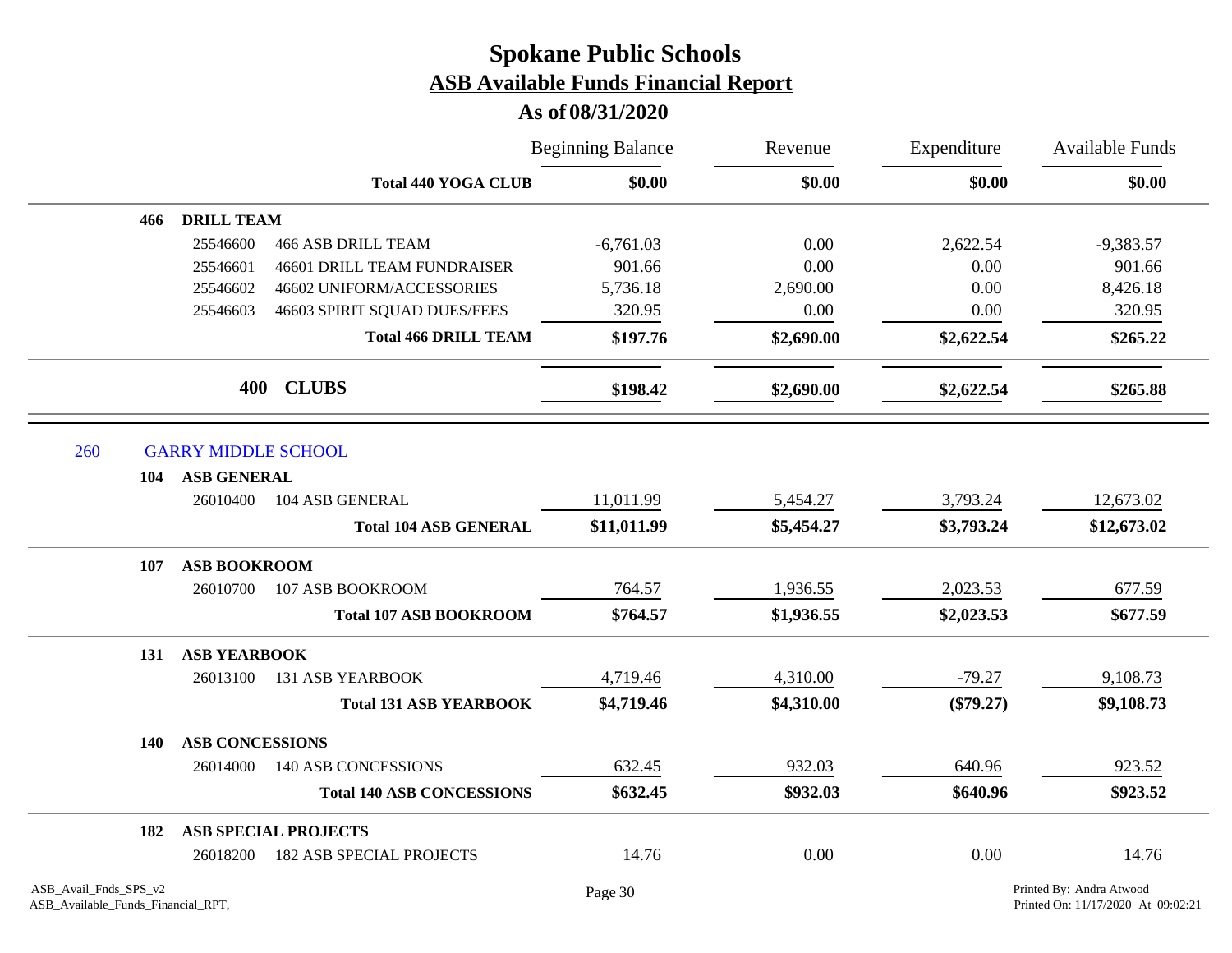# Spokane Public Schools

## ASB Available Funds Financial Report

### As of 08/31/2020

| | | Beginning Balance | Revenue | Expenditure | Available Funds |
|---|---|---|---|---|---|
| | **Total 440 YOGA CLUB** | **$0.00** | **$0.00** | **$0.00** | **$0.00** |
| **466** | **DRILL TEAM** | | | | |
| 25546600 | 466 ASB DRILL TEAM | -6,761.03 | 0.00 | 2,622.54 | -9,383.57 |
| 25546601 | 46601 DRILL TEAM FUNDRAISER | 901.66 | 0.00 | 0.00 | 901.66 |
| 25546602 | 46602 UNIFORM/ACCESSORIES | 5,736.18 | 2,690.00 | 0.00 | 8,426.18 |
| 25546603 | 46603 SPIRIT SQUAD DUES/FEES | 320.95 | 0.00 | 0.00 | 320.95 |
| | **Total 466 DRILL TEAM** | **$197.76** | **$2,690.00** | **$2,622.54** | **$265.22** |
| **400** | **CLUBS** | **$198.42** | **$2,690.00** | **$2,622.54** | **$265.88** |

## 260 GARRY MIDDLE SCHOOL

| | | Beginning Balance | Revenue | Expenditure | Available Funds |
|---|---|---|---|---|---|
| **104** | **ASB GENERAL** | | | | |
| 26010400 | 104 ASB GENERAL | 11,011.99 | 5,454.27 | 3,793.24 | 12,673.02 |
| | **Total 104 ASB GENERAL** | **$11,011.99** | **$5,454.27** | **$3,793.24** | **$12,673.02** |
| **107** | **ASB BOOKROOM** | | | | |
| 26010700 | 107 ASB BOOKROOM | 764.57 | 1,936.55 | 2,023.53 | 677.59 |
| | **Total 107 ASB BOOKROOM** | **$764.57** | **$1,936.55** | **$2,023.53** | **$677.59** |
| **131** | **ASB YEARBOOK** | | | | |
| 26013100 | 131 ASB YEARBOOK | 4,719.46 | 4,310.00 | -79.27 | 9,108.73 |
| | **Total 131 ASB YEARBOOK** | **$4,719.46** | **$4,310.00** | **($79.27)** | **$9,108.73** |
| **140** | **ASB CONCESSIONS** | | | | |
| 26014000 | 140 ASB CONCESSIONS | 632.45 | 932.03 | 640.96 | 923.52 |
| | **Total 140 ASB CONCESSIONS** | **$632.45** | **$932.03** | **$640.96** | **$923.52** |
| **182** | **ASB SPECIAL PROJECTS** | | | | |
| 26018200 | 182 ASB SPECIAL PROJECTS | 14.76 | 0.00 | 0.00 | 14.76 |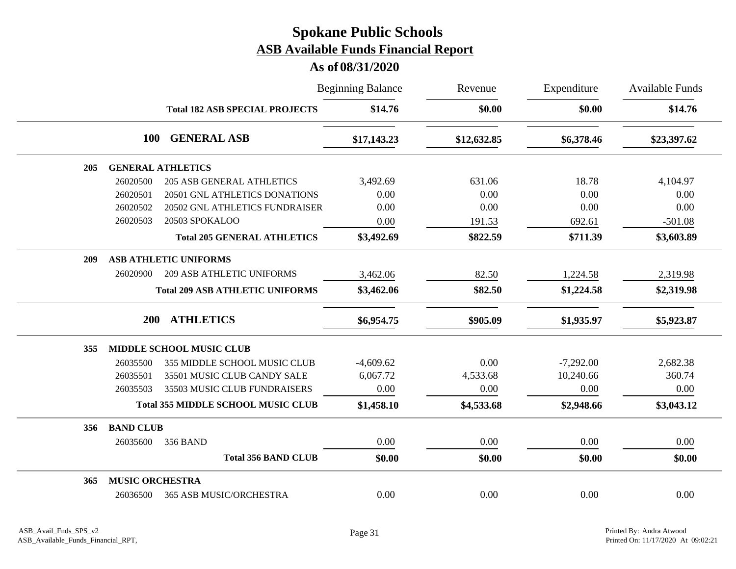# Spokane Public Schools

## ASB Available Funds Financial Report

### As of 08/31/2020

| | | Beginning Balance | Revenue | Expenditure | Available Funds |
|---|---|---|---|---|---|
| | **Total 182 ASB SPECIAL PROJECTS** | **$14.76** | **$0.00** | **$0.00** | **$14.76** |
| **100** | **GENERAL ASB** | **$17,143.23** | **$12,632.85** | **$6,378.46** | **$23,397.62** |
| **205** | **GENERAL ATHLETICS** | | | | |
| 26020500 | 205 ASB GENERAL ATHLETICS | 3,492.69 | 631.06 | 18.78 | 4,104.97 |
| 26020501 | 20501 GNL ATHLETICS DONATIONS | 0.00 | 0.00 | 0.00 | 0.00 |
| 26020502 | 20502 GNL ATHLETICS FUNDRAISER | 0.00 | 0.00 | 0.00 | 0.00 |
| 26020503 | 20503 SPOKALOO | 0.00 | 191.53 | 692.61 | -501.08 |
| | **Total 205 GENERAL ATHLETICS** | **$3,492.69** | **$822.59** | **$711.39** | **$3,603.89** |
| **209** | **ASB ATHLETIC UNIFORMS** | | | | |
| 26020900 | 209 ASB ATHLETIC UNIFORMS | 3,462.06 | 82.50 | 1,224.58 | 2,319.98 |
| | **Total 209 ASB ATHLETIC UNIFORMS** | **$3,462.06** | **$82.50** | **$1,224.58** | **$2,319.98** |
| **200** | **ATHLETICS** | **$6,954.75** | **$905.09** | **$1,935.97** | **$5,923.87** |
| **355** | **MIDDLE SCHOOL MUSIC CLUB** | | | | |
| 26035500 | 355 MIDDLE SCHOOL MUSIC CLUB | -4,609.62 | 0.00 | -7,292.00 | 2,682.38 |
| 26035501 | 35501 MUSIC CLUB CANDY SALE | 6,067.72 | 4,533.68 | 10,240.66 | 360.74 |
| 26035503 | 35503 MUSIC CLUB FUNDRAISERS | 0.00 | 0.00 | 0.00 | 0.00 |
| | **Total 355 MIDDLE SCHOOL MUSIC CLUB** | **$1,458.10** | **$4,533.68** | **$2,948.66** | **$3,043.12** |
| **356** | **BAND CLUB** | | | | |
| 26035600 | 356 BAND | 0.00 | 0.00 | 0.00 | 0.00 |
| | **Total 356 BAND CLUB** | **$0.00** | **$0.00** | **$0.00** | **$0.00** |
| **365** | **MUSIC ORCHESTRA** | | | | |
| 26036500 | 365 ASB MUSIC/ORCHESTRA | 0.00 | 0.00 | 0.00 | 0.00 |

ASB_Avail_Fnds_SPS_v2
ASB_Available_Funds_Financial_RPT,

Printed By: Andra Atwood
Printed On: 11/17/2020 At 09:02:21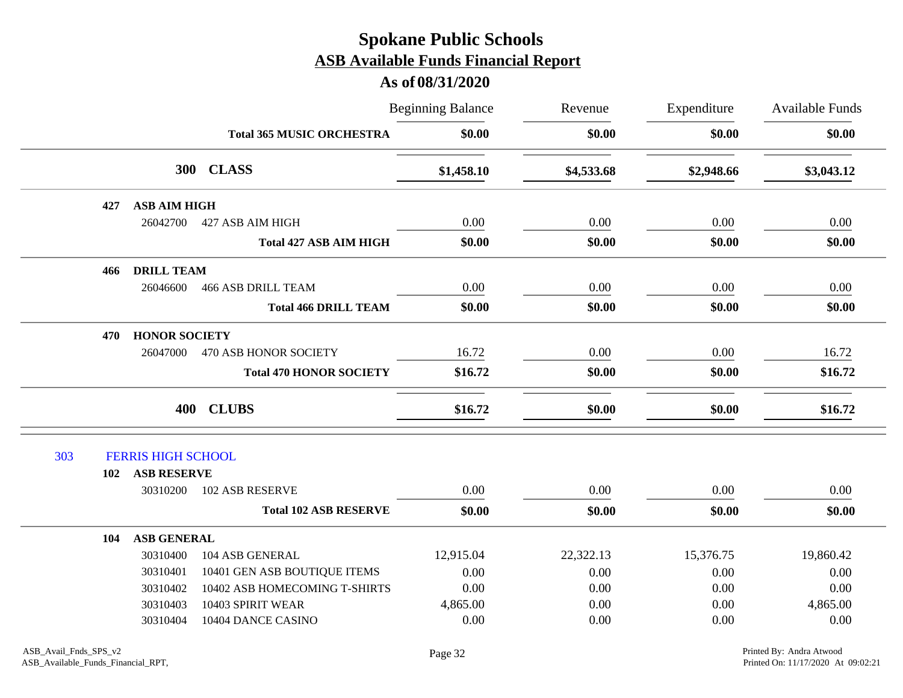# Spokane Public Schools
## ASB Available Funds Financial Report
### As of 08/31/2020

| | | Beginning Balance | Revenue | Expenditure | Available Funds |
|---|---|---|---|---|---|
| | **Total 365 MUSIC ORCHESTRA** | **$0.00** | **$0.00** | **$0.00** | **$0.00** |
| | **300 CLASS** | **$1,458.10** | **$4,533.68** | **$2,948.66** | **$3,043.12** |
| **427 ASB AIM HIGH** | | | | | |
| 26042700 | 427 ASB AIM HIGH | 0.00 | 0.00 | 0.00 | 0.00 |
| | **Total 427 ASB AIM HIGH** | **$0.00** | **$0.00** | **$0.00** | **$0.00** |
| **466 DRILL TEAM** | | | | | |
| 26046600 | 466 ASB DRILL TEAM | 0.00 | 0.00 | 0.00 | 0.00 |
| | **Total 466 DRILL TEAM** | **$0.00** | **$0.00** | **$0.00** | **$0.00** |
| **470 HONOR SOCIETY** | | | | | |
| 26047000 | 470 ASB HONOR SOCIETY | 16.72 | 0.00 | 0.00 | 16.72 |
| | **Total 470 HONOR SOCIETY** | **$16.72** | **$0.00** | **$0.00** | **$16.72** |
| | **400 CLUBS** | **$16.72** | **$0.00** | **$0.00** | **$16.72** |
| **303 FERRIS HIGH SCHOOL** | | | | | |
| **102 ASB RESERVE** | | | | | |
| 30310200 | 102 ASB RESERVE | 0.00 | 0.00 | 0.00 | 0.00 |
| | **Total 102 ASB RESERVE** | **$0.00** | **$0.00** | **$0.00** | **$0.00** |
| **104 ASB GENERAL** | | | | | |
| 30310400 | 104 ASB GENERAL | 12,915.04 | 22,322.13 | 15,376.75 | 19,860.42 |
| 30310401 | 10401 GEN ASB BOUTIQUE ITEMS | 0.00 | 0.00 | 0.00 | 0.00 |
| 30310402 | 10402 ASB HOMECOMING T-SHIRTS | 0.00 | 0.00 | 0.00 | 0.00 |
| 30310403 | 10403 SPIRIT WEAR | 4,865.00 | 0.00 | 0.00 | 4,865.00 |
| 30310404 | 10404 DANCE CASINO | 0.00 | 0.00 | 0.00 | 0.00 |

ASB_Avail_Fnds_SPS_v2
ASB_Available_Funds_Financial_RPT,

Printed By: Andra Atwood
Printed On: 11/17/2020 At 09:02:21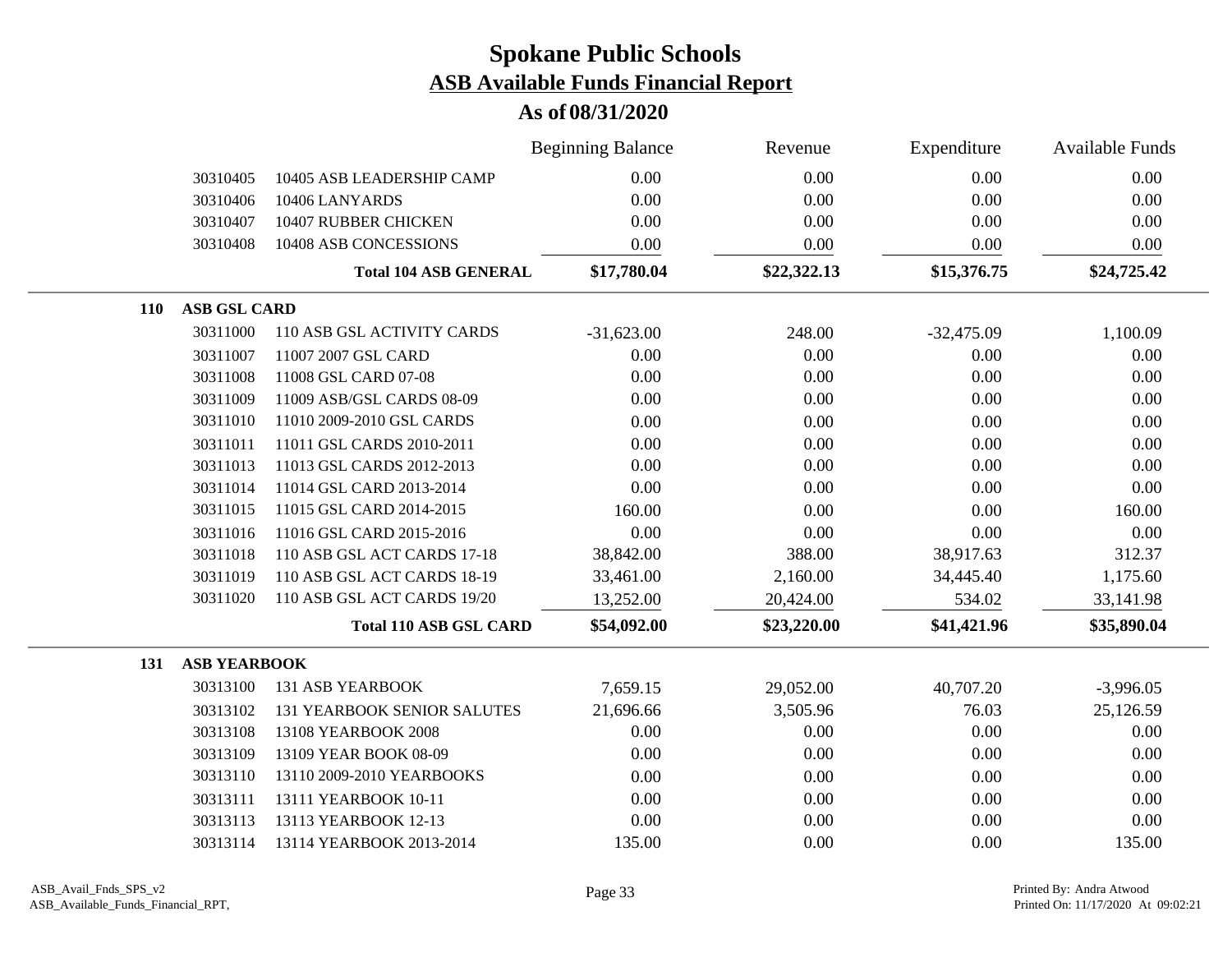# Spokane Public Schools
## ASB Available Funds Financial Report
### As of 08/31/2020

| | | Beginning Balance | Revenue | Expenditure | Available Funds |
|---|---|---|---|---|---|
| 30310405 | 10405 ASB LEADERSHIP CAMP | 0.00 | 0.00 | 0.00 | 0.00 |
| 30310406 | 10406 LANYARDS | 0.00 | 0.00 | 0.00 | 0.00 |
| 30310407 | 10407 RUBBER CHICKEN | 0.00 | 0.00 | 0.00 | 0.00 |
| 30310408 | 10408 ASB CONCESSIONS | 0.00 | 0.00 | 0.00 | 0.00 |
| | **Total 104 ASB GENERAL** | **$17,780.04** | **$22,322.13** | **$15,376.75** | **$24,725.42** |
| **110** | **ASB GSL CARD** | | | | |
| 30311000 | 110 ASB GSL ACTIVITY CARDS | -31,623.00 | 248.00 | -32,475.09 | 1,100.09 |
| 30311007 | 11007 2007 GSL CARD | 0.00 | 0.00 | 0.00 | 0.00 |
| 30311008 | 11008 GSL CARD 07-08 | 0.00 | 0.00 | 0.00 | 0.00 |
| 30311009 | 11009 ASB/GSL CARDS 08-09 | 0.00 | 0.00 | 0.00 | 0.00 |
| 30311010 | 11010 2009-2010 GSL CARDS | 0.00 | 0.00 | 0.00 | 0.00 |
| 30311011 | 11011 GSL CARDS 2010-2011 | 0.00 | 0.00 | 0.00 | 0.00 |
| 30311013 | 11013 GSL CARDS 2012-2013 | 0.00 | 0.00 | 0.00 | 0.00 |
| 30311014 | 11014 GSL CARD 2013-2014 | 0.00 | 0.00 | 0.00 | 0.00 |
| 30311015 | 11015 GSL CARD 2014-2015 | 160.00 | 0.00 | 0.00 | 160.00 |
| 30311016 | 11016 GSL CARD 2015-2016 | 0.00 | 0.00 | 0.00 | 0.00 |
| 30311018 | 110 ASB GSL ACT CARDS 17-18 | 38,842.00 | 388.00 | 38,917.63 | 312.37 |
| 30311019 | 110 ASB GSL ACT CARDS 18-19 | 33,461.00 | 2,160.00 | 34,445.40 | 1,175.60 |
| 30311020 | 110 ASB GSL ACT CARDS 19/20 | 13,252.00 | 20,424.00 | 534.02 | 33,141.98 |
| | **Total 110 ASB GSL CARD** | **$54,092.00** | **$23,220.00** | **$41,421.96** | **$35,890.04** |
| **131** | **ASB YEARBOOK** | | | | |
| 30313100 | 131 ASB YEARBOOK | 7,659.15 | 29,052.00 | 40,707.20 | -3,996.05 |
| 30313102 | 131 YEARBOOK SENIOR SALUTES | 21,696.66 | 3,505.96 | 76.03 | 25,126.59 |
| 30313108 | 13108 YEARBOOK 2008 | 0.00 | 0.00 | 0.00 | 0.00 |
| 30313109 | 13109 YEAR BOOK 08-09 | 0.00 | 0.00 | 0.00 | 0.00 |
| 30313110 | 13110 2009-2010 YEARBOOKS | 0.00 | 0.00 | 0.00 | 0.00 |
| 30313111 | 13111 YEARBOOK 10-11 | 0.00 | 0.00 | 0.00 | 0.00 |
| 30313113 | 13113 YEARBOOK 12-13 | 0.00 | 0.00 | 0.00 | 0.00 |
| 30313114 | 13114 YEARBOOK 2013-2014 | 135.00 | 0.00 | 0.00 | 135.00 |

ASB_Avail_Fnds_SPS_v2
ASB_Available_Funds_Financial_RPT,

Printed By: Andra Atwood
Printed On: 11/17/2020 At 09:02:21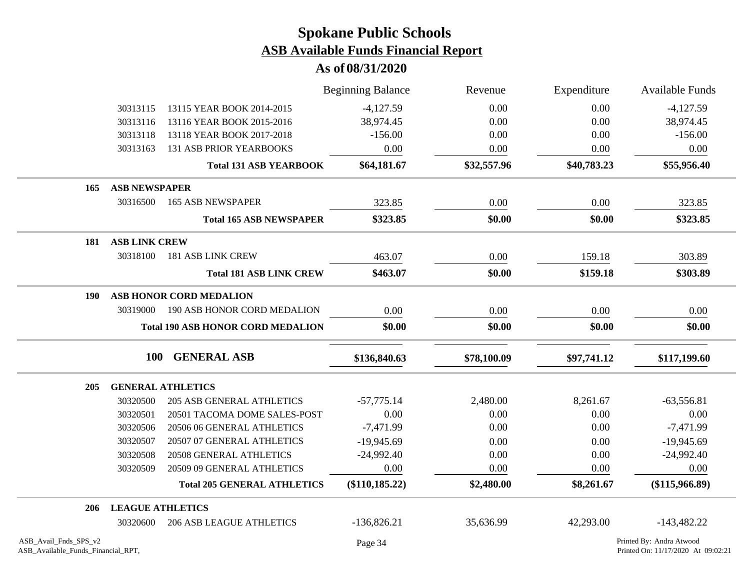# Spokane Public Schools
## ASB Available Funds Financial Report
### As of 08/31/2020

| | | | Beginning Balance | Revenue | Expenditure | Available Funds |
|---|---|---|---|---|---|---|
| | 30313115 | 13115 YEAR BOOK 2014-2015 | -4,127.59 | 0.00 | 0.00 | -4,127.59 |
| | 30313116 | 13116 YEAR BOOK 2015-2016 | 38,974.45 | 0.00 | 0.00 | 38,974.45 |
| | 30313118 | 13118 YEAR BOOK 2017-2018 | -156.00 | 0.00 | 0.00 | -156.00 |
| | 30313163 | 131 ASB PRIOR YEARBOOKS | 0.00 | 0.00 | 0.00 | 0.00 |
| | | **Total 131 ASB YEARBOOK** | **$64,181.67** | **$32,557.96** | **$40,783.23** | **$55,956.40** |
| **165** | **ASB NEWSPAPER** | | | | | |
| | 30316500 | 165 ASB NEWSPAPER | 323.85 | 0.00 | 0.00 | 323.85 |
| | | **Total 165 ASB NEWSPAPER** | **$323.85** | **$0.00** | **$0.00** | **$323.85** |
| **181** | **ASB LINK CREW** | | | | | |
| | 30318100 | 181 ASB LINK CREW | 463.07 | 0.00 | 159.18 | 303.89 |
| | | **Total 181 ASB LINK CREW** | **$463.07** | **$0.00** | **$159.18** | **$303.89** |
| **190** | **ASB HONOR CORD MEDALION** | | | | | |
| | 30319000 | 190 ASB HONOR CORD MEDALION | 0.00 | 0.00 | 0.00 | 0.00 |
| | | **Total 190 ASB HONOR CORD MEDALION** | **$0.00** | **$0.00** | **$0.00** | **$0.00** |
| | **100** | **GENERAL ASB** | **$136,840.63** | **$78,100.09** | **$97,741.12** | **$117,199.60** |
| **205** | **GENERAL ATHLETICS** | | | | | |
| | 30320500 | 205 ASB GENERAL ATHLETICS | -57,775.14 | 2,480.00 | 8,261.67 | -63,556.81 |
| | 30320501 | 20501 TACOMA DOME SALES-POST | 0.00 | 0.00 | 0.00 | 0.00 |
| | 30320506 | 20506 06 GENERAL ATHLETICS | -7,471.99 | 0.00 | 0.00 | -7,471.99 |
| | 30320507 | 20507 07 GENERAL ATHLETICS | -19,945.69 | 0.00 | 0.00 | -19,945.69 |
| | 30320508 | 20508 GENERAL ATHLETICS | -24,992.40 | 0.00 | 0.00 | -24,992.40 |
| | 30320509 | 20509 09 GENERAL ATHLETICS | 0.00 | 0.00 | 0.00 | 0.00 |
| | | **Total 205 GENERAL ATHLETICS** | **($110,185.22)** | **$2,480.00** | **$8,261.67** | **($115,966.89)** |
| **206** | **LEAGUE ATHLETICS** | | | | | |
| | 30320600 | 206 ASB LEAGUE ATHLETICS | -136,826.21 | 35,636.99 | 42,293.00 | -143,482.22 |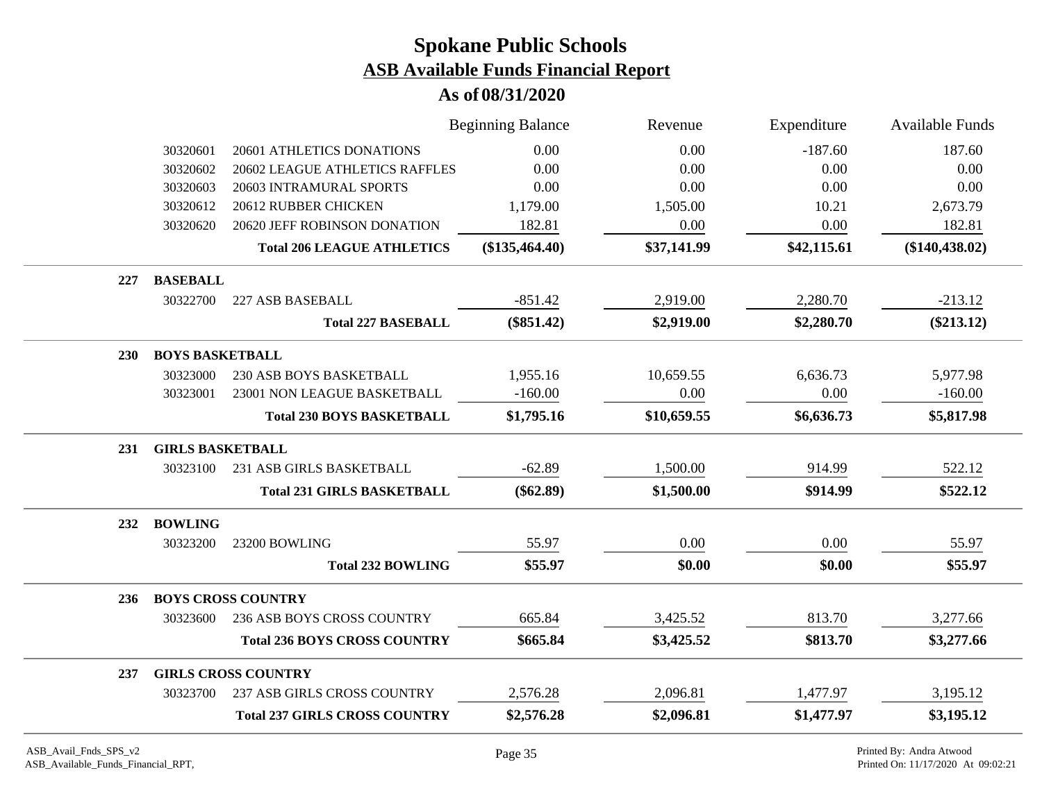# Spokane Public Schools

## ASB Available Funds Financial Report

### As of 08/31/2020

| | | | Beginning Balance | Revenue | Expenditure | Available Funds |
|---|---|---|---|---|---|---|
| | 30320601 | 20601 ATHLETICS DONATIONS | 0.00 | 0.00 | -187.60 | 187.60 |
| | 30320602 | 20602 LEAGUE ATHLETICS RAFFLES | 0.00 | 0.00 | 0.00 | 0.00 |
| | 30320603 | 20603 INTRAMURAL SPORTS | 0.00 | 0.00 | 0.00 | 0.00 |
| | 30320612 | 20612 RUBBER CHICKEN | 1,179.00 | 1,505.00 | 10.21 | 2,673.79 |
| | 30320620 | 20620 JEFF ROBINSON DONATION | 182.81 | 0.00 | 0.00 | 182.81 |
| | | **Total 206 LEAGUE ATHLETICS** | **($135,464.40)** | **$37,141.99** | **$42,115.61** | **($140,438.02)** |
| **227** | **BASEBALL** | | | | | |
| | 30322700 | 227 ASB BASEBALL | -851.42 | 2,919.00 | 2,280.70 | -213.12 |
| | | **Total 227 BASEBALL** | **($851.42)** | **$2,919.00** | **$2,280.70** | **($213.12)** |
| **230** | **BOYS BASKETBALL** | | | | | |
| | 30323000 | 230 ASB BOYS BASKETBALL | 1,955.16 | 10,659.55 | 6,636.73 | 5,977.98 |
| | 30323001 | 23001 NON LEAGUE BASKETBALL | -160.00 | 0.00 | 0.00 | -160.00 |
| | | **Total 230 BOYS BASKETBALL** | **$1,795.16** | **$10,659.55** | **$6,636.73** | **$5,817.98** |
| **231** | **GIRLS BASKETBALL** | | | | | |
| | 30323100 | 231 ASB GIRLS BASKETBALL | -62.89 | 1,500.00 | 914.99 | 522.12 |
| | | **Total 231 GIRLS BASKETBALL** | **($62.89)** | **$1,500.00** | **$914.99** | **$522.12** |
| **232** | **BOWLING** | | | | | |
| | 30323200 | 23200 BOWLING | 55.97 | 0.00 | 0.00 | 55.97 |
| | | **Total 232 BOWLING** | **$55.97** | **$0.00** | **$0.00** | **$55.97** |
| **236** | **BOYS CROSS COUNTRY** | | | | | |
| | 30323600 | 236 ASB BOYS CROSS COUNTRY | 665.84 | 3,425.52 | 813.70 | 3,277.66 |
| | | **Total 236 BOYS CROSS COUNTRY** | **$665.84** | **$3,425.52** | **$813.70** | **$3,277.66** |
| **237** | **GIRLS CROSS COUNTRY** | | | | | |
| | 30323700 | 237 ASB GIRLS CROSS COUNTRY | 2,576.28 | 2,096.81 | 1,477.97 | 3,195.12 |
| | | **Total 237 GIRLS CROSS COUNTRY** | **$2,576.28** | **$2,096.81** | **$1,477.97** | **$3,195.12** |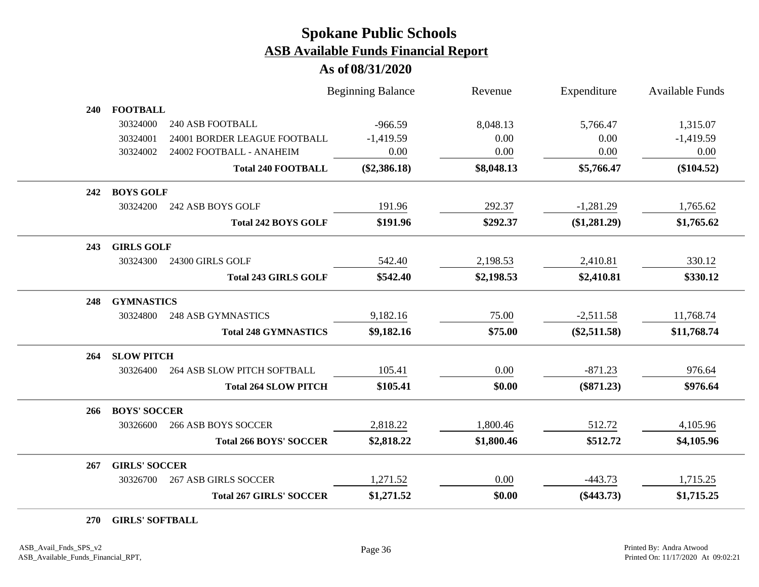# Spokane Public Schools

## ASB Available Funds Financial Report

### As of 08/31/2020

| | | | Beginning Balance | Revenue | Expenditure | Available Funds |
|---|---|---|---|---|---|---|
| **240** | **FOOTBALL** | | | | | |
| | 30324000 | 240 ASB FOOTBALL | -966.59 | 8,048.13 | 5,766.47 | 1,315.07 |
| | 30324001 | 24001 BORDER LEAGUE FOOTBALL | -1,419.59 | 0.00 | 0.00 | -1,419.59 |
| | 30324002 | 24002 FOOTBALL - ANAHEIM | 0.00 | 0.00 | 0.00 | 0.00 |
| | | **Total 240 FOOTBALL** | **($2,386.18)** | **$8,048.13** | **$5,766.47** | **($104.52)** |
| **242** | **BOYS GOLF** | | | | | |
| | 30324200 | 242 ASB BOYS GOLF | 191.96 | 292.37 | -1,281.29 | 1,765.62 |
| | | **Total 242 BOYS GOLF** | **$191.96** | **$292.37** | **($1,281.29)** | **$1,765.62** |
| **243** | **GIRLS GOLF** | | | | | |
| | 30324300 | 24300 GIRLS GOLF | 542.40 | 2,198.53 | 2,410.81 | 330.12 |
| | | **Total 243 GIRLS GOLF** | **$542.40** | **$2,198.53** | **$2,410.81** | **$330.12** |
| **248** | **GYMNASTICS** | | | | | |
| | 30324800 | 248 ASB GYMNASTICS | 9,182.16 | 75.00 | -2,511.58 | 11,768.74 |
| | | **Total 248 GYMNASTICS** | **$9,182.16** | **$75.00** | **($2,511.58)** | **$11,768.74** |
| **264** | **SLOW PITCH** | | | | | |
| | 30326400 | 264 ASB SLOW PITCH SOFTBALL | 105.41 | 0.00 | -871.23 | 976.64 |
| | | **Total 264 SLOW PITCH** | **$105.41** | **$0.00** | **($871.23)** | **$976.64** |
| **266** | **BOYS' SOCCER** | | | | | |
| | 30326600 | 266 ASB BOYS SOCCER | 2,818.22 | 1,800.46 | 512.72 | 4,105.96 |
| | | **Total 266 BOYS' SOCCER** | **$2,818.22** | **$1,800.46** | **$512.72** | **$4,105.96** |
| **267** | **GIRLS' SOCCER** | | | | | |
| | 30326700 | 267 ASB GIRLS SOCCER | 1,271.52 | 0.00 | -443.73 | 1,715.25 |
| | | **Total 267 GIRLS' SOCCER** | **$1,271.52** | **$0.00** | **($443.73)** | **$1,715.25** |
| **270** | **GIRLS' SOFTBALL** | | | | | |

ASB_Avail_Fnds_SPS_v2
ASB_Available_Funds_Financial_RPT,

Printed By: Andra Atwood
Printed On: 11/17/2020 At 09:02:21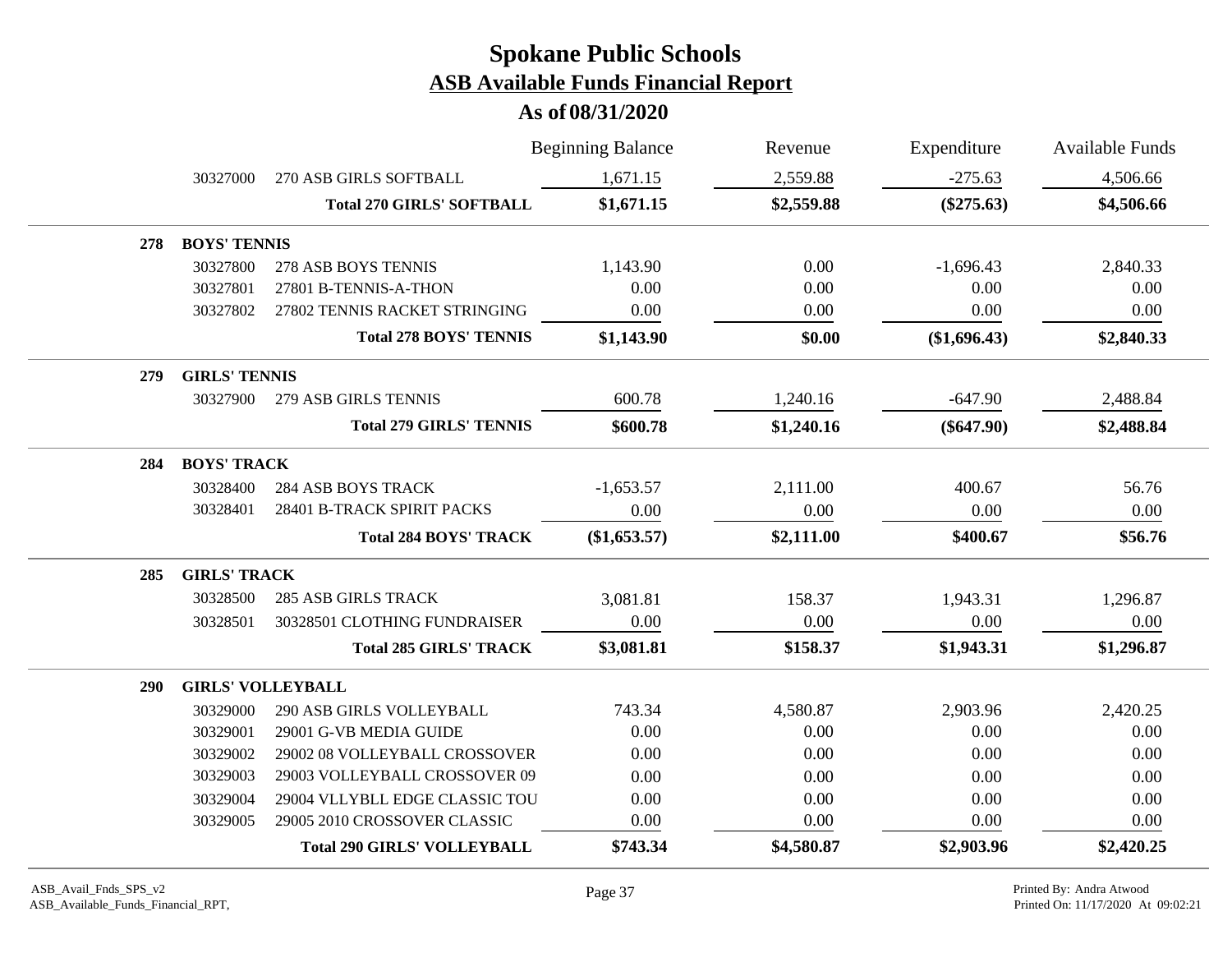# Spokane Public Schools

## ASB Available Funds Financial Report

### As of 08/31/2020

| | | | Beginning Balance | Revenue | Expenditure | Available Funds |
|---|---|---|---|---|---|---|
| | 30327000 | 270 ASB GIRLS SOFTBALL | 1,671.15 | 2,559.88 | -275.63 | 4,506.66 |
| | | **Total 270 GIRLS' SOFTBALL** | **$1,671.15** | **$2,559.88** | **($275.63)** | **$4,506.66** |
| **278** | **BOYS' TENNIS** | | | | | |
| | 30327800 | 278 ASB BOYS TENNIS | 1,143.90 | 0.00 | -1,696.43 | 2,840.33 |
| | 30327801 | 27801 B-TENNIS-A-THON | 0.00 | 0.00 | 0.00 | 0.00 |
| | 30327802 | 27802 TENNIS RACKET STRINGING | 0.00 | 0.00 | 0.00 | 0.00 |
| | | **Total 278 BOYS' TENNIS** | **$1,143.90** | **$0.00** | **($1,696.43)** | **$2,840.33** |
| **279** | **GIRLS' TENNIS** | | | | | |
| | 30327900 | 279 ASB GIRLS TENNIS | 600.78 | 1,240.16 | -647.90 | 2,488.84 |
| | | **Total 279 GIRLS' TENNIS** | **$600.78** | **$1,240.16** | **($647.90)** | **$2,488.84** |
| **284** | **BOYS' TRACK** | | | | | |
| | 30328400 | 284 ASB BOYS TRACK | -1,653.57 | 2,111.00 | 400.67 | 56.76 |
| | 30328401 | 28401 B-TRACK SPIRIT PACKS | 0.00 | 0.00 | 0.00 | 0.00 |
| | | **Total 284 BOYS' TRACK** | **($1,653.57)** | **$2,111.00** | **$400.67** | **$56.76** |
| **285** | **GIRLS' TRACK** | | | | | |
| | 30328500 | 285 ASB GIRLS TRACK | 3,081.81 | 158.37 | 1,943.31 | 1,296.87 |
| | 30328501 | 30328501 CLOTHING FUNDRAISER | 0.00 | 0.00 | 0.00 | 0.00 |
| | | **Total 285 GIRLS' TRACK** | **$3,081.81** | **$158.37** | **$1,943.31** | **$1,296.87** |
| **290** | **GIRLS' VOLLEYBALL** | | | | | |
| | 30329000 | 290 ASB GIRLS VOLLEYBALL | 743.34 | 4,580.87 | 2,903.96 | 2,420.25 |
| | 30329001 | 29001 G-VB MEDIA GUIDE | 0.00 | 0.00 | 0.00 | 0.00 |
| | 30329002 | 29002 08 VOLLEYBALL CROSSOVER | 0.00 | 0.00 | 0.00 | 0.00 |
| | 30329003 | 29003 VOLLEYBALL CROSSOVER 09 | 0.00 | 0.00 | 0.00 | 0.00 |
| | 30329004 | 29004 VLLYBLL EDGE CLASSIC TOU | 0.00 | 0.00 | 0.00 | 0.00 |
| | 30329005 | 29005 2010 CROSSOVER CLASSIC | 0.00 | 0.00 | 0.00 | 0.00 |
| | | **Total 290 GIRLS' VOLLEYBALL** | **$743.34** | **$4,580.87** | **$2,903.96** | **$2,420.25** |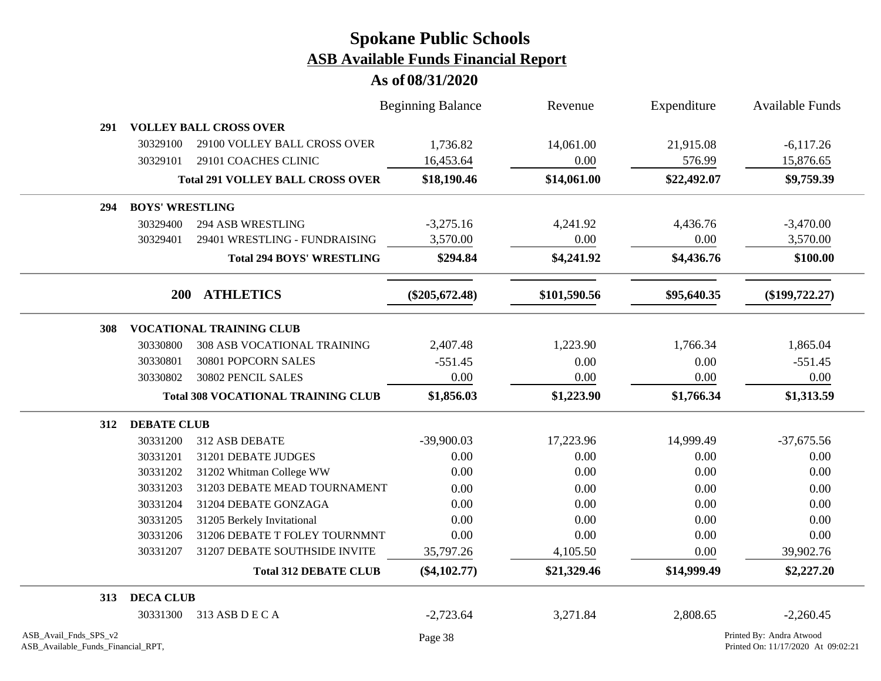# Spokane Public Schools

## ASB Available Funds Financial Report

### As of 08/31/2020

| | | | Beginning Balance | Revenue | Expenditure | Available Funds |
|---|---|---|---|---|---|---|
| **291** | **VOLLEY BALL CROSS OVER** | | | | | |
| | 30329100 | 29100 VOLLEY BALL CROSS OVER | 1,736.82 | 14,061.00 | 21,915.08 | -6,117.26 |
| | 30329101 | 29101 COACHES CLINIC | 16,453.64 | 0.00 | 576.99 | 15,876.65 |
| | | **Total 291 VOLLEY BALL CROSS OVER** | **$18,190.46** | **$14,061.00** | **$22,492.07** | **$9,759.39** |
| **294** | **BOYS' WRESTLING** | | | | | |
| | 30329400 | 294 ASB WRESTLING | -3,275.16 | 4,241.92 | 4,436.76 | -3,470.00 |
| | 30329401 | 29401 WRESTLING - FUNDRAISING | 3,570.00 | 0.00 | 0.00 | 3,570.00 |
| | | **Total 294 BOYS' WRESTLING** | **$294.84** | **$4,241.92** | **$4,436.76** | **$100.00** |
| | **200** | **ATHLETICS** | **($205,672.48)** | **$101,590.56** | **$95,640.35** | **($199,722.27)** |
| **308** | **VOCATIONAL TRAINING CLUB** | | | | | |
| | 30330800 | 308 ASB VOCATIONAL TRAINING | 2,407.48 | 1,223.90 | 1,766.34 | 1,865.04 |
| | 30330801 | 30801 POPCORN SALES | -551.45 | 0.00 | 0.00 | -551.45 |
| | 30330802 | 30802 PENCIL SALES | 0.00 | 0.00 | 0.00 | 0.00 |
| | | **Total 308 VOCATIONAL TRAINING CLUB** | **$1,856.03** | **$1,223.90** | **$1,766.34** | **$1,313.59** |
| **312** | **DEBATE CLUB** | | | | | |
| | 30331200 | 312 ASB DEBATE | -39,900.03 | 17,223.96 | 14,999.49 | -37,675.56 |
| | 30331201 | 31201 DEBATE JUDGES | 0.00 | 0.00 | 0.00 | 0.00 |
| | 30331202 | 31202 Whitman College WW | 0.00 | 0.00 | 0.00 | 0.00 |
| | 30331203 | 31203 DEBATE MEAD TOURNAMENT | 0.00 | 0.00 | 0.00 | 0.00 |
| | 30331204 | 31204 DEBATE GONZAGA | 0.00 | 0.00 | 0.00 | 0.00 |
| | 30331205 | 31205 Berkely Invitational | 0.00 | 0.00 | 0.00 | 0.00 |
| | 30331206 | 31206 DEBATE T FOLEY TOURNMNT | 0.00 | 0.00 | 0.00 | 0.00 |
| | 30331207 | 31207 DEBATE SOUTHSIDE INVITE | 35,797.26 | 4,105.50 | 0.00 | 39,902.76 |
| | | **Total 312 DEBATE CLUB** | **($4,102.77)** | **$21,329.46** | **$14,999.49** | **$2,227.20** |
| **313** | **DECA CLUB** | | | | | |
| | 30331300 | 313 ASB D E C A | -2,723.64 | 3,271.84 | 2,808.65 | -2,260.45 |

ASB_Avail_Fnds_SPS_v2
ASB_Available_Funds_Financial_RPT,

Printed By: Andra Atwood
Printed On: 11/17/2020 At 09:02:21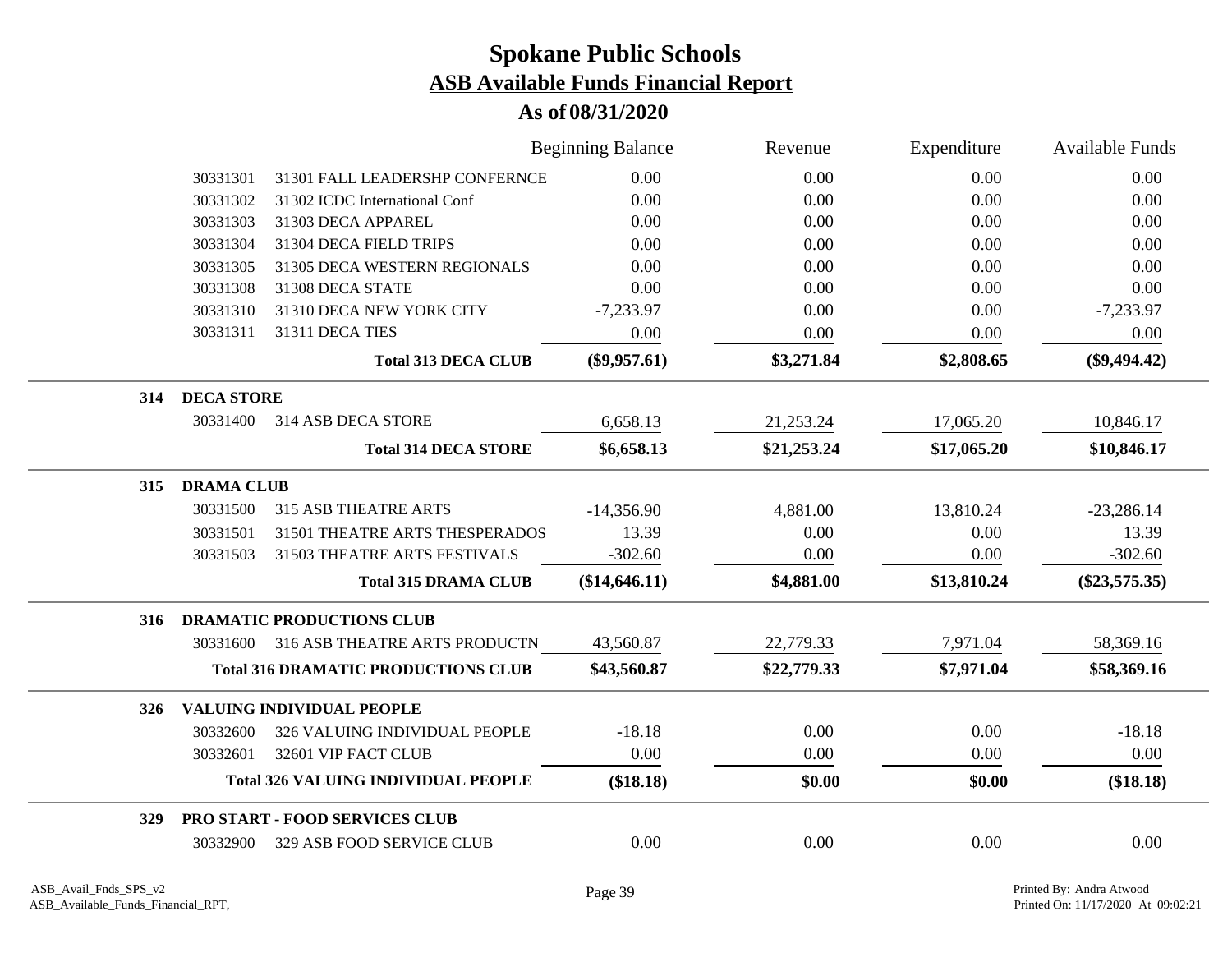# Spokane Public Schools

## ASB Available Funds Financial Report

### As of 08/31/2020

| | | | Beginning Balance | Revenue | Expenditure | Available Funds |
|---|---|---|---|---|---|---|
| | 30331301 | 31301 FALL LEADERSHP CONFERNCE | 0.00 | 0.00 | 0.00 | 0.00 |
| | 30331302 | 31302 ICDC International Conf | 0.00 | 0.00 | 0.00 | 0.00 |
| | 30331303 | 31303 DECA APPAREL | 0.00 | 0.00 | 0.00 | 0.00 |
| | 30331304 | 31304 DECA FIELD TRIPS | 0.00 | 0.00 | 0.00 | 0.00 |
| | 30331305 | 31305 DECA WESTERN REGIONALS | 0.00 | 0.00 | 0.00 | 0.00 |
| | 30331308 | 31308 DECA STATE | 0.00 | 0.00 | 0.00 | 0.00 |
| | 30331310 | 31310 DECA NEW YORK CITY | -7,233.97 | 0.00 | 0.00 | -7,233.97 |
| | 30331311 | 31311 DECA TIES | 0.00 | 0.00 | 0.00 | 0.00 |
| | | **Total 313 DECA CLUB** | **($9,957.61)** | **$3,271.84** | **$2,808.65** | **($9,494.42)** |
| **314** | **DECA STORE** | | | | | |
| | 30331400 | 314 ASB DECA STORE | 6,658.13 | 21,253.24 | 17,065.20 | 10,846.17 |
| | | **Total 314 DECA STORE** | **$6,658.13** | **$21,253.24** | **$17,065.20** | **$10,846.17** |
| **315** | **DRAMA CLUB** | | | | | |
| | 30331500 | 315 ASB THEATRE ARTS | -14,356.90 | 4,881.00 | 13,810.24 | -23,286.14 |
| | 30331501 | 31501 THEATRE ARTS THESPERADOS | 13.39 | 0.00 | 0.00 | 13.39 |
| | 30331503 | 31503 THEATRE ARTS FESTIVALS | -302.60 | 0.00 | 0.00 | -302.60 |
| | | **Total 315 DRAMA CLUB** | **($14,646.11)** | **$4,881.00** | **$13,810.24** | **($23,575.35)** |
| **316** | **DRAMATIC PRODUCTIONS CLUB** | | | | | |
| | 30331600 | 316 ASB THEATRE ARTS PRODUCTN | 43,560.87 | 22,779.33 | 7,971.04 | 58,369.16 |
| | | **Total 316 DRAMATIC PRODUCTIONS CLUB** | **$43,560.87** | **$22,779.33** | **$7,971.04** | **$58,369.16** |
| **326** | **VALUING INDIVIDUAL PEOPLE** | | | | | |
| | 30332600 | 326 VALUING INDIVIDUAL PEOPLE | -18.18 | 0.00 | 0.00 | -18.18 |
| | 30332601 | 32601 VIP FACT CLUB | 0.00 | 0.00 | 0.00 | 0.00 |
| | | **Total 326 VALUING INDIVIDUAL PEOPLE** | **($18.18)** | **$0.00** | **$0.00** | **($18.18)** |
| **329** | **PRO START - FOOD SERVICES CLUB** | | | | | |
| | 30332900 | 329 ASB FOOD SERVICE CLUB | 0.00 | 0.00 | 0.00 | 0.00 |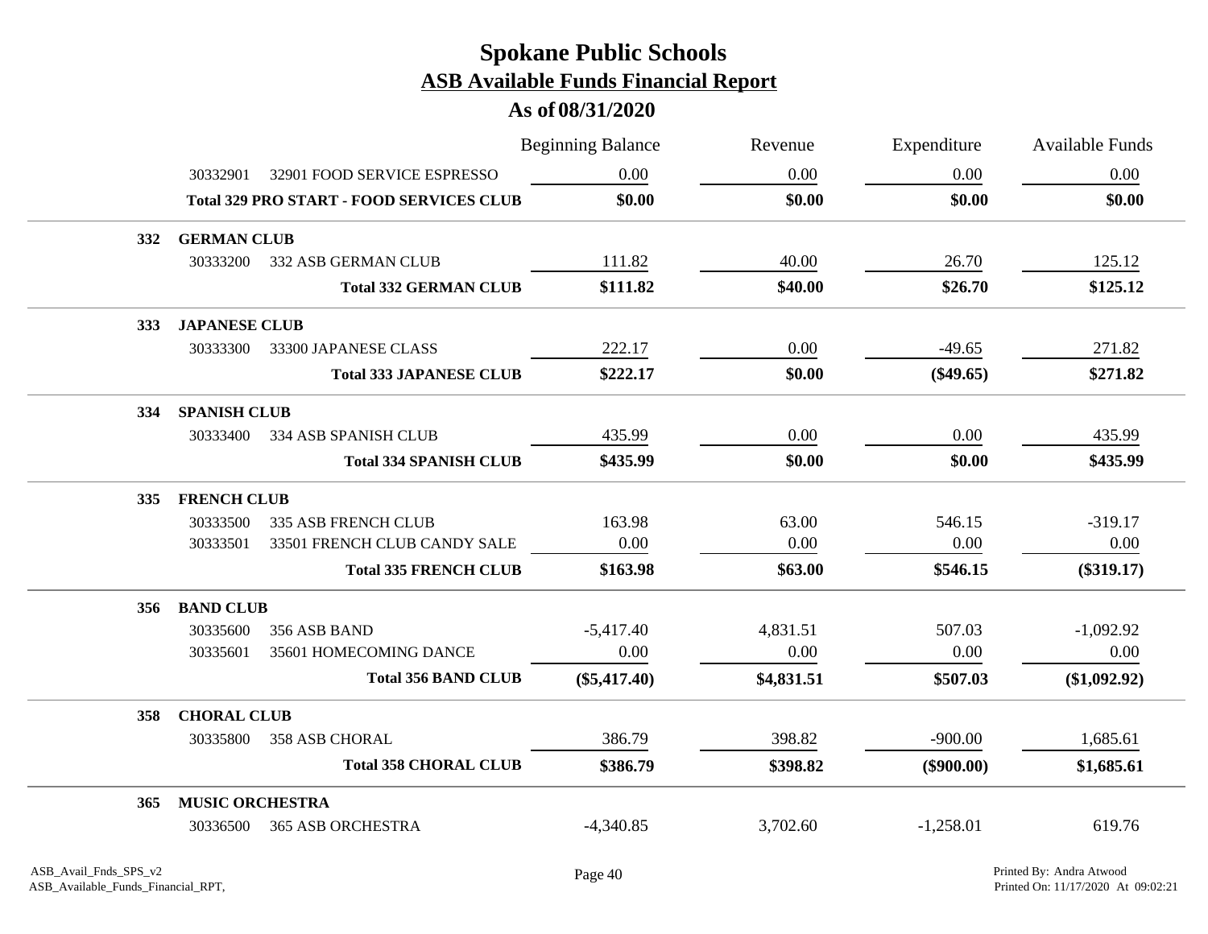# Spokane Public Schools

## ASB Available Funds Financial Report

### As of 08/31/2020

| | | | Beginning Balance | Revenue | Expenditure | Available Funds |
|---|---|---|---|---|---|---|
| | 30332901 | 32901 FOOD SERVICE ESPRESSO | 0.00 | 0.00 | 0.00 | 0.00 |
| | | **Total 329 PRO START - FOOD SERVICES CLUB** | **$0.00** | **$0.00** | **$0.00** | **$0.00** |
| **332** | **GERMAN CLUB** | | | | | |
| | 30333200 | 332 ASB GERMAN CLUB | 111.82 | 40.00 | 26.70 | 125.12 |
| | | **Total 332 GERMAN CLUB** | **$111.82** | **$40.00** | **$26.70** | **$125.12** |
| **333** | **JAPANESE CLUB** | | | | | |
| | 30333300 | 33300 JAPANESE CLASS | 222.17 | 0.00 | -49.65 | 271.82 |
| | | **Total 333 JAPANESE CLUB** | **$222.17** | **$0.00** | **($49.65)** | **$271.82** |
| **334** | **SPANISH CLUB** | | | | | |
| | 30333400 | 334 ASB SPANISH CLUB | 435.99 | 0.00 | 0.00 | 435.99 |
| | | **Total 334 SPANISH CLUB** | **$435.99** | **$0.00** | **$0.00** | **$435.99** |
| **335** | **FRENCH CLUB** | | | | | |
| | 30333500 | 335 ASB FRENCH CLUB | 163.98 | 63.00 | 546.15 | -319.17 |
| | 30333501 | 33501 FRENCH CLUB CANDY SALE | 0.00 | 0.00 | 0.00 | 0.00 |
| | | **Total 335 FRENCH CLUB** | **$163.98** | **$63.00** | **$546.15** | **($319.17)** |
| **356** | **BAND CLUB** | | | | | |
| | 30335600 | 356 ASB BAND | -5,417.40 | 4,831.51 | 507.03 | -1,092.92 |
| | 30335601 | 35601 HOMECOMING DANCE | 0.00 | 0.00 | 0.00 | 0.00 |
| | | **Total 356 BAND CLUB** | **($5,417.40)** | **$4,831.51** | **$507.03** | **($1,092.92)** |
| **358** | **CHORAL CLUB** | | | | | |
| | 30335800 | 358 ASB CHORAL | 386.79 | 398.82 | -900.00 | 1,685.61 |
| | | **Total 358 CHORAL CLUB** | **$386.79** | **$398.82** | **($900.00)** | **$1,685.61** |
| **365** | **MUSIC ORCHESTRA** | | | | | |
| | 30336500 | 365 ASB ORCHESTRA | -4,340.85 | 3,702.60 | -1,258.01 | 619.76 |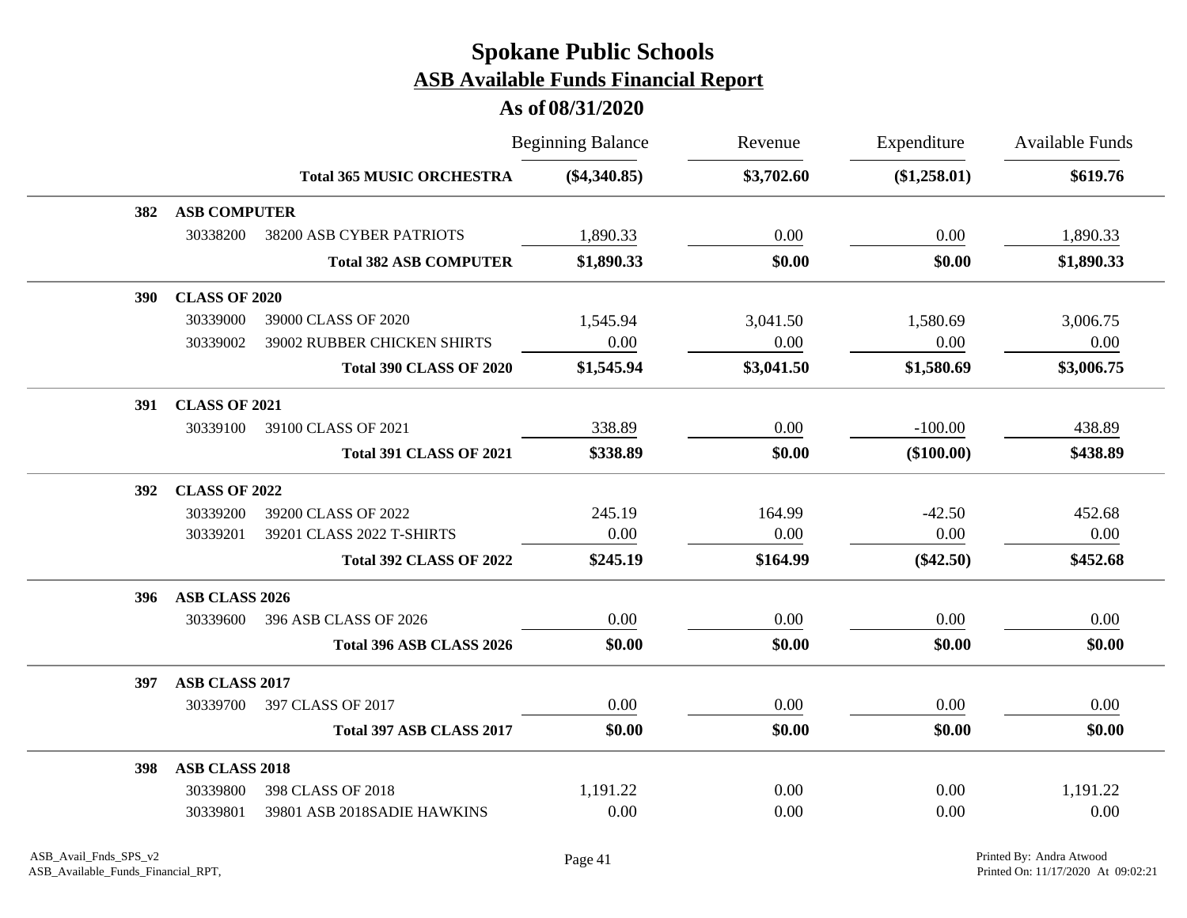# Spokane Public Schools

## ASB Available Funds Financial Report

### As of 08/31/2020

| | | | Beginning Balance | Revenue | Expenditure | Available Funds |
|---|---|---|---|---|---|---|
| | | **Total 365 MUSIC ORCHESTRA** | **($4,340.85)** | **$3,702.60** | **($1,258.01)** | **$619.76** |
| **382** | **ASB COMPUTER** | | | | | |
| | 30338200 | 38200 ASB CYBER PATRIOTS | 1,890.33 | 0.00 | 0.00 | 1,890.33 |
| | | **Total 382 ASB COMPUTER** | **$1,890.33** | **$0.00** | **$0.00** | **$1,890.33** |
| **390** | **CLASS OF 2020** | | | | | |
| | 30339000 | 39000 CLASS OF 2020 | 1,545.94 | 3,041.50 | 1,580.69 | 3,006.75 |
| | 30339002 | 39002 RUBBER CHICKEN SHIRTS | 0.00 | 0.00 | 0.00 | 0.00 |
| | | **Total 390 CLASS OF 2020** | **$1,545.94** | **$3,041.50** | **$1,580.69** | **$3,006.75** |
| **391** | **CLASS OF 2021** | | | | | |
| | 30339100 | 39100 CLASS OF 2021 | 338.89 | 0.00 | -100.00 | 438.89 |
| | | **Total 391 CLASS OF 2021** | **$338.89** | **$0.00** | **($100.00)** | **$438.89** |
| **392** | **CLASS OF 2022** | | | | | |
| | 30339200 | 39200 CLASS OF 2022 | 245.19 | 164.99 | -42.50 | 452.68 |
| | 30339201 | 39201 CLASS 2022 T-SHIRTS | 0.00 | 0.00 | 0.00 | 0.00 |
| | | **Total 392 CLASS OF 2022** | **$245.19** | **$164.99** | **($42.50)** | **$452.68** |
| **396** | **ASB CLASS 2026** | | | | | |
| | 30339600 | 396 ASB CLASS OF 2026 | 0.00 | 0.00 | 0.00 | 0.00 |
| | | **Total 396 ASB CLASS 2026** | **$0.00** | **$0.00** | **$0.00** | **$0.00** |
| **397** | **ASB CLASS 2017** | | | | | |
| | 30339700 | 397 CLASS OF 2017 | 0.00 | 0.00 | 0.00 | 0.00 |
| | | **Total 397 ASB CLASS 2017** | **$0.00** | **$0.00** | **$0.00** | **$0.00** |
| **398** | **ASB CLASS 2018** | | | | | |
| | 30339800 | 398 CLASS OF 2018 | 1,191.22 | 0.00 | 0.00 | 1,191.22 |
| | 30339801 | 39801 ASB 2018SADIE HAWKINS | 0.00 | 0.00 | 0.00 | 0.00 |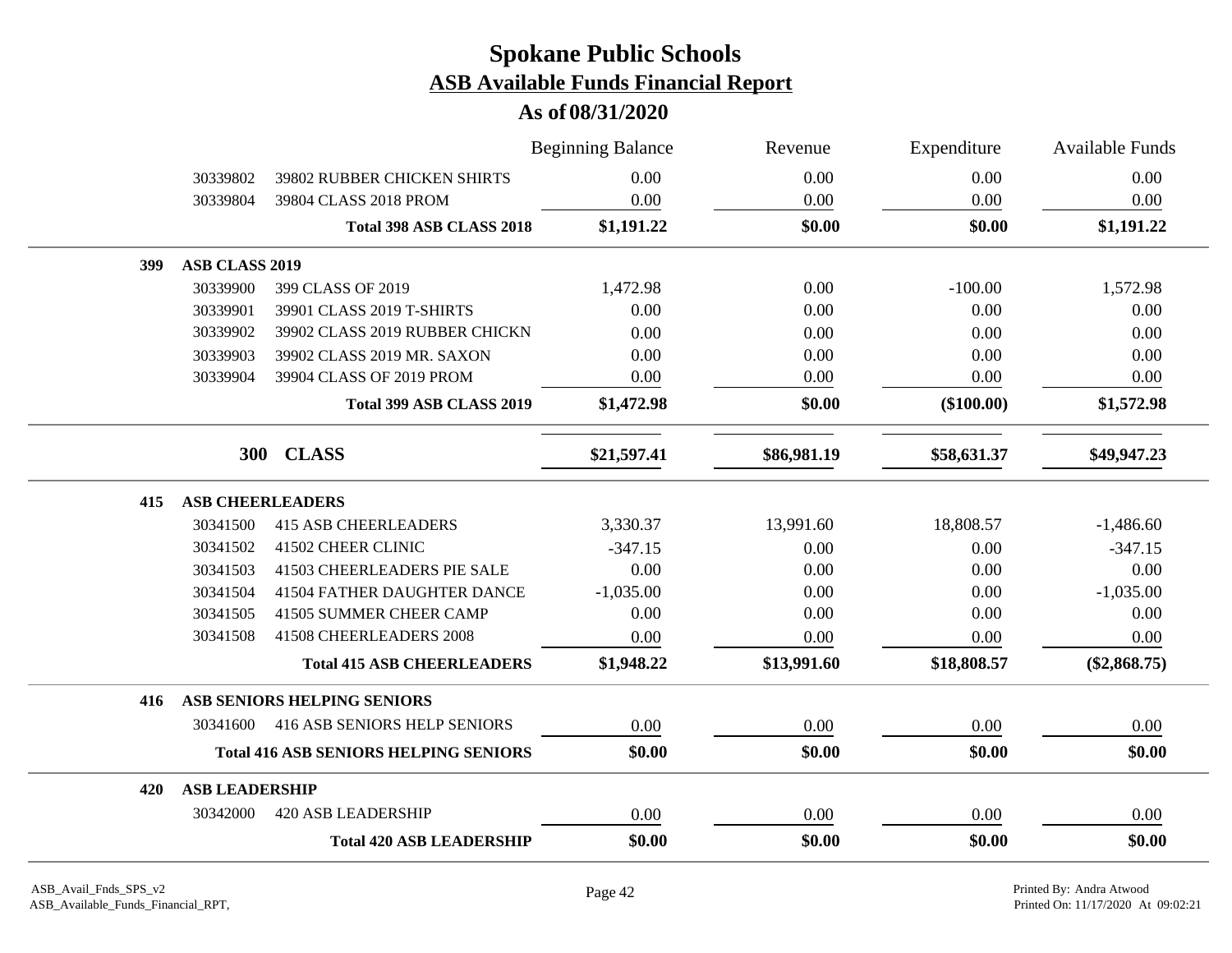# Spokane Public Schools

## ASB Available Funds Financial Report

### As of 08/31/2020

| | | Beginning Balance | Revenue | Expenditure | Available Funds |
|---|---|---|---|---|---|
| 30339802 | 39802 RUBBER CHICKEN SHIRTS | 0.00 | 0.00 | 0.00 | 0.00 |
| 30339804 | 39804 CLASS 2018 PROM | 0.00 | 0.00 | 0.00 | 0.00 |
| | **Total 398 ASB CLASS 2018** | **$1,191.22** | **$0.00** | **$0.00** | **$1,191.22** |
| **399** | **ASB CLASS 2019** | | | | |
| 30339900 | 399 CLASS OF 2019 | 1,472.98 | 0.00 | -100.00 | 1,572.98 |
| 30339901 | 39901 CLASS 2019 T-SHIRTS | 0.00 | 0.00 | 0.00 | 0.00 |
| 30339902 | 39902 CLASS 2019 RUBBER CHICKN | 0.00 | 0.00 | 0.00 | 0.00 |
| 30339903 | 39902 CLASS 2019 MR. SAXON | 0.00 | 0.00 | 0.00 | 0.00 |
| 30339904 | 39904 CLASS OF 2019 PROM | 0.00 | 0.00 | 0.00 | 0.00 |
| | **Total 399 ASB CLASS 2019** | **$1,472.98** | **$0.00** | **($100.00)** | **$1,572.98** |
| **300** | **CLASS** | **$21,597.41** | **$86,981.19** | **$58,631.37** | **$49,947.23** |
| **415** | **ASB CHEERLEADERS** | | | | |
| 30341500 | 415 ASB CHEERLEADERS | 3,330.37 | 13,991.60 | 18,808.57 | -1,486.60 |
| 30341502 | 41502 CHEER CLINIC | -347.15 | 0.00 | 0.00 | -347.15 |
| 30341503 | 41503 CHEERLEADERS PIE SALE | 0.00 | 0.00 | 0.00 | 0.00 |
| 30341504 | 41504 FATHER DAUGHTER DANCE | -1,035.00 | 0.00 | 0.00 | -1,035.00 |
| 30341505 | 41505 SUMMER CHEER CAMP | 0.00 | 0.00 | 0.00 | 0.00 |
| 30341508 | 41508 CHEERLEADERS 2008 | 0.00 | 0.00 | 0.00 | 0.00 |
| | **Total 415 ASB CHEERLEADERS** | **$1,948.22** | **$13,991.60** | **$18,808.57** | **($2,868.75)** |
| **416** | **ASB SENIORS HELPING SENIORS** | | | | |
| 30341600 | 416 ASB SENIORS HELP SENIORS | 0.00 | 0.00 | 0.00 | 0.00 |
| | **Total 416 ASB SENIORS HELPING SENIORS** | **$0.00** | **$0.00** | **$0.00** | **$0.00** |
| **420** | **ASB LEADERSHIP** | | | | |
| 30342000 | 420 ASB LEADERSHIP | 0.00 | 0.00 | 0.00 | 0.00 |
| | **Total 420 ASB LEADERSHIP** | **$0.00** | **$0.00** | **$0.00** | **$0.00** |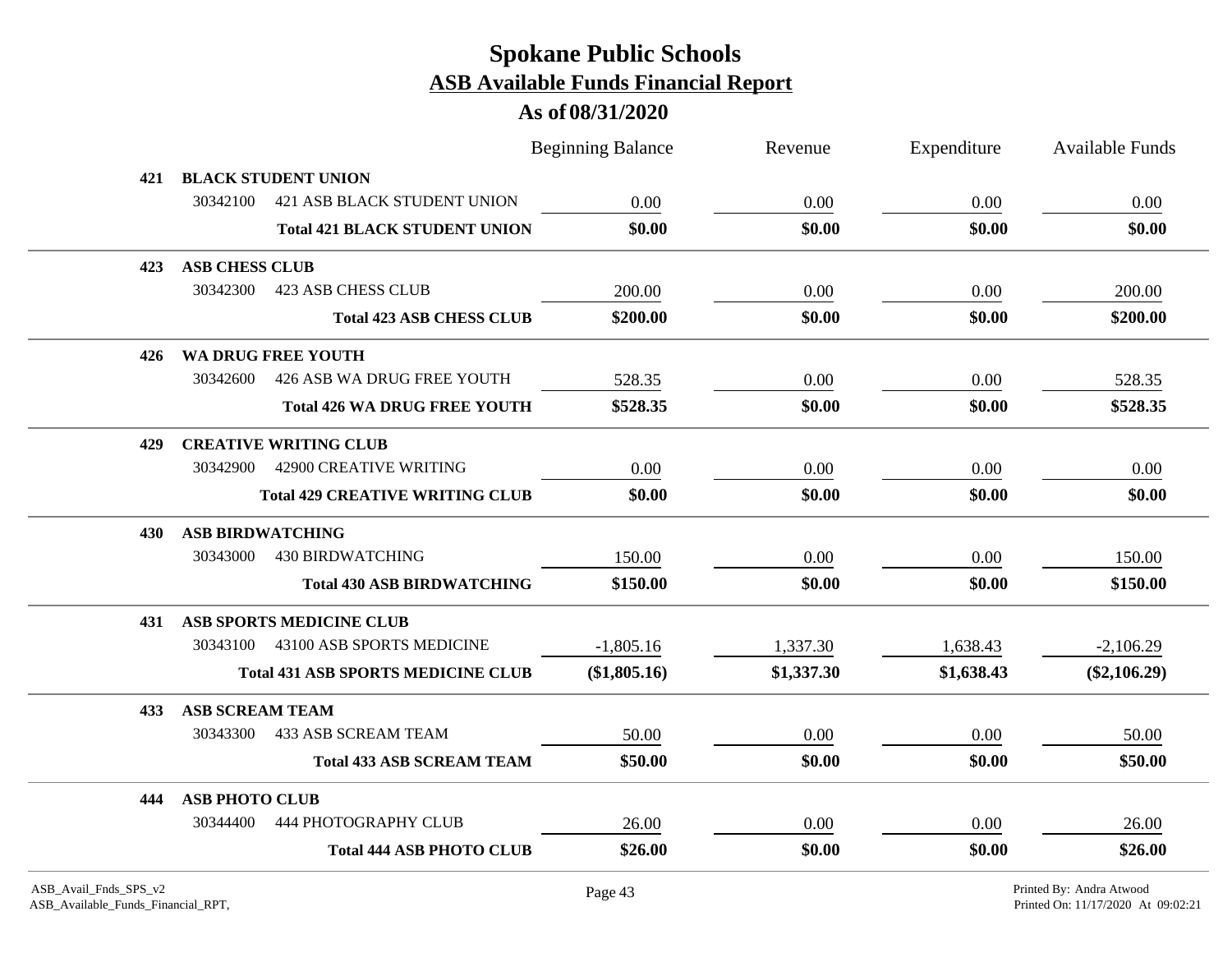# Spokane Public Schools

## ASB Available Funds Financial Report

### As of 08/31/2020

| | | Beginning Balance | Revenue | Expenditure | Available Funds |
|---|---|---|---|---|---|
| **421** | **BLACK STUDENT UNION** | | | | |
| 30342100 | 421 ASB BLACK STUDENT UNION | 0.00 | 0.00 | 0.00 | 0.00 |
| | **Total 421 BLACK STUDENT UNION** | **$0.00** | **$0.00** | **$0.00** | **$0.00** |
| **423** | **ASB CHESS CLUB** | | | | |
| 30342300 | 423 ASB CHESS CLUB | 200.00 | 0.00 | 0.00 | 200.00 |
| | **Total 423 ASB CHESS CLUB** | **$200.00** | **$0.00** | **$0.00** | **$200.00** |
| **426** | **WA DRUG FREE YOUTH** | | | | |
| 30342600 | 426 ASB WA DRUG FREE YOUTH | 528.35 | 0.00 | 0.00 | 528.35 |
| | **Total 426 WA DRUG FREE YOUTH** | **$528.35** | **$0.00** | **$0.00** | **$528.35** |
| **429** | **CREATIVE WRITING CLUB** | | | | |
| 30342900 | 42900 CREATIVE WRITING | 0.00 | 0.00 | 0.00 | 0.00 |
| | **Total 429 CREATIVE WRITING CLUB** | **$0.00** | **$0.00** | **$0.00** | **$0.00** |
| **430** | **ASB BIRDWATCHING** | | | | |
| 30343000 | 430 BIRDWATCHING | 150.00 | 0.00 | 0.00 | 150.00 |
| | **Total 430 ASB BIRDWATCHING** | **$150.00** | **$0.00** | **$0.00** | **$150.00** |
| **431** | **ASB SPORTS MEDICINE CLUB** | | | | |
| 30343100 | 43100 ASB SPORTS MEDICINE | -1,805.16 | 1,337.30 | 1,638.43 | -2,106.29 |
| | **Total 431 ASB SPORTS MEDICINE CLUB** | **($1,805.16)** | **$1,337.30** | **$1,638.43** | **($2,106.29)** |
| **433** | **ASB SCREAM TEAM** | | | | |
| 30343300 | 433 ASB SCREAM TEAM | 50.00 | 0.00 | 0.00 | 50.00 |
| | **Total 433 ASB SCREAM TEAM** | **$50.00** | **$0.00** | **$0.00** | **$50.00** |
| **444** | **ASB PHOTO CLUB** | | | | |
| 30344400 | 444 PHOTOGRAPHY CLUB | 26.00 | 0.00 | 0.00 | 26.00 |
| | **Total 444 ASB PHOTO CLUB** | **$26.00** | **$0.00** | **$0.00** | **$26.00** |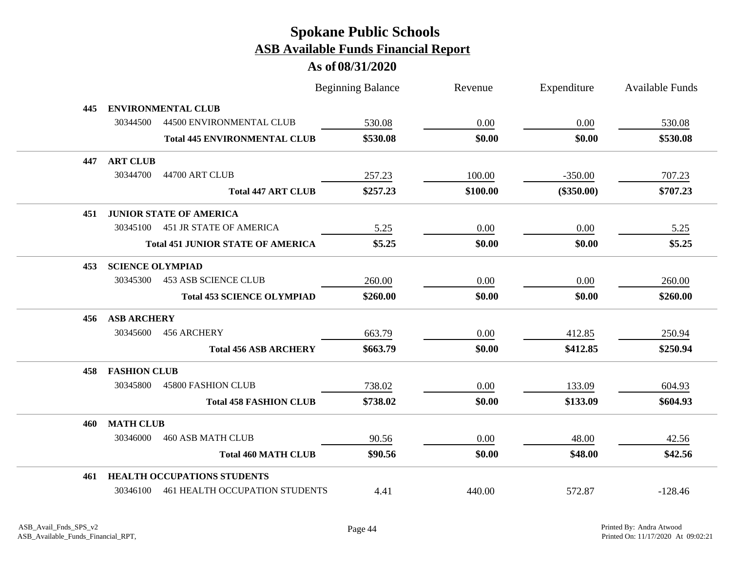# Spokane Public Schools

## ASB Available Funds Financial Report

### As of 08/31/2020

| | | Beginning Balance | Revenue | Expenditure | Available Funds |
|---|---|---|---|---|---|
| **445** | **ENVIRONMENTAL CLUB** | | | | |
| 30344500 | 44500 ENVIRONMENTAL CLUB | 530.08 | 0.00 | 0.00 | 530.08 |
| | **Total 445 ENVIRONMENTAL CLUB** | **$530.08** | **$0.00** | **$0.00** | **$530.08** |
| **447** | **ART CLUB** | | | | |
| 30344700 | 44700 ART CLUB | 257.23 | 100.00 | -350.00 | 707.23 |
| | **Total 447 ART CLUB** | **$257.23** | **$100.00** | **($350.00)** | **$707.23** |
| **451** | **JUNIOR STATE OF AMERICA** | | | | |
| 30345100 | 451 JR STATE OF AMERICA | 5.25 | 0.00 | 0.00 | 5.25 |
| | **Total 451 JUNIOR STATE OF AMERICA** | **$5.25** | **$0.00** | **$0.00** | **$5.25** |
| **453** | **SCIENCE OLYMPIAD** | | | | |
| 30345300 | 453 ASB SCIENCE CLUB | 260.00 | 0.00 | 0.00 | 260.00 |
| | **Total 453 SCIENCE OLYMPIAD** | **$260.00** | **$0.00** | **$0.00** | **$260.00** |
| **456** | **ASB ARCHERY** | | | | |
| 30345600 | 456 ARCHERY | 663.79 | 0.00 | 412.85 | 250.94 |
| | **Total 456 ASB ARCHERY** | **$663.79** | **$0.00** | **$412.85** | **$250.94** |
| **458** | **FASHION CLUB** | | | | |
| 30345800 | 45800 FASHION CLUB | 738.02 | 0.00 | 133.09 | 604.93 |
| | **Total 458 FASHION CLUB** | **$738.02** | **$0.00** | **$133.09** | **$604.93** |
| **460** | **MATH CLUB** | | | | |
| 30346000 | 460 ASB MATH CLUB | 90.56 | 0.00 | 48.00 | 42.56 |
| | **Total 460 MATH CLUB** | **$90.56** | **$0.00** | **$48.00** | **$42.56** |
| **461** | **HEALTH OCCUPATIONS STUDENTS** | | | | |
| 30346100 | 461 HEALTH OCCUPATION STUDENTS | 4.41 | 440.00 | 572.87 | -128.46 |

ASB_Avail_Fnds_SPS_v2
ASB_Available_Funds_Financial_RPT,

Printed By: Andra Atwood
Printed On: 11/17/2020 At 09:02:21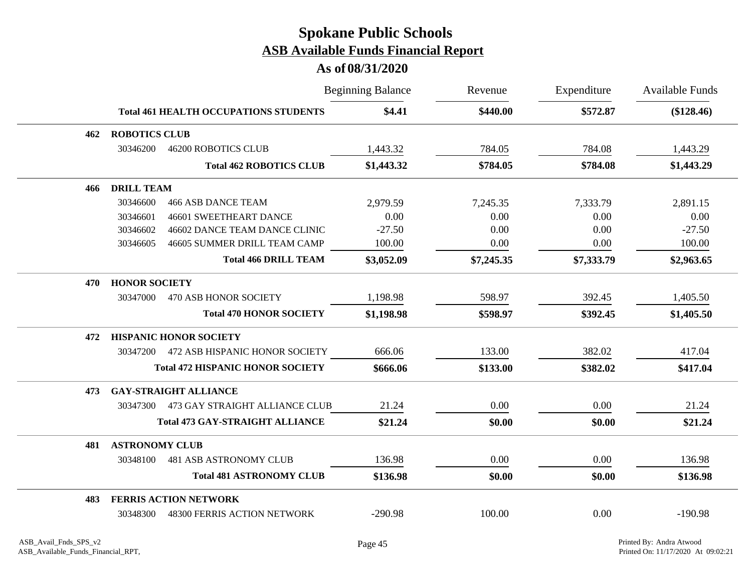# Spokane Public Schools

## ASB Available Funds Financial Report

### As of 08/31/2020

| | | | Beginning Balance | Revenue | Expenditure | Available Funds |
|---|---|---|---|---|---|---|
| | | **Total 461 HEALTH OCCUPATIONS STUDENTS** | **$4.41** | **$440.00** | **$572.87** | **($128.46)** |
| **462** | **ROBOTICS CLUB** | | | | | |
| | 30346200 | 46200 ROBOTICS CLUB | 1,443.32 | 784.05 | 784.08 | 1,443.29 |
| | | **Total 462 ROBOTICS CLUB** | **$1,443.32** | **$784.05** | **$784.08** | **$1,443.29** |
| **466** | **DRILL TEAM** | | | | | |
| | 30346600 | 466 ASB DANCE TEAM | 2,979.59 | 7,245.35 | 7,333.79 | 2,891.15 |
| | 30346601 | 46601 SWEETHEART DANCE | 0.00 | 0.00 | 0.00 | 0.00 |
| | 30346602 | 46602 DANCE TEAM DANCE CLINIC | -27.50 | 0.00 | 0.00 | -27.50 |
| | 30346605 | 46605 SUMMER DRILL TEAM CAMP | 100.00 | 0.00 | 0.00 | 100.00 |
| | | **Total 466 DRILL TEAM** | **$3,052.09** | **$7,245.35** | **$7,333.79** | **$2,963.65** |
| **470** | **HONOR SOCIETY** | | | | | |
| | 30347000 | 470 ASB HONOR SOCIETY | 1,198.98 | 598.97 | 392.45 | 1,405.50 |
| | | **Total 470 HONOR SOCIETY** | **$1,198.98** | **$598.97** | **$392.45** | **$1,405.50** |
| **472** | **HISPANIC HONOR SOCIETY** | | | | | |
| | 30347200 | 472 ASB HISPANIC HONOR SOCIETY | 666.06 | 133.00 | 382.02 | 417.04 |
| | | **Total 472 HISPANIC HONOR SOCIETY** | **$666.06** | **$133.00** | **$382.02** | **$417.04** |
| **473** | **GAY-STRAIGHT ALLIANCE** | | | | | |
| | 30347300 | 473 GAY STRAIGHT ALLIANCE CLUB | 21.24 | 0.00 | 0.00 | 21.24 |
| | | **Total 473 GAY-STRAIGHT ALLIANCE** | **$21.24** | **$0.00** | **$0.00** | **$21.24** |
| **481** | **ASTRONOMY CLUB** | | | | | |
| | 30348100 | 481 ASB ASTRONOMY CLUB | 136.98 | 0.00 | 0.00 | 136.98 |
| | | **Total 481 ASTRONOMY CLUB** | **$136.98** | **$0.00** | **$0.00** | **$136.98** |
| **483** | **FERRIS ACTION NETWORK** | | | | | |
| | 30348300 | 48300 FERRIS ACTION NETWORK | -290.98 | 100.00 | 0.00 | -190.98 |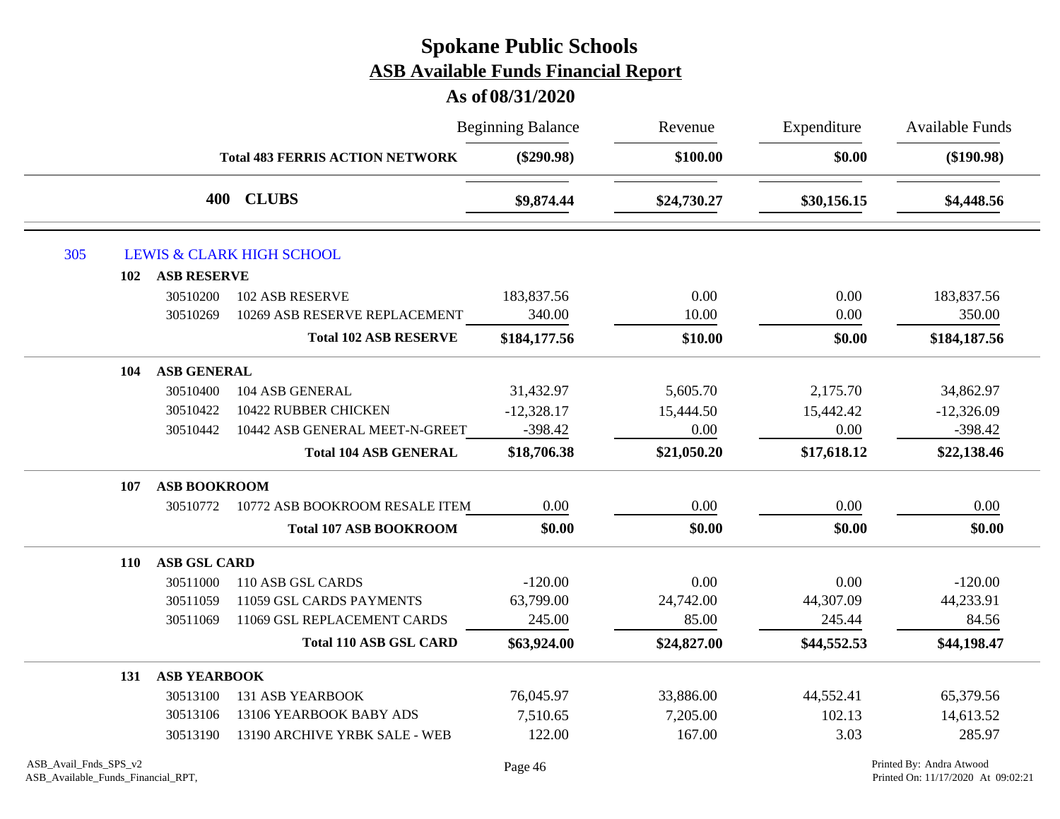# Spokane Public Schools

## ASB Available Funds Financial Report

### As of 08/31/2020

| | | | Beginning Balance | Revenue | Expenditure | Available Funds |
|---|---|---|---|---|---|---|
| | | **Total 483 FERRIS ACTION NETWORK** | **($290.98)** | **$100.00** | **$0.00** | **($190.98)** |
| | **400** | **CLUBS** | **$9,874.44** | **$24,730.27** | **$30,156.15** | **$4,448.56** |
| 305 | LEWIS & CLARK HIGH SCHOOL | | | | | |
| 102 | **ASB RESERVE** | | | | | |
| | 30510200 | 102 ASB RESERVE | 183,837.56 | 0.00 | 0.00 | 183,837.56 |
| | 30510269 | 10269 ASB RESERVE REPLACEMENT | 340.00 | 10.00 | 0.00 | 350.00 |
| | | **Total 102 ASB RESERVE** | **$184,177.56** | **$10.00** | **$0.00** | **$184,187.56** |
| 104 | **ASB GENERAL** | | | | | |
| | 30510400 | 104 ASB GENERAL | 31,432.97 | 5,605.70 | 2,175.70 | 34,862.97 |
| | 30510422 | 10422 RUBBER CHICKEN | -12,328.17 | 15,444.50 | 15,442.42 | -12,326.09 |
| | 30510442 | 10442 ASB GENERAL MEET-N-GREET | -398.42 | 0.00 | 0.00 | -398.42 |
| | | **Total 104 ASB GENERAL** | **$18,706.38** | **$21,050.20** | **$17,618.12** | **$22,138.46** |
| 107 | **ASB BOOKROOM** | | | | | |
| | 30510772 | 10772 ASB BOOKROOM RESALE ITEM | 0.00 | 0.00 | 0.00 | 0.00 |
| | | **Total 107 ASB BOOKROOM** | **$0.00** | **$0.00** | **$0.00** | **$0.00** |
| 110 | **ASB GSL CARD** | | | | | |
| | 30511000 | 110 ASB GSL CARDS | -120.00 | 0.00 | 0.00 | -120.00 |
| | 30511059 | 11059 GSL CARDS PAYMENTS | 63,799.00 | 24,742.00 | 44,307.09 | 44,233.91 |
| | 30511069 | 11069 GSL REPLACEMENT CARDS | 245.00 | 85.00 | 245.44 | 84.56 |
| | | **Total 110 ASB GSL CARD** | **$63,924.00** | **$24,827.00** | **$44,552.53** | **$44,198.47** |
| 131 | **ASB YEARBOOK** | | | | | |
| | 30513100 | 131 ASB YEARBOOK | 76,045.97 | 33,886.00 | 44,552.41 | 65,379.56 |
| | 30513106 | 13106 YEARBOOK BABY ADS | 7,510.65 | 7,205.00 | 102.13 | 14,613.52 |
| | 30513190 | 13190 ARCHIVE YRBK SALE - WEB | 122.00 | 167.00 | 3.03 | 285.97 |

ASB_Avail_Fnds_SPS_v2
ASB_Available_Funds_Financial_RPT,

Printed By: Andra Atwood
Printed On: 11/17/2020 At 09:02:21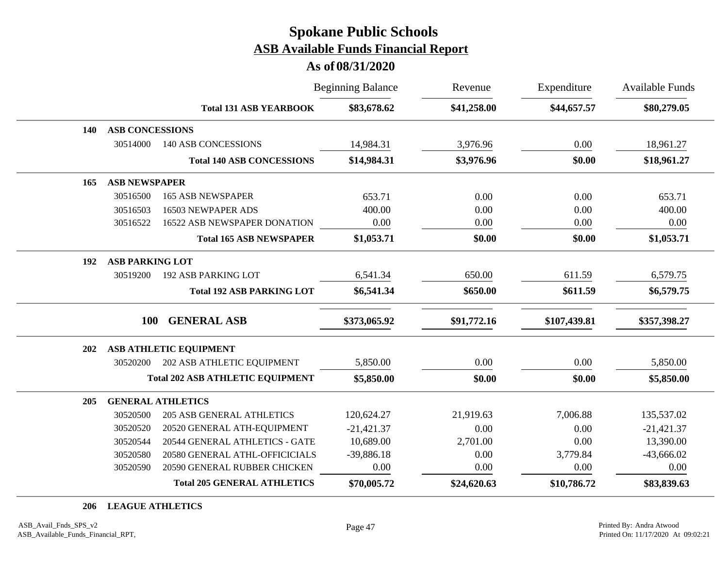# Spokane Public Schools

## ASB Available Funds Financial Report

### As of 08/31/2020

| | | Beginning Balance | Revenue | Expenditure | Available Funds |
|---|---|---|---|---|---|
| | **Total 131 ASB YEARBOOK** | **$83,678.62** | **$41,258.00** | **$44,657.57** | **$80,279.05** |
| **140** | **ASB CONCESSIONS** | | | | |
| 30514000 | 140 ASB CONCESSIONS | 14,984.31 | 3,976.96 | 0.00 | 18,961.27 |
| | **Total 140 ASB CONCESSIONS** | **$14,984.31** | **$3,976.96** | **$0.00** | **$18,961.27** |
| **165** | **ASB NEWSPAPER** | | | | |
| 30516500 | 165 ASB NEWSPAPER | 653.71 | 0.00 | 0.00 | 653.71 |
| 30516503 | 16503 NEWPAPER ADS | 400.00 | 0.00 | 0.00 | 400.00 |
| 30516522 | 16522 ASB NEWSPAPER DONATION | 0.00 | 0.00 | 0.00 | 0.00 |
| | **Total 165 ASB NEWSPAPER** | **$1,053.71** | **$0.00** | **$0.00** | **$1,053.71** |
| **192** | **ASB PARKING LOT** | | | | |
| 30519200 | 192 ASB PARKING LOT | 6,541.34 | 650.00 | 611.59 | 6,579.75 |
| | **Total 192 ASB PARKING LOT** | **$6,541.34** | **$650.00** | **$611.59** | **$6,579.75** |
| **100** | **GENERAL ASB** | **$373,065.92** | **$91,772.16** | **$107,439.81** | **$357,398.27** |
| **202** | **ASB ATHLETIC EQUIPMENT** | | | | |
| 30520200 | 202 ASB ATHLETIC EQUIPMENT | 5,850.00 | 0.00 | 0.00 | 5,850.00 |
| | **Total 202 ASB ATHLETIC EQUIPMENT** | **$5,850.00** | **$0.00** | **$0.00** | **$5,850.00** |
| **205** | **GENERAL ATHLETICS** | | | | |
| 30520500 | 205 ASB GENERAL ATHLETICS | 120,624.27 | 21,919.63 | 7,006.88 | 135,537.02 |
| 30520520 | 20520 GENERAL ATH-EQUIPMENT | -21,421.37 | 0.00 | 0.00 | -21,421.37 |
| 30520544 | 20544 GENERAL ATHLETICS - GATE | 10,689.00 | 2,701.00 | 0.00 | 13,390.00 |
| 30520580 | 20580 GENERAL ATHL-OFFICICIALS | -39,886.18 | 0.00 | 3,779.84 | -43,666.02 |
| 30520590 | 20590 GENERAL RUBBER CHICKEN | 0.00 | 0.00 | 0.00 | 0.00 |
| | **Total 205 GENERAL ATHLETICS** | **$70,005.72** | **$24,620.63** | **$10,786.72** | **$83,839.63** |
| **206** | **LEAGUE ATHLETICS** | | | | |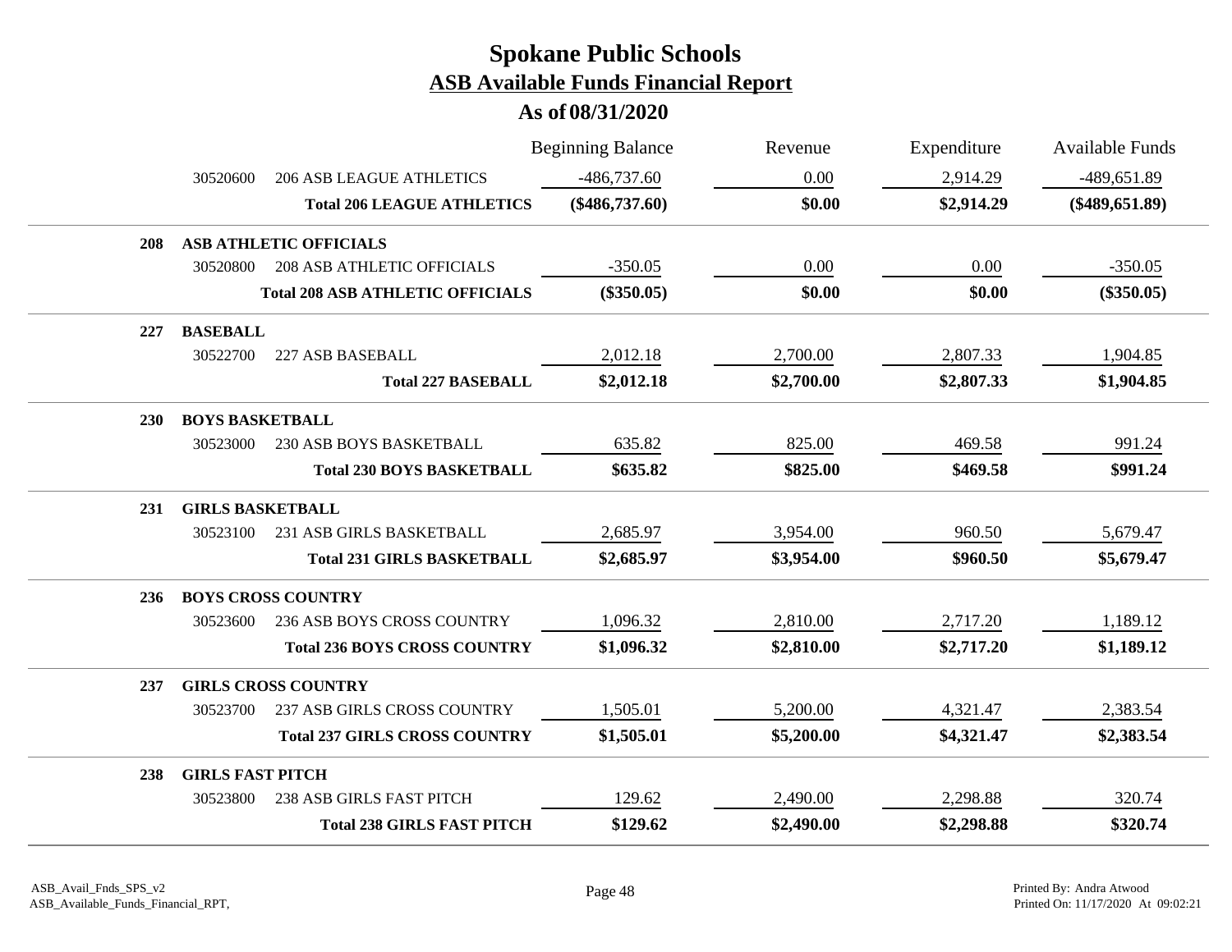# Spokane Public Schools

## ASB Available Funds Financial Report

### As of 08/31/2020

| | | | Beginning Balance | Revenue | Expenditure | Available Funds |
|---|---|---|---|---|---|---|
| | 30520600 | 206 ASB LEAGUE ATHLETICS | -486,737.60 | 0.00 | 2,914.29 | -489,651.89 |
| | | **Total 206 LEAGUE ATHLETICS** | **($486,737.60)** | **$0.00** | **$2,914.29** | **($489,651.89)** |
| **208** | **ASB ATHLETIC OFFICIALS** | | | | | |
| | 30520800 | 208 ASB ATHLETIC OFFICIALS | -350.05 | 0.00 | 0.00 | -350.05 |
| | | **Total 208 ASB ATHLETIC OFFICIALS** | **($350.05)** | **$0.00** | **$0.00** | **($350.05)** |
| **227** | **BASEBALL** | | | | | |
| | 30522700 | 227 ASB BASEBALL | 2,012.18 | 2,700.00 | 2,807.33 | 1,904.85 |
| | | **Total 227 BASEBALL** | **$2,012.18** | **$2,700.00** | **$2,807.33** | **$1,904.85** |
| **230** | **BOYS BASKETBALL** | | | | | |
| | 30523000 | 230 ASB BOYS BASKETBALL | 635.82 | 825.00 | 469.58 | 991.24 |
| | | **Total 230 BOYS BASKETBALL** | **$635.82** | **$825.00** | **$469.58** | **$991.24** |
| **231** | **GIRLS BASKETBALL** | | | | | |
| | 30523100 | 231 ASB GIRLS BASKETBALL | 2,685.97 | 3,954.00 | 960.50 | 5,679.47 |
| | | **Total 231 GIRLS BASKETBALL** | **$2,685.97** | **$3,954.00** | **$960.50** | **$5,679.47** |
| **236** | **BOYS CROSS COUNTRY** | | | | | |
| | 30523600 | 236 ASB BOYS CROSS COUNTRY | 1,096.32 | 2,810.00 | 2,717.20 | 1,189.12 |
| | | **Total 236 BOYS CROSS COUNTRY** | **$1,096.32** | **$2,810.00** | **$2,717.20** | **$1,189.12** |
| **237** | **GIRLS CROSS COUNTRY** | | | | | |
| | 30523700 | 237 ASB GIRLS CROSS COUNTRY | 1,505.01 | 5,200.00 | 4,321.47 | 2,383.54 |
| | | **Total 237 GIRLS CROSS COUNTRY** | **$1,505.01** | **$5,200.00** | **$4,321.47** | **$2,383.54** |
| **238** | **GIRLS FAST PITCH** | | | | | |
| | 30523800 | 238 ASB GIRLS FAST PITCH | 129.62 | 2,490.00 | 2,298.88 | 320.74 |
| | | **Total 238 GIRLS FAST PITCH** | **$129.62** | **$2,490.00** | **$2,298.88** | **$320.74** |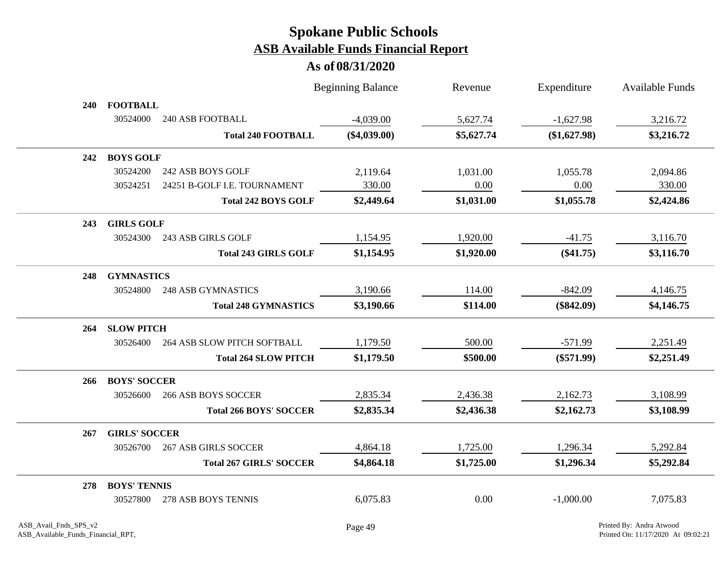# Spokane Public Schools

## ASB Available Funds Financial Report

### As of 08/31/2020

| | | | Beginning Balance | Revenue | Expenditure | Available Funds |
|---|---|---|---|---|---|---|
| **240** | **FOOTBALL** | | | | | |
| | 30524000 | 240 ASB FOOTBALL | -4,039.00 | 5,627.74 | -1,627.98 | 3,216.72 |
| | | **Total 240 FOOTBALL** | **($4,039.00)** | **$5,627.74** | **($1,627.98)** | **$3,216.72** |
| **242** | **BOYS GOLF** | | | | | |
| | 30524200 | 242 ASB BOYS GOLF | 2,119.64 | 1,031.00 | 1,055.78 | 2,094.86 |
| | 30524251 | 24251 B-GOLF I.E. TOURNAMENT | 330.00 | 0.00 | 0.00 | 330.00 |
| | | **Total 242 BOYS GOLF** | **$2,449.64** | **$1,031.00** | **$1,055.78** | **$2,424.86** |
| **243** | **GIRLS GOLF** | | | | | |
| | 30524300 | 243 ASB GIRLS GOLF | 1,154.95 | 1,920.00 | -41.75 | 3,116.70 |
| | | **Total 243 GIRLS GOLF** | **$1,154.95** | **$1,920.00** | **($41.75)** | **$3,116.70** |
| **248** | **GYMNASTICS** | | | | | |
| | 30524800 | 248 ASB GYMNASTICS | 3,190.66 | 114.00 | -842.09 | 4,146.75 |
| | | **Total 248 GYMNASTICS** | **$3,190.66** | **$114.00** | **($842.09)** | **$4,146.75** |
| **264** | **SLOW PITCH** | | | | | |
| | 30526400 | 264 ASB SLOW PITCH SOFTBALL | 1,179.50 | 500.00 | -571.99 | 2,251.49 |
| | | **Total 264 SLOW PITCH** | **$1,179.50** | **$500.00** | **($571.99)** | **$2,251.49** |
| **266** | **BOYS' SOCCER** | | | | | |
| | 30526600 | 266 ASB BOYS SOCCER | 2,835.34 | 2,436.38 | 2,162.73 | 3,108.99 |
| | | **Total 266 BOYS' SOCCER** | **$2,835.34** | **$2,436.38** | **$2,162.73** | **$3,108.99** |
| **267** | **GIRLS' SOCCER** | | | | | |
| | 30526700 | 267 ASB GIRLS SOCCER | 4,864.18 | 1,725.00 | 1,296.34 | 5,292.84 |
| | | **Total 267 GIRLS' SOCCER** | **$4,864.18** | **$1,725.00** | **$1,296.34** | **$5,292.84** |
| **278** | **BOYS' TENNIS** | | | | | |
| | 30527800 | 278 ASB BOYS TENNIS | 6,075.83 | 0.00 | -1,000.00 | 7,075.83 |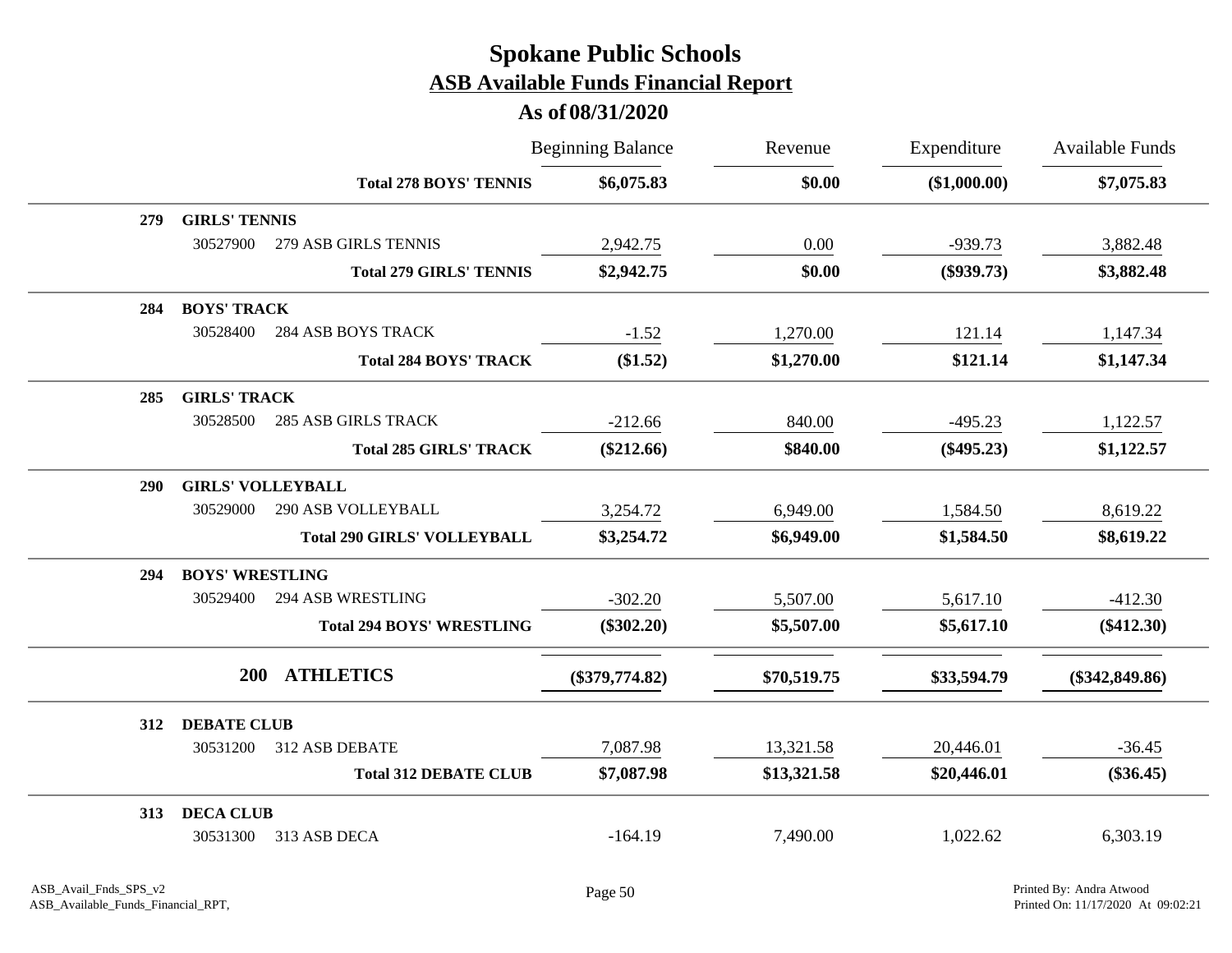# Spokane Public Schools

## ASB Available Funds Financial Report

### As of 08/31/2020

| | | Beginning Balance | Revenue | Expenditure | Available Funds |
|---|---|---|---|---|---|
| | **Total 278 BOYS' TENNIS** | **$6,075.83** | **$0.00** | **($1,000.00)** | **$7,075.83** |
| **279 GIRLS' TENNIS** | | | | | |
| 30527900 | 279 ASB GIRLS TENNIS | 2,942.75 | 0.00 | -939.73 | 3,882.48 |
| | **Total 279 GIRLS' TENNIS** | **$2,942.75** | **$0.00** | **($939.73)** | **$3,882.48** |
| **284 BOYS' TRACK** | | | | | |
| 30528400 | 284 ASB BOYS TRACK | -1.52 | 1,270.00 | 121.14 | 1,147.34 |
| | **Total 284 BOYS' TRACK** | **($1.52)** | **$1,270.00** | **$121.14** | **$1,147.34** |
| **285 GIRLS' TRACK** | | | | | |
| 30528500 | 285 ASB GIRLS TRACK | -212.66 | 840.00 | -495.23 | 1,122.57 |
| | **Total 285 GIRLS' TRACK** | **($212.66)** | **$840.00** | **($495.23)** | **$1,122.57** |
| **290 GIRLS' VOLLEYBALL** | | | | | |
| 30529000 | 290 ASB VOLLEYBALL | 3,254.72 | 6,949.00 | 1,584.50 | 8,619.22 |
| | **Total 290 GIRLS' VOLLEYBALL** | **$3,254.72** | **$6,949.00** | **$1,584.50** | **$8,619.22** |
| **294 BOYS' WRESTLING** | | | | | |
| 30529400 | 294 ASB WRESTLING | -302.20 | 5,507.00 | 5,617.10 | -412.30 |
| | **Total 294 BOYS' WRESTLING** | **($302.20)** | **$5,507.00** | **$5,617.10** | **($412.30)** |
| | **200 ATHLETICS** | **($379,774.82)** | **$70,519.75** | **$33,594.79** | **($342,849.86)** |
| **312 DEBATE CLUB** | | | | | |
| 30531200 | 312 ASB DEBATE | 7,087.98 | 13,321.58 | 20,446.01 | -36.45 |
| | **Total 312 DEBATE CLUB** | **$7,087.98** | **$13,321.58** | **$20,446.01** | **($36.45)** |
| **313 DECA CLUB** | | | | | |
| 30531300 | 313 ASB DECA | -164.19 | 7,490.00 | 1,022.62 | 6,303.19 |

ASB_Avail_Fnds_SPS_v2
ASB_Available_Funds_Financial_RPT,

Printed By: Andra Atwood
Printed On: 11/17/2020 At 09:02:21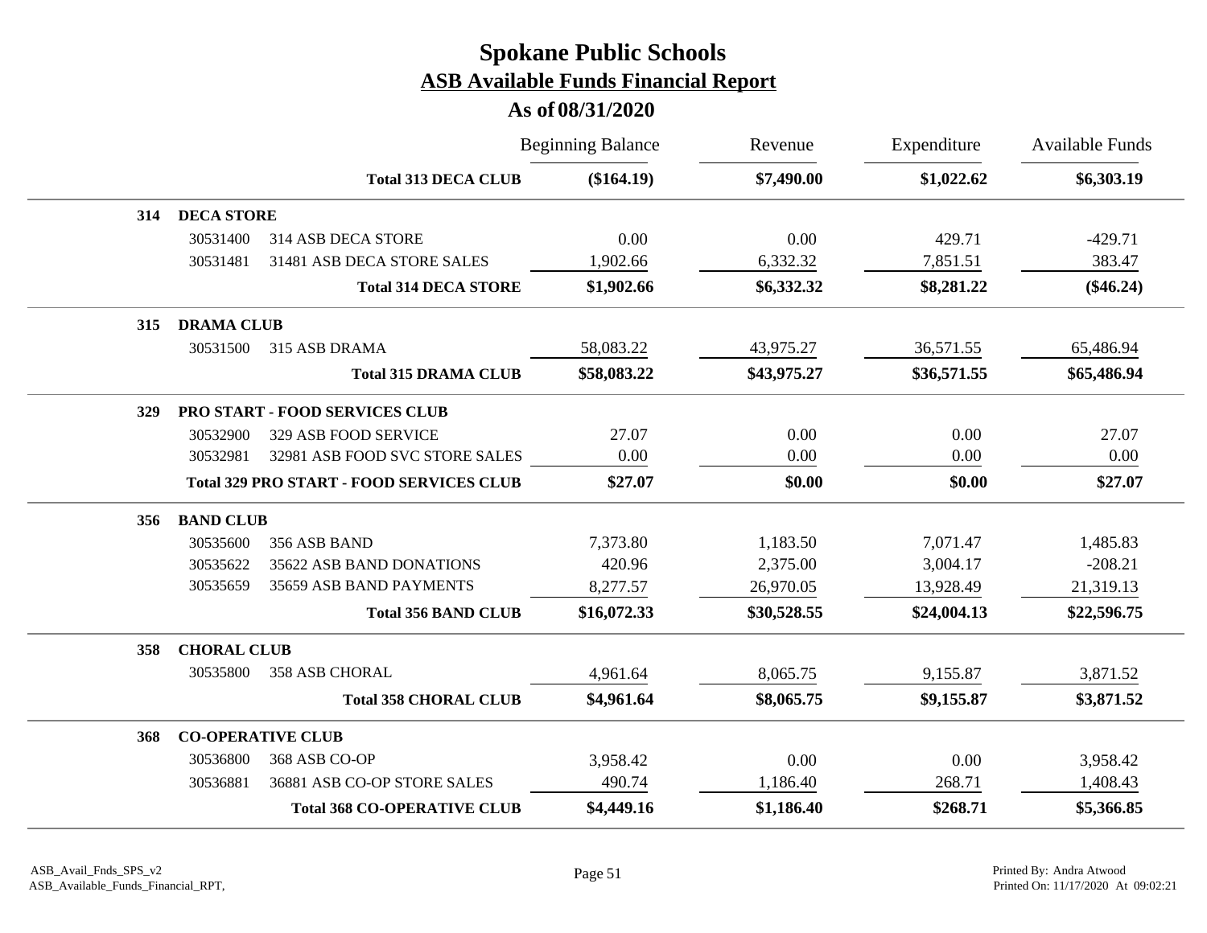# Spokane Public Schools

## ASB Available Funds Financial Report

### As of 08/31/2020

| | | | Beginning Balance | Revenue | Expenditure | Available Funds |
|---|---|---|---|---|---|---|
| | | **Total 313 DECA CLUB** | **($164.19)** | **$7,490.00** | **$1,022.62** | **$6,303.19** |
| **314** | **DECA STORE** | | | | | |
| | 30531400 | 314 ASB DECA STORE | 0.00 | 0.00 | 429.71 | -429.71 |
| | 30531481 | 31481 ASB DECA STORE SALES | 1,902.66 | 6,332.32 | 7,851.51 | 383.47 |
| | | **Total 314 DECA STORE** | **$1,902.66** | **$6,332.32** | **$8,281.22** | **($46.24)** |
| **315** | **DRAMA CLUB** | | | | | |
| | 30531500 | 315 ASB DRAMA | 58,083.22 | 43,975.27 | 36,571.55 | 65,486.94 |
| | | **Total 315 DRAMA CLUB** | **$58,083.22** | **$43,975.27** | **$36,571.55** | **$65,486.94** |
| **329** | **PRO START - FOOD SERVICES CLUB** | | | | | |
| | 30532900 | 329 ASB FOOD SERVICE | 27.07 | 0.00 | 0.00 | 27.07 |
| | 30532981 | 32981 ASB FOOD SVC STORE SALES | 0.00 | 0.00 | 0.00 | 0.00 |
| | | **Total 329 PRO START - FOOD SERVICES CLUB** | **$27.07** | **$0.00** | **$0.00** | **$27.07** |
| **356** | **BAND CLUB** | | | | | |
| | 30535600 | 356 ASB BAND | 7,373.80 | 1,183.50 | 7,071.47 | 1,485.83 |
| | 30535622 | 35622 ASB BAND DONATIONS | 420.96 | 2,375.00 | 3,004.17 | -208.21 |
| | 30535659 | 35659 ASB BAND PAYMENTS | 8,277.57 | 26,970.05 | 13,928.49 | 21,319.13 |
| | | **Total 356 BAND CLUB** | **$16,072.33** | **$30,528.55** | **$24,004.13** | **$22,596.75** |
| **358** | **CHORAL CLUB** | | | | | |
| | 30535800 | 358 ASB CHORAL | 4,961.64 | 8,065.75 | 9,155.87 | 3,871.52 |
| | | **Total 358 CHORAL CLUB** | **$4,961.64** | **$8,065.75** | **$9,155.87** | **$3,871.52** |
| **368** | **CO-OPERATIVE CLUB** | | | | | |
| | 30536800 | 368 ASB CO-OP | 3,958.42 | 0.00 | 0.00 | 3,958.42 |
| | 30536881 | 36881 ASB CO-OP STORE SALES | 490.74 | 1,186.40 | 268.71 | 1,408.43 |
| | | **Total 368 CO-OPERATIVE CLUB** | **$4,449.16** | **$1,186.40** | **$268.71** | **$5,366.85** |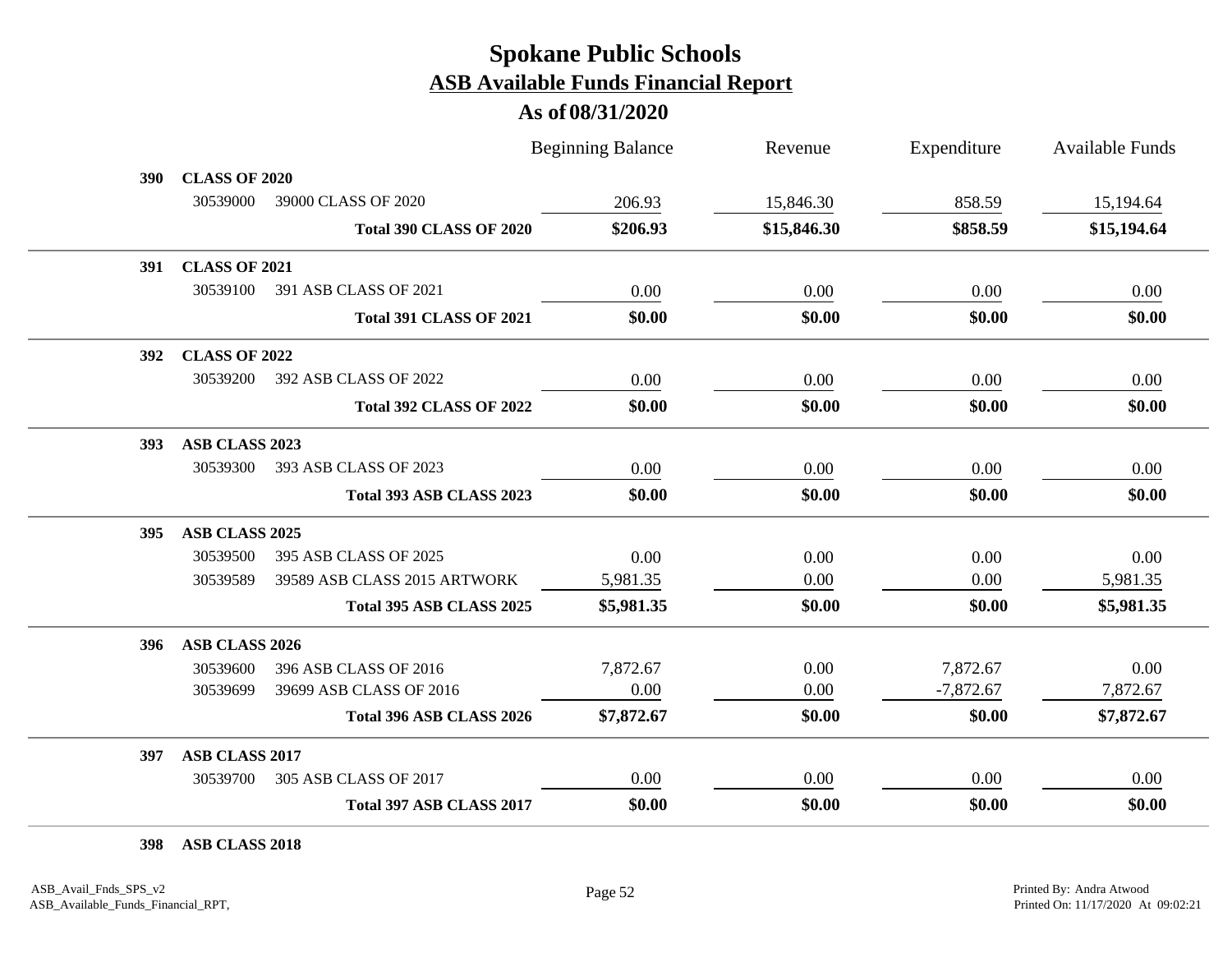# Spokane Public Schools

## ASB Available Funds Financial Report

### As of 08/31/2020

| | | | Beginning Balance | Revenue | Expenditure | Available Funds |
|---|---|---|---|---|---|---|
| **390** | **CLASS OF 2020** | | | | | |
| | 30539000 | 39000 CLASS OF 2020 | 206.93 | 15,846.30 | 858.59 | 15,194.64 |
| | | **Total 390 CLASS OF 2020** | **$206.93** | **$15,846.30** | **$858.59** | **$15,194.64** |
| **391** | **CLASS OF 2021** | | | | | |
| | 30539100 | 391 ASB CLASS OF 2021 | 0.00 | 0.00 | 0.00 | 0.00 |
| | | **Total 391 CLASS OF 2021** | **$0.00** | **$0.00** | **$0.00** | **$0.00** |
| **392** | **CLASS OF 2022** | | | | | |
| | 30539200 | 392 ASB CLASS OF 2022 | 0.00 | 0.00 | 0.00 | 0.00 |
| | | **Total 392 CLASS OF 2022** | **$0.00** | **$0.00** | **$0.00** | **$0.00** |
| **393** | **ASB CLASS 2023** | | | | | |
| | 30539300 | 393 ASB CLASS OF 2023 | 0.00 | 0.00 | 0.00 | 0.00 |
| | | **Total 393 ASB CLASS 2023** | **$0.00** | **$0.00** | **$0.00** | **$0.00** |
| **395** | **ASB CLASS 2025** | | | | | |
| | 30539500 | 395 ASB CLASS OF 2025 | 0.00 | 0.00 | 0.00 | 0.00 |
| | 30539589 | 39589 ASB CLASS 2015 ARTWORK | 5,981.35 | 0.00 | 0.00 | 5,981.35 |
| | | **Total 395 ASB CLASS 2025** | **$5,981.35** | **$0.00** | **$0.00** | **$5,981.35** |
| **396** | **ASB CLASS 2026** | | | | | |
| | 30539600 | 396 ASB CLASS OF 2016 | 7,872.67 | 0.00 | 7,872.67 | 0.00 |
| | 30539699 | 39699 ASB CLASS OF 2016 | 0.00 | 0.00 | -7,872.67 | 7,872.67 |
| | | **Total 396 ASB CLASS 2026** | **$7,872.67** | **$0.00** | **$0.00** | **$7,872.67** |
| **397** | **ASB CLASS 2017** | | | | | |
| | 30539700 | 305 ASB CLASS OF 2017 | 0.00 | 0.00 | 0.00 | 0.00 |
| | | **Total 397 ASB CLASS 2017** | **$0.00** | **$0.00** | **$0.00** | **$0.00** |
| **398** | **ASB CLASS 2018** | | | | | |

ASB_Avail_Fnds_SPS_v2
ASB_Available_Funds_Financial_RPT,

Printed By: Andra Atwood
Printed On: 11/17/2020 At 09:02:21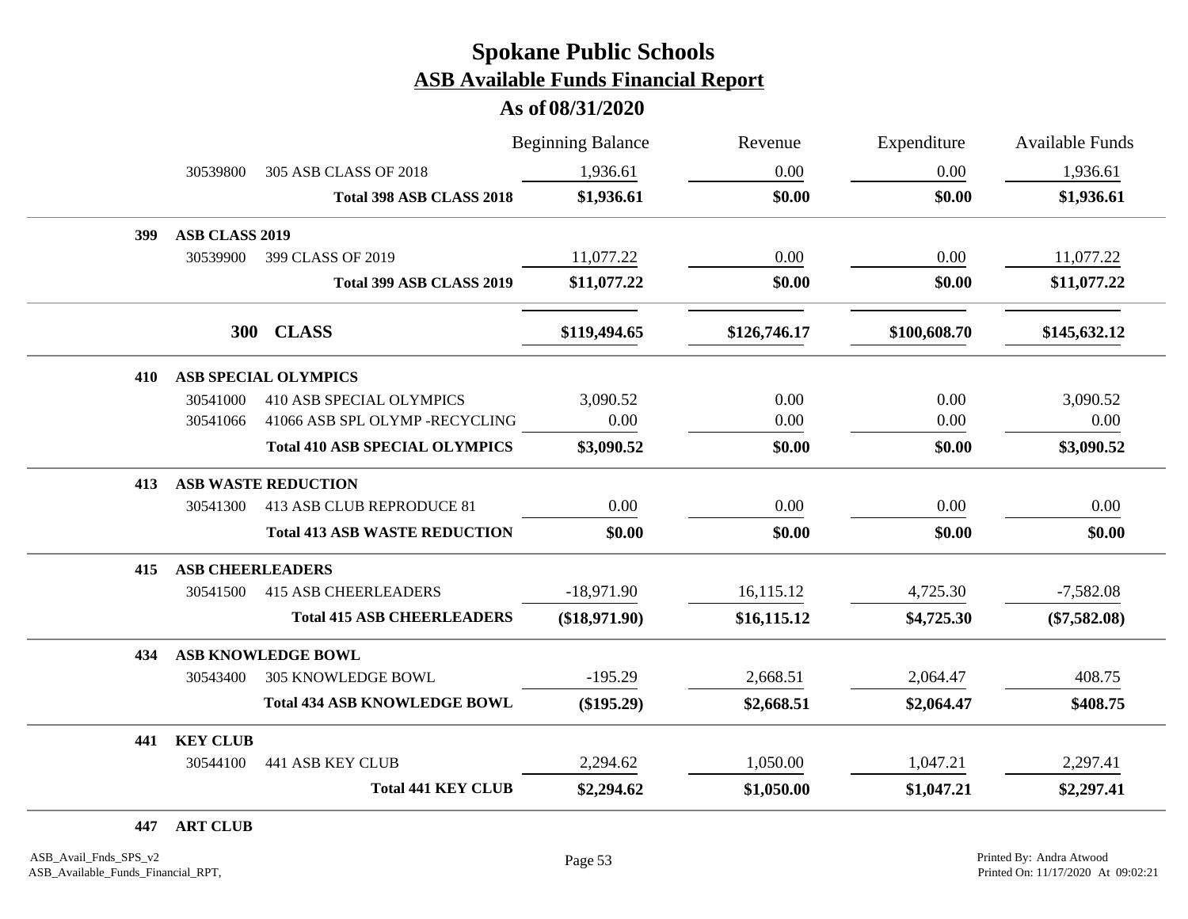# Spokane Public Schools

## ASB Available Funds Financial Report

### As of 08/31/2020

| | | | Beginning Balance | Revenue | Expenditure | Available Funds |
|---|---|---|---|---|---|---|
| | 30539800 | 305 ASB CLASS OF 2018 | 1,936.61 | 0.00 | 0.00 | 1,936.61 |
| | | **Total 398 ASB CLASS 2018** | **$1,936.61** | **$0.00** | **$0.00** | **$1,936.61** |
| **399** | **ASB CLASS 2019** | | | | | |
| | 30539900 | 399 CLASS OF 2019 | 11,077.22 | 0.00 | 0.00 | 11,077.22 |
| | | **Total 399 ASB CLASS 2019** | **$11,077.22** | **$0.00** | **$0.00** | **$11,077.22** |
| | **300** | **CLASS** | **$119,494.65** | **$126,746.17** | **$100,608.70** | **$145,632.12** |
| **410** | **ASB SPECIAL OLYMPICS** | | | | | |
| | 30541000 | 410 ASB SPECIAL OLYMPICS | 3,090.52 | 0.00 | 0.00 | 3,090.52 |
| | 30541066 | 41066 ASB SPL OLYMP -RECYCLING | 0.00 | 0.00 | 0.00 | 0.00 |
| | | **Total 410 ASB SPECIAL OLYMPICS** | **$3,090.52** | **$0.00** | **$0.00** | **$3,090.52** |
| **413** | **ASB WASTE REDUCTION** | | | | | |
| | 30541300 | 413 ASB CLUB REPRODUCE 81 | 0.00 | 0.00 | 0.00 | 0.00 |
| | | **Total 413 ASB WASTE REDUCTION** | **$0.00** | **$0.00** | **$0.00** | **$0.00** |
| **415** | **ASB CHEERLEADERS** | | | | | |
| | 30541500 | 415 ASB CHEERLEADERS | -18,971.90 | 16,115.12 | 4,725.30 | -7,582.08 |
| | | **Total 415 ASB CHEERLEADERS** | **($18,971.90)** | **$16,115.12** | **$4,725.30** | **($7,582.08)** |
| **434** | **ASB KNOWLEDGE BOWL** | | | | | |
| | 30543400 | 305 KNOWLEDGE BOWL | -195.29 | 2,668.51 | 2,064.47 | 408.75 |
| | | **Total 434 ASB KNOWLEDGE BOWL** | **($195.29)** | **$2,668.51** | **$2,064.47** | **$408.75** |
| **441** | **KEY CLUB** | | | | | |
| | 30544100 | 441 ASB KEY CLUB | 2,294.62 | 1,050.00 | 1,047.21 | 2,297.41 |
| | | **Total 441 KEY CLUB** | **$2,294.62** | **$1,050.00** | **$1,047.21** | **$2,297.41** |
| **447** | **ART CLUB** | | | | | |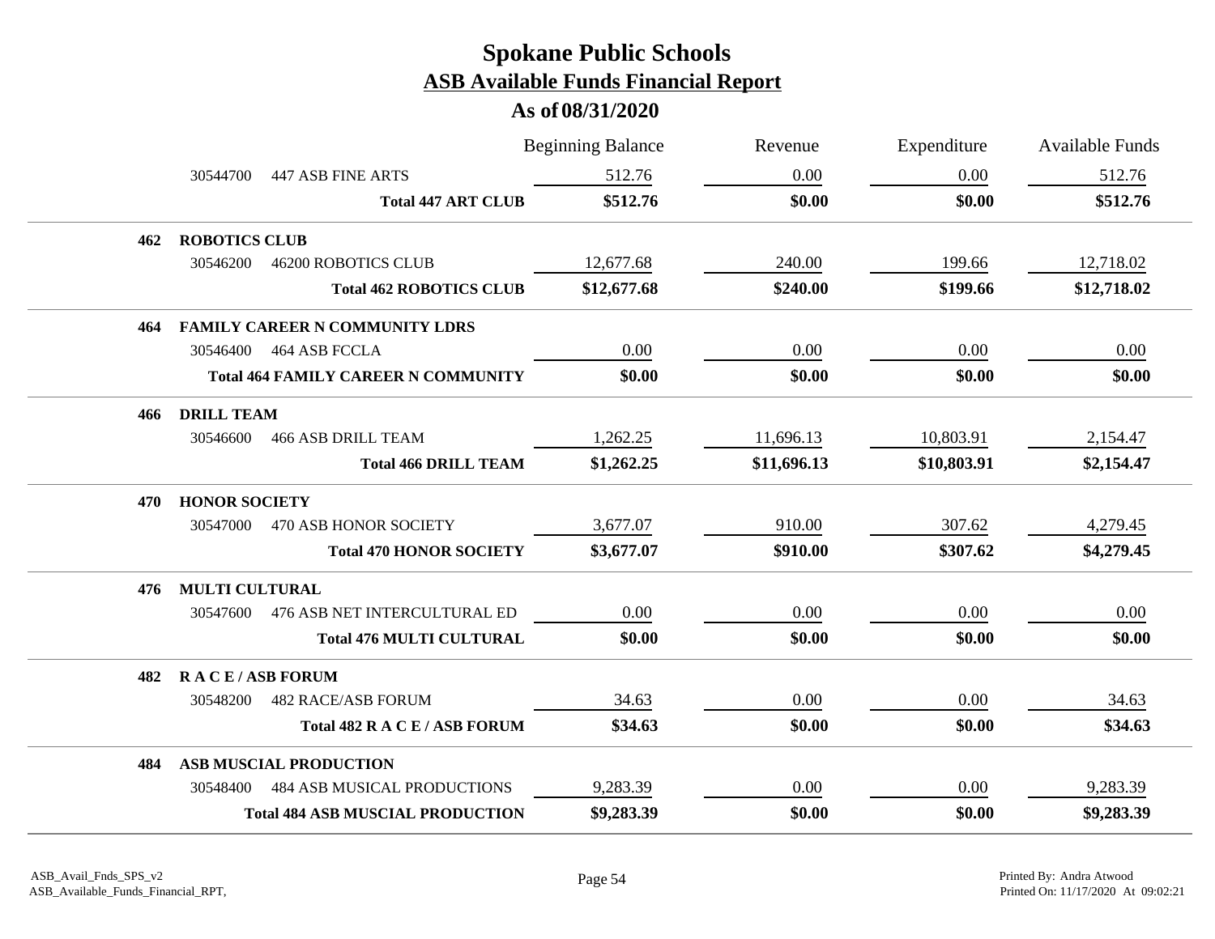# Spokane Public Schools
## ASB Available Funds Financial Report
### As of 08/31/2020

| | | | Beginning Balance | Revenue | Expenditure | Available Funds |
|---|---|---|---|---|---|---|
| | 30544700 | 447 ASB FINE ARTS | 512.76 | 0.00 | 0.00 | 512.76 |
| | | **Total 447 ART CLUB** | **$512.76** | **$0.00** | **$0.00** | **$512.76** |
| **462** | **ROBOTICS CLUB** | | | | | |
| | 30546200 | 46200 ROBOTICS CLUB | 12,677.68 | 240.00 | 199.66 | 12,718.02 |
| | | **Total 462 ROBOTICS CLUB** | **$12,677.68** | **$240.00** | **$199.66** | **$12,718.02** |
| **464** | **FAMILY CAREER N COMMUNITY LDRS** | | | | | |
| | 30546400 | 464 ASB FCCLA | 0.00 | 0.00 | 0.00 | 0.00 |
| | | **Total 464 FAMILY CAREER N COMMUNITY** | **$0.00** | **$0.00** | **$0.00** | **$0.00** |
| **466** | **DRILL TEAM** | | | | | |
| | 30546600 | 466 ASB DRILL TEAM | 1,262.25 | 11,696.13 | 10,803.91 | 2,154.47 |
| | | **Total 466 DRILL TEAM** | **$1,262.25** | **$11,696.13** | **$10,803.91** | **$2,154.47** |
| **470** | **HONOR SOCIETY** | | | | | |
| | 30547000 | 470 ASB HONOR SOCIETY | 3,677.07 | 910.00 | 307.62 | 4,279.45 |
| | | **Total 470 HONOR SOCIETY** | **$3,677.07** | **$910.00** | **$307.62** | **$4,279.45** |
| **476** | **MULTI CULTURAL** | | | | | |
| | 30547600 | 476 ASB NET INTERCULTURAL ED | 0.00 | 0.00 | 0.00 | 0.00 |
| | | **Total 476 MULTI CULTURAL** | **$0.00** | **$0.00** | **$0.00** | **$0.00** |
| **482** | **R A C E / ASB FORUM** | | | | | |
| | 30548200 | 482 RACE/ASB FORUM | 34.63 | 0.00 | 0.00 | 34.63 |
| | | **Total 482 R A C E / ASB FORUM** | **$34.63** | **$0.00** | **$0.00** | **$34.63** |
| **484** | **ASB MUSCIAL PRODUCTION** | | | | | |
| | 30548400 | 484 ASB MUSICAL PRODUCTIONS | 9,283.39 | 0.00 | 0.00 | 9,283.39 |
| | | **Total 484 ASB MUSCIAL PRODUCTION** | **$9,283.39** | **$0.00** | **$0.00** | **$9,283.39** |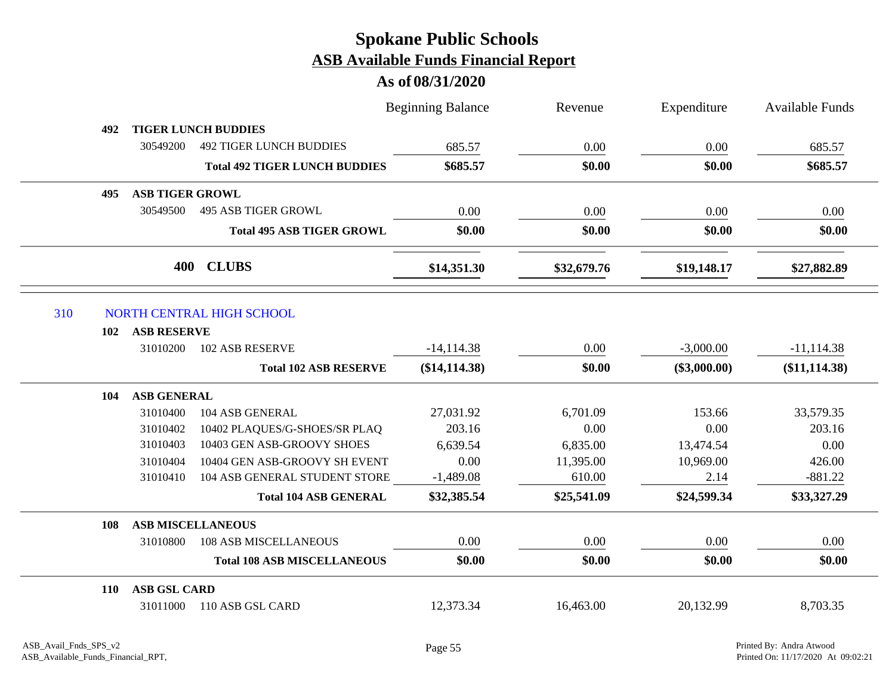# Spokane Public Schools
## ASB Available Funds Financial Report
### As of 08/31/2020

| | | Beginning Balance | Revenue | Expenditure | Available Funds |
|---|---|---|---|---|---|
| **492** | **TIGER LUNCH BUDDIES** | | | | |
| 30549200 | 492 TIGER LUNCH BUDDIES | 685.57 | 0.00 | 0.00 | 685.57 |
| | **Total 492 TIGER LUNCH BUDDIES** | **$685.57** | **$0.00** | **$0.00** | **$685.57** |
| **495** | **ASB TIGER GROWL** | | | | |
| 30549500 | 495 ASB TIGER GROWL | 0.00 | 0.00 | 0.00 | 0.00 |
| | **Total 495 ASB TIGER GROWL** | **$0.00** | **$0.00** | **$0.00** | **$0.00** |
| **400** | **CLUBS** | **$14,351.30** | **$32,679.76** | **$19,148.17** | **$27,882.89** |

## 310 NORTH CENTRAL HIGH SCHOOL

| | | Beginning Balance | Revenue | Expenditure | Available Funds |
|---|---|---|---|---|---|
| **102** | **ASB RESERVE** | | | | |
| 31010200 | 102 ASB RESERVE | -14,114.38 | 0.00 | -3,000.00 | -11,114.38 |
| | **Total 102 ASB RESERVE** | **($14,114.38)** | **$0.00** | **($3,000.00)** | **($11,114.38)** |
| **104** | **ASB GENERAL** | | | | |
| 31010400 | 104 ASB GENERAL | 27,031.92 | 6,701.09 | 153.66 | 33,579.35 |
| 31010402 | 10402 PLAQUES/G-SHOES/SR PLAQ | 203.16 | 0.00 | 0.00 | 203.16 |
| 31010403 | 10403 GEN ASB-GROOVY SHOES | 6,639.54 | 6,835.00 | 13,474.54 | 0.00 |
| 31010404 | 10404 GEN ASB-GROOVY SH EVENT | 0.00 | 11,395.00 | 10,969.00 | 426.00 |
| 31010410 | 104 ASB GENERAL STUDENT STORE | -1,489.08 | 610.00 | 2.14 | -881.22 |
| | **Total 104 ASB GENERAL** | **$32,385.54** | **$25,541.09** | **$24,599.34** | **$33,327.29** |
| **108** | **ASB MISCELLANEOUS** | | | | |
| 31010800 | 108 ASB MISCELLANEOUS | 0.00 | 0.00 | 0.00 | 0.00 |
| | **Total 108 ASB MISCELLANEOUS** | **$0.00** | **$0.00** | **$0.00** | **$0.00** |
| **110** | **ASB GSL CARD** | | | | |
| 31011000 | 110 ASB GSL CARD | 12,373.34 | 16,463.00 | 20,132.99 | 8,703.35 |

ASB_Avail_Fnds_SPS_v2
ASB_Available_Funds_Financial_RPT,

Printed By: Andra Atwood
Printed On: 11/17/2020 At 09:02:21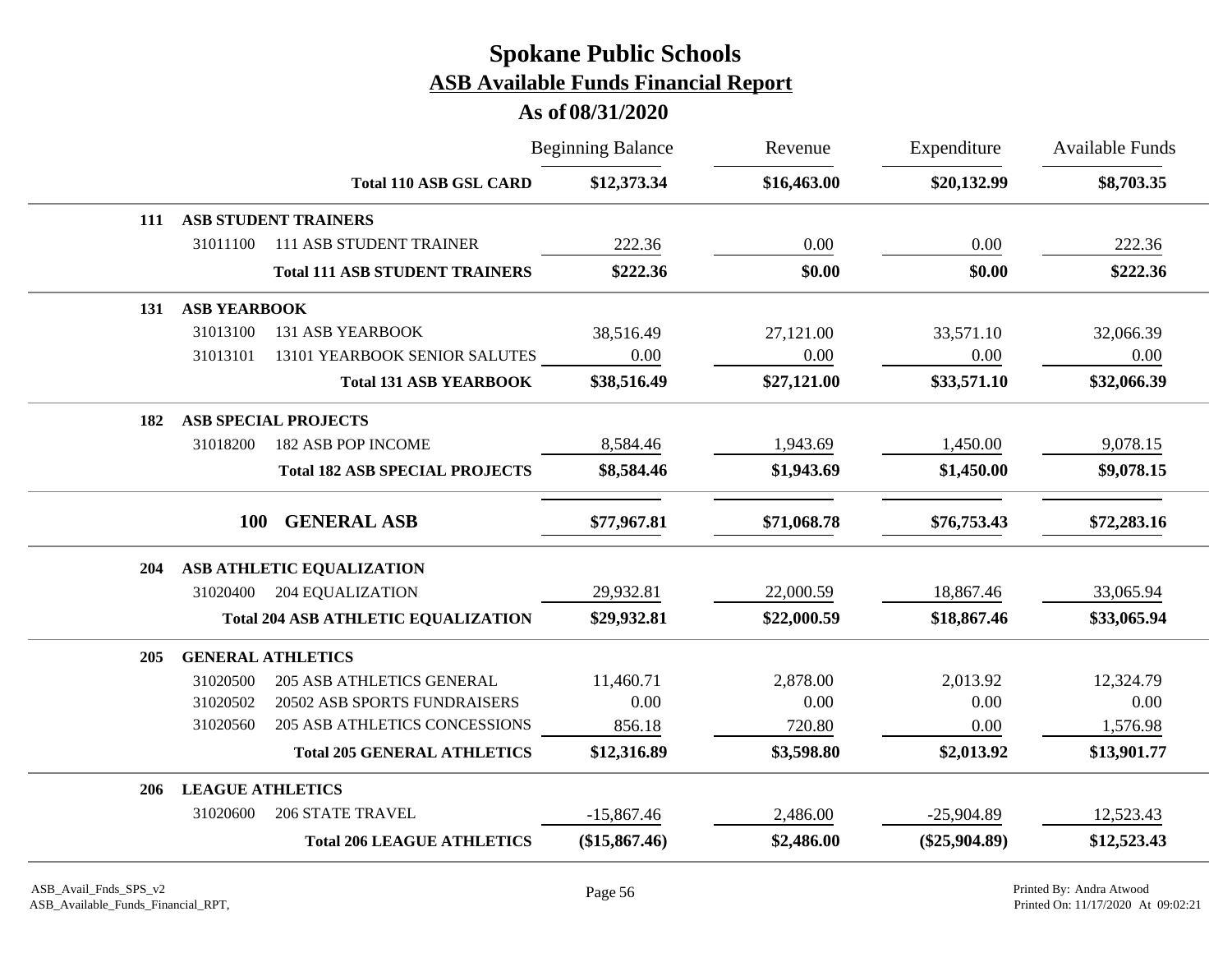# Spokane Public Schools

## ASB Available Funds Financial Report

### As of 08/31/2020

| | | | Beginning Balance | Revenue | Expenditure | Available Funds |
|---|---|---|---|---|---|---|
| | | **Total 110 ASB GSL CARD** | **$12,373.34** | **$16,463.00** | **$20,132.99** | **$8,703.35** |
| **111** | **ASB STUDENT TRAINERS** | | | | | |
| | 31011100 | 111 ASB STUDENT TRAINER | 222.36 | 0.00 | 0.00 | 222.36 |
| | | **Total 111 ASB STUDENT TRAINERS** | **$222.36** | **$0.00** | **$0.00** | **$222.36** |
| **131** | **ASB YEARBOOK** | | | | | |
| | 31013100 | 131 ASB YEARBOOK | 38,516.49 | 27,121.00 | 33,571.10 | 32,066.39 |
| | 31013101 | 13101 YEARBOOK SENIOR SALUTES | 0.00 | 0.00 | 0.00 | 0.00 |
| | | **Total 131 ASB YEARBOOK** | **$38,516.49** | **$27,121.00** | **$33,571.10** | **$32,066.39** |
| **182** | **ASB SPECIAL PROJECTS** | | | | | |
| | 31018200 | 182 ASB POP INCOME | 8,584.46 | 1,943.69 | 1,450.00 | 9,078.15 |
| | | **Total 182 ASB SPECIAL PROJECTS** | **$8,584.46** | **$1,943.69** | **$1,450.00** | **$9,078.15** |
| | **100** | **GENERAL ASB** | **$77,967.81** | **$71,068.78** | **$76,753.43** | **$72,283.16** |
| **204** | **ASB ATHLETIC EQUALIZATION** | | | | | |
| | 31020400 | 204 EQUALIZATION | 29,932.81 | 22,000.59 | 18,867.46 | 33,065.94 |
| | | **Total 204 ASB ATHLETIC EQUALIZATION** | **$29,932.81** | **$22,000.59** | **$18,867.46** | **$33,065.94** |
| **205** | **GENERAL ATHLETICS** | | | | | |
| | 31020500 | 205 ASB ATHLETICS GENERAL | 11,460.71 | 2,878.00 | 2,013.92 | 12,324.79 |
| | 31020502 | 20502 ASB SPORTS FUNDRAISERS | 0.00 | 0.00 | 0.00 | 0.00 |
| | 31020560 | 205 ASB ATHLETICS CONCESSIONS | 856.18 | 720.80 | 0.00 | 1,576.98 |
| | | **Total 205 GENERAL ATHLETICS** | **$12,316.89** | **$3,598.80** | **$2,013.92** | **$13,901.77** |
| **206** | **LEAGUE ATHLETICS** | | | | | |
| | 31020600 | 206 STATE TRAVEL | -15,867.46 | 2,486.00 | -25,904.89 | 12,523.43 |
| | | **Total 206 LEAGUE ATHLETICS** | **($15,867.46)** | **$2,486.00** | **($25,904.89)** | **$12,523.43** |

ASB_Avail_Fnds_SPS_v2
ASB_Available_Funds_Financial_RPT,

Printed By: Andra Atwood
Printed On: 11/17/2020 At 09:02:21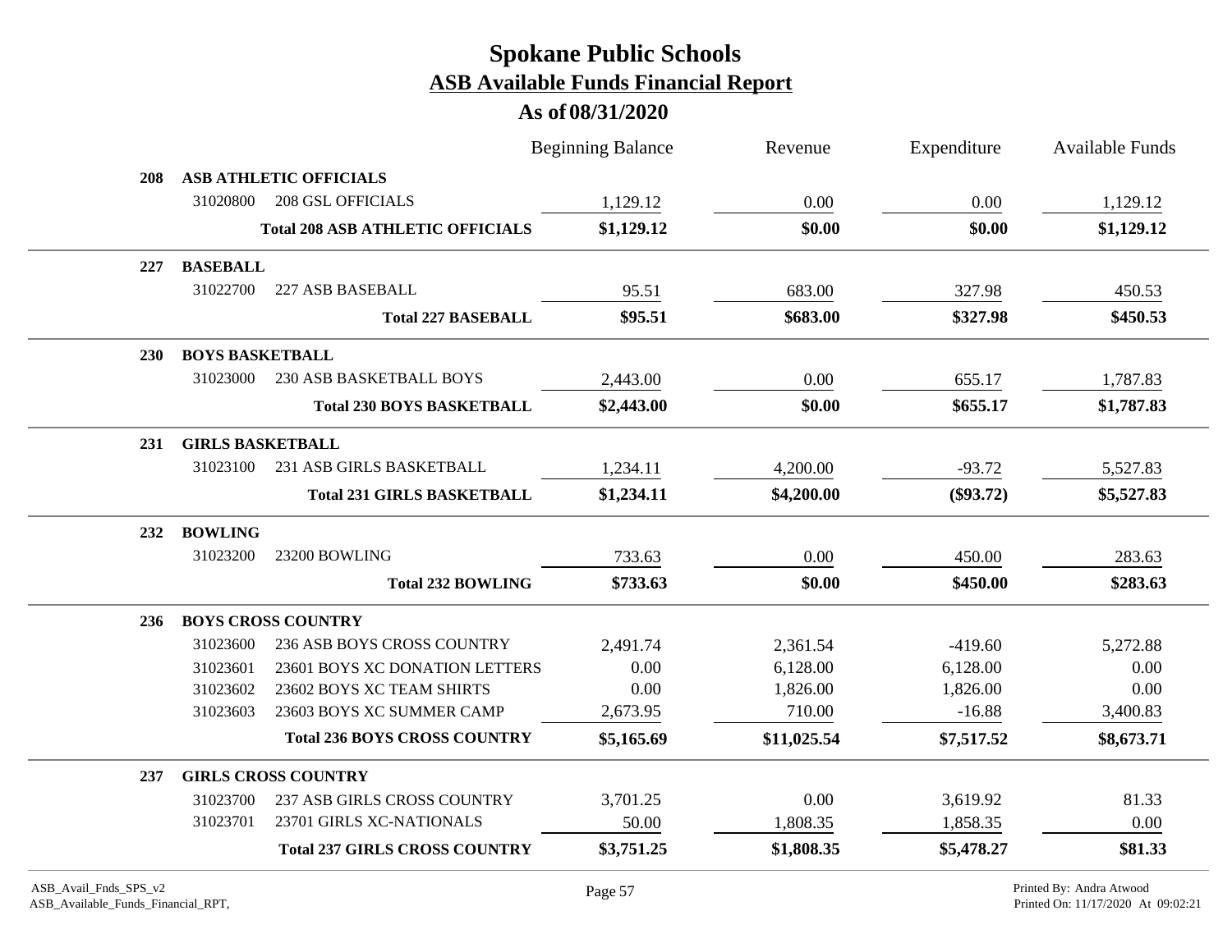# Spokane Public Schools

## ASB Available Funds Financial Report

### As of 08/31/2020

| | | | Beginning Balance | Revenue | Expenditure | Available Funds |
|---|---|---|---|---|---|---|
| **208** | **ASB ATHLETIC OFFICIALS** | | | | | |
| | 31020800 | 208 GSL OFFICIALS | 1,129.12 | 0.00 | 0.00 | 1,129.12 |
| | | **Total 208 ASB ATHLETIC OFFICIALS** | **$1,129.12** | **$0.00** | **$0.00** | **$1,129.12** |
| **227** | **BASEBALL** | | | | | |
| | 31022700 | 227 ASB BASEBALL | 95.51 | 683.00 | 327.98 | 450.53 |
| | | **Total 227 BASEBALL** | **$95.51** | **$683.00** | **$327.98** | **$450.53** |
| **230** | **BOYS BASKETBALL** | | | | | |
| | 31023000 | 230 ASB BASKETBALL BOYS | 2,443.00 | 0.00 | 655.17 | 1,787.83 |
| | | **Total 230 BOYS BASKETBALL** | **$2,443.00** | **$0.00** | **$655.17** | **$1,787.83** |
| **231** | **GIRLS BASKETBALL** | | | | | |
| | 31023100 | 231 ASB GIRLS BASKETBALL | 1,234.11 | 4,200.00 | -93.72 | 5,527.83 |
| | | **Total 231 GIRLS BASKETBALL** | **$1,234.11** | **$4,200.00** | **($93.72)** | **$5,527.83** |
| **232** | **BOWLING** | | | | | |
| | 31023200 | 23200 BOWLING | 733.63 | 0.00 | 450.00 | 283.63 |
| | | **Total 232 BOWLING** | **$733.63** | **$0.00** | **$450.00** | **$283.63** |
| **236** | **BOYS CROSS COUNTRY** | | | | | |
| | 31023600 | 236 ASB BOYS CROSS COUNTRY | 2,491.74 | 2,361.54 | -419.60 | 5,272.88 |
| | 31023601 | 23601 BOYS XC DONATION LETTERS | 0.00 | 6,128.00 | 6,128.00 | 0.00 |
| | 31023602 | 23602 BOYS XC TEAM SHIRTS | 0.00 | 1,826.00 | 1,826.00 | 0.00 |
| | 31023603 | 23603 BOYS XC SUMMER CAMP | 2,673.95 | 710.00 | -16.88 | 3,400.83 |
| | | **Total 236 BOYS CROSS COUNTRY** | **$5,165.69** | **$11,025.54** | **$7,517.52** | **$8,673.71** |
| **237** | **GIRLS CROSS COUNTRY** | | | | | |
| | 31023700 | 237 ASB GIRLS CROSS COUNTRY | 3,701.25 | 0.00 | 3,619.92 | 81.33 |
| | 31023701 | 23701 GIRLS XC-NATIONALS | 50.00 | 1,808.35 | 1,858.35 | 0.00 |
| | | **Total 237 GIRLS CROSS COUNTRY** | **$3,751.25** | **$1,808.35** | **$5,478.27** | **$81.33** |

ASB_Avail_Fnds_SPS_v2
ASB_Available_Funds_Financial_RPT,

Printed By: Andra Atwood
Printed On: 11/17/2020 At 09:02:21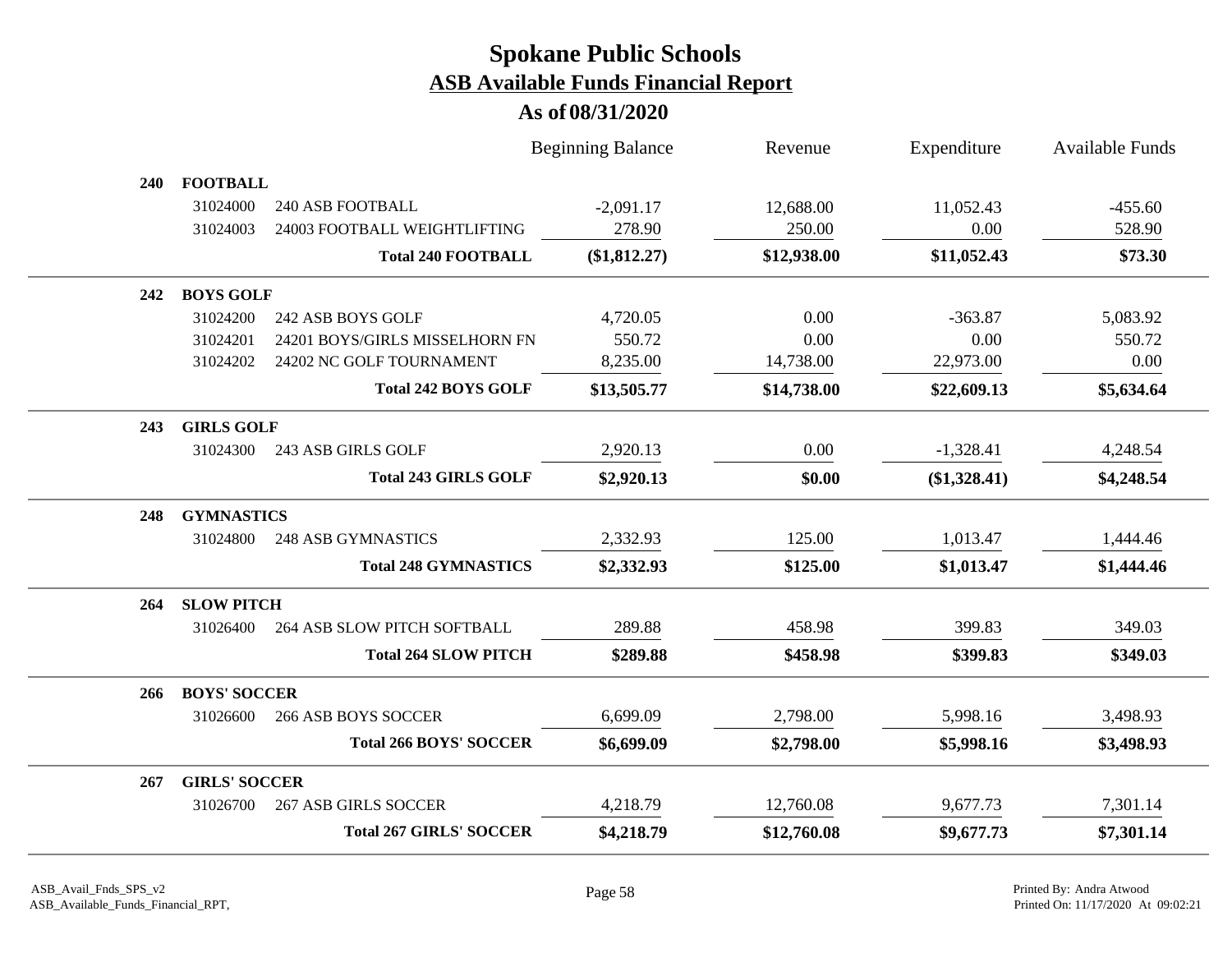# Spokane Public Schools

## ASB Available Funds Financial Report

### As of 08/31/2020

| | | | Beginning Balance | Revenue | Expenditure | Available Funds |
|---|---|---|---|---|---|---|
| **240** | **FOOTBALL** | | | | | |
| | 31024000 | 240 ASB FOOTBALL | -2,091.17 | 12,688.00 | 11,052.43 | -455.60 |
| | 31024003 | 24003 FOOTBALL WEIGHTLIFTING | 278.90 | 250.00 | 0.00 | 528.90 |
| | | **Total 240 FOOTBALL** | **($1,812.27)** | **$12,938.00** | **$11,052.43** | **$73.30** |
| **242** | **BOYS GOLF** | | | | | |
| | 31024200 | 242 ASB BOYS GOLF | 4,720.05 | 0.00 | -363.87 | 5,083.92 |
| | 31024201 | 24201 BOYS/GIRLS MISSELHORN FN | 550.72 | 0.00 | 0.00 | 550.72 |
| | 31024202 | 24202 NC GOLF TOURNAMENT | 8,235.00 | 14,738.00 | 22,973.00 | 0.00 |
| | | **Total 242 BOYS GOLF** | **$13,505.77** | **$14,738.00** | **$22,609.13** | **$5,634.64** |
| **243** | **GIRLS GOLF** | | | | | |
| | 31024300 | 243 ASB GIRLS GOLF | 2,920.13 | 0.00 | -1,328.41 | 4,248.54 |
| | | **Total 243 GIRLS GOLF** | **$2,920.13** | **$0.00** | **($1,328.41)** | **$4,248.54** |
| **248** | **GYMNASTICS** | | | | | |
| | 31024800 | 248 ASB GYMNASTICS | 2,332.93 | 125.00 | 1,013.47 | 1,444.46 |
| | | **Total 248 GYMNASTICS** | **$2,332.93** | **$125.00** | **$1,013.47** | **$1,444.46** |
| **264** | **SLOW PITCH** | | | | | |
| | 31026400 | 264 ASB SLOW PITCH SOFTBALL | 289.88 | 458.98 | 399.83 | 349.03 |
| | | **Total 264 SLOW PITCH** | **$289.88** | **$458.98** | **$399.83** | **$349.03** |
| **266** | **BOYS' SOCCER** | | | | | |
| | 31026600 | 266 ASB BOYS SOCCER | 6,699.09 | 2,798.00 | 5,998.16 | 3,498.93 |
| | | **Total 266 BOYS' SOCCER** | **$6,699.09** | **$2,798.00** | **$5,998.16** | **$3,498.93** |
| **267** | **GIRLS' SOCCER** | | | | | |
| | 31026700 | 267 ASB GIRLS SOCCER | 4,218.79 | 12,760.08 | 9,677.73 | 7,301.14 |
| | | **Total 267 GIRLS' SOCCER** | **$4,218.79** | **$12,760.08** | **$9,677.73** | **$7,301.14** |

ASB_Avail_Fnds_SPS_v2
ASB_Available_Funds_Financial_RPT,

Printed By: Andra Atwood
Printed On: 11/17/2020 At 09:02:21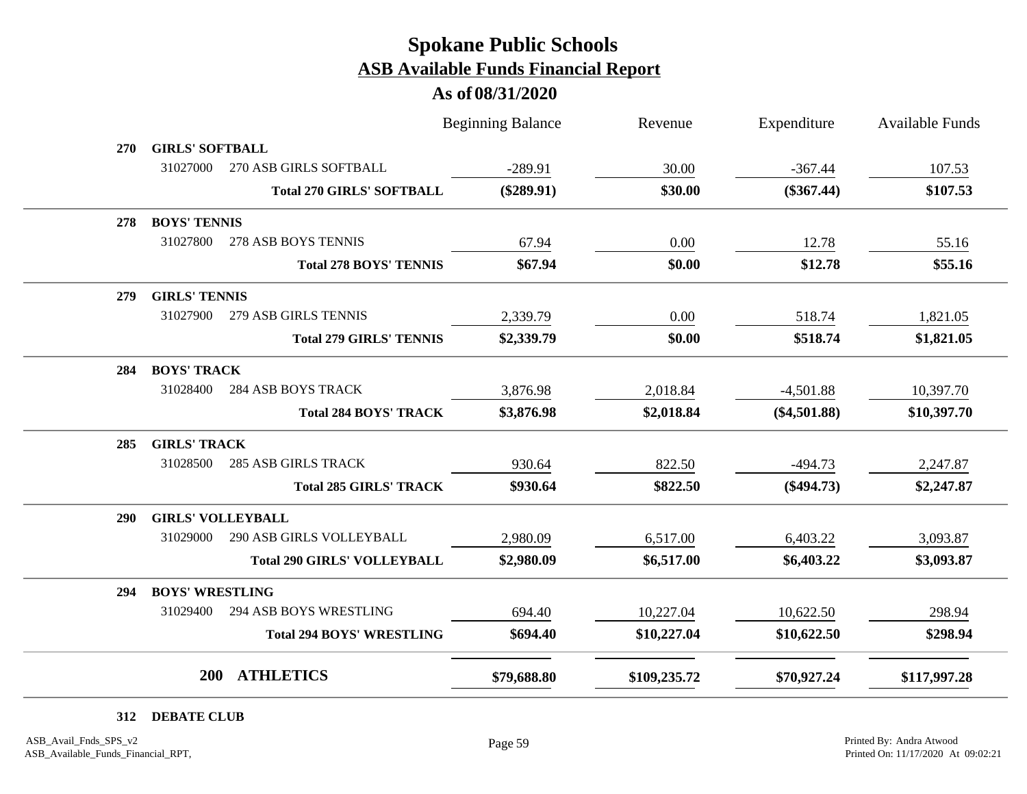# Spokane Public Schools
## ASB Available Funds Financial Report
### As of 08/31/2020

| | | Beginning Balance | Revenue | Expenditure | Available Funds |
|---|---|---|---|---|---|
| **270** | **GIRLS' SOFTBALL** | | | | |
| 31027000 | 270 ASB GIRLS SOFTBALL | -289.91 | 30.00 | -367.44 | 107.53 |
| | **Total 270 GIRLS' SOFTBALL** | **($289.91)** | **$30.00** | **($367.44)** | **$107.53** |
| **278** | **BOYS' TENNIS** | | | | |
| 31027800 | 278 ASB BOYS TENNIS | 67.94 | 0.00 | 12.78 | 55.16 |
| | **Total 278 BOYS' TENNIS** | **$67.94** | **$0.00** | **$12.78** | **$55.16** |
| **279** | **GIRLS' TENNIS** | | | | |
| 31027900 | 279 ASB GIRLS TENNIS | 2,339.79 | 0.00 | 518.74 | 1,821.05 |
| | **Total 279 GIRLS' TENNIS** | **$2,339.79** | **$0.00** | **$518.74** | **$1,821.05** |
| **284** | **BOYS' TRACK** | | | | |
| 31028400 | 284 ASB BOYS TRACK | 3,876.98 | 2,018.84 | -4,501.88 | 10,397.70 |
| | **Total 284 BOYS' TRACK** | **$3,876.98** | **$2,018.84** | **($4,501.88)** | **$10,397.70** |
| **285** | **GIRLS' TRACK** | | | | |
| 31028500 | 285 ASB GIRLS TRACK | 930.64 | 822.50 | -494.73 | 2,247.87 |
| | **Total 285 GIRLS' TRACK** | **$930.64** | **$822.50** | **($494.73)** | **$2,247.87** |
| **290** | **GIRLS' VOLLEYBALL** | | | | |
| 31029000 | 290 ASB GIRLS VOLLEYBALL | 2,980.09 | 6,517.00 | 6,403.22 | 3,093.87 |
| | **Total 290 GIRLS' VOLLEYBALL** | **$2,980.09** | **$6,517.00** | **$6,403.22** | **$3,093.87** |
| **294** | **BOYS' WRESTLING** | | | | |
| 31029400 | 294 ASB BOYS WRESTLING | 694.40 | 10,227.04 | 10,622.50 | 298.94 |
| | **Total 294 BOYS' WRESTLING** | **$694.40** | **$10,227.04** | **$10,622.50** | **$298.94** |
| **200** | **ATHLETICS** | **$79,688.80** | **$109,235.72** | **$70,927.24** | **$117,997.28** |

**312 DEBATE CLUB**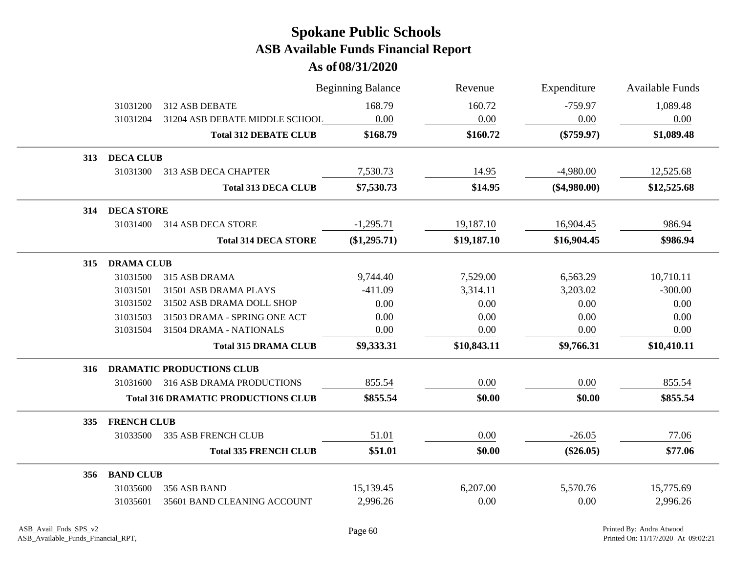# Spokane Public Schools

## ASB Available Funds Financial Report

### As of 08/31/2020

| | | | Beginning Balance | Revenue | Expenditure | Available Funds |
|---|---|---|---|---|---|---|
| | 31031200 | 312 ASB DEBATE | 168.79 | 160.72 | -759.97 | 1,089.48 |
| | 31031204 | 31204 ASB DEBATE MIDDLE SCHOOL | 0.00 | 0.00 | 0.00 | 0.00 |
| | | **Total 312 DEBATE CLUB** | **$168.79** | **$160.72** | **($759.97)** | **$1,089.48** |
| **313** | **DECA CLUB** | | | | | |
| | 31031300 | 313 ASB DECA CHAPTER | 7,530.73 | 14.95 | -4,980.00 | 12,525.68 |
| | | **Total 313 DECA CLUB** | **$7,530.73** | **$14.95** | **($4,980.00)** | **$12,525.68** |
| **314** | **DECA STORE** | | | | | |
| | 31031400 | 314 ASB DECA STORE | -1,295.71 | 19,187.10 | 16,904.45 | 986.94 |
| | | **Total 314 DECA STORE** | **($1,295.71)** | **$19,187.10** | **$16,904.45** | **$986.94** |
| **315** | **DRAMA CLUB** | | | | | |
| | 31031500 | 315 ASB DRAMA | 9,744.40 | 7,529.00 | 6,563.29 | 10,710.11 |
| | 31031501 | 31501 ASB DRAMA PLAYS | -411.09 | 3,314.11 | 3,203.02 | -300.00 |
| | 31031502 | 31502 ASB DRAMA DOLL SHOP | 0.00 | 0.00 | 0.00 | 0.00 |
| | 31031503 | 31503 DRAMA - SPRING ONE ACT | 0.00 | 0.00 | 0.00 | 0.00 |
| | 31031504 | 31504 DRAMA - NATIONALS | 0.00 | 0.00 | 0.00 | 0.00 |
| | | **Total 315 DRAMA CLUB** | **$9,333.31** | **$10,843.11** | **$9,766.31** | **$10,410.11** |
| **316** | **DRAMATIC PRODUCTIONS CLUB** | | | | | |
| | 31031600 | 316 ASB DRAMA PRODUCTIONS | 855.54 | 0.00 | 0.00 | 855.54 |
| | | **Total 316 DRAMATIC PRODUCTIONS CLUB** | **$855.54** | **$0.00** | **$0.00** | **$855.54** |
| **335** | **FRENCH CLUB** | | | | | |
| | 31033500 | 335 ASB FRENCH CLUB | 51.01 | 0.00 | -26.05 | 77.06 |
| | | **Total 335 FRENCH CLUB** | **$51.01** | **$0.00** | **($26.05)** | **$77.06** |
| **356** | **BAND CLUB** | | | | | |
| | 31035600 | 356 ASB BAND | 15,139.45 | 6,207.00 | 5,570.76 | 15,775.69 |
| | 31035601 | 35601 BAND CLEANING ACCOUNT | 2,996.26 | 0.00 | 0.00 | 2,996.26 |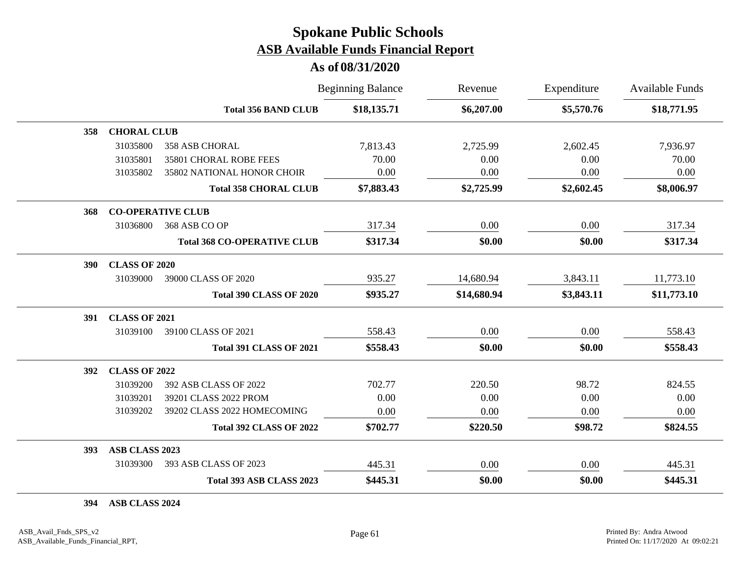# Spokane Public Schools

## ASB Available Funds Financial Report

### As of 08/31/2020

| | | | Beginning Balance | Revenue | Expenditure | Available Funds |
|---|---|---|---|---|---|---|
| | | **Total 356 BAND CLUB** | **$18,135.71** | **$6,207.00** | **$5,570.76** | **$18,771.95** |
| **358** | **CHORAL CLUB** | | | | | |
| | 31035800 | 358 ASB CHORAL | 7,813.43 | 2,725.99 | 2,602.45 | 7,936.97 |
| | 31035801 | 35801 CHORAL ROBE FEES | 70.00 | 0.00 | 0.00 | 70.00 |
| | 31035802 | 35802 NATIONAL HONOR CHOIR | 0.00 | 0.00 | 0.00 | 0.00 |
| | | **Total 358 CHORAL CLUB** | **$7,883.43** | **$2,725.99** | **$2,602.45** | **$8,006.97** |
| **368** | **CO-OPERATIVE CLUB** | | | | | |
| | 31036800 | 368 ASB CO OP | 317.34 | 0.00 | 0.00 | 317.34 |
| | | **Total 368 CO-OPERATIVE CLUB** | **$317.34** | **$0.00** | **$0.00** | **$317.34** |
| **390** | **CLASS OF 2020** | | | | | |
| | 31039000 | 39000 CLASS OF 2020 | 935.27 | 14,680.94 | 3,843.11 | 11,773.10 |
| | | **Total 390 CLASS OF 2020** | **$935.27** | **$14,680.94** | **$3,843.11** | **$11,773.10** |
| **391** | **CLASS OF 2021** | | | | | |
| | 31039100 | 39100 CLASS OF 2021 | 558.43 | 0.00 | 0.00 | 558.43 |
| | | **Total 391 CLASS OF 2021** | **$558.43** | **$0.00** | **$0.00** | **$558.43** |
| **392** | **CLASS OF 2022** | | | | | |
| | 31039200 | 392 ASB CLASS OF 2022 | 702.77 | 220.50 | 98.72 | 824.55 |
| | 31039201 | 39201 CLASS 2022 PROM | 0.00 | 0.00 | 0.00 | 0.00 |
| | 31039202 | 39202 CLASS 2022 HOMECOMING | 0.00 | 0.00 | 0.00 | 0.00 |
| | | **Total 392 CLASS OF 2022** | **$702.77** | **$220.50** | **$98.72** | **$824.55** |
| **393** | **ASB CLASS 2023** | | | | | |
| | 31039300 | 393 ASB CLASS OF 2023 | 445.31 | 0.00 | 0.00 | 445.31 |
| | | **Total 393 ASB CLASS 2023** | **$445.31** | **$0.00** | **$0.00** | **$445.31** |
| **394** | **ASB CLASS 2024** | | | | | |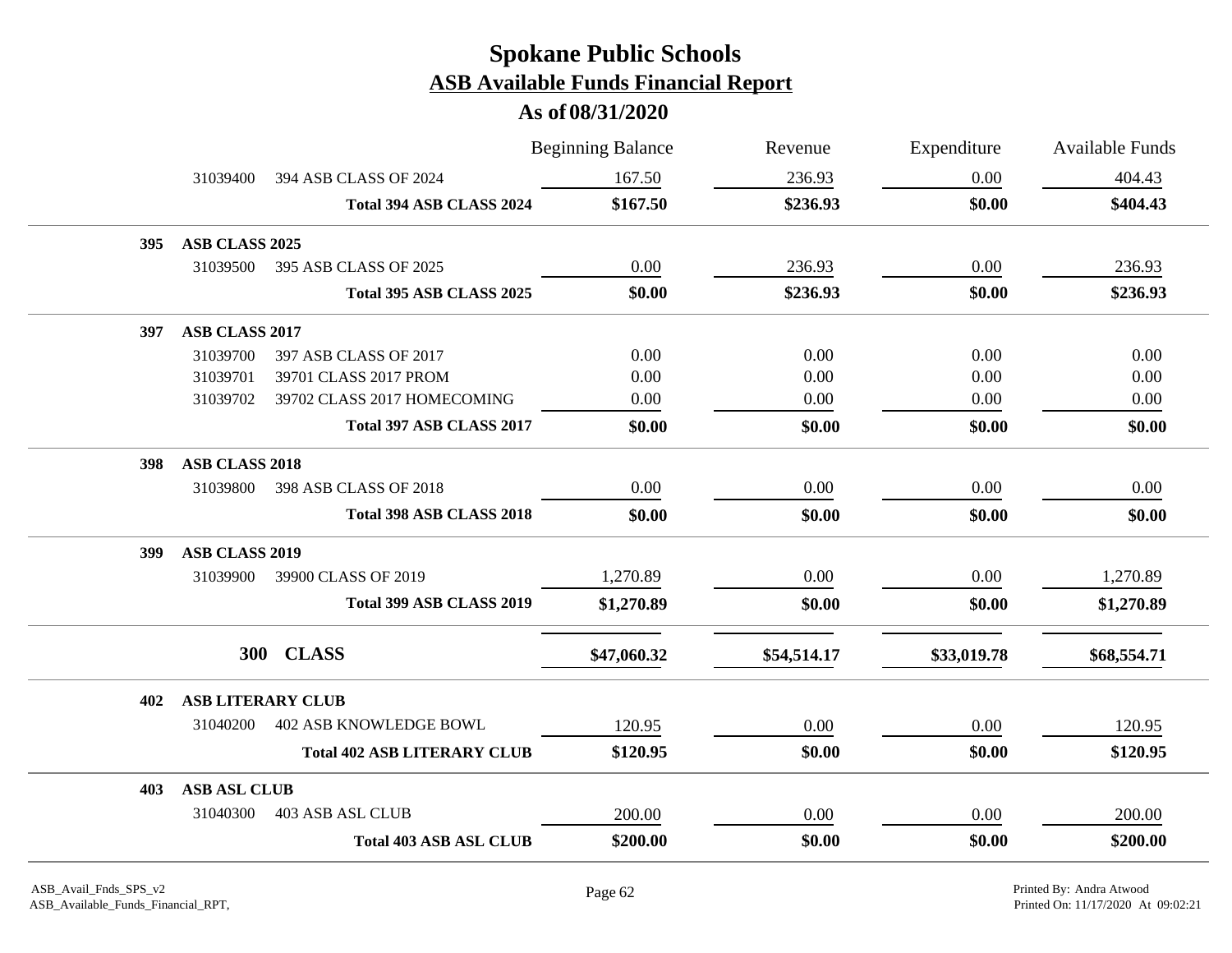# Spokane Public Schools
## ASB Available Funds Financial Report
### As of 08/31/2020

| | | Beginning Balance | Revenue | Expenditure | Available Funds |
|---|---|---|---|---|---|
| 31039400 | 394 ASB CLASS OF 2024 | 167.50 | 236.93 | 0.00 | 404.43 |
| | **Total 394 ASB CLASS 2024** | **$167.50** | **$236.93** | **$0.00** | **$404.43** |
| **395** | **ASB CLASS 2025** | | | | |
| 31039500 | 395 ASB CLASS OF 2025 | 0.00 | 236.93 | 0.00 | 236.93 |
| | **Total 395 ASB CLASS 2025** | **$0.00** | **$236.93** | **$0.00** | **$236.93** |
| **397** | **ASB CLASS 2017** | | | | |
| 31039700 | 397 ASB CLASS OF 2017 | 0.00 | 0.00 | 0.00 | 0.00 |
| 31039701 | 39701 CLASS 2017 PROM | 0.00 | 0.00 | 0.00 | 0.00 |
| 31039702 | 39702 CLASS 2017 HOMECOMING | 0.00 | 0.00 | 0.00 | 0.00 |
| | **Total 397 ASB CLASS 2017** | **$0.00** | **$0.00** | **$0.00** | **$0.00** |
| **398** | **ASB CLASS 2018** | | | | |
| 31039800 | 398 ASB CLASS OF 2018 | 0.00 | 0.00 | 0.00 | 0.00 |
| | **Total 398 ASB CLASS 2018** | **$0.00** | **$0.00** | **$0.00** | **$0.00** |
| **399** | **ASB CLASS 2019** | | | | |
| 31039900 | 39900 CLASS OF 2019 | 1,270.89 | 0.00 | 0.00 | 1,270.89 |
| | **Total 399 ASB CLASS 2019** | **$1,270.89** | **$0.00** | **$0.00** | **$1,270.89** |
| **300** | **CLASS** | **$47,060.32** | **$54,514.17** | **$33,019.78** | **$68,554.71** |
| **402** | **ASB LITERARY CLUB** | | | | |
| 31040200 | 402 ASB KNOWLEDGE BOWL | 120.95 | 0.00 | 0.00 | 120.95 |
| | **Total 402 ASB LITERARY CLUB** | **$120.95** | **$0.00** | **$0.00** | **$120.95** |
| **403** | **ASB ASL CLUB** | | | | |
| 31040300 | 403 ASB ASL CLUB | 200.00 | 0.00 | 0.00 | 200.00 |
| | **Total 403 ASB ASL CLUB** | **$200.00** | **$0.00** | **$0.00** | **$200.00** |

ASB_Avail_Fnds_SPS_v2
ASB_Available_Funds_Financial_RPT,

Printed By: Andra Atwood
Printed On: 11/17/2020 At 09:02:21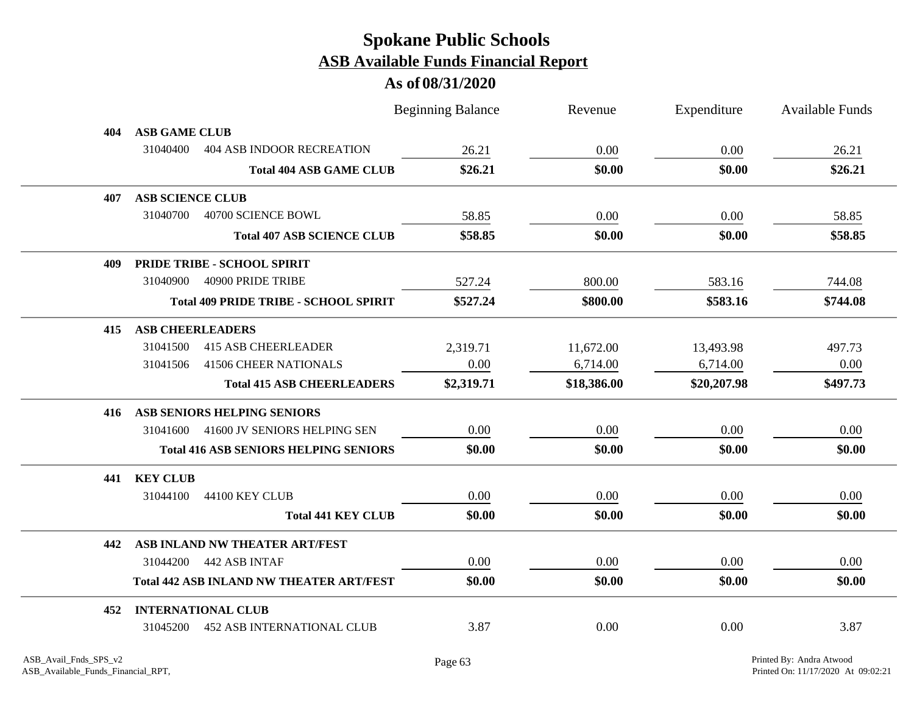# Spokane Public Schools

## ASB Available Funds Financial Report

### As of 08/31/2020

| | | | Beginning Balance | Revenue | Expenditure | Available Funds |
|---|---|---|---|---|---|---|
| **404** | **ASB GAME CLUB** | | | | | |
| | 31040400 | 404 ASB INDOOR RECREATION | 26.21 | 0.00 | 0.00 | 26.21 |
| | | **Total 404 ASB GAME CLUB** | **$26.21** | **$0.00** | **$0.00** | **$26.21** |
| **407** | **ASB SCIENCE CLUB** | | | | | |
| | 31040700 | 40700 SCIENCE BOWL | 58.85 | 0.00 | 0.00 | 58.85 |
| | | **Total 407 ASB SCIENCE CLUB** | **$58.85** | **$0.00** | **$0.00** | **$58.85** |
| **409** | **PRIDE TRIBE - SCHOOL SPIRIT** | | | | | |
| | 31040900 | 40900 PRIDE TRIBE | 527.24 | 800.00 | 583.16 | 744.08 |
| | | **Total 409 PRIDE TRIBE - SCHOOL SPIRIT** | **$527.24** | **$800.00** | **$583.16** | **$744.08** |
| **415** | **ASB CHEERLEADERS** | | | | | |
| | 31041500 | 415 ASB CHEERLEADER | 2,319.71 | 11,672.00 | 13,493.98 | 497.73 |
| | 31041506 | 41506 CHEER NATIONALS | 0.00 | 6,714.00 | 6,714.00 | 0.00 |
| | | **Total 415 ASB CHEERLEADERS** | **$2,319.71** | **$18,386.00** | **$20,207.98** | **$497.73** |
| **416** | **ASB SENIORS HELPING SENIORS** | | | | | |
| | 31041600 | 41600 JV SENIORS HELPING SEN | 0.00 | 0.00 | 0.00 | 0.00 |
| | | **Total 416 ASB SENIORS HELPING SENIORS** | **$0.00** | **$0.00** | **$0.00** | **$0.00** |
| **441** | **KEY CLUB** | | | | | |
| | 31044100 | 44100 KEY CLUB | 0.00 | 0.00 | 0.00 | 0.00 |
| | | **Total 441 KEY CLUB** | **$0.00** | **$0.00** | **$0.00** | **$0.00** |
| **442** | **ASB INLAND NW THEATER ART/FEST** | | | | | |
| | 31044200 | 442 ASB INTAF | 0.00 | 0.00 | 0.00 | 0.00 |
| | | **Total 442 ASB INLAND NW THEATER ART/FEST** | **$0.00** | **$0.00** | **$0.00** | **$0.00** |
| **452** | **INTERNATIONAL CLUB** | | | | | |
| | 31045200 | 452 ASB INTERNATIONAL CLUB | 3.87 | 0.00 | 0.00 | 3.87 |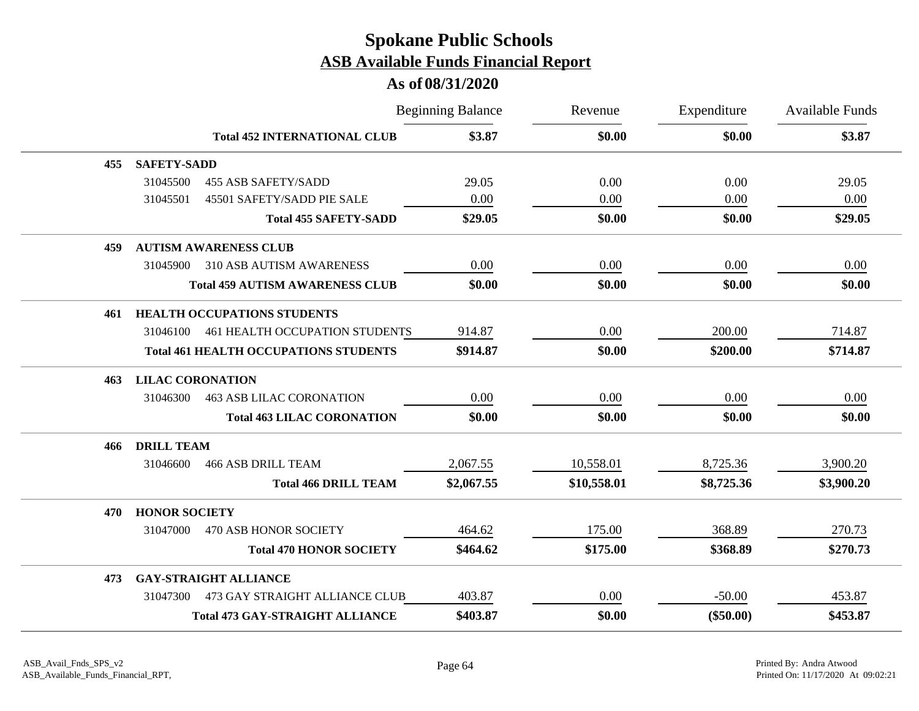# Spokane Public Schools

## ASB Available Funds Financial Report

### As of 08/31/2020

| | | Beginning Balance | Revenue | Expenditure | Available Funds |
|---|---|---|---|---|---|
| | **Total 452 INTERNATIONAL CLUB** | **$3.87** | **$0.00** | **$0.00** | **$3.87** |
| **455** | **SAFETY-SADD** | | | | |
| 31045500 | 455 ASB SAFETY/SADD | 29.05 | 0.00 | 0.00 | 29.05 |
| 31045501 | 45501 SAFETY/SADD PIE SALE | 0.00 | 0.00 | 0.00 | 0.00 |
| | **Total 455 SAFETY-SADD** | **$29.05** | **$0.00** | **$0.00** | **$29.05** |
| **459** | **AUTISM AWARENESS CLUB** | | | | |
| 31045900 | 310 ASB AUTISM AWARENESS | 0.00 | 0.00 | 0.00 | 0.00 |
| | **Total 459 AUTISM AWARENESS CLUB** | **$0.00** | **$0.00** | **$0.00** | **$0.00** |
| **461** | **HEALTH OCCUPATIONS STUDENTS** | | | | |
| 31046100 | 461 HEALTH OCCUPATION STUDENTS | 914.87 | 0.00 | 200.00 | 714.87 |
| | **Total 461 HEALTH OCCUPATIONS STUDENTS** | **$914.87** | **$0.00** | **$200.00** | **$714.87** |
| **463** | **LILAC CORONATION** | | | | |
| 31046300 | 463 ASB LILAC CORONATION | 0.00 | 0.00 | 0.00 | 0.00 |
| | **Total 463 LILAC CORONATION** | **$0.00** | **$0.00** | **$0.00** | **$0.00** |
| **466** | **DRILL TEAM** | | | | |
| 31046600 | 466 ASB DRILL TEAM | 2,067.55 | 10,558.01 | 8,725.36 | 3,900.20 |
| | **Total 466 DRILL TEAM** | **$2,067.55** | **$10,558.01** | **$8,725.36** | **$3,900.20** |
| **470** | **HONOR SOCIETY** | | | | |
| 31047000 | 470 ASB HONOR SOCIETY | 464.62 | 175.00 | 368.89 | 270.73 |
| | **Total 470 HONOR SOCIETY** | **$464.62** | **$175.00** | **$368.89** | **$270.73** |
| **473** | **GAY-STRAIGHT ALLIANCE** | | | | |
| 31047300 | 473 GAY STRAIGHT ALLIANCE CLUB | 403.87 | 0.00 | -50.00 | 453.87 |
| | **Total 473 GAY-STRAIGHT ALLIANCE** | **$403.87** | **$0.00** | **($50.00)** | **$453.87** |

ASB_Avail_Fnds_SPS_v2
ASB_Available_Funds_Financial_RPT,

Printed By: Andra Atwood
Printed On: 11/17/2020 At 09:02:21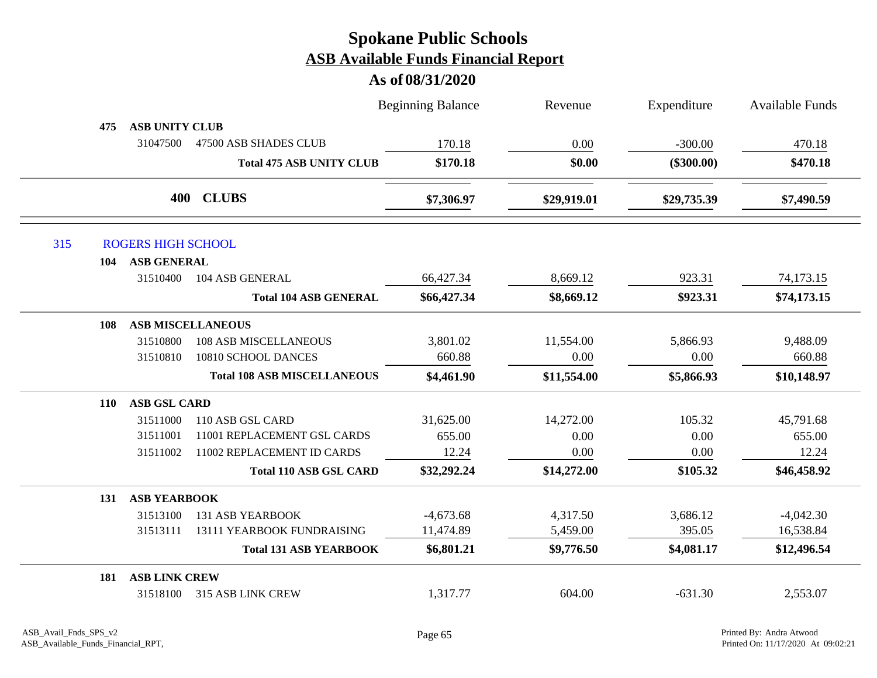# Spokane Public Schools

## ASB Available Funds Financial Report

### As of 08/31/2020

| | | Beginning Balance | Revenue | Expenditure | Available Funds |
|---|---|---|---|---|---|
| **475** | **ASB UNITY CLUB** | | | | |
| 31047500 | 47500 ASB SHADES CLUB | 170.18 | 0.00 | -300.00 | 470.18 |
| | **Total 475 ASB UNITY CLUB** | **$170.18** | **$0.00** | **($300.00)** | **$470.18** |
| **400** | **CLUBS** | **$7,306.97** | **$29,919.01** | **$29,735.39** | **$7,490.59** |
| 315 | ROGERS HIGH SCHOOL | | | | |
| **104** | **ASB GENERAL** | | | | |
| 31510400 | 104 ASB GENERAL | 66,427.34 | 8,669.12 | 923.31 | 74,173.15 |
| | **Total 104 ASB GENERAL** | **$66,427.34** | **$8,669.12** | **$923.31** | **$74,173.15** |
| **108** | **ASB MISCELLANEOUS** | | | | |
| 31510800 | 108 ASB MISCELLANEOUS | 3,801.02 | 11,554.00 | 5,866.93 | 9,488.09 |
| 31510810 | 10810 SCHOOL DANCES | 660.88 | 0.00 | 0.00 | 660.88 |
| | **Total 108 ASB MISCELLANEOUS** | **$4,461.90** | **$11,554.00** | **$5,866.93** | **$10,148.97** |
| **110** | **ASB GSL CARD** | | | | |
| 31511000 | 110 ASB GSL CARD | 31,625.00 | 14,272.00 | 105.32 | 45,791.68 |
| 31511001 | 11001 REPLACEMENT GSL CARDS | 655.00 | 0.00 | 0.00 | 655.00 |
| 31511002 | 11002 REPLACEMENT ID CARDS | 12.24 | 0.00 | 0.00 | 12.24 |
| | **Total 110 ASB GSL CARD** | **$32,292.24** | **$14,272.00** | **$105.32** | **$46,458.92** |
| **131** | **ASB YEARBOOK** | | | | |
| 31513100 | 131 ASB YEARBOOK | -4,673.68 | 4,317.50 | 3,686.12 | -4,042.30 |
| 31513111 | 13111 YEARBOOK FUNDRAISING | 11,474.89 | 5,459.00 | 395.05 | 16,538.84 |
| | **Total 131 ASB YEARBOOK** | **$6,801.21** | **$9,776.50** | **$4,081.17** | **$12,496.54** |
| **181** | **ASB LINK CREW** | | | | |
| 31518100 | 315 ASB LINK CREW | 1,317.77 | 604.00 | -631.30 | 2,553.07 |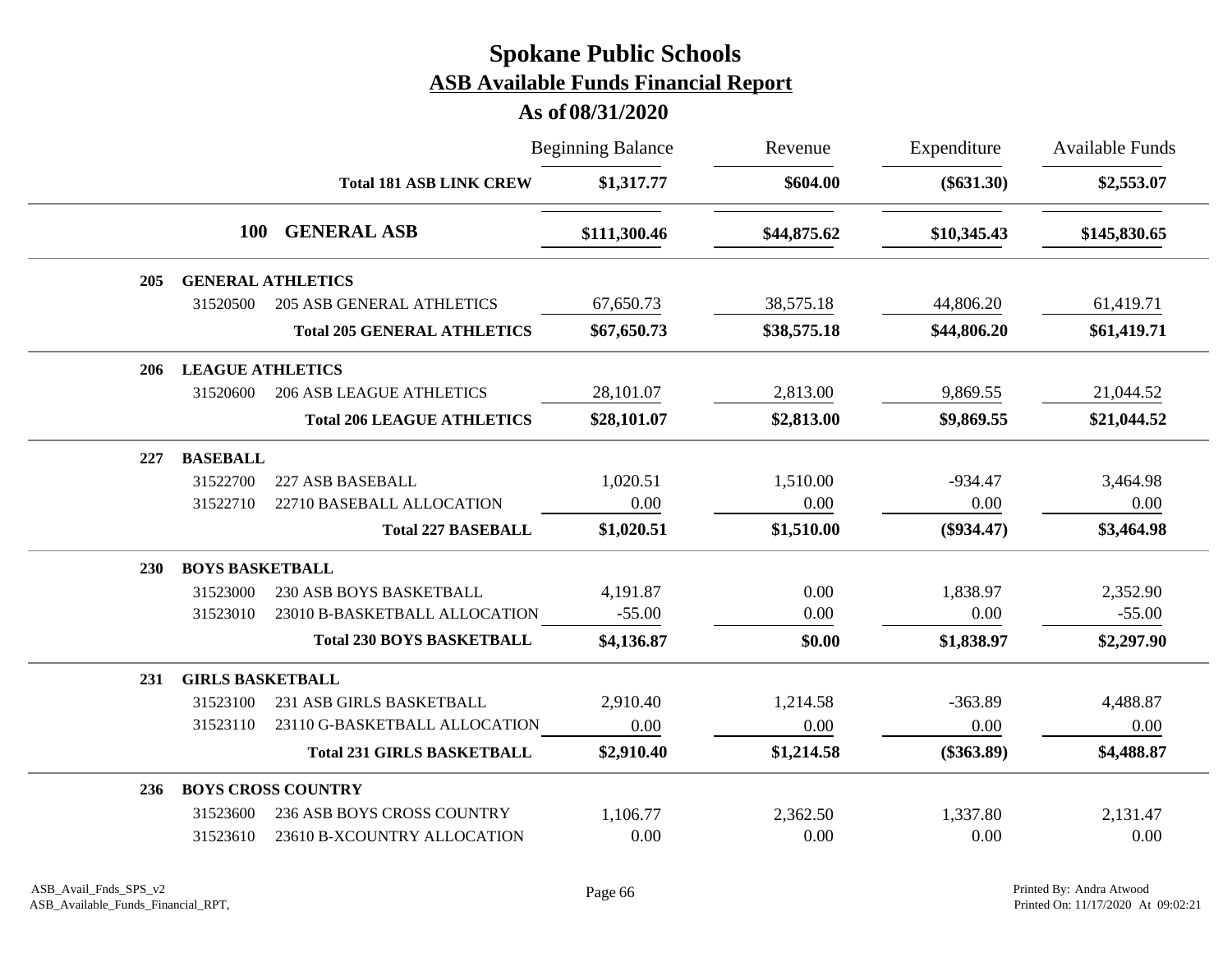# Spokane Public Schools

## ASB Available Funds Financial Report

### As of 08/31/2020

| | | | Beginning Balance | Revenue | Expenditure | Available Funds |
|---|---|---|---|---|---|---|
| | | **Total 181 ASB LINK CREW** | **$1,317.77** | **$604.00** | **($631.30)** | **$2,553.07** |
| **100** | | **GENERAL ASB** | **$111,300.46** | **$44,875.62** | **$10,345.43** | **$145,830.65** |
| **205** | **GENERAL ATHLETICS** | | | | | |
| | 31520500 | 205 ASB GENERAL ATHLETICS | 67,650.73 | 38,575.18 | 44,806.20 | 61,419.71 |
| | | **Total 205 GENERAL ATHLETICS** | **$67,650.73** | **$38,575.18** | **$44,806.20** | **$61,419.71** |
| **206** | **LEAGUE ATHLETICS** | | | | | |
| | 31520600 | 206 ASB LEAGUE ATHLETICS | 28,101.07 | 2,813.00 | 9,869.55 | 21,044.52 |
| | | **Total 206 LEAGUE ATHLETICS** | **$28,101.07** | **$2,813.00** | **$9,869.55** | **$21,044.52** |
| **227** | **BASEBALL** | | | | | |
| | 31522700 | 227 ASB BASEBALL | 1,020.51 | 1,510.00 | -934.47 | 3,464.98 |
| | 31522710 | 22710 BASEBALL ALLOCATION | 0.00 | 0.00 | 0.00 | 0.00 |
| | | **Total 227 BASEBALL** | **$1,020.51** | **$1,510.00** | **($934.47)** | **$3,464.98** |
| **230** | **BOYS BASKETBALL** | | | | | |
| | 31523000 | 230 ASB BOYS BASKETBALL | 4,191.87 | 0.00 | 1,838.97 | 2,352.90 |
| | 31523010 | 23010 B-BASKETBALL ALLOCATION | -55.00 | 0.00 | 0.00 | -55.00 |
| | | **Total 230 BOYS BASKETBALL** | **$4,136.87** | **$0.00** | **$1,838.97** | **$2,297.90** |
| **231** | **GIRLS BASKETBALL** | | | | | |
| | 31523100 | 231 ASB GIRLS BASKETBALL | 2,910.40 | 1,214.58 | -363.89 | 4,488.87 |
| | 31523110 | 23110 G-BASKETBALL ALLOCATION | 0.00 | 0.00 | 0.00 | 0.00 |
| | | **Total 231 GIRLS BASKETBALL** | **$2,910.40** | **$1,214.58** | **($363.89)** | **$4,488.87** |
| **236** | **BOYS CROSS COUNTRY** | | | | | |
| | 31523600 | 236 ASB BOYS CROSS COUNTRY | 1,106.77 | 2,362.50 | 1,337.80 | 2,131.47 |
| | 31523610 | 23610 B-XCOUNTRY ALLOCATION | 0.00 | 0.00 | 0.00 | 0.00 |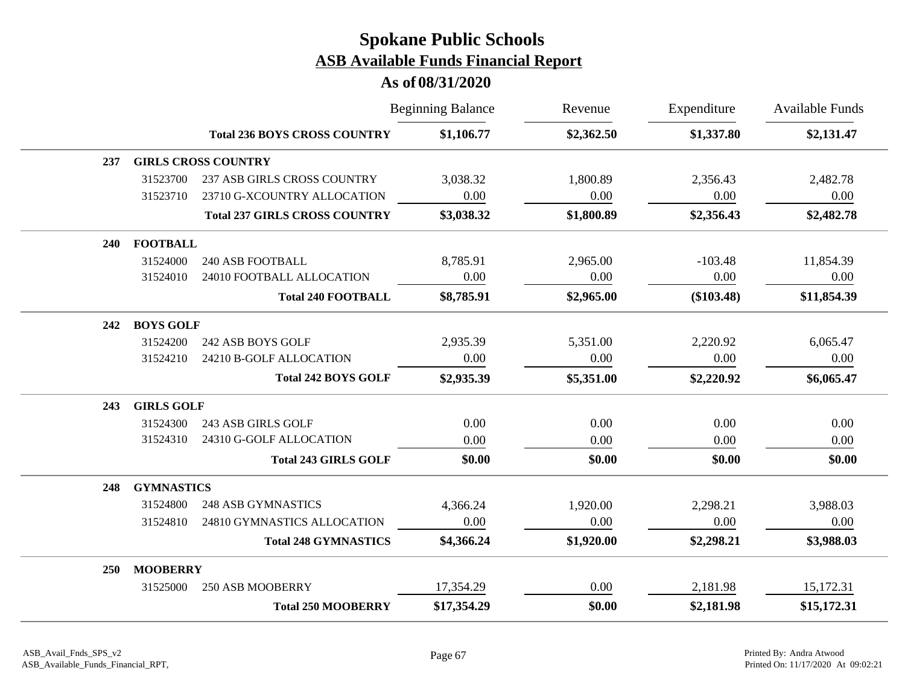# Spokane Public Schools
## ASB Available Funds Financial Report
### As of 08/31/2020

| | | | Beginning Balance | Revenue | Expenditure | Available Funds |
|---|---|---|---|---|---|---|
| | | **Total 236 BOYS CROSS COUNTRY** | **$1,106.77** | **$2,362.50** | **$1,337.80** | **$2,131.47** |
| **237** | **GIRLS CROSS COUNTRY** | | | | | |
| | 31523700 | 237 ASB GIRLS CROSS COUNTRY | 3,038.32 | 1,800.89 | 2,356.43 | 2,482.78 |
| | 31523710 | 23710 G-XCOUNTRY ALLOCATION | 0.00 | 0.00 | 0.00 | 0.00 |
| | | **Total 237 GIRLS CROSS COUNTRY** | **$3,038.32** | **$1,800.89** | **$2,356.43** | **$2,482.78** |
| **240** | **FOOTBALL** | | | | | |
| | 31524000 | 240 ASB FOOTBALL | 8,785.91 | 2,965.00 | -103.48 | 11,854.39 |
| | 31524010 | 24010 FOOTBALL ALLOCATION | 0.00 | 0.00 | 0.00 | 0.00 |
| | | **Total 240 FOOTBALL** | **$8,785.91** | **$2,965.00** | **($103.48)** | **$11,854.39** |
| **242** | **BOYS GOLF** | | | | | |
| | 31524200 | 242 ASB BOYS GOLF | 2,935.39 | 5,351.00 | 2,220.92 | 6,065.47 |
| | 31524210 | 24210 B-GOLF ALLOCATION | 0.00 | 0.00 | 0.00 | 0.00 |
| | | **Total 242 BOYS GOLF** | **$2,935.39** | **$5,351.00** | **$2,220.92** | **$6,065.47** |
| **243** | **GIRLS GOLF** | | | | | |
| | 31524300 | 243 ASB GIRLS GOLF | 0.00 | 0.00 | 0.00 | 0.00 |
| | 31524310 | 24310 G-GOLF ALLOCATION | 0.00 | 0.00 | 0.00 | 0.00 |
| | | **Total 243 GIRLS GOLF** | **$0.00** | **$0.00** | **$0.00** | **$0.00** |
| **248** | **GYMNASTICS** | | | | | |
| | 31524800 | 248 ASB GYMNASTICS | 4,366.24 | 1,920.00 | 2,298.21 | 3,988.03 |
| | 31524810 | 24810 GYMNASTICS ALLOCATION | 0.00 | 0.00 | 0.00 | 0.00 |
| | | **Total 248 GYMNASTICS** | **$4,366.24** | **$1,920.00** | **$2,298.21** | **$3,988.03** |
| **250** | **MOOBERRY** | | | | | |
| | 31525000 | 250 ASB MOOBERRY | 17,354.29 | 0.00 | 2,181.98 | 15,172.31 |
| | | **Total 250 MOOBERRY** | **$17,354.29** | **$0.00** | **$2,181.98** | **$15,172.31** |

ASB_Avail_Fnds_SPS_v2
ASB_Available_Funds_Financial_RPT,

Printed By: Andra Atwood
Printed On: 11/17/2020 At 09:02:21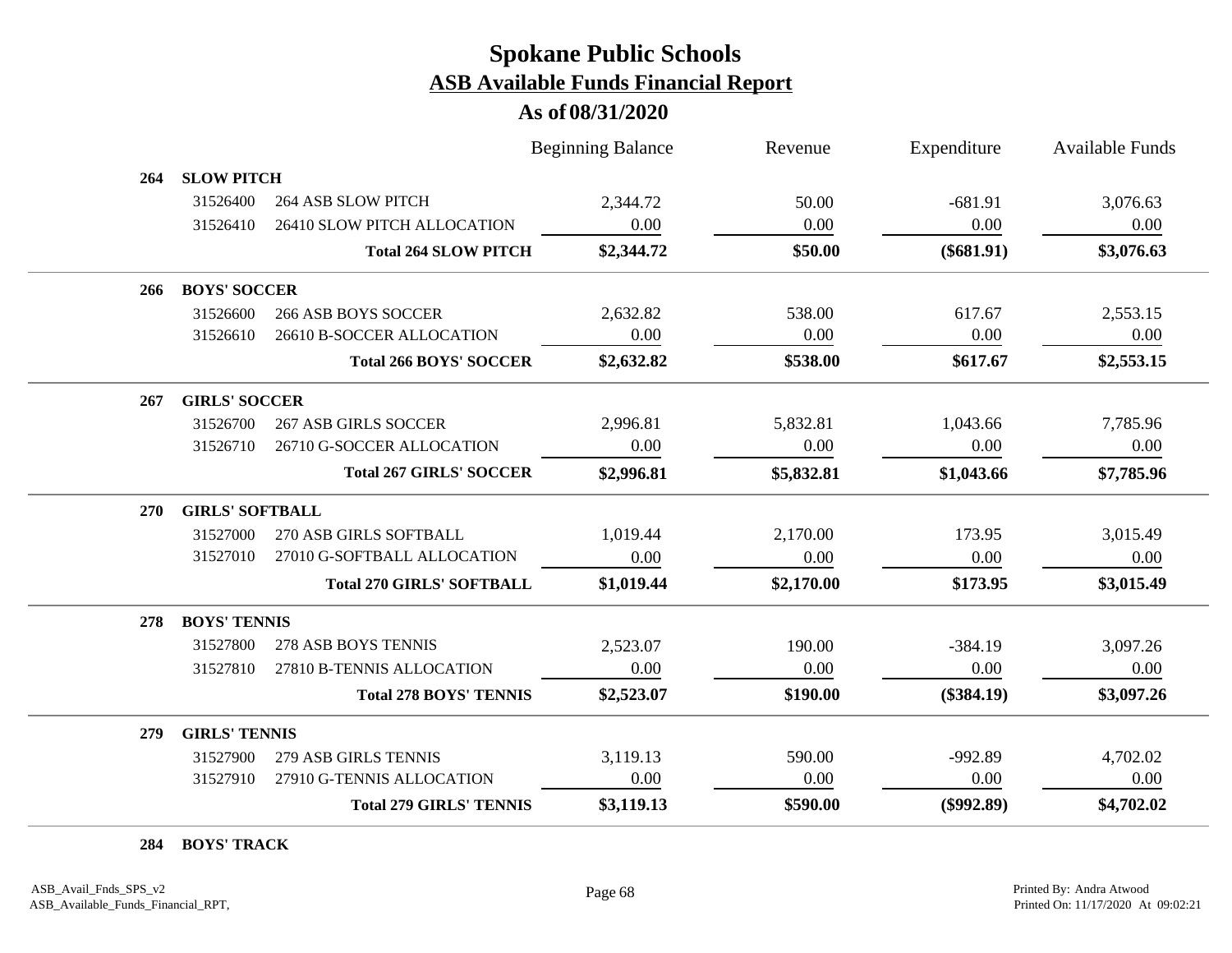# Spokane Public Schools

## ASB Available Funds Financial Report

### As of 08/31/2020

| | | | Beginning Balance | Revenue | Expenditure | Available Funds |
|---|---|---|---|---|---|---|
| **264** | **SLOW PITCH** | | | | | |
| | 31526400 | 264 ASB SLOW PITCH | 2,344.72 | 50.00 | -681.91 | 3,076.63 |
| | 31526410 | 26410 SLOW PITCH ALLOCATION | 0.00 | 0.00 | 0.00 | 0.00 |
| | | **Total 264 SLOW PITCH** | **$2,344.72** | **$50.00** | **($681.91)** | **$3,076.63** |
| **266** | **BOYS' SOCCER** | | | | | |
| | 31526600 | 266 ASB BOYS SOCCER | 2,632.82 | 538.00 | 617.67 | 2,553.15 |
| | 31526610 | 26610 B-SOCCER ALLOCATION | 0.00 | 0.00 | 0.00 | 0.00 |
| | | **Total 266 BOYS' SOCCER** | **$2,632.82** | **$538.00** | **$617.67** | **$2,553.15** |
| **267** | **GIRLS' SOCCER** | | | | | |
| | 31526700 | 267 ASB GIRLS SOCCER | 2,996.81 | 5,832.81 | 1,043.66 | 7,785.96 |
| | 31526710 | 26710 G-SOCCER ALLOCATION | 0.00 | 0.00 | 0.00 | 0.00 |
| | | **Total 267 GIRLS' SOCCER** | **$2,996.81** | **$5,832.81** | **$1,043.66** | **$7,785.96** |
| **270** | **GIRLS' SOFTBALL** | | | | | |
| | 31527000 | 270 ASB GIRLS SOFTBALL | 1,019.44 | 2,170.00 | 173.95 | 3,015.49 |
| | 31527010 | 27010 G-SOFTBALL ALLOCATION | 0.00 | 0.00 | 0.00 | 0.00 |
| | | **Total 270 GIRLS' SOFTBALL** | **$1,019.44** | **$2,170.00** | **$173.95** | **$3,015.49** |
| **278** | **BOYS' TENNIS** | | | | | |
| | 31527800 | 278 ASB BOYS TENNIS | 2,523.07 | 190.00 | -384.19 | 3,097.26 |
| | 31527810 | 27810 B-TENNIS ALLOCATION | 0.00 | 0.00 | 0.00 | 0.00 |
| | | **Total 278 BOYS' TENNIS** | **$2,523.07** | **$190.00** | **($384.19)** | **$3,097.26** |
| **279** | **GIRLS' TENNIS** | | | | | |
| | 31527900 | 279 ASB GIRLS TENNIS | 3,119.13 | 590.00 | -992.89 | 4,702.02 |
| | 31527910 | 27910 G-TENNIS ALLOCATION | 0.00 | 0.00 | 0.00 | 0.00 |
| | | **Total 279 GIRLS' TENNIS** | **$3,119.13** | **$590.00** | **($992.89)** | **$4,702.02** |
| **284** | **BOYS' TRACK** | | | | | |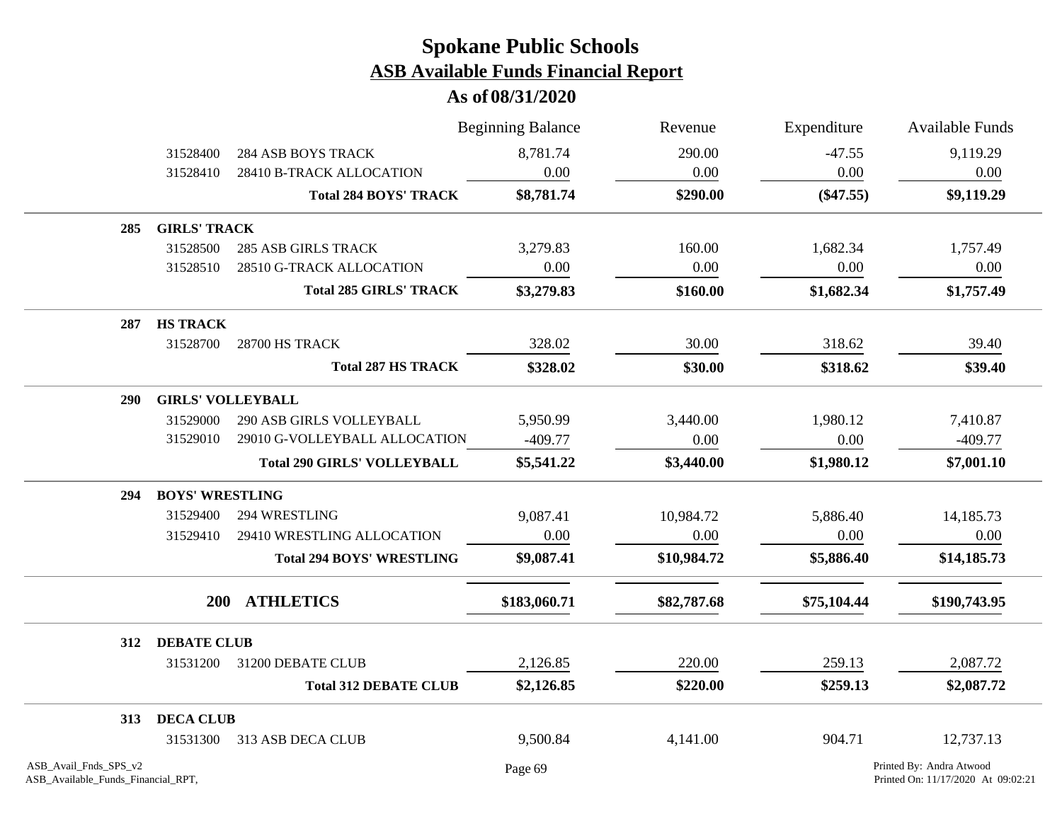# Spokane Public Schools

## ASB Available Funds Financial Report

### As of 08/31/2020

| | | | Beginning Balance | Revenue | Expenditure | Available Funds |
|---|---|---|---|---|---|---|
| | 31528400 | 284 ASB BOYS TRACK | 8,781.74 | 290.00 | -47.55 | 9,119.29 |
| | 31528410 | 28410 B-TRACK ALLOCATION | 0.00 | 0.00 | 0.00 | 0.00 |
| | | **Total 284 BOYS' TRACK** | **$8,781.74** | **$290.00** | **($47.55)** | **$9,119.29** |
| **285** | **GIRLS' TRACK** | | | | | |
| | 31528500 | 285 ASB GIRLS TRACK | 3,279.83 | 160.00 | 1,682.34 | 1,757.49 |
| | 31528510 | 28510 G-TRACK ALLOCATION | 0.00 | 0.00 | 0.00 | 0.00 |
| | | **Total 285 GIRLS' TRACK** | **$3,279.83** | **$160.00** | **$1,682.34** | **$1,757.49** |
| **287** | **HS TRACK** | | | | | |
| | 31528700 | 28700 HS TRACK | 328.02 | 30.00 | 318.62 | 39.40 |
| | | **Total 287 HS TRACK** | **$328.02** | **$30.00** | **$318.62** | **$39.40** |
| **290** | **GIRLS' VOLLEYBALL** | | | | | |
| | 31529000 | 290 ASB GIRLS VOLLEYBALL | 5,950.99 | 3,440.00 | 1,980.12 | 7,410.87 |
| | 31529010 | 29010 G-VOLLEYBALL ALLOCATION | -409.77 | 0.00 | 0.00 | -409.77 |
| | | **Total 290 GIRLS' VOLLEYBALL** | **$5,541.22** | **$3,440.00** | **$1,980.12** | **$7,001.10** |
| **294** | **BOYS' WRESTLING** | | | | | |
| | 31529400 | 294 WRESTLING | 9,087.41 | 10,984.72 | 5,886.40 | 14,185.73 |
| | 31529410 | 29410 WRESTLING ALLOCATION | 0.00 | 0.00 | 0.00 | 0.00 |
| | | **Total 294 BOYS' WRESTLING** | **$9,087.41** | **$10,984.72** | **$5,886.40** | **$14,185.73** |
| | **200** | **ATHLETICS** | **$183,060.71** | **$82,787.68** | **$75,104.44** | **$190,743.95** |
| **312** | **DEBATE CLUB** | | | | | |
| | 31531200 | 31200 DEBATE CLUB | 2,126.85 | 220.00 | 259.13 | 2,087.72 |
| | | **Total 312 DEBATE CLUB** | **$2,126.85** | **$220.00** | **$259.13** | **$2,087.72** |
| **313** | **DECA CLUB** | | | | | |
| | 31531300 | 313 ASB DECA CLUB | 9,500.84 | 4,141.00 | 904.71 | 12,737.13 |

ASB_Avail_Fnds_SPS_v2
ASB_Available_Funds_Financial_RPT,

Printed By: Andra Atwood
Printed On: 11/17/2020 At 09:02:21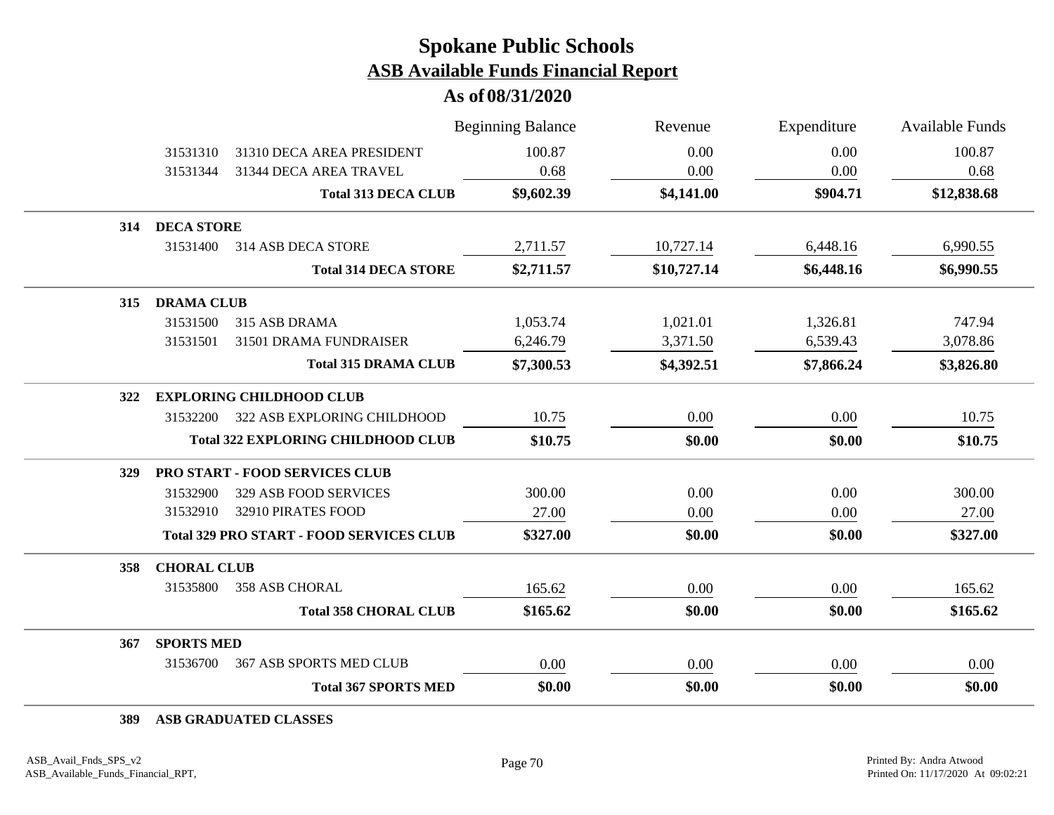# Spokane Public Schools

## ASB Available Funds Financial Report

### As of 08/31/2020

| | | Beginning Balance | Revenue | Expenditure | Available Funds |
|---|---|---|---|---|---|
| 31531310 | 31310 DECA AREA PRESIDENT | 100.87 | 0.00 | 0.00 | 100.87 |
| 31531344 | 31344 DECA AREA TRAVEL | 0.68 | 0.00 | 0.00 | 0.68 |
| | **Total 313 DECA CLUB** | **$9,602.39** | **$4,141.00** | **$904.71** | **$12,838.68** |
| **314** | **DECA STORE** | | | | |
| 31531400 | 314 ASB DECA STORE | 2,711.57 | 10,727.14 | 6,448.16 | 6,990.55 |
| | **Total 314 DECA STORE** | **$2,711.57** | **$10,727.14** | **$6,448.16** | **$6,990.55** |
| **315** | **DRAMA CLUB** | | | | |
| 31531500 | 315 ASB DRAMA | 1,053.74 | 1,021.01 | 1,326.81 | 747.94 |
| 31531501 | 31501 DRAMA FUNDRAISER | 6,246.79 | 3,371.50 | 6,539.43 | 3,078.86 |
| | **Total 315 DRAMA CLUB** | **$7,300.53** | **$4,392.51** | **$7,866.24** | **$3,826.80** |
| **322** | **EXPLORING CHILDHOOD CLUB** | | | | |
| 31532200 | 322 ASB EXPLORING CHILDHOOD | 10.75 | 0.00 | 0.00 | 10.75 |
| | **Total 322 EXPLORING CHILDHOOD CLUB** | **$10.75** | **$0.00** | **$0.00** | **$10.75** |
| **329** | **PRO START - FOOD SERVICES CLUB** | | | | |
| 31532900 | 329 ASB FOOD SERVICES | 300.00 | 0.00 | 0.00 | 300.00 |
| 31532910 | 32910 PIRATES FOOD | 27.00 | 0.00 | 0.00 | 27.00 |
| | **Total 329 PRO START - FOOD SERVICES CLUB** | **$327.00** | **$0.00** | **$0.00** | **$327.00** |
| **358** | **CHORAL CLUB** | | | | |
| 31535800 | 358 ASB CHORAL | 165.62 | 0.00 | 0.00 | 165.62 |
| | **Total 358 CHORAL CLUB** | **$165.62** | **$0.00** | **$0.00** | **$165.62** |
| **367** | **SPORTS MED** | | | | |
| 31536700 | 367 ASB SPORTS MED CLUB | 0.00 | 0.00 | 0.00 | 0.00 |
| | **Total 367 SPORTS MED** | **$0.00** | **$0.00** | **$0.00** | **$0.00** |
| **389** | **ASB GRADUATED CLASSES** | | | | |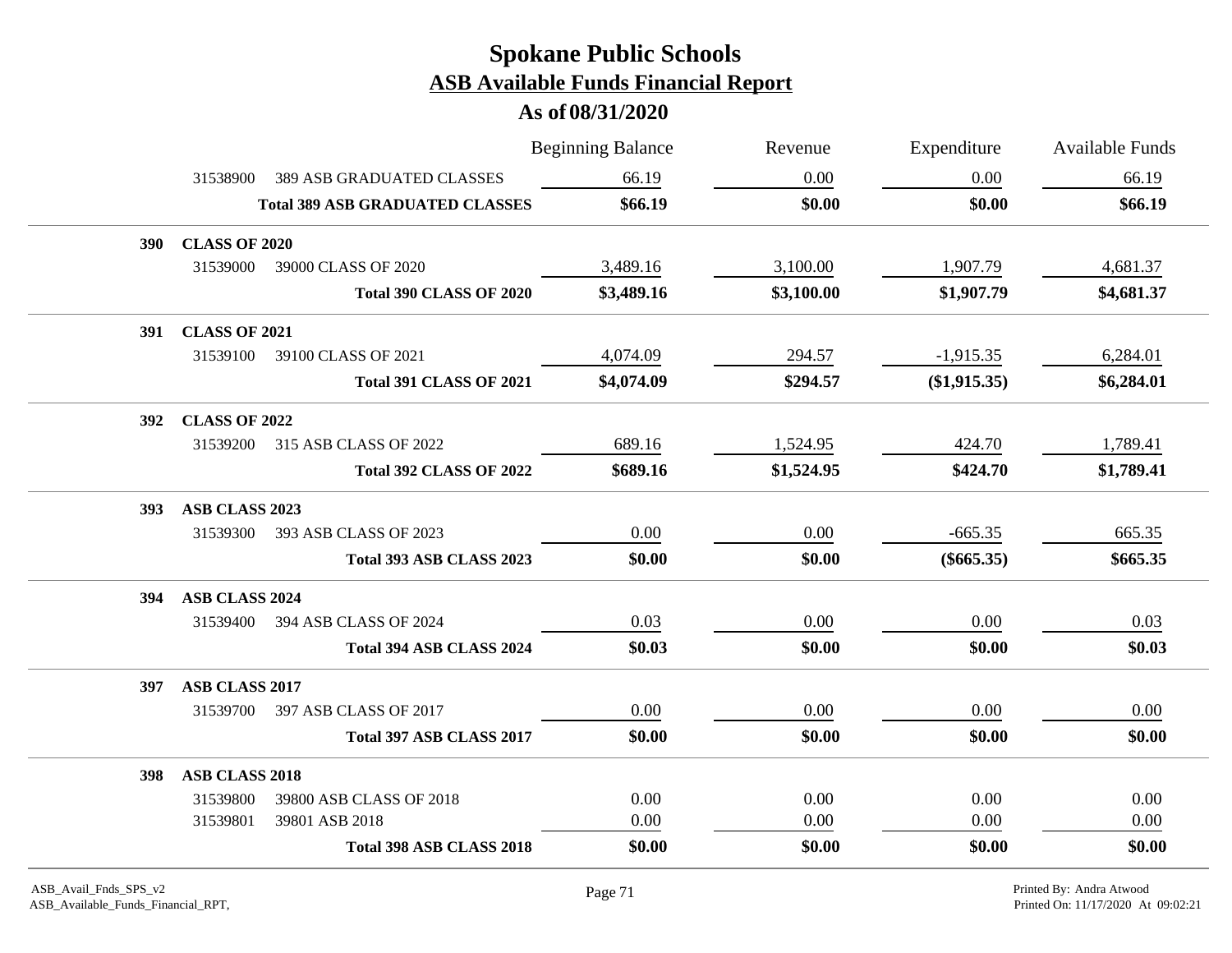# Spokane Public Schools
## ASB Available Funds Financial Report
### As of 08/31/2020

| | | Beginning Balance | Revenue | Expenditure | Available Funds |
|---|---|---|---|---|---|
| 31538900 | 389 ASB GRADUATED CLASSES | 66.19 | 0.00 | 0.00 | 66.19 |
| | **Total 389 ASB GRADUATED CLASSES** | **$66.19** | **$0.00** | **$0.00** | **$66.19** |
| **390** | **CLASS OF 2020** | | | | |
| 31539000 | 39000 CLASS OF 2020 | 3,489.16 | 3,100.00 | 1,907.79 | 4,681.37 |
| | **Total 390 CLASS OF 2020** | **$3,489.16** | **$3,100.00** | **$1,907.79** | **$4,681.37** |
| **391** | **CLASS OF 2021** | | | | |
| 31539100 | 39100 CLASS OF 2021 | 4,074.09 | 294.57 | -1,915.35 | 6,284.01 |
| | **Total 391 CLASS OF 2021** | **$4,074.09** | **$294.57** | **($1,915.35)** | **$6,284.01** |
| **392** | **CLASS OF 2022** | | | | |
| 31539200 | 315 ASB CLASS OF 2022 | 689.16 | 1,524.95 | 424.70 | 1,789.41 |
| | **Total 392 CLASS OF 2022** | **$689.16** | **$1,524.95** | **$424.70** | **$1,789.41** |
| **393** | **ASB CLASS 2023** | | | | |
| 31539300 | 393 ASB CLASS OF 2023 | 0.00 | 0.00 | -665.35 | 665.35 |
| | **Total 393 ASB CLASS 2023** | **$0.00** | **$0.00** | **($665.35)** | **$665.35** |
| **394** | **ASB CLASS 2024** | | | | |
| 31539400 | 394 ASB CLASS OF 2024 | 0.03 | 0.00 | 0.00 | 0.03 |
| | **Total 394 ASB CLASS 2024** | **$0.03** | **$0.00** | **$0.00** | **$0.03** |
| **397** | **ASB CLASS 2017** | | | | |
| 31539700 | 397 ASB CLASS OF 2017 | 0.00 | 0.00 | 0.00 | 0.00 |
| | **Total 397 ASB CLASS 2017** | **$0.00** | **$0.00** | **$0.00** | **$0.00** |
| **398** | **ASB CLASS 2018** | | | | |
| 31539800 | 39800 ASB CLASS OF 2018 | 0.00 | 0.00 | 0.00 | 0.00 |
| 31539801 | 39801 ASB 2018 | 0.00 | 0.00 | 0.00 | 0.00 |
| | **Total 398 ASB CLASS 2018** | **$0.00** | **$0.00** | **$0.00** | **$0.00** |

ASB_Avail_Fnds_SPS_v2
ASB_Available_Funds_Financial_RPT,

Printed By: Andra Atwood
Printed On: 11/17/2020 At 09:02:21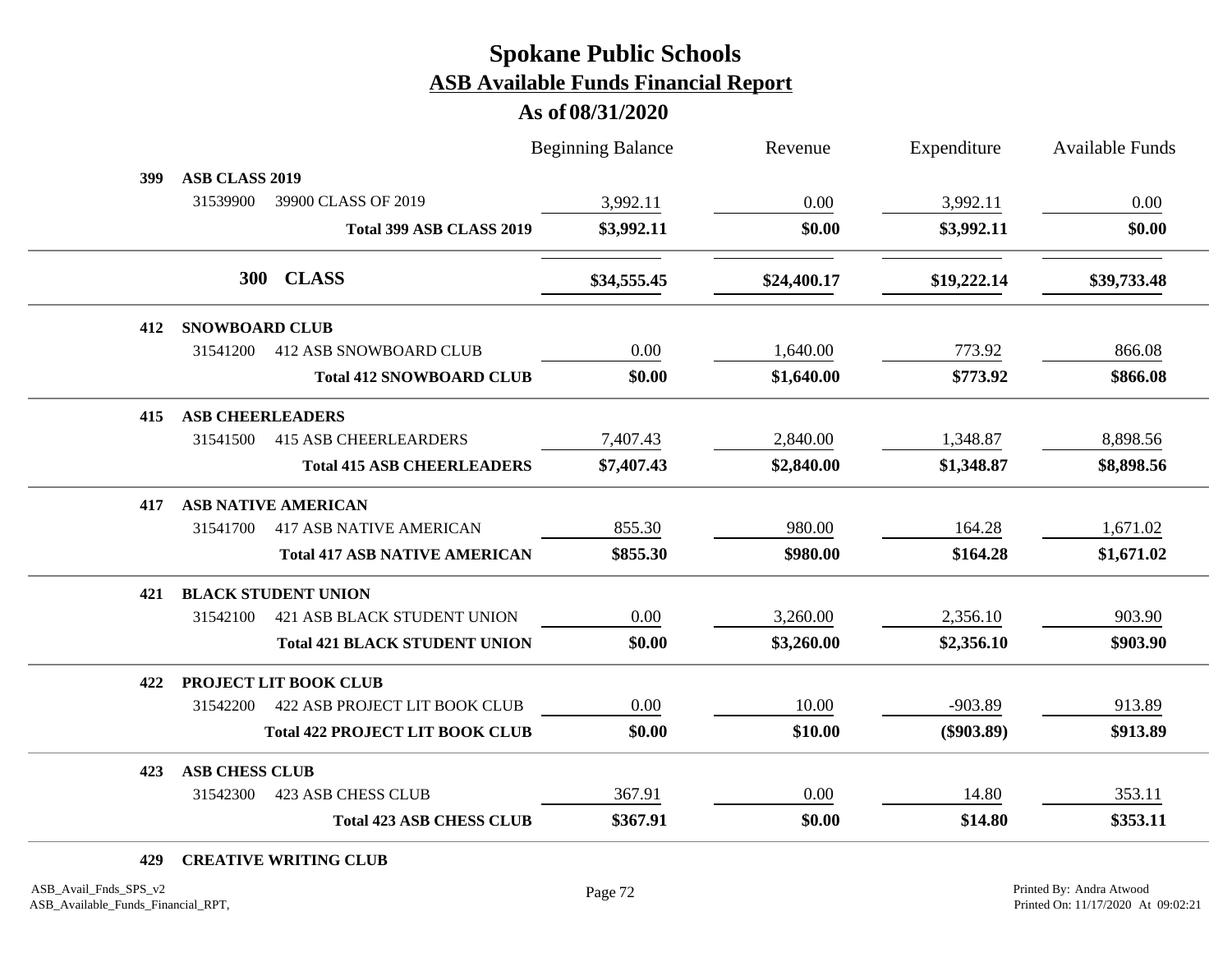# Spokane Public Schools

## ASB Available Funds Financial Report

### As of 08/31/2020

| | | Beginning Balance | Revenue | Expenditure | Available Funds |
|---|---|---|---|---|---|
| **399** | **ASB CLASS 2019** | | | | |
| 31539900 | 39900 CLASS OF 2019 | 3,992.11 | 0.00 | 3,992.11 | 0.00 |
| | **Total 399 ASB CLASS 2019** | **$3,992.11** | **$0.00** | **$3,992.11** | **$0.00** |
| **300** | **CLASS** | **$34,555.45** | **$24,400.17** | **$19,222.14** | **$39,733.48** |
| **412** | **SNOWBOARD CLUB** | | | | |
| 31541200 | 412 ASB SNOWBOARD CLUB | 0.00 | 1,640.00 | 773.92 | 866.08 |
| | **Total 412 SNOWBOARD CLUB** | **$0.00** | **$1,640.00** | **$773.92** | **$866.08** |
| **415** | **ASB CHEERLEADERS** | | | | |
| 31541500 | 415 ASB CHEERLEARDERS | 7,407.43 | 2,840.00 | 1,348.87 | 8,898.56 |
| | **Total 415 ASB CHEERLEADERS** | **$7,407.43** | **$2,840.00** | **$1,348.87** | **$8,898.56** |
| **417** | **ASB NATIVE AMERICAN** | | | | |
| 31541700 | 417 ASB NATIVE AMERICAN | 855.30 | 980.00 | 164.28 | 1,671.02 |
| | **Total 417 ASB NATIVE AMERICAN** | **$855.30** | **$980.00** | **$164.28** | **$1,671.02** |
| **421** | **BLACK STUDENT UNION** | | | | |
| 31542100 | 421 ASB BLACK STUDENT UNION | 0.00 | 3,260.00 | 2,356.10 | 903.90 |
| | **Total 421 BLACK STUDENT UNION** | **$0.00** | **$3,260.00** | **$2,356.10** | **$903.90** |
| **422** | **PROJECT LIT BOOK CLUB** | | | | |
| 31542200 | 422 ASB PROJECT LIT BOOK CLUB | 0.00 | 10.00 | -903.89 | 913.89 |
| | **Total 422 PROJECT LIT BOOK CLUB** | **$0.00** | **$10.00** | **($903.89)** | **$913.89** |
| **423** | **ASB CHESS CLUB** | | | | |
| 31542300 | 423 ASB CHESS CLUB | 367.91 | 0.00 | 14.80 | 353.11 |
| | **Total 423 ASB CHESS CLUB** | **$367.91** | **$0.00** | **$14.80** | **$353.11** |
| **429** | **CREATIVE WRITING CLUB** | | | | |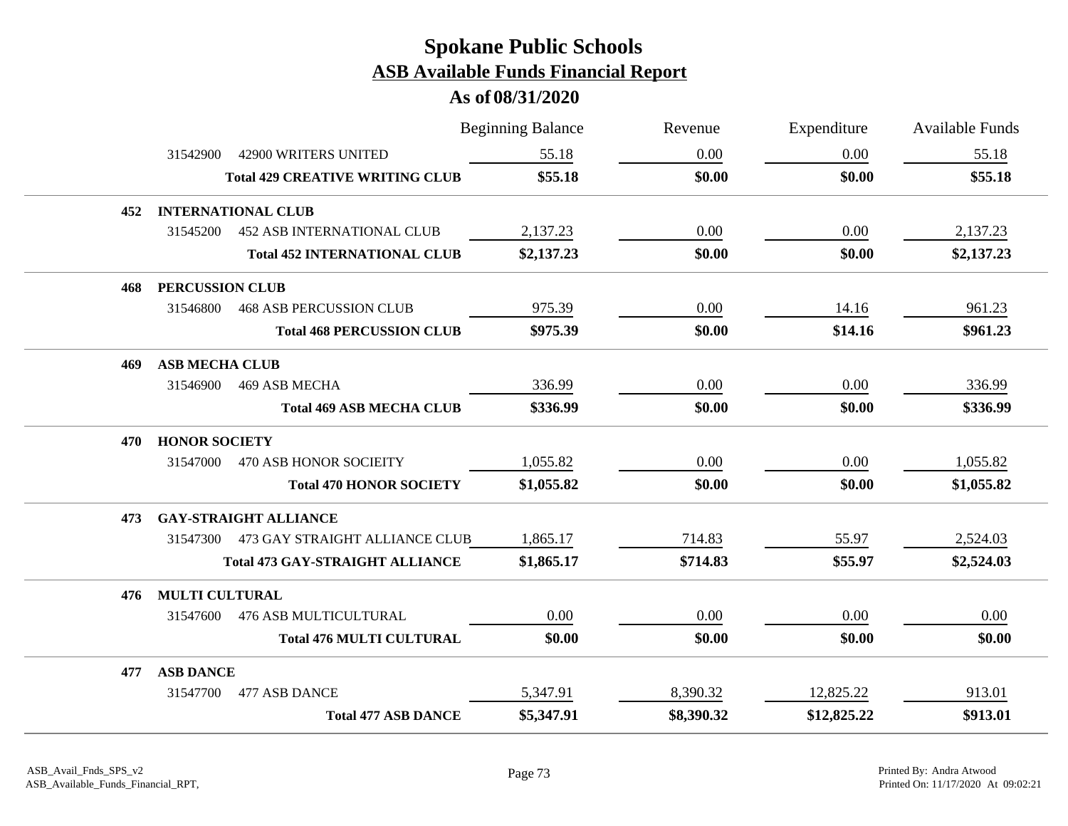# Spokane Public Schools

## ASB Available Funds Financial Report

### As of 08/31/2020

| | | Beginning Balance | Revenue | Expenditure | Available Funds |
|---|---|---|---|---|---|
| | 31542900 42900 WRITERS UNITED | 55.18 | 0.00 | 0.00 | 55.18 |
| | **Total 429 CREATIVE WRITING CLUB** | **$55.18** | **$0.00** | **$0.00** | **$55.18** |
| **452** | **INTERNATIONAL CLUB** | | | | |
| | 31545200 452 ASB INTERNATIONAL CLUB | 2,137.23 | 0.00 | 0.00 | 2,137.23 |
| | **Total 452 INTERNATIONAL CLUB** | **$2,137.23** | **$0.00** | **$0.00** | **$2,137.23** |
| **468** | **PERCUSSION CLUB** | | | | |
| | 31546800 468 ASB PERCUSSION CLUB | 975.39 | 0.00 | 14.16 | 961.23 |
| | **Total 468 PERCUSSION CLUB** | **$975.39** | **$0.00** | **$14.16** | **$961.23** |
| **469** | **ASB MECHA CLUB** | | | | |
| | 31546900 469 ASB MECHA | 336.99 | 0.00 | 0.00 | 336.99 |
| | **Total 469 ASB MECHA CLUB** | **$336.99** | **$0.00** | **$0.00** | **$336.99** |
| **470** | **HONOR SOCIETY** | | | | |
| | 31547000 470 ASB HONOR SOCIEITY | 1,055.82 | 0.00 | 0.00 | 1,055.82 |
| | **Total 470 HONOR SOCIETY** | **$1,055.82** | **$0.00** | **$0.00** | **$1,055.82** |
| **473** | **GAY-STRAIGHT ALLIANCE** | | | | |
| | 31547300 473 GAY STRAIGHT ALLIANCE CLUB | 1,865.17 | 714.83 | 55.97 | 2,524.03 |
| | **Total 473 GAY-STRAIGHT ALLIANCE** | **$1,865.17** | **$714.83** | **$55.97** | **$2,524.03** |
| **476** | **MULTI CULTURAL** | | | | |
| | 31547600 476 ASB MULTICULTURAL | 0.00 | 0.00 | 0.00 | 0.00 |
| | **Total 476 MULTI CULTURAL** | **$0.00** | **$0.00** | **$0.00** | **$0.00** |
| **477** | **ASB DANCE** | | | | |
| | 31547700 477 ASB DANCE | 5,347.91 | 8,390.32 | 12,825.22 | 913.01 |
| | **Total 477 ASB DANCE** | **$5,347.91** | **$8,390.32** | **$12,825.22** | **$913.01** |

ASB_Avail_Fnds_SPS_v2
ASB_Available_Funds_Financial_RPT,

Printed By: Andra Atwood
Printed On: 11/17/2020 At 09:02:21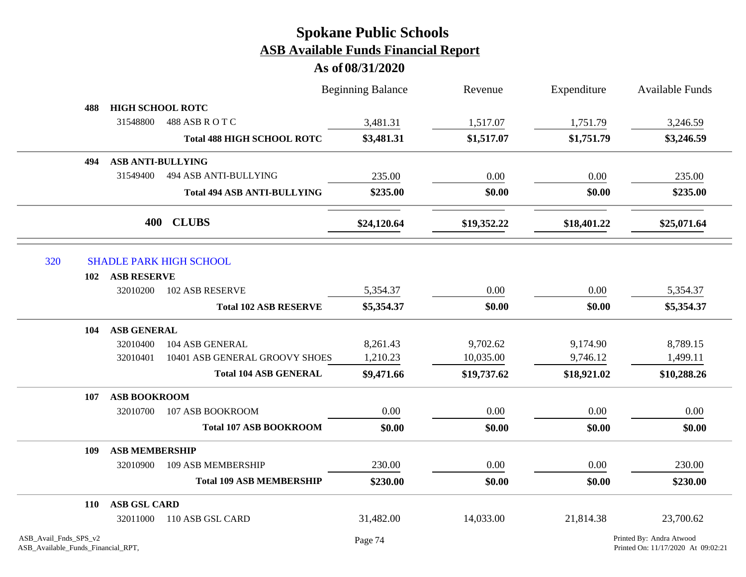# Spokane Public Schools

## ASB Available Funds Financial Report

### As of 08/31/2020

| | | Beginning Balance | Revenue | Expenditure | Available Funds |
|---|---|---|---|---|---|
| **488** | **HIGH SCHOOL ROTC** | | | | |
| 31548800 | 488 ASB R O T C | 3,481.31 | 1,517.07 | 1,751.79 | 3,246.59 |
| | **Total 488 HIGH SCHOOL ROTC** | **$3,481.31** | **$1,517.07** | **$1,751.79** | **$3,246.59** |
| **494** | **ASB ANTI-BULLYING** | | | | |
| 31549400 | 494 ASB ANTI-BULLYING | 235.00 | 0.00 | 0.00 | 235.00 |
| | **Total 494 ASB ANTI-BULLYING** | **$235.00** | **$0.00** | **$0.00** | **$235.00** |
| **400** | **CLUBS** | **$24,120.64** | **$19,352.22** | **$18,401.22** | **$25,071.64** |
| 320 | SHADLE PARK HIGH SCHOOL | | | | |
| **102** | **ASB RESERVE** | | | | |
| 32010200 | 102 ASB RESERVE | 5,354.37 | 0.00 | 0.00 | 5,354.37 |
| | **Total 102 ASB RESERVE** | **$5,354.37** | **$0.00** | **$0.00** | **$5,354.37** |
| **104** | **ASB GENERAL** | | | | |
| 32010400 | 104 ASB GENERAL | 8,261.43 | 9,702.62 | 9,174.90 | 8,789.15 |
| 32010401 | 10401 ASB GENERAL GROOVY SHOES | 1,210.23 | 10,035.00 | 9,746.12 | 1,499.11 |
| | **Total 104 ASB GENERAL** | **$9,471.66** | **$19,737.62** | **$18,921.02** | **$10,288.26** |
| **107** | **ASB BOOKROOM** | | | | |
| 32010700 | 107 ASB BOOKROOM | 0.00 | 0.00 | 0.00 | 0.00 |
| | **Total 107 ASB BOOKROOM** | **$0.00** | **$0.00** | **$0.00** | **$0.00** |
| **109** | **ASB MEMBERSHIP** | | | | |
| 32010900 | 109 ASB MEMBERSHIP | 230.00 | 0.00 | 0.00 | 230.00 |
| | **Total 109 ASB MEMBERSHIP** | **$230.00** | **$0.00** | **$0.00** | **$230.00** |
| **110** | **ASB GSL CARD** | | | | |
| 32011000 | 110 ASB GSL CARD | 31,482.00 | 14,033.00 | 21,814.38 | 23,700.62 |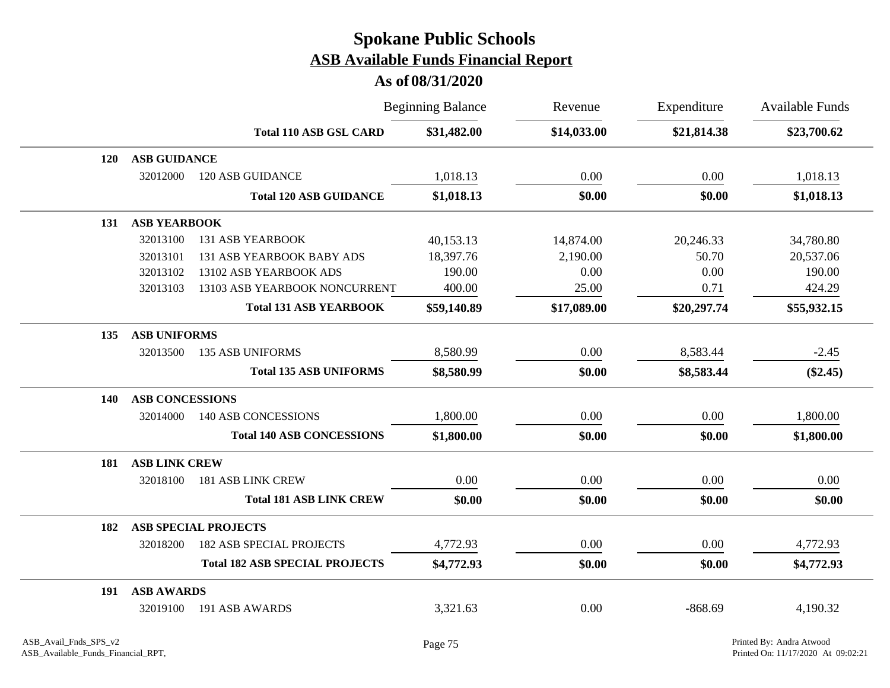# Spokane Public Schools

## ASB Available Funds Financial Report

### As of 08/31/2020

| | | | Beginning Balance | Revenue | Expenditure | Available Funds |
|---|---|---|---|---|---|---|
| | | **Total 110 ASB GSL CARD** | **$31,482.00** | **$14,033.00** | **$21,814.38** | **$23,700.62** |
| **120** | **ASB GUIDANCE** | | | | | |
| | 32012000 | 120 ASB GUIDANCE | 1,018.13 | 0.00 | 0.00 | 1,018.13 |
| | | **Total 120 ASB GUIDANCE** | **$1,018.13** | **$0.00** | **$0.00** | **$1,018.13** |
| **131** | **ASB YEARBOOK** | | | | | |
| | 32013100 | 131 ASB YEARBOOK | 40,153.13 | 14,874.00 | 20,246.33 | 34,780.80 |
| | 32013101 | 131 ASB YEARBOOK BABY ADS | 18,397.76 | 2,190.00 | 50.70 | 20,537.06 |
| | 32013102 | 13102 ASB YEARBOOK ADS | 190.00 | 0.00 | 0.00 | 190.00 |
| | 32013103 | 13103 ASB YEARBOOK NONCURRENT | 400.00 | 25.00 | 0.71 | 424.29 |
| | | **Total 131 ASB YEARBOOK** | **$59,140.89** | **$17,089.00** | **$20,297.74** | **$55,932.15** |
| **135** | **ASB UNIFORMS** | | | | | |
| | 32013500 | 135 ASB UNIFORMS | 8,580.99 | 0.00 | 8,583.44 | -2.45 |
| | | **Total 135 ASB UNIFORMS** | **$8,580.99** | **$0.00** | **$8,583.44** | **($2.45)** |
| **140** | **ASB CONCESSIONS** | | | | | |
| | 32014000 | 140 ASB CONCESSIONS | 1,800.00 | 0.00 | 0.00 | 1,800.00 |
| | | **Total 140 ASB CONCESSIONS** | **$1,800.00** | **$0.00** | **$0.00** | **$1,800.00** |
| **181** | **ASB LINK CREW** | | | | | |
| | 32018100 | 181 ASB LINK CREW | 0.00 | 0.00 | 0.00 | 0.00 |
| | | **Total 181 ASB LINK CREW** | **$0.00** | **$0.00** | **$0.00** | **$0.00** |
| **182** | **ASB SPECIAL PROJECTS** | | | | | |
| | 32018200 | 182 ASB SPECIAL PROJECTS | 4,772.93 | 0.00 | 0.00 | 4,772.93 |
| | | **Total 182 ASB SPECIAL PROJECTS** | **$4,772.93** | **$0.00** | **$0.00** | **$4,772.93** |
| **191** | **ASB AWARDS** | | | | | |
| | 32019100 | 191 ASB AWARDS | 3,321.63 | 0.00 | -868.69 | 4,190.32 |

ASB_Avail_Fnds_SPS_v2
ASB_Available_Funds_Financial_RPT,

Printed By: Andra Atwood
Printed On: 11/17/2020 At 09:02:21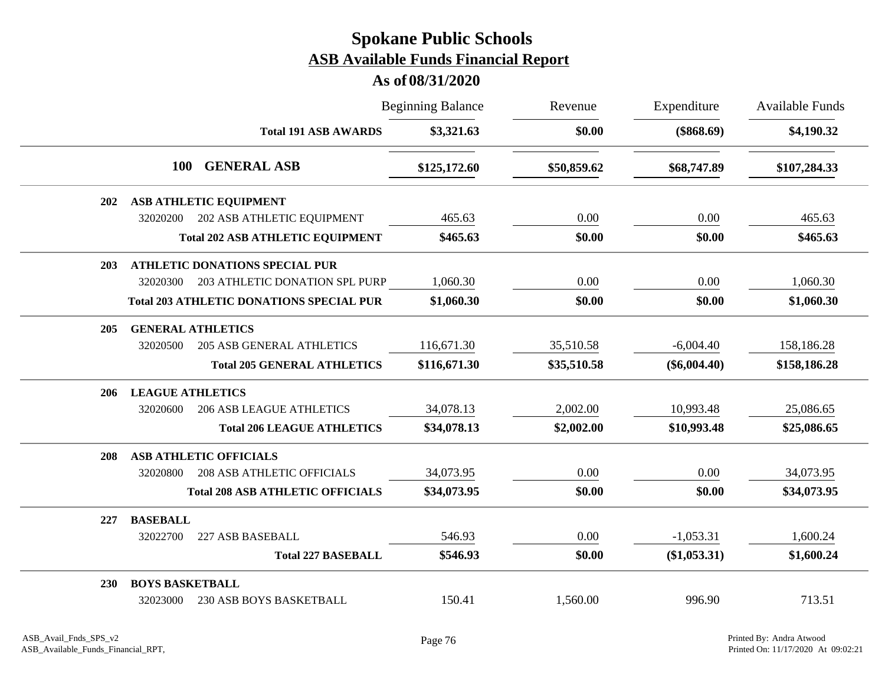# Spokane Public Schools

## ASB Available Funds Financial Report

### As of 08/31/2020

| | | Beginning Balance | Revenue | Expenditure | Available Funds |
|---|---|---|---|---|---|
| | **Total 191 ASB AWARDS** | **$3,321.63** | **$0.00** | **($868.69)** | **$4,190.32** |
| **100** | **GENERAL ASB** | **$125,172.60** | **$50,859.62** | **$68,747.89** | **$107,284.33** |
| **202** | **ASB ATHLETIC EQUIPMENT** | | | | |
| 32020200 | 202 ASB ATHLETIC EQUIPMENT | 465.63 | 0.00 | 0.00 | 465.63 |
| | **Total 202 ASB ATHLETIC EQUIPMENT** | **$465.63** | **$0.00** | **$0.00** | **$465.63** |
| **203** | **ATHLETIC DONATIONS SPECIAL PUR** | | | | |
| 32020300 | 203 ATHLETIC DONATION SPL PURP | 1,060.30 | 0.00 | 0.00 | 1,060.30 |
| | **Total 203 ATHLETIC DONATIONS SPECIAL PUR** | **$1,060.30** | **$0.00** | **$0.00** | **$1,060.30** |
| **205** | **GENERAL ATHLETICS** | | | | |
| 32020500 | 205 ASB GENERAL ATHLETICS | 116,671.30 | 35,510.58 | -6,004.40 | 158,186.28 |
| | **Total 205 GENERAL ATHLETICS** | **$116,671.30** | **$35,510.58** | **($6,004.40)** | **$158,186.28** |
| **206** | **LEAGUE ATHLETICS** | | | | |
| 32020600 | 206 ASB LEAGUE ATHLETICS | 34,078.13 | 2,002.00 | 10,993.48 | 25,086.65 |
| | **Total 206 LEAGUE ATHLETICS** | **$34,078.13** | **$2,002.00** | **$10,993.48** | **$25,086.65** |
| **208** | **ASB ATHLETIC OFFICIALS** | | | | |
| 32020800 | 208 ASB ATHLETIC OFFICIALS | 34,073.95 | 0.00 | 0.00 | 34,073.95 |
| | **Total 208 ASB ATHLETIC OFFICIALS** | **$34,073.95** | **$0.00** | **$0.00** | **$34,073.95** |
| **227** | **BASEBALL** | | | | |
| 32022700 | 227 ASB BASEBALL | 546.93 | 0.00 | -1,053.31 | 1,600.24 |
| | **Total 227 BASEBALL** | **$546.93** | **$0.00** | **($1,053.31)** | **$1,600.24** |
| **230** | **BOYS BASKETBALL** | | | | |
| 32023000 | 230 ASB BOYS BASKETBALL | 150.41 | 1,560.00 | 996.90 | 713.51 |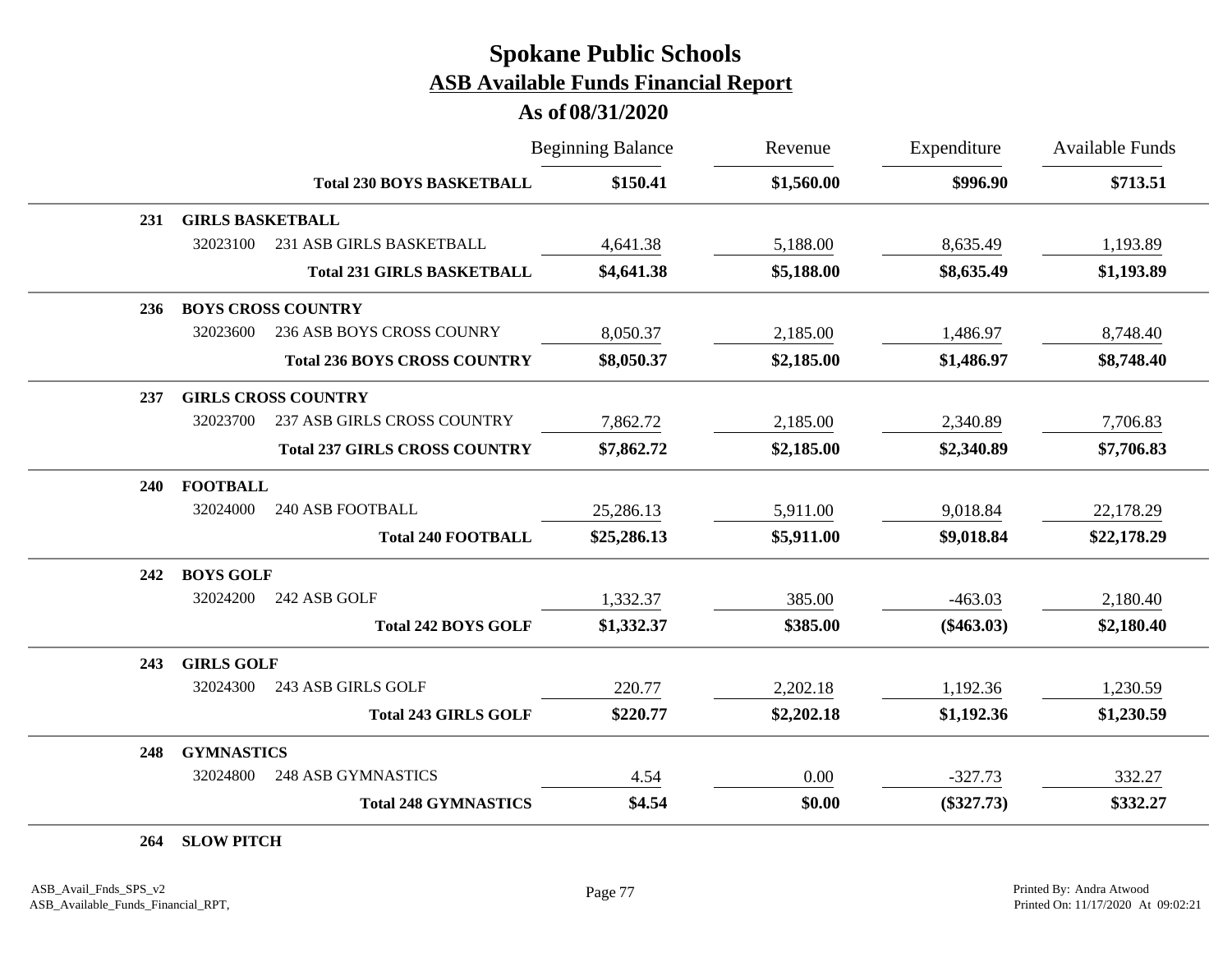# Spokane Public Schools

## ASB Available Funds Financial Report

### As of 08/31/2020

| | | | Beginning Balance | Revenue | Expenditure | Available Funds |
|---|---|---|---|---|---|---|
| | | **Total 230 BOYS BASKETBALL** | **$150.41** | **$1,560.00** | **$996.90** | **$713.51** |
| **231** | **GIRLS BASKETBALL** | | | | | |
| | 32023100 | 231 ASB GIRLS BASKETBALL | 4,641.38 | 5,188.00 | 8,635.49 | 1,193.89 |
| | | **Total 231 GIRLS BASKETBALL** | **$4,641.38** | **$5,188.00** | **$8,635.49** | **$1,193.89** |
| **236** | **BOYS CROSS COUNTRY** | | | | | |
| | 32023600 | 236 ASB BOYS CROSS COUNRY | 8,050.37 | 2,185.00 | 1,486.97 | 8,748.40 |
| | | **Total 236 BOYS CROSS COUNTRY** | **$8,050.37** | **$2,185.00** | **$1,486.97** | **$8,748.40** |
| **237** | **GIRLS CROSS COUNTRY** | | | | | |
| | 32023700 | 237 ASB GIRLS CROSS COUNTRY | 7,862.72 | 2,185.00 | 2,340.89 | 7,706.83 |
| | | **Total 237 GIRLS CROSS COUNTRY** | **$7,862.72** | **$2,185.00** | **$2,340.89** | **$7,706.83** |
| **240** | **FOOTBALL** | | | | | |
| | 32024000 | 240 ASB FOOTBALL | 25,286.13 | 5,911.00 | 9,018.84 | 22,178.29 |
| | | **Total 240 FOOTBALL** | **$25,286.13** | **$5,911.00** | **$9,018.84** | **$22,178.29** |
| **242** | **BOYS GOLF** | | | | | |
| | 32024200 | 242 ASB GOLF | 1,332.37 | 385.00 | -463.03 | 2,180.40 |
| | | **Total 242 BOYS GOLF** | **$1,332.37** | **$385.00** | **($463.03)** | **$2,180.40** |
| **243** | **GIRLS GOLF** | | | | | |
| | 32024300 | 243 ASB GIRLS GOLF | 220.77 | 2,202.18 | 1,192.36 | 1,230.59 |
| | | **Total 243 GIRLS GOLF** | **$220.77** | **$2,202.18** | **$1,192.36** | **$1,230.59** |
| **248** | **GYMNASTICS** | | | | | |
| | 32024800 | 248 ASB GYMNASTICS | 4.54 | 0.00 | -327.73 | 332.27 |
| | | **Total 248 GYMNASTICS** | **$4.54** | **$0.00** | **($327.73)** | **$332.27** |
| **264** | **SLOW PITCH** | | | | | |

ASB_Avail_Fnds_SPS_v2
ASB_Available_Funds_Financial_RPT,

Printed By: Andra Atwood
Printed On: 11/17/2020 At 09:02:21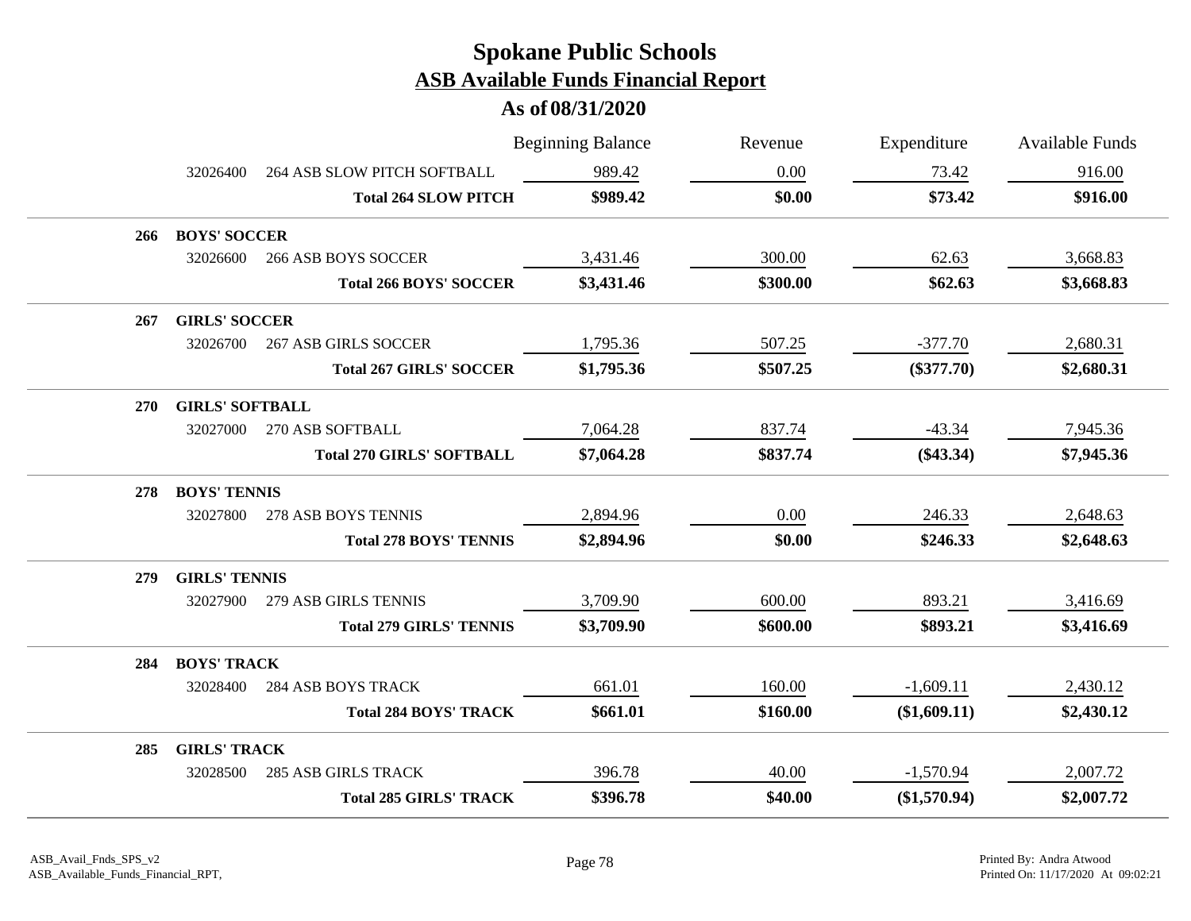# Spokane Public Schools

## ASB Available Funds Financial Report

### As of 08/31/2020

| | | Beginning Balance | Revenue | Expenditure | Available Funds |
|---|---|---|---|---|---|
| 32026400 | 264 ASB SLOW PITCH SOFTBALL | 989.42 | 0.00 | 73.42 | 916.00 |
| | **Total 264 SLOW PITCH** | **$989.42** | **$0.00** | **$73.42** | **$916.00** |
| **266** | **BOYS' SOCCER** | | | | |
| 32026600 | 266 ASB BOYS SOCCER | 3,431.46 | 300.00 | 62.63 | 3,668.83 |
| | **Total 266 BOYS' SOCCER** | **$3,431.46** | **$300.00** | **$62.63** | **$3,668.83** |
| **267** | **GIRLS' SOCCER** | | | | |
| 32026700 | 267 ASB GIRLS SOCCER | 1,795.36 | 507.25 | -377.70 | 2,680.31 |
| | **Total 267 GIRLS' SOCCER** | **$1,795.36** | **$507.25** | **($377.70)** | **$2,680.31** |
| **270** | **GIRLS' SOFTBALL** | | | | |
| 32027000 | 270 ASB SOFTBALL | 7,064.28 | 837.74 | -43.34 | 7,945.36 |
| | **Total 270 GIRLS' SOFTBALL** | **$7,064.28** | **$837.74** | **($43.34)** | **$7,945.36** |
| **278** | **BOYS' TENNIS** | | | | |
| 32027800 | 278 ASB BOYS TENNIS | 2,894.96 | 0.00 | 246.33 | 2,648.63 |
| | **Total 278 BOYS' TENNIS** | **$2,894.96** | **$0.00** | **$246.33** | **$2,648.63** |
| **279** | **GIRLS' TENNIS** | | | | |
| 32027900 | 279 ASB GIRLS TENNIS | 3,709.90 | 600.00 | 893.21 | 3,416.69 |
| | **Total 279 GIRLS' TENNIS** | **$3,709.90** | **$600.00** | **$893.21** | **$3,416.69** |
| **284** | **BOYS' TRACK** | | | | |
| 32028400 | 284 ASB BOYS TRACK | 661.01 | 160.00 | -1,609.11 | 2,430.12 |
| | **Total 284 BOYS' TRACK** | **$661.01** | **$160.00** | **($1,609.11)** | **$2,430.12** |
| **285** | **GIRLS' TRACK** | | | | |
| 32028500 | 285 ASB GIRLS TRACK | 396.78 | 40.00 | -1,570.94 | 2,007.72 |
| | **Total 285 GIRLS' TRACK** | **$396.78** | **$40.00** | **($1,570.94)** | **$2,007.72** |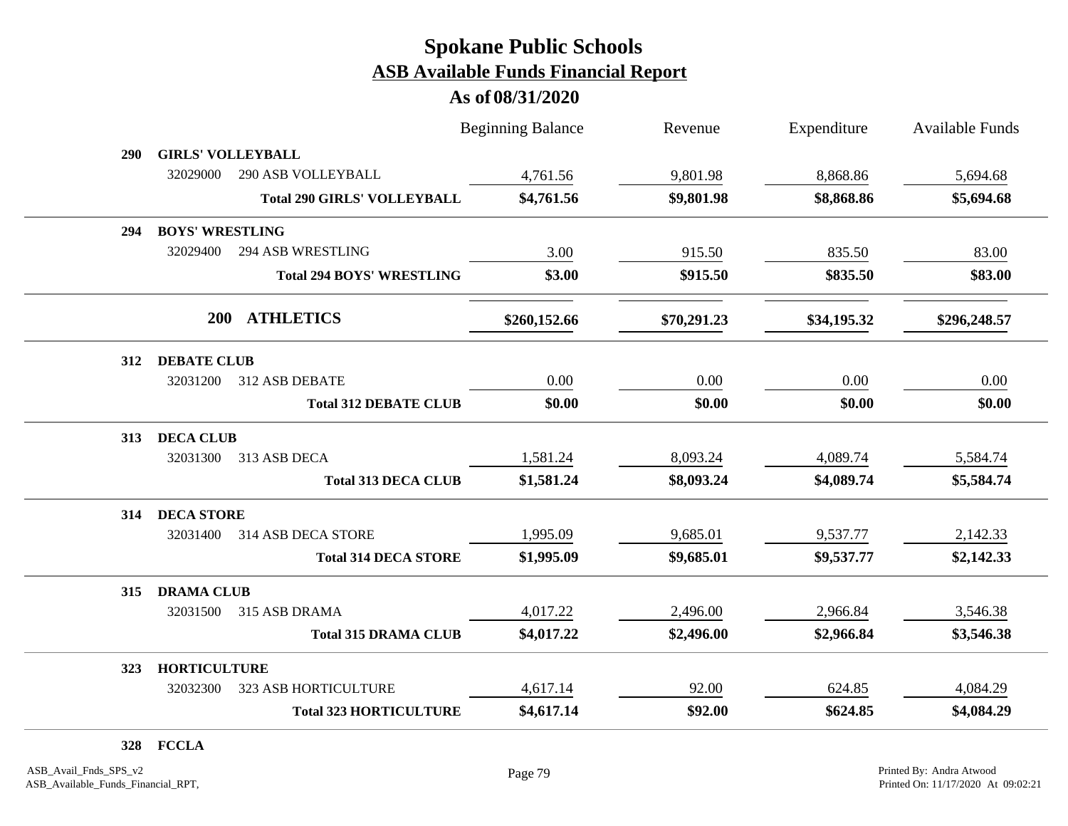# Spokane Public Schools

## ASB Available Funds Financial Report

### As of 08/31/2020

| | | Beginning Balance | Revenue | Expenditure | Available Funds |
|---|---|---|---|---|---|
| **290** | **GIRLS' VOLLEYBALL** | | | | |
| 32029000 | 290 ASB VOLLEYBALL | 4,761.56 | 9,801.98 | 8,868.86 | 5,694.68 |
| | **Total 290 GIRLS' VOLLEYBALL** | **$4,761.56** | **$9,801.98** | **$8,868.86** | **$5,694.68** |
| **294** | **BOYS' WRESTLING** | | | | |
| 32029400 | 294 ASB WRESTLING | 3.00 | 915.50 | 835.50 | 83.00 |
| | **Total 294 BOYS' WRESTLING** | **$3.00** | **$915.50** | **$835.50** | **$83.00** |
| **200** | **ATHLETICS** | **$260,152.66** | **$70,291.23** | **$34,195.32** | **$296,248.57** |
| **312** | **DEBATE CLUB** | | | | |
| 32031200 | 312 ASB DEBATE | 0.00 | 0.00 | 0.00 | 0.00 |
| | **Total 312 DEBATE CLUB** | **$0.00** | **$0.00** | **$0.00** | **$0.00** |
| **313** | **DECA CLUB** | | | | |
| 32031300 | 313 ASB DECA | 1,581.24 | 8,093.24 | 4,089.74 | 5,584.74 |
| | **Total 313 DECA CLUB** | **$1,581.24** | **$8,093.24** | **$4,089.74** | **$5,584.74** |
| **314** | **DECA STORE** | | | | |
| 32031400 | 314 ASB DECA STORE | 1,995.09 | 9,685.01 | 9,537.77 | 2,142.33 |
| | **Total 314 DECA STORE** | **$1,995.09** | **$9,685.01** | **$9,537.77** | **$2,142.33** |
| **315** | **DRAMA CLUB** | | | | |
| 32031500 | 315 ASB DRAMA | 4,017.22 | 2,496.00 | 2,966.84 | 3,546.38 |
| | **Total 315 DRAMA CLUB** | **$4,017.22** | **$2,496.00** | **$2,966.84** | **$3,546.38** |
| **323** | **HORTICULTURE** | | | | |
| 32032300 | 323 ASB HORTICULTURE | 4,617.14 | 92.00 | 624.85 | 4,084.29 |
| | **Total 323 HORTICULTURE** | **$4,617.14** | **$92.00** | **$624.85** | **$4,084.29** |
| **328** | **FCCLA** | | | | |

ASB_Avail_Fnds_SPS_v2
ASB_Available_Funds_Financial_RPT,

Printed By: Andra Atwood
Printed On: 11/17/2020 At 09:02:21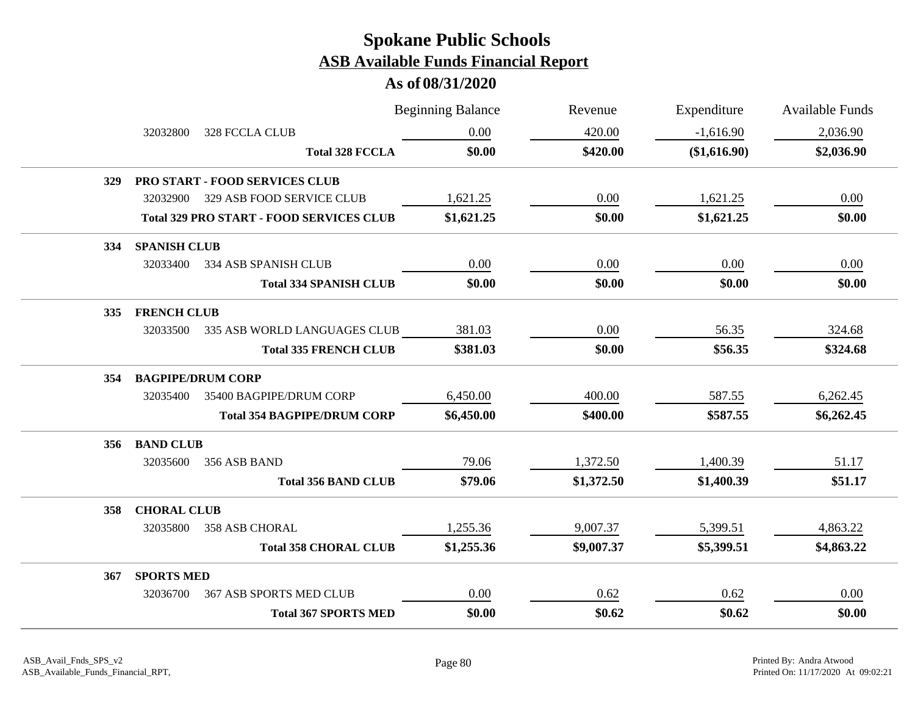# Spokane Public Schools

## ASB Available Funds Financial Report

### As of 08/31/2020

| | | Beginning Balance | Revenue | Expenditure | Available Funds |
|---|---|---|---|---|---|
| | 32032800 328 FCCLA CLUB | 0.00 | 420.00 | -1,616.90 | 2,036.90 |
| | **Total 328 FCCLA** | **$0.00** | **$420.00** | **($1,616.90)** | **$2,036.90** |
| **329** | **PRO START - FOOD SERVICES CLUB** | | | | |
| | 32032900 329 ASB FOOD SERVICE CLUB | 1,621.25 | 0.00 | 1,621.25 | 0.00 |
| | **Total 329 PRO START - FOOD SERVICES CLUB** | **$1,621.25** | **$0.00** | **$1,621.25** | **$0.00** |
| **334** | **SPANISH CLUB** | | | | |
| | 32033400 334 ASB SPANISH CLUB | 0.00 | 0.00 | 0.00 | 0.00 |
| | **Total 334 SPANISH CLUB** | **$0.00** | **$0.00** | **$0.00** | **$0.00** |
| **335** | **FRENCH CLUB** | | | | |
| | 32033500 335 ASB WORLD LANGUAGES CLUB | 381.03 | 0.00 | 56.35 | 324.68 |
| | **Total 335 FRENCH CLUB** | **$381.03** | **$0.00** | **$56.35** | **$324.68** |
| **354** | **BAGPIPE/DRUM CORP** | | | | |
| | 32035400 35400 BAGPIPE/DRUM CORP | 6,450.00 | 400.00 | 587.55 | 6,262.45 |
| | **Total 354 BAGPIPE/DRUM CORP** | **$6,450.00** | **$400.00** | **$587.55** | **$6,262.45** |
| **356** | **BAND CLUB** | | | | |
| | 32035600 356 ASB BAND | 79.06 | 1,372.50 | 1,400.39 | 51.17 |
| | **Total 356 BAND CLUB** | **$79.06** | **$1,372.50** | **$1,400.39** | **$51.17** |
| **358** | **CHORAL CLUB** | | | | |
| | 32035800 358 ASB CHORAL | 1,255.36 | 9,007.37 | 5,399.51 | 4,863.22 |
| | **Total 358 CHORAL CLUB** | **$1,255.36** | **$9,007.37** | **$5,399.51** | **$4,863.22** |
| **367** | **SPORTS MED** | | | | |
| | 32036700 367 ASB SPORTS MED CLUB | 0.00 | 0.62 | 0.62 | 0.00 |
| | **Total 367 SPORTS MED** | **$0.00** | **$0.62** | **$0.62** | **$0.00** |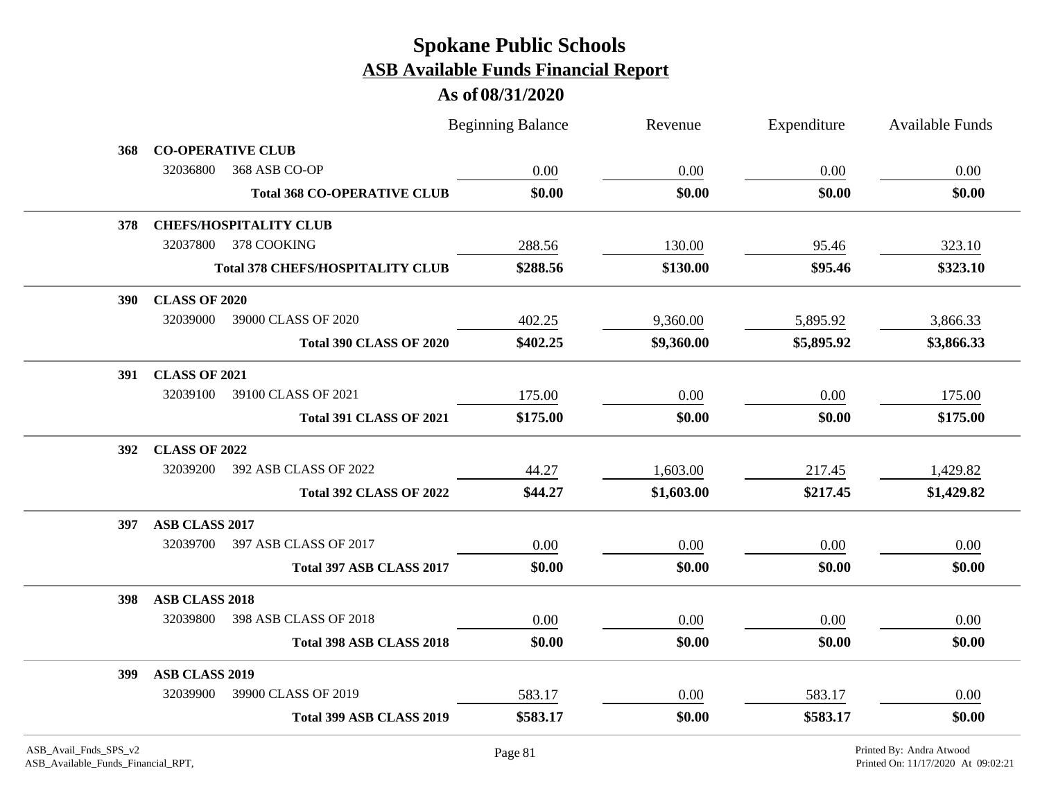# Spokane Public Schools

## ASB Available Funds Financial Report

### As of 08/31/2020

| | | Beginning Balance | Revenue | Expenditure | Available Funds |
|---|---|---|---|---|---|
| **368** | **CO-OPERATIVE CLUB** | | | | |
| | 32036800 368 ASB CO-OP | 0.00 | 0.00 | 0.00 | 0.00 |
| | **Total 368 CO-OPERATIVE CLUB** | **$0.00** | **$0.00** | **$0.00** | **$0.00** |
| **378** | **CHEFS/HOSPITALITY CLUB** | | | | |
| | 32037800 378 COOKING | 288.56 | 130.00 | 95.46 | 323.10 |
| | **Total 378 CHEFS/HOSPITALITY CLUB** | **$288.56** | **$130.00** | **$95.46** | **$323.10** |
| **390** | **CLASS OF 2020** | | | | |
| | 32039000 39000 CLASS OF 2020 | 402.25 | 9,360.00 | 5,895.92 | 3,866.33 |
| | **Total 390 CLASS OF 2020** | **$402.25** | **$9,360.00** | **$5,895.92** | **$3,866.33** |
| **391** | **CLASS OF 2021** | | | | |
| | 32039100 39100 CLASS OF 2021 | 175.00 | 0.00 | 0.00 | 175.00 |
| | **Total 391 CLASS OF 2021** | **$175.00** | **$0.00** | **$0.00** | **$175.00** |
| **392** | **CLASS OF 2022** | | | | |
| | 32039200 392 ASB CLASS OF 2022 | 44.27 | 1,603.00 | 217.45 | 1,429.82 |
| | **Total 392 CLASS OF 2022** | **$44.27** | **$1,603.00** | **$217.45** | **$1,429.82** |
| **397** | **ASB CLASS 2017** | | | | |
| | 32039700 397 ASB CLASS OF 2017 | 0.00 | 0.00 | 0.00 | 0.00 |
| | **Total 397 ASB CLASS 2017** | **$0.00** | **$0.00** | **$0.00** | **$0.00** |
| **398** | **ASB CLASS 2018** | | | | |
| | 32039800 398 ASB CLASS OF 2018 | 0.00 | 0.00 | 0.00 | 0.00 |
| | **Total 398 ASB CLASS 2018** | **$0.00** | **$0.00** | **$0.00** | **$0.00** |
| **399** | **ASB CLASS 2019** | | | | |
| | 32039900 39900 CLASS OF 2019 | 583.17 | 0.00 | 583.17 | 0.00 |
| | **Total 399 ASB CLASS 2019** | **$583.17** | **$0.00** | **$583.17** | **$0.00** |

ASB_Avail_Fnds_SPS_v2
ASB_Available_Funds_Financial_RPT,

Printed By: Andra Atwood
Printed On: 11/17/2020 At 09:02:21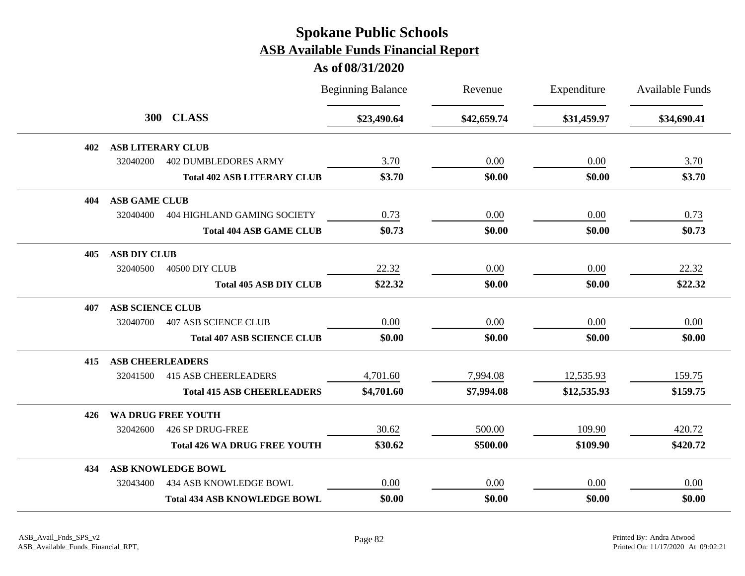# Spokane Public Schools

## ASB Available Funds Financial Report

### As of 08/31/2020

| | | Beginning Balance | Revenue | Expenditure | Available Funds |
|---|---|---|---|---|---|
| **300 CLASS** | | **$23,490.64** | **$42,659.74** | **$31,459.97** | **$34,690.41** |
| **402 ASB LITERARY CLUB** | | | | | |
| 32040200 | 402 DUMBLEDORES ARMY | 3.70 | 0.00 | 0.00 | 3.70 |
| | **Total 402 ASB LITERARY CLUB** | **$3.70** | **$0.00** | **$0.00** | **$3.70** |
| **404 ASB GAME CLUB** | | | | | |
| 32040400 | 404 HIGHLAND GAMING SOCIETY | 0.73 | 0.00 | 0.00 | 0.73 |
| | **Total 404 ASB GAME CLUB** | **$0.73** | **$0.00** | **$0.00** | **$0.73** |
| **405 ASB DIY CLUB** | | | | | |
| 32040500 | 40500 DIY CLUB | 22.32 | 0.00 | 0.00 | 22.32 |
| | **Total 405 ASB DIY CLUB** | **$22.32** | **$0.00** | **$0.00** | **$22.32** |
| **407 ASB SCIENCE CLUB** | | | | | |
| 32040700 | 407 ASB SCIENCE CLUB | 0.00 | 0.00 | 0.00 | 0.00 |
| | **Total 407 ASB SCIENCE CLUB** | **$0.00** | **$0.00** | **$0.00** | **$0.00** |
| **415 ASB CHEERLEADERS** | | | | | |
| 32041500 | 415 ASB CHEERLEADERS | 4,701.60 | 7,994.08 | 12,535.93 | 159.75 |
| | **Total 415 ASB CHEERLEADERS** | **$4,701.60** | **$7,994.08** | **$12,535.93** | **$159.75** |
| **426 WA DRUG FREE YOUTH** | | | | | |
| 32042600 | 426 SP DRUG-FREE | 30.62 | 500.00 | 109.90 | 420.72 |
| | **Total 426 WA DRUG FREE YOUTH** | **$30.62** | **$500.00** | **$109.90** | **$420.72** |
| **434 ASB KNOWLEDGE BOWL** | | | | | |
| 32043400 | 434 ASB KNOWLEDGE BOWL | 0.00 | 0.00 | 0.00 | 0.00 |
| | **Total 434 ASB KNOWLEDGE BOWL** | **$0.00** | **$0.00** | **$0.00** | **$0.00** |

ASB_Avail_Fnds_SPS_v2
ASB_Available_Funds_Financial_RPT,

Printed By: Andra Atwood
Printed On: 11/17/2020 At 09:02:21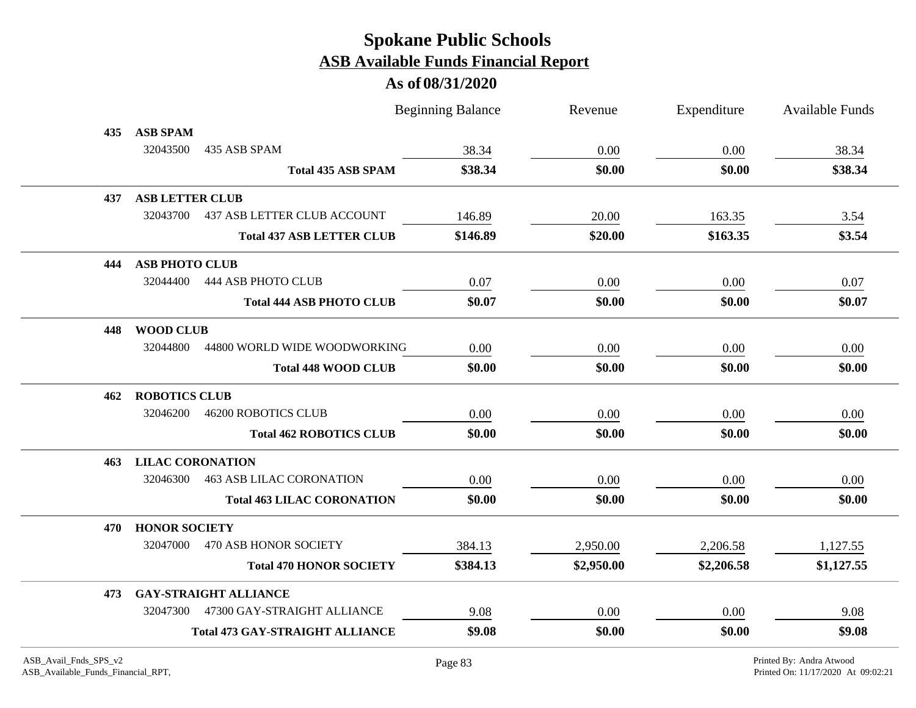# Spokane Public Schools
## ASB Available Funds Financial Report
### As of 08/31/2020

| | | | Beginning Balance | Revenue | Expenditure | Available Funds |
|---|---|---|---|---|---|---|
| **435** | **ASB SPAM** | | | | | |
| | 32043500 | 435 ASB SPAM | 38.34 | 0.00 | 0.00 | 38.34 |
| | | **Total 435 ASB SPAM** | **$38.34** | **$0.00** | **$0.00** | **$38.34** |
| **437** | **ASB LETTER CLUB** | | | | | |
| | 32043700 | 437 ASB LETTER CLUB ACCOUNT | 146.89 | 20.00 | 163.35 | 3.54 |
| | | **Total 437 ASB LETTER CLUB** | **$146.89** | **$20.00** | **$163.35** | **$3.54** |
| **444** | **ASB PHOTO CLUB** | | | | | |
| | 32044400 | 444 ASB PHOTO CLUB | 0.07 | 0.00 | 0.00 | 0.07 |
| | | **Total 444 ASB PHOTO CLUB** | **$0.07** | **$0.00** | **$0.00** | **$0.07** |
| **448** | **WOOD CLUB** | | | | | |
| | 32044800 | 44800 WORLD WIDE WOODWORKING | 0.00 | 0.00 | 0.00 | 0.00 |
| | | **Total 448 WOOD CLUB** | **$0.00** | **$0.00** | **$0.00** | **$0.00** |
| **462** | **ROBOTICS CLUB** | | | | | |
| | 32046200 | 46200 ROBOTICS CLUB | 0.00 | 0.00 | 0.00 | 0.00 |
| | | **Total 462 ROBOTICS CLUB** | **$0.00** | **$0.00** | **$0.00** | **$0.00** |
| **463** | **LILAC CORONATION** | | | | | |
| | 32046300 | 463 ASB LILAC CORONATION | 0.00 | 0.00 | 0.00 | 0.00 |
| | | **Total 463 LILAC CORONATION** | **$0.00** | **$0.00** | **$0.00** | **$0.00** |
| **470** | **HONOR SOCIETY** | | | | | |
| | 32047000 | 470 ASB HONOR SOCIETY | 384.13 | 2,950.00 | 2,206.58 | 1,127.55 |
| | | **Total 470 HONOR SOCIETY** | **$384.13** | **$2,950.00** | **$2,206.58** | **$1,127.55** |
| **473** | **GAY-STRAIGHT ALLIANCE** | | | | | |
| | 32047300 | 47300 GAY-STRAIGHT ALLIANCE | 9.08 | 0.00 | 0.00 | 9.08 |
| | | **Total 473 GAY-STRAIGHT ALLIANCE** | **$9.08** | **$0.00** | **$0.00** | **$9.08** |

ASB_Avail_Fnds_SPS_v2
ASB_Available_Funds_Financial_RPT,

Printed By: Andra Atwood
Printed On: 11/17/2020 At 09:02:21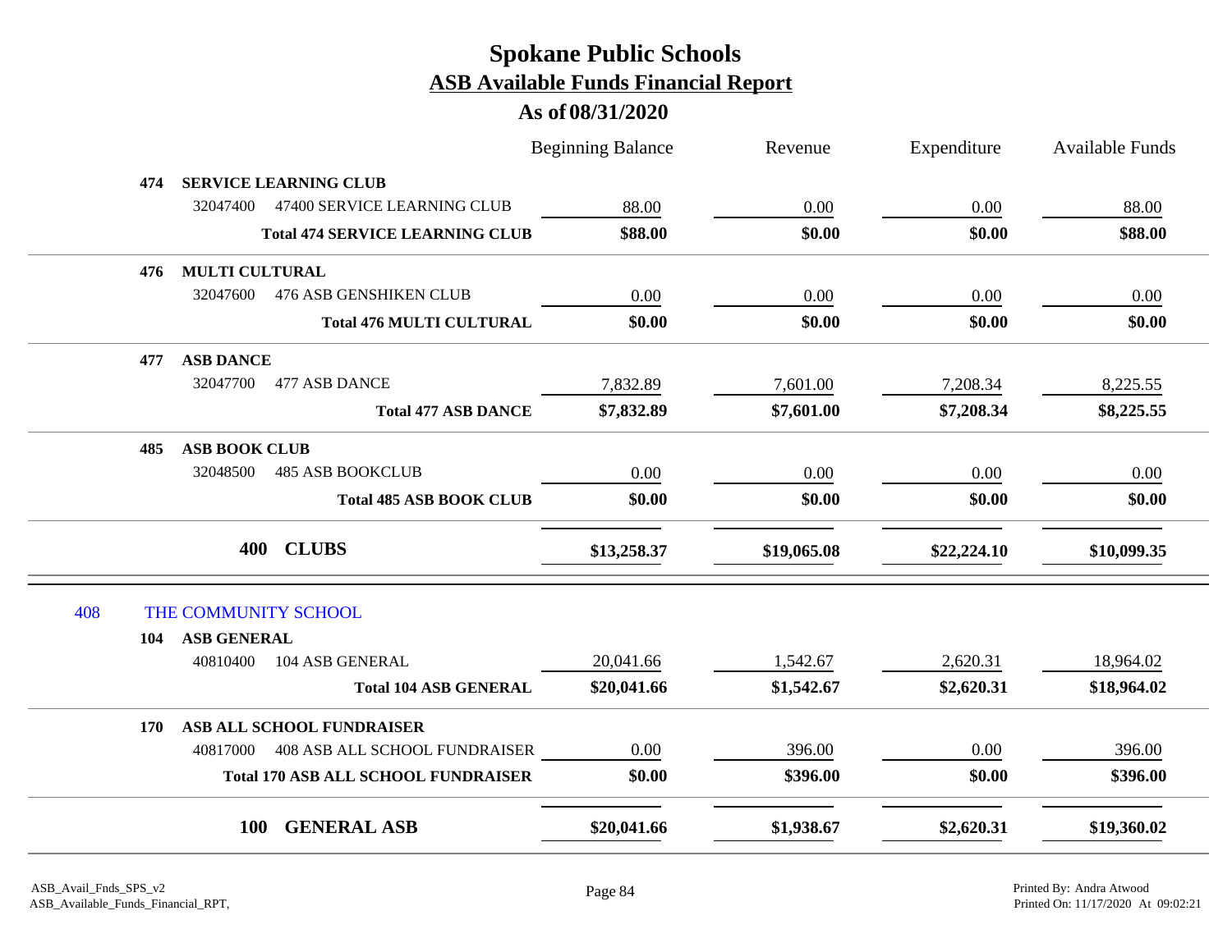# Spokane Public Schools

## ASB Available Funds Financial Report

### As of 08/31/2020

| | | Beginning Balance | Revenue | Expenditure | Available Funds |
|---|---|---|---|---|---|
| **474** | **SERVICE LEARNING CLUB** | | | | |
| 32047400 | 47400 SERVICE LEARNING CLUB | 88.00 | 0.00 | 0.00 | 88.00 |
| | **Total 474 SERVICE LEARNING CLUB** | **$88.00** | **$0.00** | **$0.00** | **$88.00** |
| **476** | **MULTI CULTURAL** | | | | |
| 32047600 | 476 ASB GENSHIKEN CLUB | 0.00 | 0.00 | 0.00 | 0.00 |
| | **Total 476 MULTI CULTURAL** | **$0.00** | **$0.00** | **$0.00** | **$0.00** |
| **477** | **ASB DANCE** | | | | |
| 32047700 | 477 ASB DANCE | 7,832.89 | 7,601.00 | 7,208.34 | 8,225.55 |
| | **Total 477 ASB DANCE** | **$7,832.89** | **$7,601.00** | **$7,208.34** | **$8,225.55** |
| **485** | **ASB BOOK CLUB** | | | | |
| 32048500 | 485 ASB BOOKCLUB | 0.00 | 0.00 | 0.00 | 0.00 |
| | **Total 485 ASB BOOK CLUB** | **$0.00** | **$0.00** | **$0.00** | **$0.00** |
| **400** | **CLUBS** | **$13,258.37** | **$19,065.08** | **$22,224.10** | **$10,099.35** |

| | | Beginning Balance | Revenue | Expenditure | Available Funds |
|---|---|---|---|---|---|
| 408 | THE COMMUNITY SCHOOL | | | | |
| **104** | **ASB GENERAL** | | | | |
| 40810400 | 104 ASB GENERAL | 20,041.66 | 1,542.67 | 2,620.31 | 18,964.02 |
| | **Total 104 ASB GENERAL** | **$20,041.66** | **$1,542.67** | **$2,620.31** | **$18,964.02** |
| **170** | **ASB ALL SCHOOL FUNDRAISER** | | | | |
| 40817000 | 408 ASB ALL SCHOOL FUNDRAISER | 0.00 | 396.00 | 0.00 | 396.00 |
| | **Total 170 ASB ALL SCHOOL FUNDRAISER** | **$0.00** | **$396.00** | **$0.00** | **$396.00** |
| **100** | **GENERAL ASB** | **$20,041.66** | **$1,938.67** | **$2,620.31** | **$19,360.02** |

ASB_Avail_Fnds_SPS_v2
ASB_Available_Funds_Financial_RPT,

Printed By: Andra Atwood
Printed On: 11/17/2020 At 09:02:21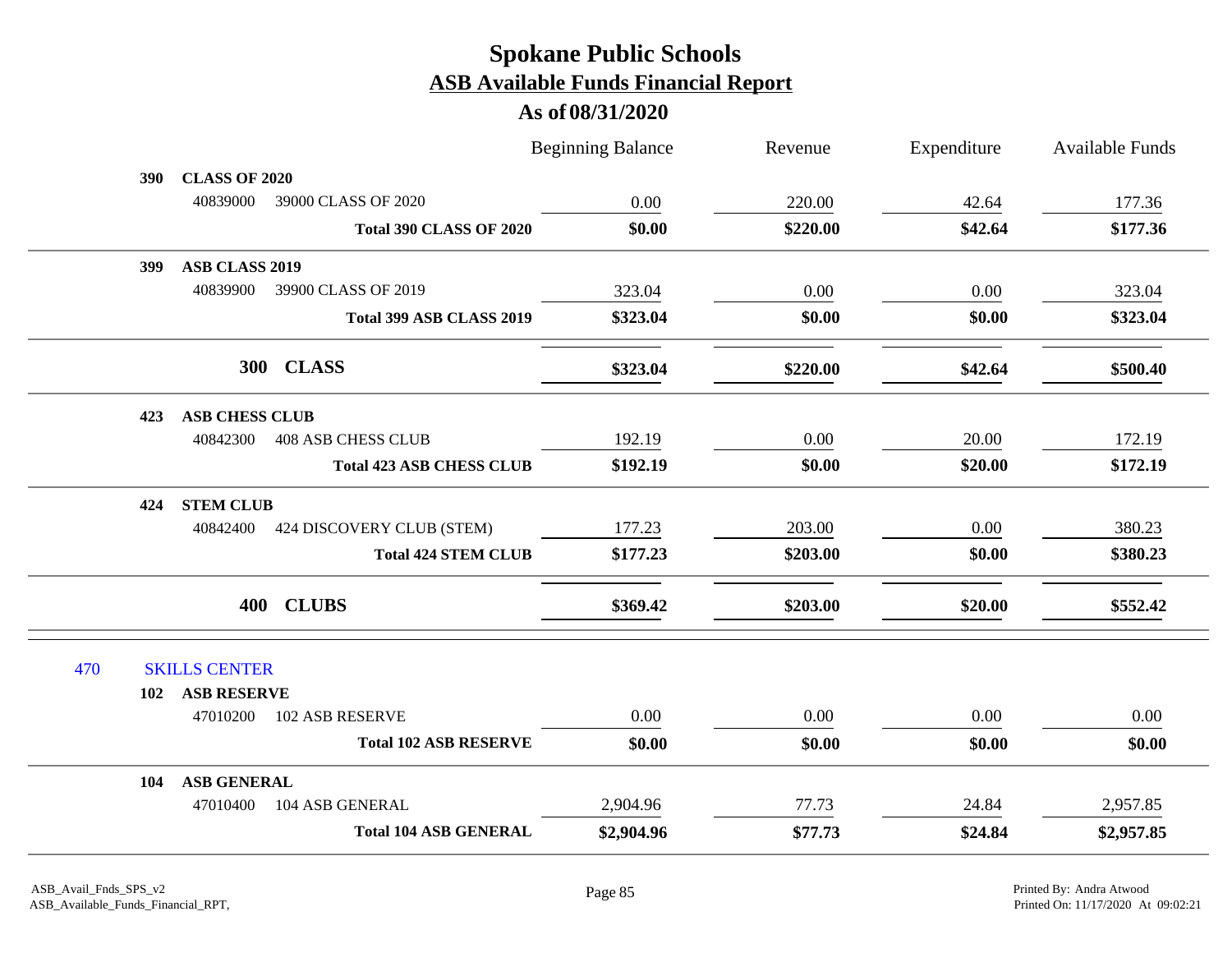# Spokane Public Schools
## ASB Available Funds Financial Report
### As of 08/31/2020

| | | Beginning Balance | Revenue | Expenditure | Available Funds |
|---|---|---|---|---|---|
| **390 CLASS OF 2020** | | | | | |
| 40839000 | 39000 CLASS OF 2020 | 0.00 | 220.00 | 42.64 | 177.36 |
| | **Total 390 CLASS OF 2020** | **$0.00** | **$220.00** | **$42.64** | **$177.36** |
| **399 ASB CLASS 2019** | | | | | |
| 40839900 | 39900 CLASS OF 2019 | 323.04 | 0.00 | 0.00 | 323.04 |
| | **Total 399 ASB CLASS 2019** | **$323.04** | **$0.00** | **$0.00** | **$323.04** |
| **300 CLASS** | | **$323.04** | **$220.00** | **$42.64** | **$500.40** |
| **423 ASB CHESS CLUB** | | | | | |
| 40842300 | 408 ASB CHESS CLUB | 192.19 | 0.00 | 20.00 | 172.19 |
| | **Total 423 ASB CHESS CLUB** | **$192.19** | **$0.00** | **$20.00** | **$172.19** |
| **424 STEM CLUB** | | | | | |
| 40842400 | 424 DISCOVERY CLUB (STEM) | 177.23 | 203.00 | 0.00 | 380.23 |
| | **Total 424 STEM CLUB** | **$177.23** | **$203.00** | **$0.00** | **$380.23** |
| **400 CLUBS** | | **$369.42** | **$203.00** | **$20.00** | **$552.42** |

## 470 SKILLS CENTER

| | | Beginning Balance | Revenue | Expenditure | Available Funds |
|---|---|---|---|---|---|
| **102 ASB RESERVE** | | | | | |
| 47010200 | 102 ASB RESERVE | 0.00 | 0.00 | 0.00 | 0.00 |
| | **Total 102 ASB RESERVE** | **$0.00** | **$0.00** | **$0.00** | **$0.00** |
| **104 ASB GENERAL** | | | | | |
| 47010400 | 104 ASB GENERAL | 2,904.96 | 77.73 | 24.84 | 2,957.85 |
| | **Total 104 ASB GENERAL** | **$2,904.96** | **$77.73** | **$24.84** | **$2,957.85** |

ASB_Avail_Fnds_SPS_v2
ASB_Available_Funds_Financial_RPT,

Printed By: Andra Atwood
Printed On: 11/17/2020 At 09:02:21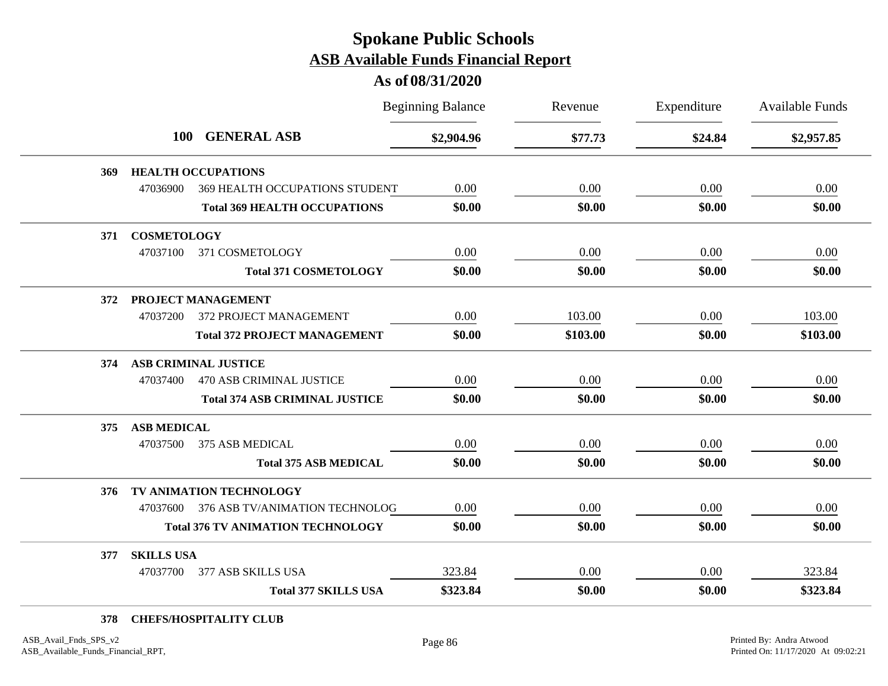# Spokane Public Schools
## ASB Available Funds Financial Report
### As of 08/31/2020

| | | Beginning Balance | Revenue | Expenditure | Available Funds |
|---|---|---|---|---|---|
| **100** | **GENERAL ASB** | **$2,904.96** | **$77.73** | **$24.84** | **$2,957.85** |
| **369** | **HEALTH OCCUPATIONS** | | | | |
| 47036900 | 369 HEALTH OCCUPATIONS STUDENT | 0.00 | 0.00 | 0.00 | 0.00 |
| | **Total 369 HEALTH OCCUPATIONS** | **$0.00** | **$0.00** | **$0.00** | **$0.00** |
| **371** | **COSMETOLOGY** | | | | |
| 47037100 | 371 COSMETOLOGY | 0.00 | 0.00 | 0.00 | 0.00 |
| | **Total 371 COSMETOLOGY** | **$0.00** | **$0.00** | **$0.00** | **$0.00** |
| **372** | **PROJECT MANAGEMENT** | | | | |
| 47037200 | 372 PROJECT MANAGEMENT | 0.00 | 103.00 | 0.00 | 103.00 |
| | **Total 372 PROJECT MANAGEMENT** | **$0.00** | **$103.00** | **$0.00** | **$103.00** |
| **374** | **ASB CRIMINAL JUSTICE** | | | | |
| 47037400 | 470 ASB CRIMINAL JUSTICE | 0.00 | 0.00 | 0.00 | 0.00 |
| | **Total 374 ASB CRIMINAL JUSTICE** | **$0.00** | **$0.00** | **$0.00** | **$0.00** |
| **375** | **ASB MEDICAL** | | | | |
| 47037500 | 375 ASB MEDICAL | 0.00 | 0.00 | 0.00 | 0.00 |
| | **Total 375 ASB MEDICAL** | **$0.00** | **$0.00** | **$0.00** | **$0.00** |
| **376** | **TV ANIMATION TECHNOLOGY** | | | | |
| 47037600 | 376 ASB TV/ANIMATION TECHNOLOG | 0.00 | 0.00 | 0.00 | 0.00 |
| | **Total 376 TV ANIMATION TECHNOLOGY** | **$0.00** | **$0.00** | **$0.00** | **$0.00** |
| **377** | **SKILLS USA** | | | | |
| 47037700 | 377 ASB SKILLS USA | 323.84 | 0.00 | 0.00 | 323.84 |
| | **Total 377 SKILLS USA** | **$323.84** | **$0.00** | **$0.00** | **$323.84** |
| **378** | **CHEFS/HOSPITALITY CLUB** | | | | |

ASB_Avail_Fnds_SPS_v2
ASB_Available_Funds_Financial_RPT,

Printed By: Andra Atwood
Printed On: 11/17/2020 At 09:02:21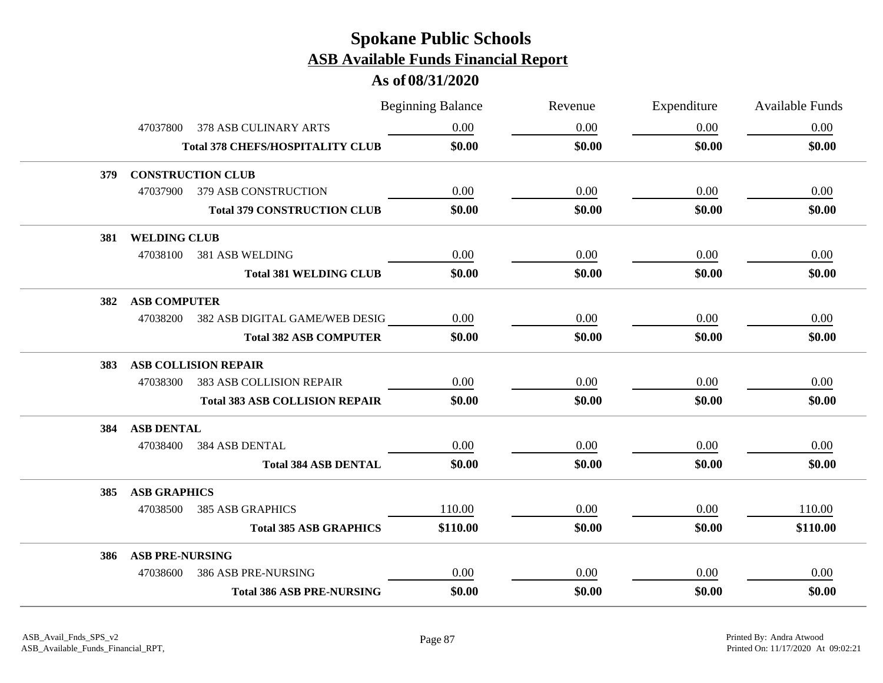# Spokane Public Schools

## ASB Available Funds Financial Report

### As of 08/31/2020

| | | Beginning Balance | Revenue | Expenditure | Available Funds |
|---|---|---|---|---|---|
| 47037800 | 378 ASB CULINARY ARTS | 0.00 | 0.00 | 0.00 | 0.00 |
| | **Total 378 CHEFS/HOSPITALITY CLUB** | **$0.00** | **$0.00** | **$0.00** | **$0.00** |
| **379** | **CONSTRUCTION CLUB** | | | | |
| 47037900 | 379 ASB CONSTRUCTION | 0.00 | 0.00 | 0.00 | 0.00 |
| | **Total 379 CONSTRUCTION CLUB** | **$0.00** | **$0.00** | **$0.00** | **$0.00** |
| **381** | **WELDING CLUB** | | | | |
| 47038100 | 381 ASB WELDING | 0.00 | 0.00 | 0.00 | 0.00 |
| | **Total 381 WELDING CLUB** | **$0.00** | **$0.00** | **$0.00** | **$0.00** |
| **382** | **ASB COMPUTER** | | | | |
| 47038200 | 382 ASB DIGITAL GAME/WEB DESIG | 0.00 | 0.00 | 0.00 | 0.00 |
| | **Total 382 ASB COMPUTER** | **$0.00** | **$0.00** | **$0.00** | **$0.00** |
| **383** | **ASB COLLISION REPAIR** | | | | |
| 47038300 | 383 ASB COLLISION REPAIR | 0.00 | 0.00 | 0.00 | 0.00 |
| | **Total 383 ASB COLLISION REPAIR** | **$0.00** | **$0.00** | **$0.00** | **$0.00** |
| **384** | **ASB DENTAL** | | | | |
| 47038400 | 384 ASB DENTAL | 0.00 | 0.00 | 0.00 | 0.00 |
| | **Total 384 ASB DENTAL** | **$0.00** | **$0.00** | **$0.00** | **$0.00** |
| **385** | **ASB GRAPHICS** | | | | |
| 47038500 | 385 ASB GRAPHICS | 110.00 | 0.00 | 0.00 | 110.00 |
| | **Total 385 ASB GRAPHICS** | **$110.00** | **$0.00** | **$0.00** | **$110.00** |
| **386** | **ASB PRE-NURSING** | | | | |
| 47038600 | 386 ASB PRE-NURSING | 0.00 | 0.00 | 0.00 | 0.00 |
| | **Total 386 ASB PRE-NURSING** | **$0.00** | **$0.00** | **$0.00** | **$0.00** |

ASB_Avail_Fnds_SPS_v2
ASB_Available_Funds_Financial_RPT,

Printed By: Andra Atwood
Printed On: 11/17/2020 At 09:02:21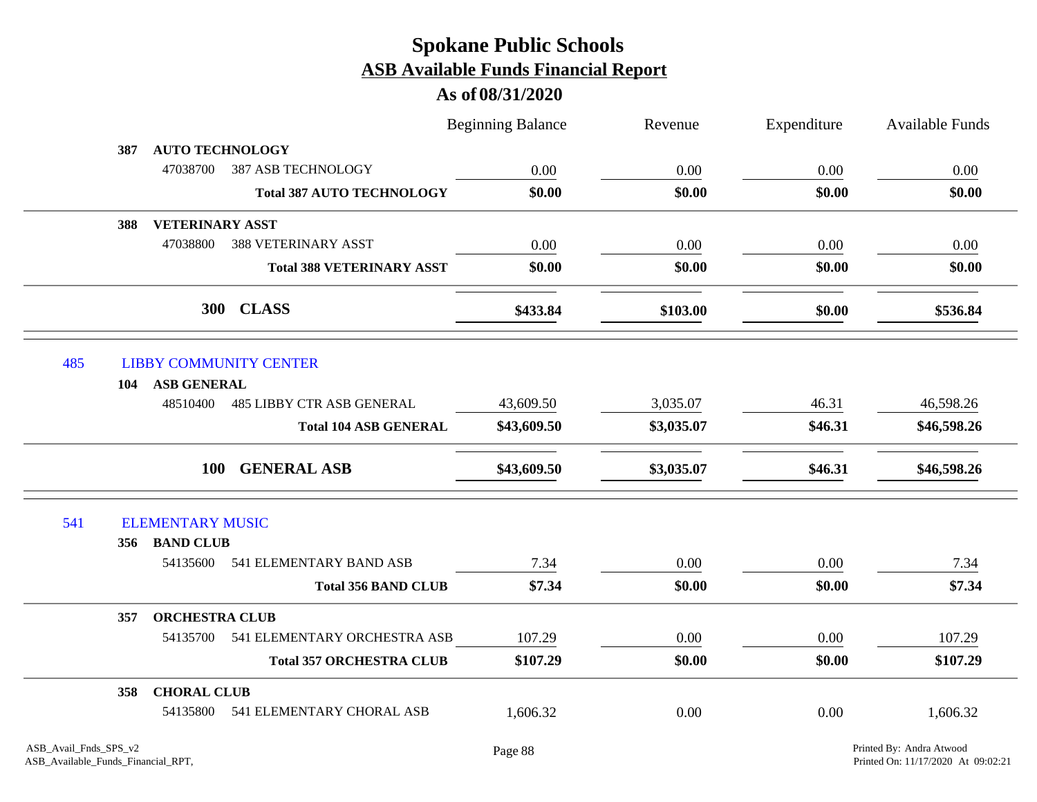# Spokane Public Schools

## ASB Available Funds Financial Report

### As of 08/31/2020

| | | | Beginning Balance | Revenue | Expenditure | Available Funds |
|---|---|---|---|---|---|---|
| **387** | **AUTO TECHNOLOGY** | | | | | |
| | 47038700 | 387 ASB TECHNOLOGY | 0.00 | 0.00 | 0.00 | 0.00 |
| | | **Total 387 AUTO TECHNOLOGY** | **$0.00** | **$0.00** | **$0.00** | **$0.00** |
| **388** | **VETERINARY ASST** | | | | | |
| | 47038800 | 388 VETERINARY ASST | 0.00 | 0.00 | 0.00 | 0.00 |
| | | **Total 388 VETERINARY ASST** | **$0.00** | **$0.00** | **$0.00** | **$0.00** |
| | | **300 CLASS** | **$433.84** | **$103.00** | **$0.00** | **$536.84** |
| 485 | LIBBY COMMUNITY CENTER | | | | | |
| **104** | **ASB GENERAL** | | | | | |
| | 48510400 | 485 LIBBY CTR ASB GENERAL | 43,609.50 | 3,035.07 | 46.31 | 46,598.26 |
| | | **Total 104 ASB GENERAL** | **$43,609.50** | **$3,035.07** | **$46.31** | **$46,598.26** |
| | | **100 GENERAL ASB** | **$43,609.50** | **$3,035.07** | **$46.31** | **$46,598.26** |
| 541 | ELEMENTARY MUSIC | | | | | |
| **356** | **BAND CLUB** | | | | | |
| | 54135600 | 541 ELEMENTARY BAND ASB | 7.34 | 0.00 | 0.00 | 7.34 |
| | | **Total 356 BAND CLUB** | **$7.34** | **$0.00** | **$0.00** | **$7.34** |
| **357** | **ORCHESTRA CLUB** | | | | | |
| | 54135700 | 541 ELEMENTARY ORCHESTRA ASB | 107.29 | 0.00 | 0.00 | 107.29 |
| | | **Total 357 ORCHESTRA CLUB** | **$107.29** | **$0.00** | **$0.00** | **$107.29** |
| **358** | **CHORAL CLUB** | | | | | |
| | 54135800 | 541 ELEMENTARY CHORAL ASB | 1,606.32 | 0.00 | 0.00 | 1,606.32 |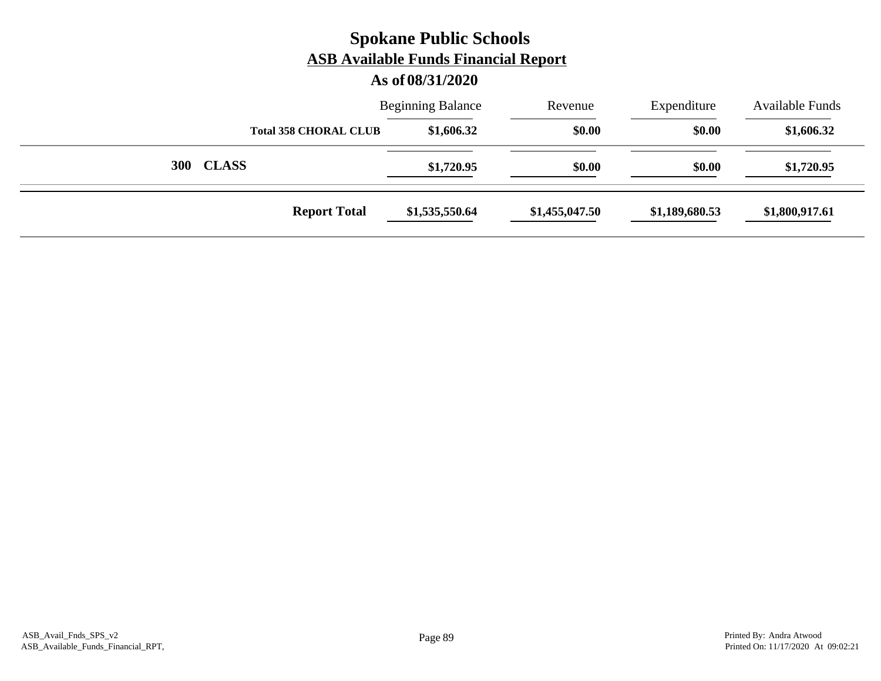# Spokane Public Schools

## ASB Available Funds Financial Report

### As of 08/31/2020

| | Beginning Balance | Revenue | Expenditure | Available Funds |
|---|---|---|---|---|
| **Total 358 CHORAL CLUB** | **$1,606.32** | **$0.00** | **$0.00** | **$1,606.32** |
| **300 CLASS** | **$1,720.95** | **$0.00** | **$0.00** | **$1,720.95** |
| **Report Total** | **$1,535,550.64** | **$1,455,047.50** | **$1,189,680.53** | **$1,800,917.61** |

ASB_Avail_Fnds_SPS_v2
ASB_Available_Funds_Financial_RPT,

Printed By: Andra Atwood
Printed On: 11/17/2020 At 09:02:21